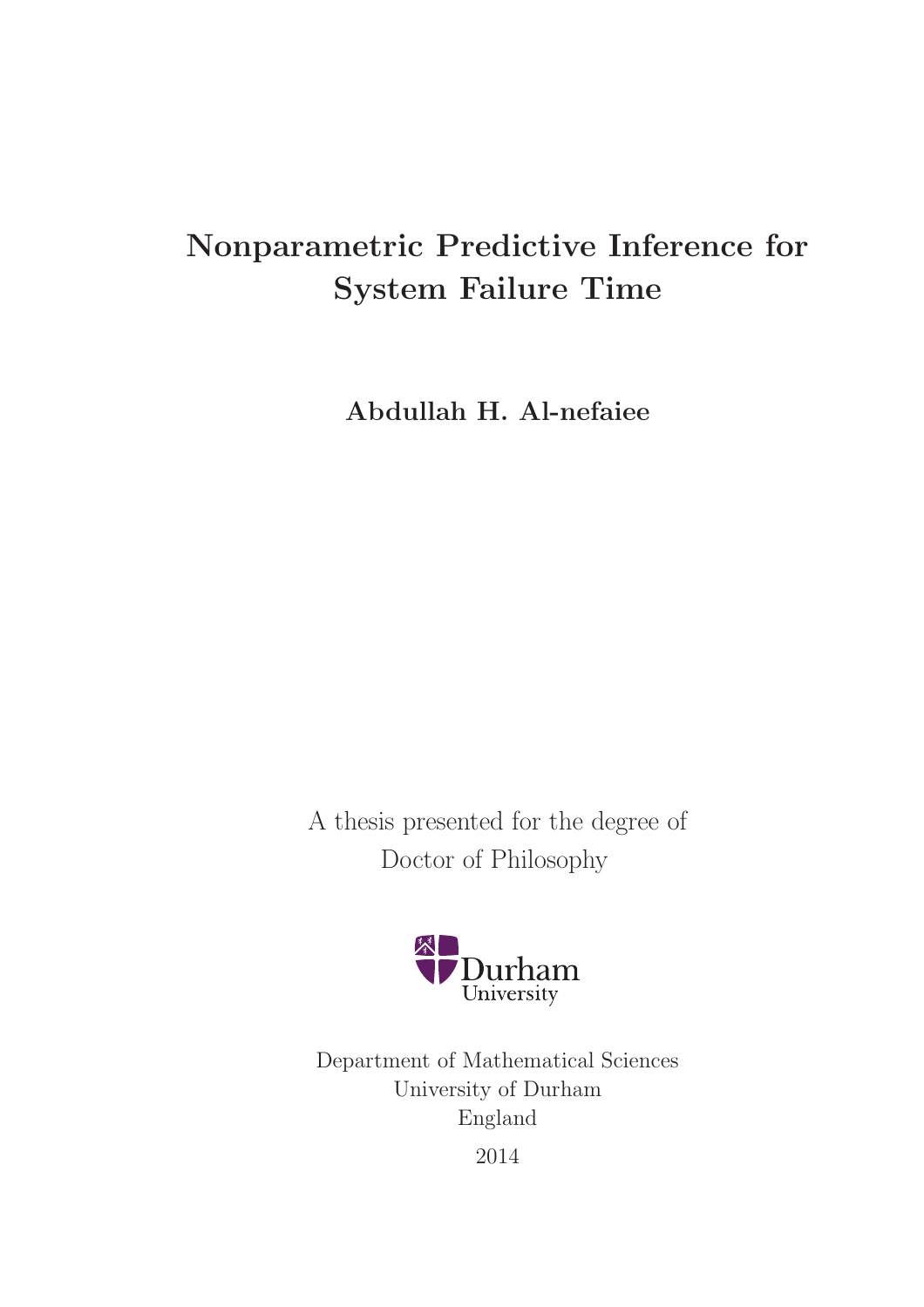# Nonparametric Predictive Inference for System Failure Time

**Abdullah H. Al-nefaiee**

A thesis presented for the degree of
Doctor of Philosophy

Durham University

Department of Mathematical Sciences
University of Durham
England

2014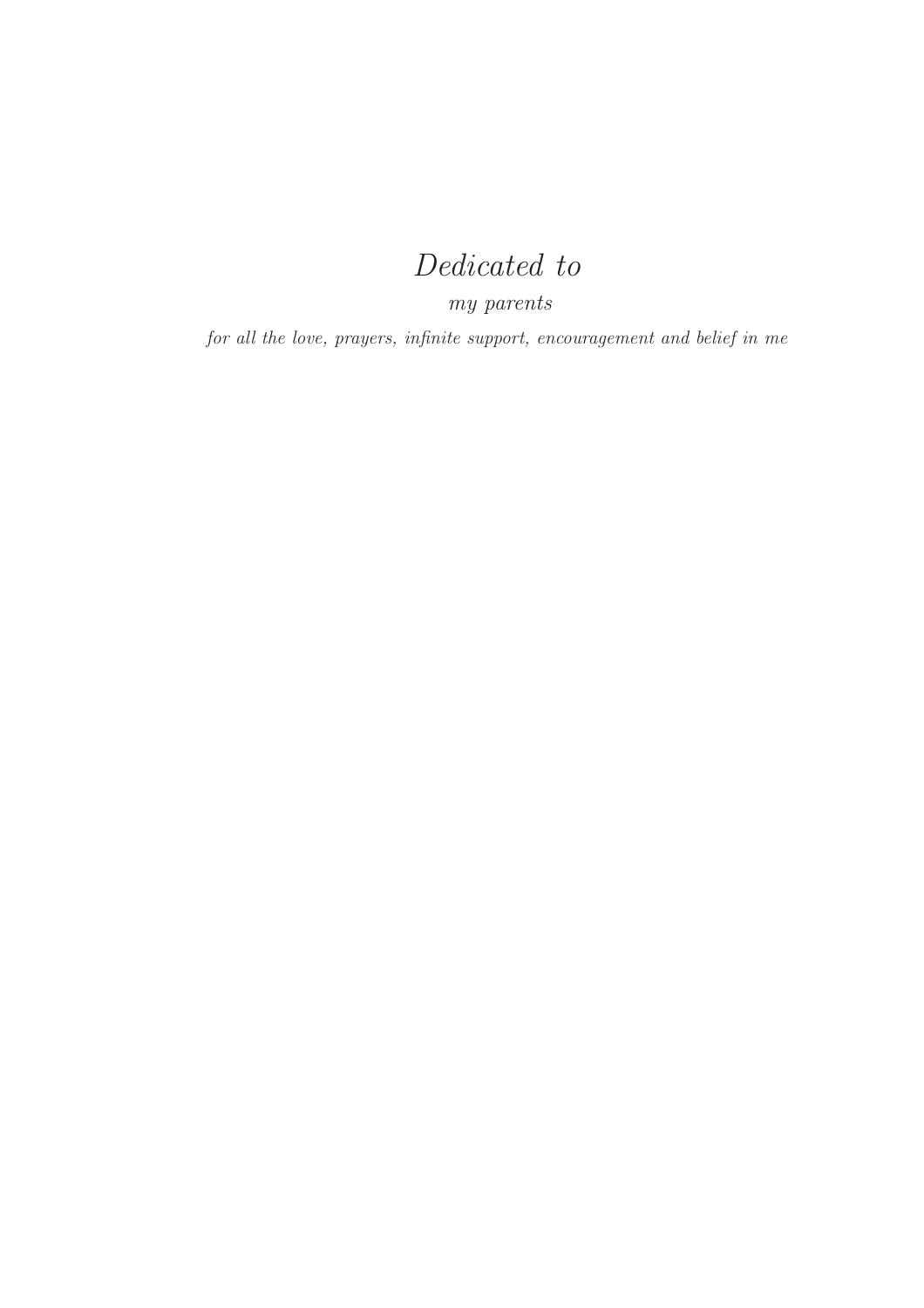*Dedicated to*

*my parents*

*for all the love, prayers, infinite support, encouragement and belief in me*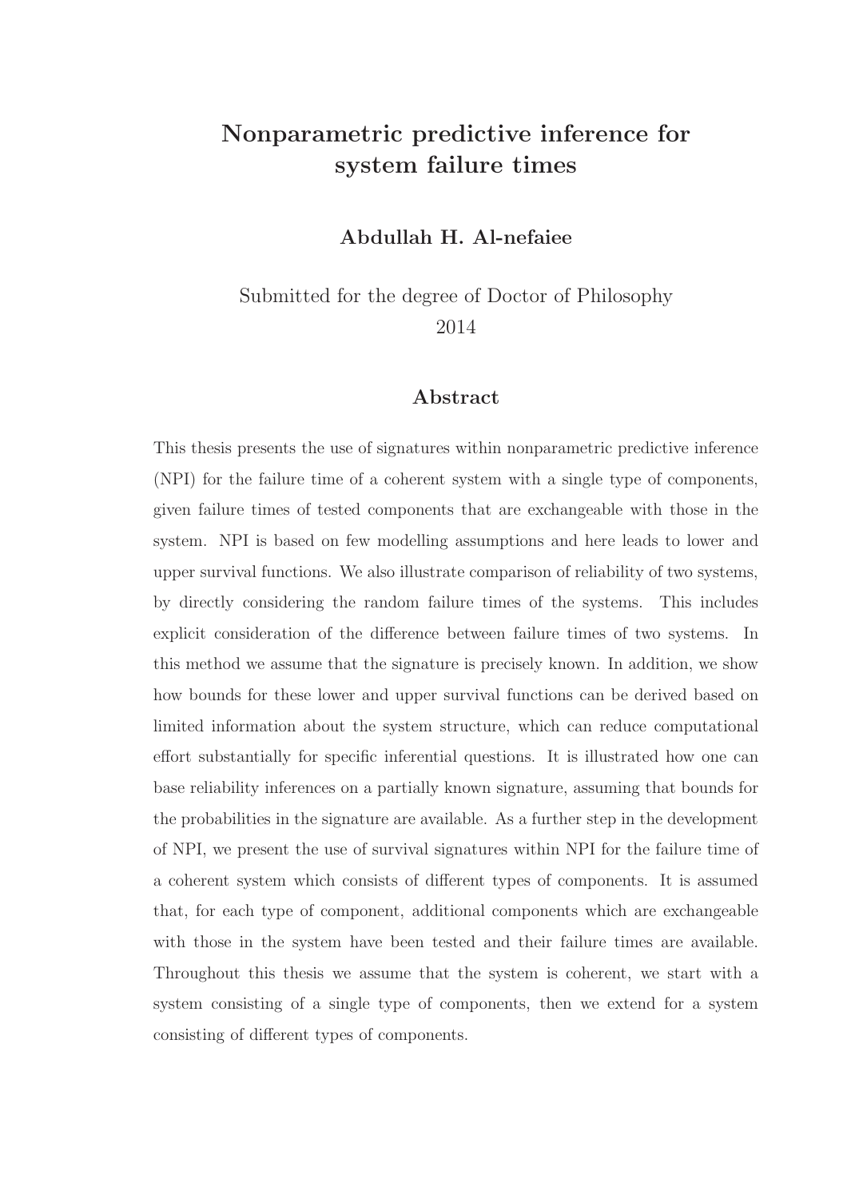# Nonparametric predictive inference for system failure times

**Abdullah H. Al-nefaiee**

Submitted for the degree of Doctor of Philosophy
2014

## Abstract

This thesis presents the use of signatures within nonparametric predictive inference (NPI) for the failure time of a coherent system with a single type of components, given failure times of tested components that are exchangeable with those in the system. NPI is based on few modelling assumptions and here leads to lower and upper survival functions. We also illustrate comparison of reliability of two systems, by directly considering the random failure times of the systems. This includes explicit consideration of the difference between failure times of two systems. In this method we assume that the signature is precisely known. In addition, we show how bounds for these lower and upper survival functions can be derived based on limited information about the system structure, which can reduce computational effort substantially for specific inferential questions. It is illustrated how one can base reliability inferences on a partially known signature, assuming that bounds for the probabilities in the signature are available. As a further step in the development of NPI, we present the use of survival signatures within NPI for the failure time of a coherent system which consists of different types of components. It is assumed that, for each type of component, additional components which are exchangeable with those in the system have been tested and their failure times are available. Throughout this thesis we assume that the system is coherent, we start with a system consisting of a single type of components, then we extend for a system consisting of different types of components.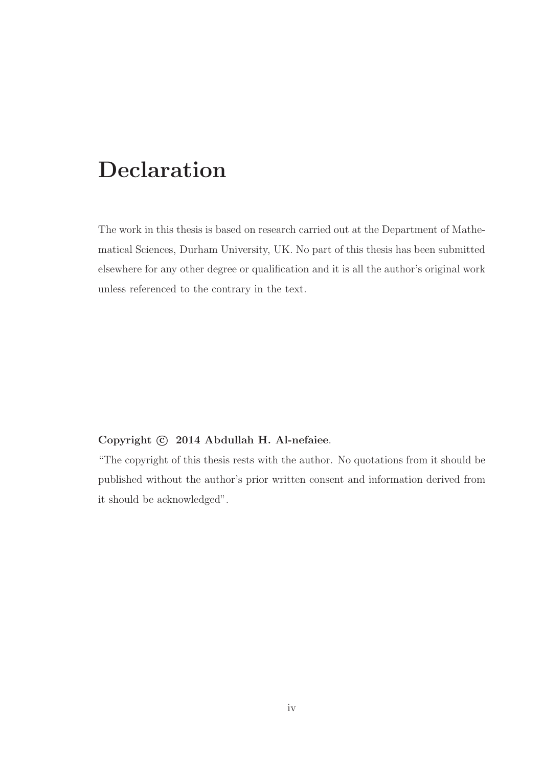# Declaration

The work in this thesis is based on research carried out at the Department of Mathematical Sciences, Durham University, UK. No part of this thesis has been submitted elsewhere for any other degree or qualification and it is all the author's original work unless referenced to the contrary in the text.

**Copyright © 2014 Abdullah H. Al-nefaiee**.

"The copyright of this thesis rests with the author. No quotations from it should be published without the author's prior written consent and information derived from it should be acknowledged".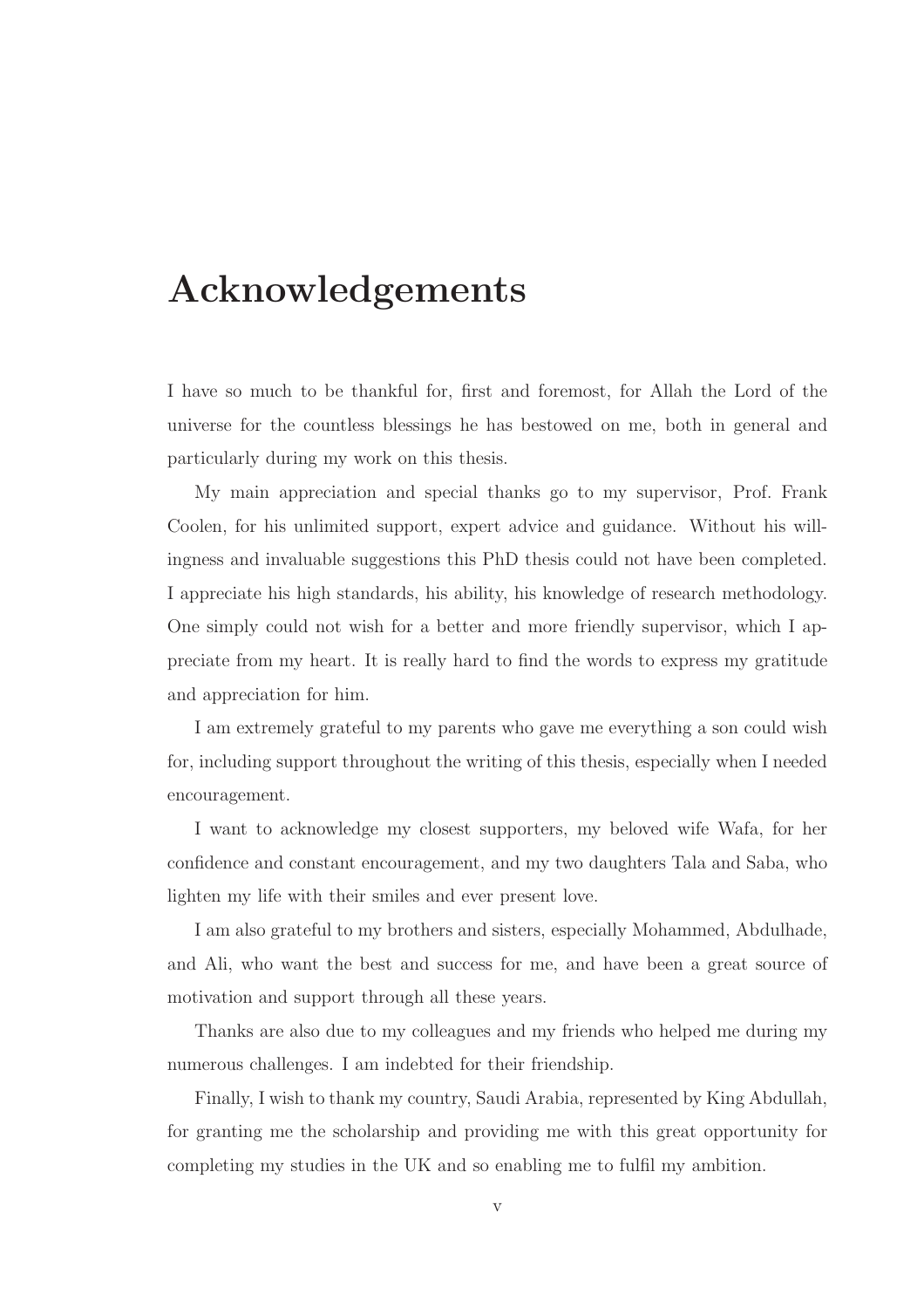# Acknowledgements

I have so much to be thankful for, first and foremost, for Allah the Lord of the universe for the countless blessings he has bestowed on me, both in general and particularly during my work on this thesis.

My main appreciation and special thanks go to my supervisor, Prof. Frank Coolen, for his unlimited support, expert advice and guidance. Without his willingness and invaluable suggestions this PhD thesis could not have been completed. I appreciate his high standards, his ability, his knowledge of research methodology. One simply could not wish for a better and more friendly supervisor, which I appreciate from my heart. It is really hard to find the words to express my gratitude and appreciation for him.

I am extremely grateful to my parents who gave me everything a son could wish for, including support throughout the writing of this thesis, especially when I needed encouragement.

I want to acknowledge my closest supporters, my beloved wife Wafa, for her confidence and constant encouragement, and my two daughters Tala and Saba, who lighten my life with their smiles and ever present love.

I am also grateful to my brothers and sisters, especially Mohammed, Abdulhade, and Ali, who want the best and success for me, and have been a great source of motivation and support through all these years.

Thanks are also due to my colleagues and my friends who helped me during my numerous challenges. I am indebted for their friendship.

Finally, I wish to thank my country, Saudi Arabia, represented by King Abdullah, for granting me the scholarship and providing me with this great opportunity for completing my studies in the UK and so enabling me to fulfil my ambition.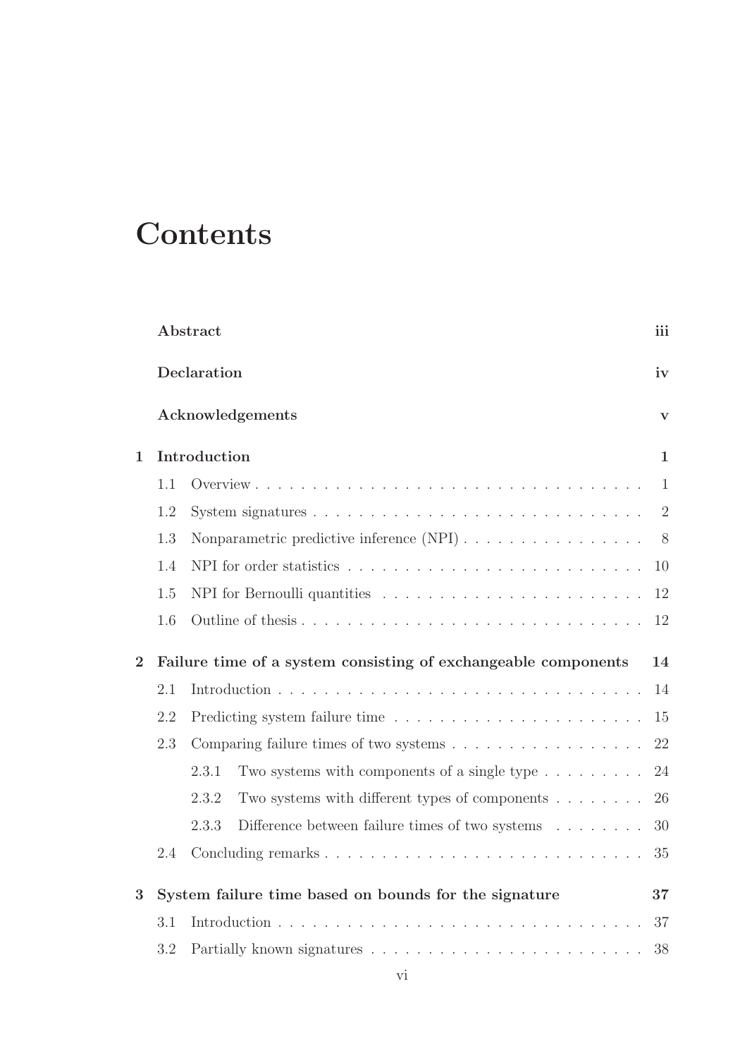# Contents

| | | |
|---|---|---|
| **Abstract** | | **iii** |
| **Declaration** | | **iv** |
| **Acknowledgements** | | **v** |
| **1** | **Introduction** | **1** |
| 1.1 | Overview | 1 |
| 1.2 | System signatures | 2 |
| 1.3 | Nonparametric predictive inference (NPI) | 8 |
| 1.4 | NPI for order statistics | 10 |
| 1.5 | NPI for Bernoulli quantities | 12 |
| 1.6 | Outline of thesis | 12 |
| **2** | **Failure time of a system consisting of exchangeable components** | **14** |
| 2.1 | Introduction | 14 |
| 2.2 | Predicting system failure time | 15 |
| 2.3 | Comparing failure times of two systems | 22 |
| 2.3.1 | Two systems with components of a single type | 24 |
| 2.3.2 | Two systems with different types of components | 26 |
| 2.3.3 | Difference between failure times of two systems | 30 |
| 2.4 | Concluding remarks | 35 |
| **3** | **System failure time based on bounds for the signature** | **37** |
| 3.1 | Introduction | 37 |
| 3.2 | Partially known signatures | 38 |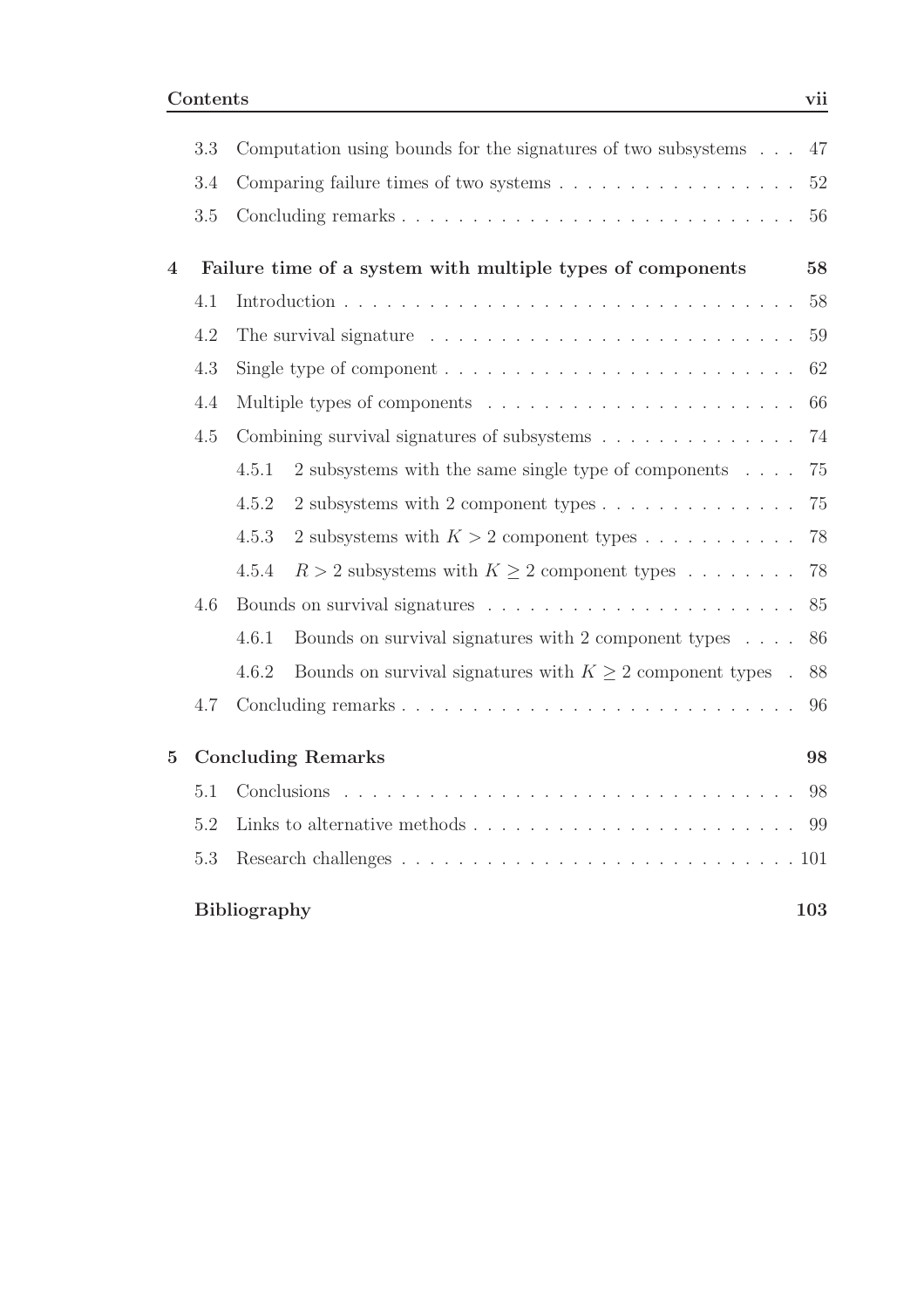3.3 Computation using bounds for the signatures of two subsystems . . . 47

3.4 Comparing failure times of two systems . . . . . . . . . . . . . . . . . 52

3.5 Concluding remarks . . . . . . . . . . . . . . . . . . . . . . . . . . . 56

**4 Failure time of a system with multiple types of components 58**

4.1 Introduction . . . . . . . . . . . . . . . . . . . . . . . . . . . . . . . 58

4.2 The survival signature . . . . . . . . . . . . . . . . . . . . . . . . . 59

4.3 Single type of component . . . . . . . . . . . . . . . . . . . . . . . . 62

4.4 Multiple types of components . . . . . . . . . . . . . . . . . . . . . 66

4.5 Combining survival signatures of subsystems . . . . . . . . . . . . . . 74

4.5.1 2 subsystems with the same single type of components . . . . 75

4.5.2 2 subsystems with 2 component types . . . . . . . . . . . . . . 75

4.5.3 2 subsystems with $K > 2$ component types . . . . . . . . . . . 78

4.5.4 $R > 2$ subsystems with $K \geq 2$ component types . . . . . . . . 78

4.6 Bounds on survival signatures . . . . . . . . . . . . . . . . . . . . . 85

4.6.1 Bounds on survival signatures with 2 component types . . . . 86

4.6.2 Bounds on survival signatures with $K \geq 2$ component types . 88

4.7 Concluding remarks . . . . . . . . . . . . . . . . . . . . . . . . . . . 96

**5 Concluding Remarks 98**

5.1 Conclusions . . . . . . . . . . . . . . . . . . . . . . . . . . . . . . . 98

5.2 Links to alternative methods . . . . . . . . . . . . . . . . . . . . . . 99

5.3 Research challenges . . . . . . . . . . . . . . . . . . . . . . . . . . . 101

**Bibliography 103**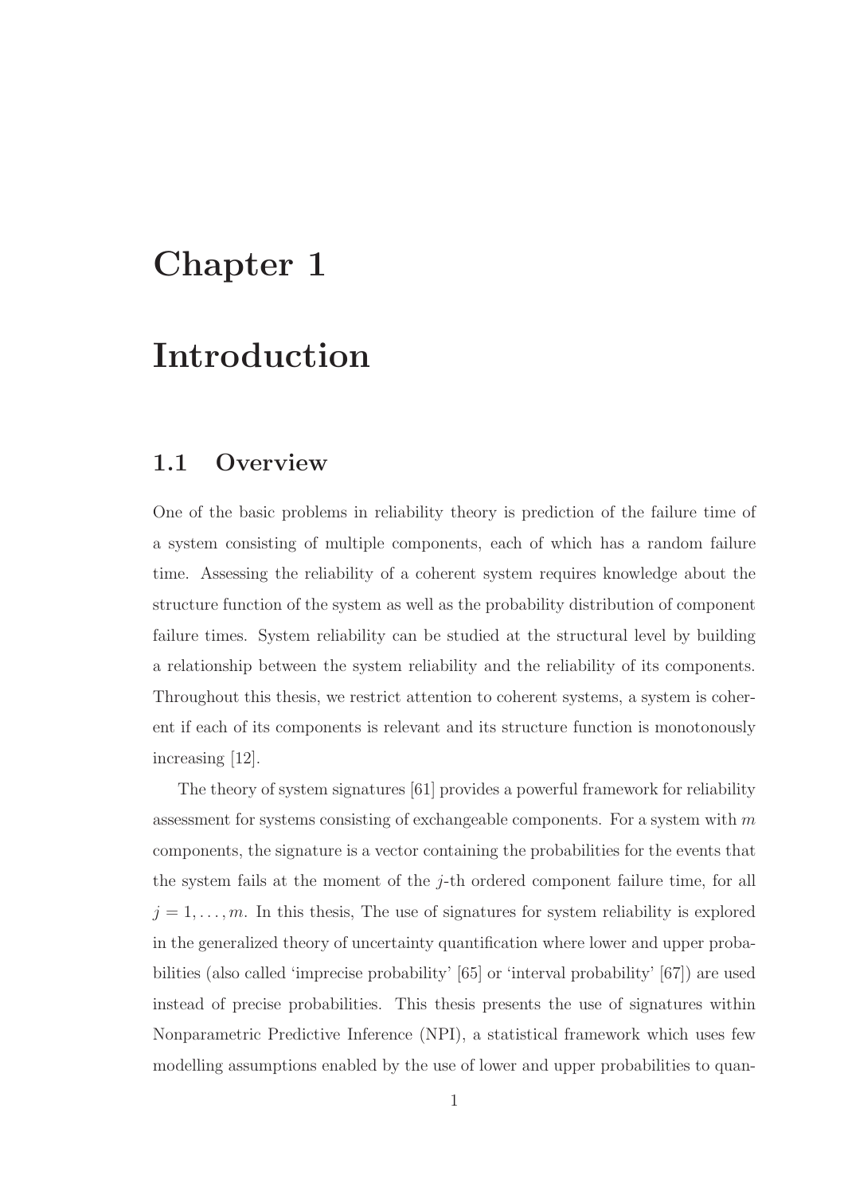# Chapter 1

# Introduction

## 1.1 Overview

One of the basic problems in reliability theory is prediction of the failure time of a system consisting of multiple components, each of which has a random failure time. Assessing the reliability of a coherent system requires knowledge about the structure function of the system as well as the probability distribution of component failure times. System reliability can be studied at the structural level by building a relationship between the system reliability and the reliability of its components. Throughout this thesis, we restrict attention to coherent systems, a system is coherent if each of its components is relevant and its structure function is monotonously increasing [12].

The theory of system signatures [61] provides a powerful framework for reliability assessment for systems consisting of exchangeable components. For a system with $m$ components, the signature is a vector containing the probabilities for the events that the system fails at the moment of the $j$-th ordered component failure time, for all $j = 1, \ldots, m$. In this thesis, The use of signatures for system reliability is explored in the generalized theory of uncertainty quantification where lower and upper probabilities (also called 'imprecise probability' [65] or 'interval probability' [67]) are used instead of precise probabilities. This thesis presents the use of signatures within Nonparametric Predictive Inference (NPI), a statistical framework which uses few modelling assumptions enabled by the use of lower and upper probabilities to quan-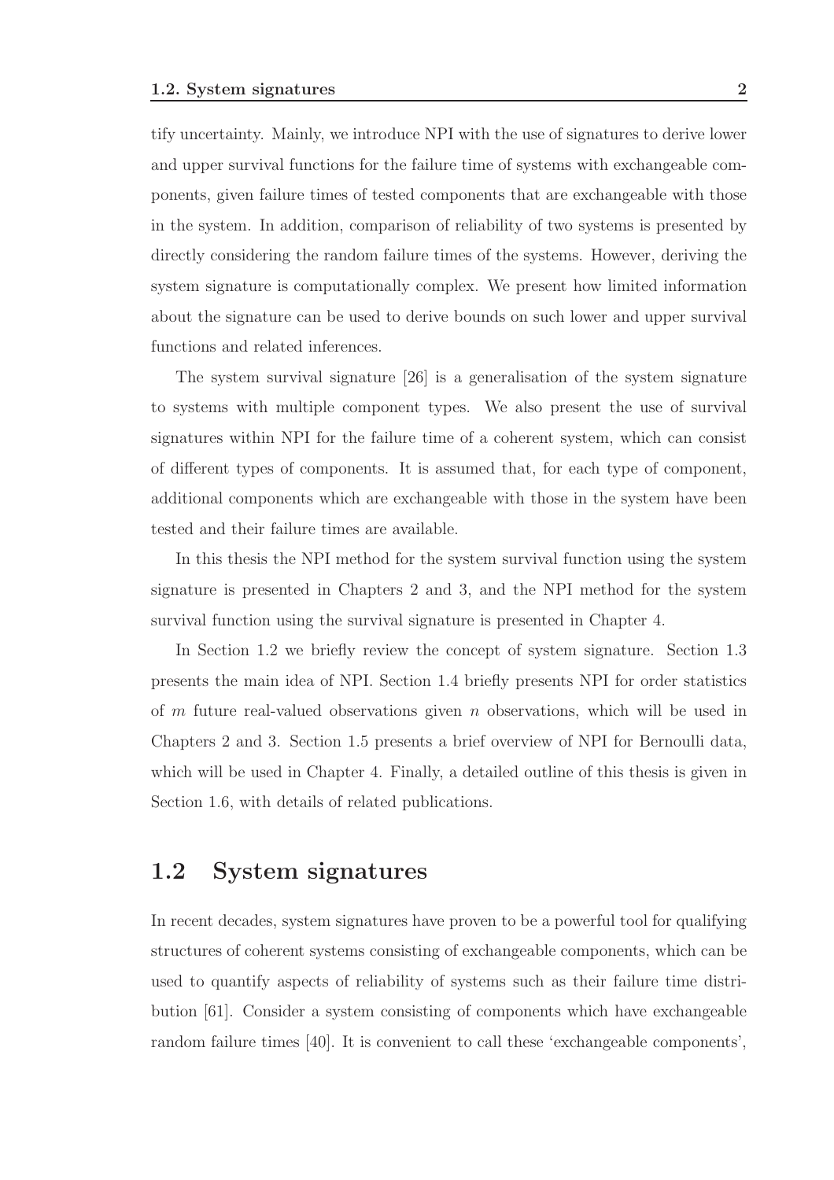tify uncertainty. Mainly, we introduce NPI with the use of signatures to derive lower and upper survival functions for the failure time of systems with exchangeable components, given failure times of tested components that are exchangeable with those in the system. In addition, comparison of reliability of two systems is presented by directly considering the random failure times of the systems. However, deriving the system signature is computationally complex. We present how limited information about the signature can be used to derive bounds on such lower and upper survival functions and related inferences.

The system survival signature [26] is a generalisation of the system signature to systems with multiple component types. We also present the use of survival signatures within NPI for the failure time of a coherent system, which can consist of different types of components. It is assumed that, for each type of component, additional components which are exchangeable with those in the system have been tested and their failure times are available.

In this thesis the NPI method for the system survival function using the system signature is presented in Chapters 2 and 3, and the NPI method for the system survival function using the survival signature is presented in Chapter 4.

In Section 1.2 we briefly review the concept of system signature. Section 1.3 presents the main idea of NPI. Section 1.4 briefly presents NPI for order statistics of $m$ future real-valued observations given $n$ observations, which will be used in Chapters 2 and 3. Section 1.5 presents a brief overview of NPI for Bernoulli data, which will be used in Chapter 4. Finally, a detailed outline of this thesis is given in Section 1.6, with details of related publications.

## 1.2 System signatures

In recent decades, system signatures have proven to be a powerful tool for qualifying structures of coherent systems consisting of exchangeable components, which can be used to quantify aspects of reliability of systems such as their failure time distribution [61]. Consider a system consisting of components which have exchangeable random failure times [40]. It is convenient to call these 'exchangeable components',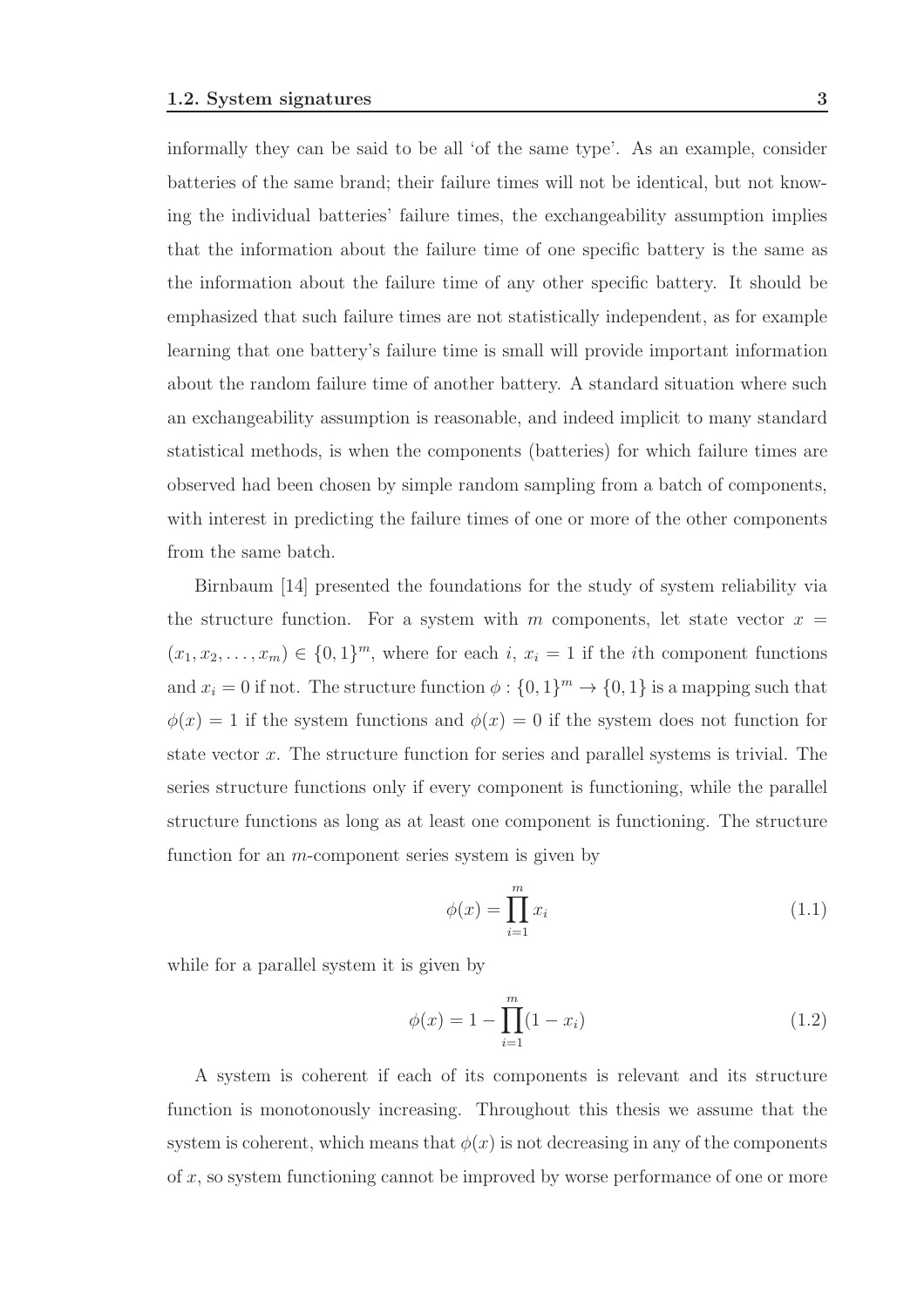informally they can be said to be all 'of the same type'. As an example, consider batteries of the same brand; their failure times will not be identical, but not knowing the individual batteries' failure times, the exchangeability assumption implies that the information about the failure time of one specific battery is the same as the information about the failure time of any other specific battery. It should be emphasized that such failure times are not statistically independent, as for example learning that one battery's failure time is small will provide important information about the random failure time of another battery. A standard situation where such an exchangeability assumption is reasonable, and indeed implicit to many standard statistical methods, is when the components (batteries) for which failure times are observed had been chosen by simple random sampling from a batch of components, with interest in predicting the failure times of one or more of the other components from the same batch.

Birnbaum [14] presented the foundations for the study of system reliability via the structure function. For a system with $m$ components, let state vector $x = (x_1, x_2, \ldots, x_m) \in \{0, 1\}^m$, where for each $i$, $x_i = 1$ if the $i$th component functions and $x_i = 0$ if not. The structure function $\phi : \{0, 1\}^m \to \{0, 1\}$ is a mapping such that $\phi(x) = 1$ if the system functions and $\phi(x) = 0$ if the system does not function for state vector $x$. The structure function for series and parallel systems is trivial. The series structure functions only if every component is functioning, while the parallel structure functions as long as at least one component is functioning. The structure function for an $m$-component series system is given by

$$\phi(x) = \prod_{i=1}^{m} x_i \tag{1.1}$$

while for a parallel system it is given by

$$\phi(x) = 1 - \prod_{i=1}^{m} (1 - x_i) \tag{1.2}$$

A system is coherent if each of its components is relevant and its structure function is monotonously increasing. Throughout this thesis we assume that the system is coherent, which means that $\phi(x)$ is not decreasing in any of the components of $x$, so system functioning cannot be improved by worse performance of one or more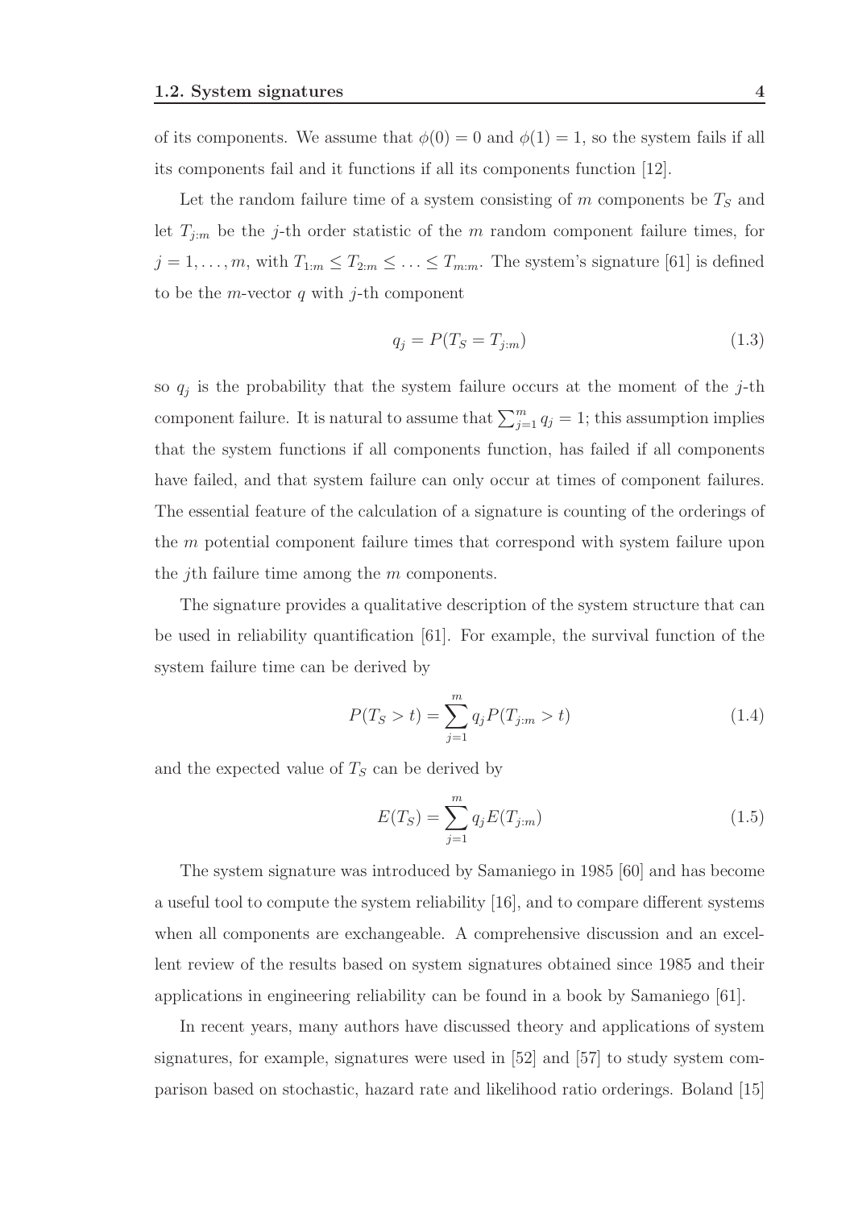of its components. We assume that $\phi(0) = 0$ and $\phi(1) = 1$, so the system fails if all its components fail and it functions if all its components function [12].

Let the random failure time of a system consisting of $m$ components be $T_S$ and let $T_{j:m}$ be the $j$-th order statistic of the $m$ random component failure times, for $j = 1, \ldots, m$, with $T_{1:m} \leq T_{2:m} \leq \ldots \leq T_{m:m}$. The system's signature [61] is defined to be the $m$-vector $q$ with $j$-th component

$$q_j = P(T_S = T_{j:m}) \tag{1.3}$$

so $q_j$ is the probability that the system failure occurs at the moment of the $j$-th component failure. It is natural to assume that $\sum_{j=1}^{m} q_j = 1$; this assumption implies that the system functions if all components function, has failed if all components have failed, and that system failure can only occur at times of component failures. The essential feature of the calculation of a signature is counting of the orderings of the $m$ potential component failure times that correspond with system failure upon the $j$th failure time among the $m$ components.

The signature provides a qualitative description of the system structure that can be used in reliability quantification [61]. For example, the survival function of the system failure time can be derived by

$$P(T_S > t) = \sum_{j=1}^{m} q_j P(T_{j:m} > t) \tag{1.4}$$

and the expected value of $T_S$ can be derived by

$$E(T_S) = \sum_{j=1}^{m} q_j E(T_{j:m}) \tag{1.5}$$

The system signature was introduced by Samaniego in 1985 [60] and has become a useful tool to compute the system reliability [16], and to compare different systems when all components are exchangeable. A comprehensive discussion and an excellent review of the results based on system signatures obtained since 1985 and their applications in engineering reliability can be found in a book by Samaniego [61].

In recent years, many authors have discussed theory and applications of system signatures, for example, signatures were used in [52] and [57] to study system comparison based on stochastic, hazard rate and likelihood ratio orderings. Boland [15]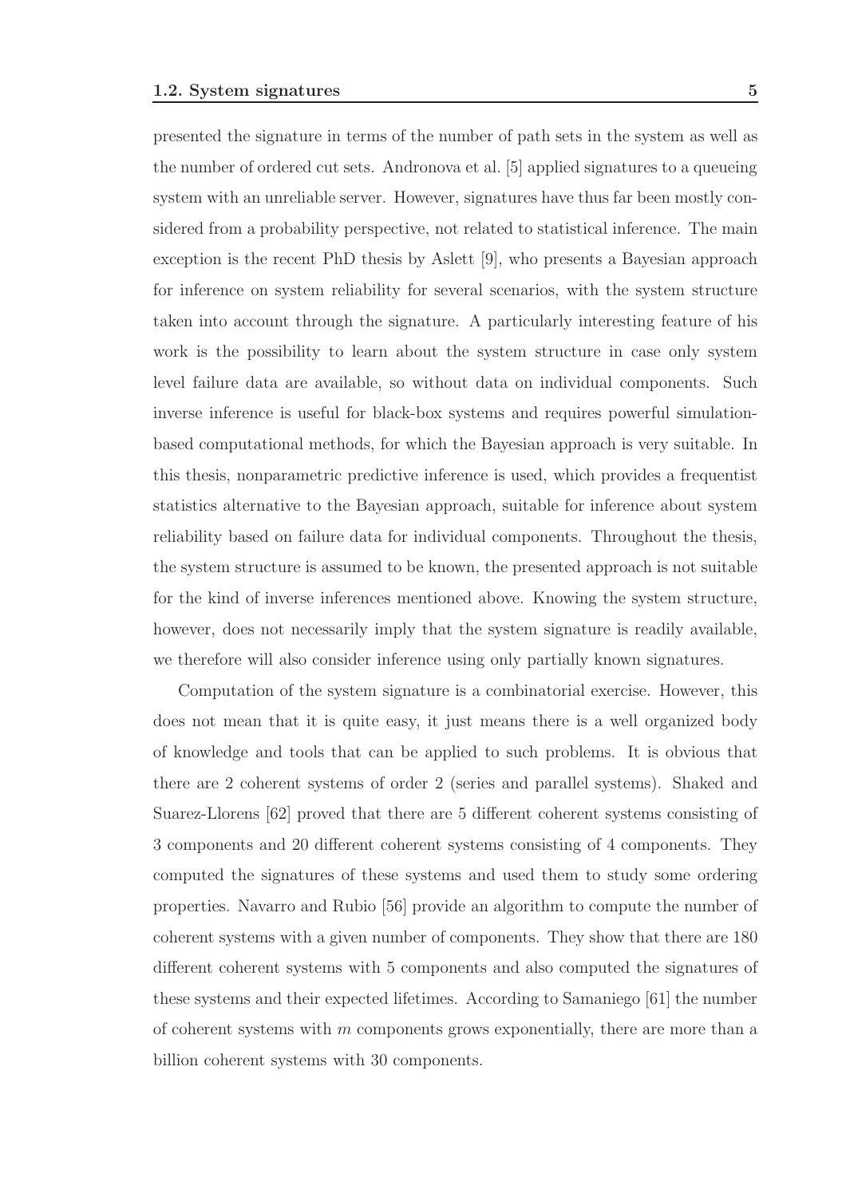presented the signature in terms of the number of path sets in the system as well as the number of ordered cut sets. Andronova et al. [5] applied signatures to a queueing system with an unreliable server. However, signatures have thus far been mostly considered from a probability perspective, not related to statistical inference. The main exception is the recent PhD thesis by Aslett [9], who presents a Bayesian approach for inference on system reliability for several scenarios, with the system structure taken into account through the signature. A particularly interesting feature of his work is the possibility to learn about the system structure in case only system level failure data are available, so without data on individual components. Such inverse inference is useful for black-box systems and requires powerful simulation-based computational methods, for which the Bayesian approach is very suitable. In this thesis, nonparametric predictive inference is used, which provides a frequentist statistics alternative to the Bayesian approach, suitable for inference about system reliability based on failure data for individual components. Throughout the thesis, the system structure is assumed to be known, the presented approach is not suitable for the kind of inverse inferences mentioned above. Knowing the system structure, however, does not necessarily imply that the system signature is readily available, we therefore will also consider inference using only partially known signatures.

Computation of the system signature is a combinatorial exercise. However, this does not mean that it is quite easy, it just means there is a well organized body of knowledge and tools that can be applied to such problems. It is obvious that there are 2 coherent systems of order 2 (series and parallel systems). Shaked and Suarez-Llorens [62] proved that there are 5 different coherent systems consisting of 3 components and 20 different coherent systems consisting of 4 components. They computed the signatures of these systems and used them to study some ordering properties. Navarro and Rubio [56] provide an algorithm to compute the number of coherent systems with a given number of components. They show that there are 180 different coherent systems with 5 components and also computed the signatures of these systems and their expected lifetimes. According to Samaniego [61] the number of coherent systems with $m$ components grows exponentially, there are more than a billion coherent systems with 30 components.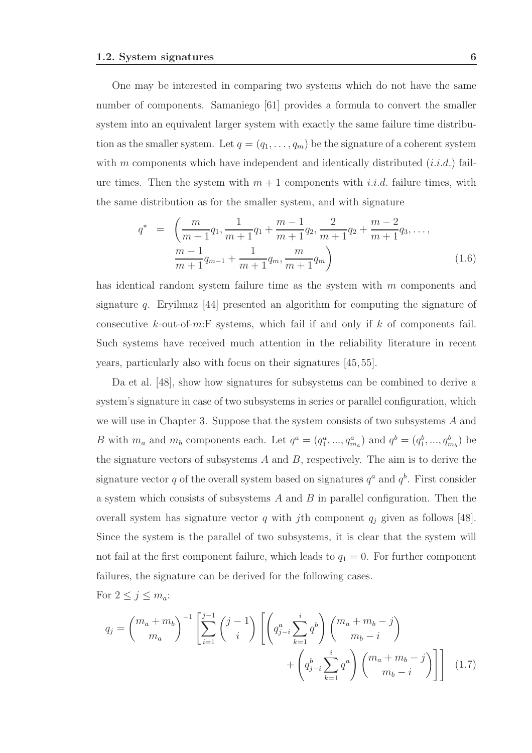One may be interested in comparing two systems which do not have the same number of components. Samaniego [61] provides a formula to convert the smaller system into an equivalent larger system with exactly the same failure time distribution as the smaller system. Let $q = (q_1, \ldots, q_m)$ be the signature of a coherent system with $m$ components which have independent and identically distributed (*i.i.d.*) failure times. Then the system with $m+1$ components with *i.i.d.* failure times, with the same distribution as for the smaller system, and with signature

$$
\begin{aligned}
q^* \;=\; & \left(\frac{m}{m+1}q_1, \frac{1}{m+1}q_1 + \frac{m-1}{m+1}q_2, \frac{2}{m+1}q_2 + \frac{m-2}{m+1}q_3, \ldots,\right. \\
& \left.\frac{m-1}{m+1}q_{m-1} + \frac{1}{m+1}q_m, \frac{m}{m+1}q_m\right)
\end{aligned}
\tag{1.6}
$$

has identical random system failure time as the system with $m$ components and signature $q$. Eryilmaz [44] presented an algorithm for computing the signature of consecutive $k$-out-of-$m$:F systems, which fail if and only if $k$ of components fail. Such systems have received much attention in the reliability literature in recent years, particularly also with focus on their signatures [45, 55].

Da et al. [48], show how signatures for subsystems can be combined to derive a system's signature in case of two subsystems in series or parallel configuration, which we will use in Chapter 3. Suppose that the system consists of two subsystems $A$ and $B$ with $m_a$ and $m_b$ components each. Let $q^a = (q^a_1, ..., q^a_{m_a})$ and $q^b = (q^b_1, ..., q^b_{m_b})$ be the signature vectors of subsystems $A$ and $B$, respectively. The aim is to derive the signature vector $q$ of the overall system based on signatures $q^a$ and $q^b$. First consider a system which consists of subsystems $A$ and $B$ in parallel configuration. Then the overall system has signature vector $q$ with $j$th component $q_j$ given as follows [48]. Since the system is the parallel of two subsystems, it is clear that the system will not fail at the first component failure, which leads to $q_1 = 0$. For further component failures, the signature can be derived for the following cases.

For $2 \leq j \leq m_a$:

$$
q_j = \binom{m_a + m_b}{m_a}^{-1} \left[ \sum_{i=1}^{j-1} \binom{j-1}{i} \left[ \left( q^a_{j-i} \sum_{k=1}^{i} q^b \right) \binom{m_a + m_b - j}{m_b - i} + \left( q^b_{j-i} \sum_{k=1}^{i} q^a \right) \binom{m_a + m_b - j}{m_b - i} \right] \right] \tag{1.7}
$$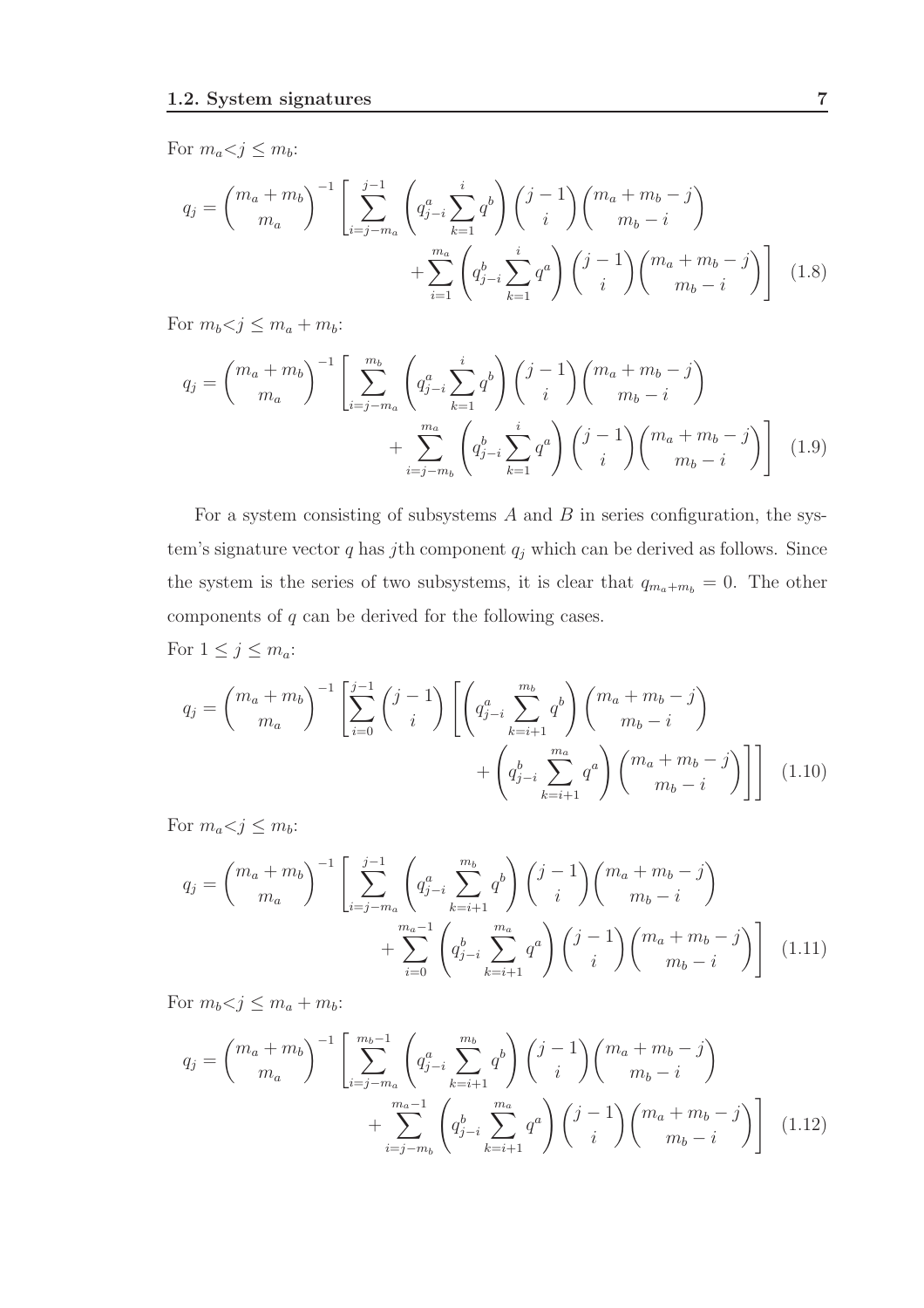For $m_a < j \leq m_b$:

$$q_j = \binom{m_a + m_b}{m_a}^{-1} \left[ \sum_{i=j-m_a}^{j-1} \left( q^a_{j-i} \sum_{k=1}^{i} q^b \right) \binom{j-1}{i} \binom{m_a + m_b - j}{m_b - i} + \sum_{i=1}^{m_a} \left( q^b_{j-i} \sum_{k=1}^{i} q^a \right) \binom{j-1}{i} \binom{m_a + m_b - j}{m_b - i} \right] \quad (1.8)$$

For $m_b < j \leq m_a + m_b$:

$$q_j = \binom{m_a + m_b}{m_a}^{-1} \left[ \sum_{i=j-m_a}^{m_b} \left( q^a_{j-i} \sum_{k=1}^{i} q^b \right) \binom{j-1}{i} \binom{m_a + m_b - j}{m_b - i} + \sum_{i=j-m_b}^{m_a} \left( q^b_{j-i} \sum_{k=1}^{i} q^a \right) \binom{j-1}{i} \binom{m_a + m_b - j}{m_b - i} \right] \quad (1.9)$$

For a system consisting of subsystems $A$ and $B$ in series configuration, the system's signature vector $q$ has $j$th component $q_j$ which can be derived as follows. Since the system is the series of two subsystems, it is clear that $q_{m_a+m_b} = 0$. The other components of $q$ can be derived for the following cases.

For $1 \leq j \leq m_a$:

$$q_j = \binom{m_a + m_b}{m_a}^{-1} \left[ \sum_{i=0}^{j-1} \binom{j-1}{i} \left[ \left( q^a_{j-i} \sum_{k=i+1}^{m_b} q^b \right) \binom{m_a + m_b - j}{m_b - i} + \left( q^b_{j-i} \sum_{k=i+1}^{m_a} q^a \right) \binom{m_a + m_b - j}{m_b - i} \right] \right] \quad (1.10)$$

For $m_a < j \leq m_b$:

$$q_j = \binom{m_a + m_b}{m_a}^{-1} \left[ \sum_{i=j-m_a}^{j-1} \left( q^a_{j-i} \sum_{k=i+1}^{m_b} q^b \right) \binom{j-1}{i} \binom{m_a + m_b - j}{m_b - i} + \sum_{i=0}^{m_a-1} \left( q^b_{j-i} \sum_{k=i+1}^{m_a} q^a \right) \binom{j-1}{i} \binom{m_a + m_b - j}{m_b - i} \right] \quad (1.11)$$

For $m_b < j \leq m_a + m_b$:

$$q_j = \binom{m_a + m_b}{m_a}^{-1} \left[ \sum_{i=j-m_a}^{m_b-1} \left( q^a_{j-i} \sum_{k=i+1}^{m_b} q^b \right) \binom{j-1}{i} \binom{m_a + m_b - j}{m_b - i} + \sum_{i=j-m_b}^{m_a-1} \left( q^b_{j-i} \sum_{k=i+1}^{m_a} q^a \right) \binom{j-1}{i} \binom{m_a + m_b - j}{m_b - i} \right] \quad (1.12)$$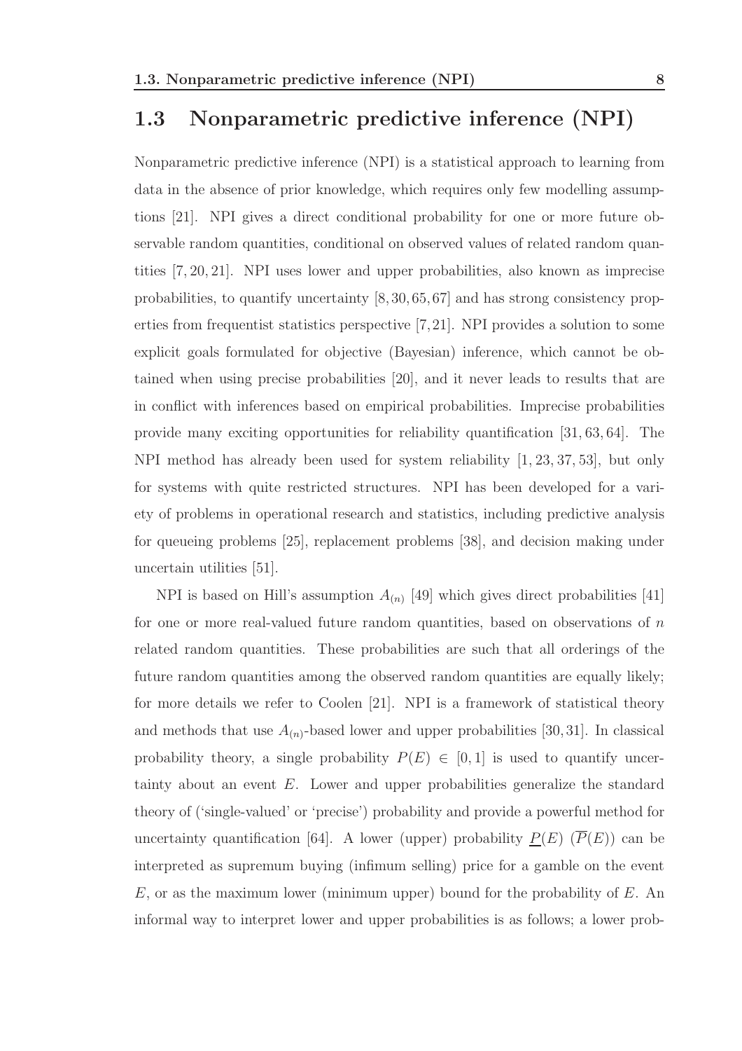## 1.3 Nonparametric predictive inference (NPI)

Nonparametric predictive inference (NPI) is a statistical approach to learning from data in the absence of prior knowledge, which requires only few modelling assumptions [21]. NPI gives a direct conditional probability for one or more future observable random quantities, conditional on observed values of related random quantities [7, 20, 21]. NPI uses lower and upper probabilities, also known as imprecise probabilities, to quantify uncertainty [8, 30, 65, 67] and has strong consistency properties from frequentist statistics perspective [7, 21]. NPI provides a solution to some explicit goals formulated for objective (Bayesian) inference, which cannot be obtained when using precise probabilities [20], and it never leads to results that are in conflict with inferences based on empirical probabilities. Imprecise probabilities provide many exciting opportunities for reliability quantification [31, 63, 64]. The NPI method has already been used for system reliability [1, 23, 37, 53], but only for systems with quite restricted structures. NPI has been developed for a variety of problems in operational research and statistics, including predictive analysis for queueing problems [25], replacement problems [38], and decision making under uncertain utilities [51].

NPI is based on Hill's assumption $A_{(n)}$ [49] which gives direct probabilities [41] for one or more real-valued future random quantities, based on observations of $n$ related random quantities. These probabilities are such that all orderings of the future random quantities among the observed random quantities are equally likely; for more details we refer to Coolen [21]. NPI is a framework of statistical theory and methods that use $A_{(n)}$-based lower and upper probabilities [30, 31]. In classical probability theory, a single probability $P(E) \in [0, 1]$ is used to quantify uncertainty about an event $E$. Lower and upper probabilities generalize the standard theory of ('single-valued' or 'precise') probability and provide a powerful method for uncertainty quantification [64]. A lower (upper) probability $\underline{P}(E)$ ($\overline{P}(E)$) can be interpreted as supremum buying (infimum selling) price for a gamble on the event $E$, or as the maximum lower (minimum upper) bound for the probability of $E$. An informal way to interpret lower and upper probabilities is as follows; a lower prob-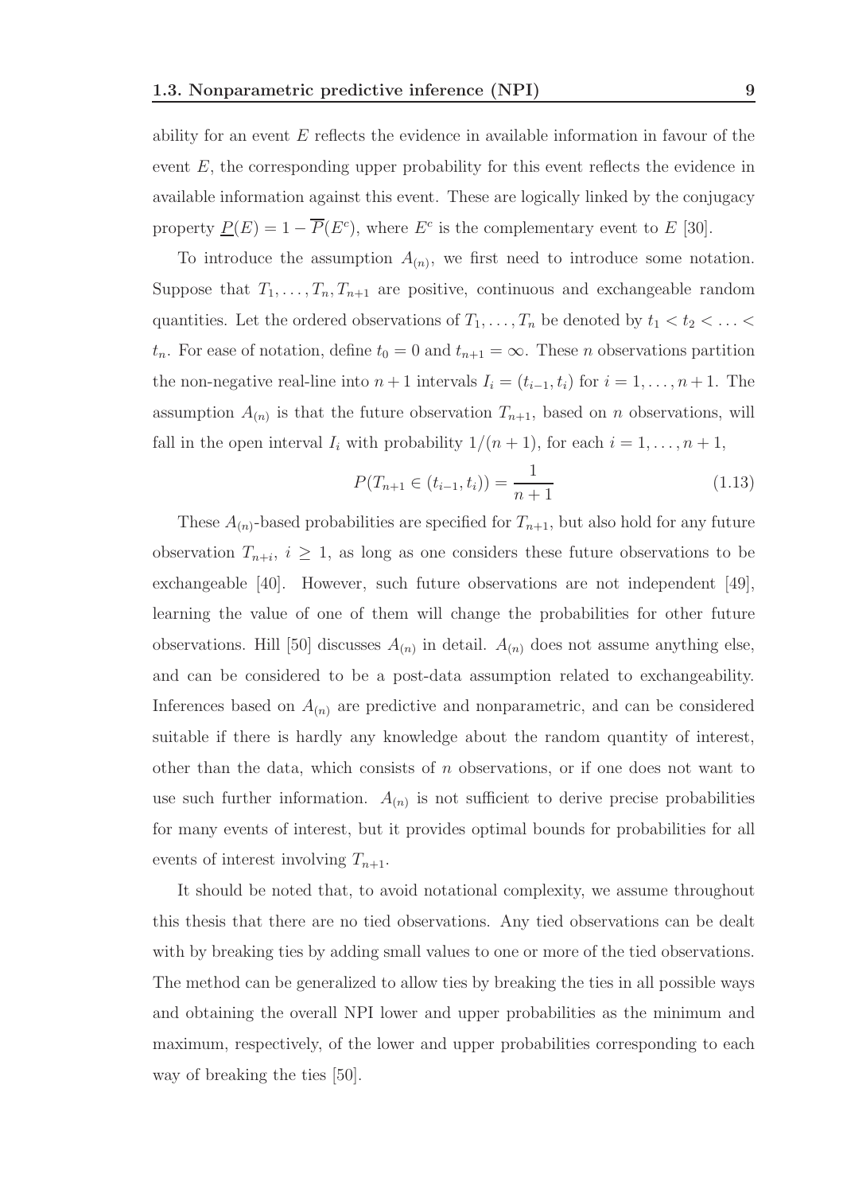ability for an event $E$ reflects the evidence in available information in favour of the event $E$, the corresponding upper probability for this event reflects the evidence in available information against this event. These are logically linked by the conjugacy property $\underline{P}(E) = 1 - \overline{P}(E^c)$, where $E^c$ is the complementary event to $E$ [30].

To introduce the assumption $A_{(n)}$, we first need to introduce some notation. Suppose that $T_1, \ldots, T_n, T_{n+1}$ are positive, continuous and exchangeable random quantities. Let the ordered observations of $T_1, \ldots, T_n$ be denoted by $t_1 < t_2 < \ldots < t_n$. For ease of notation, define $t_0 = 0$ and $t_{n+1} = \infty$. These $n$ observations partition the non-negative real-line into $n+1$ intervals $I_i = (t_{i-1}, t_i)$ for $i = 1, \ldots, n+1$. The assumption $A_{(n)}$ is that the future observation $T_{n+1}$, based on $n$ observations, will fall in the open interval $I_i$ with probability $1/(n+1)$, for each $i = 1, \ldots, n+1$,

$$P(T_{n+1} \in (t_{i-1}, t_i)) = \frac{1}{n+1} \tag{1.13}$$

These $A_{(n)}$-based probabilities are specified for $T_{n+1}$, but also hold for any future observation $T_{n+i}$, $i \geq 1$, as long as one considers these future observations to be exchangeable [40]. However, such future observations are not independent [49], learning the value of one of them will change the probabilities for other future observations. Hill [50] discusses $A_{(n)}$ in detail. $A_{(n)}$ does not assume anything else, and can be considered to be a post-data assumption related to exchangeability. Inferences based on $A_{(n)}$ are predictive and nonparametric, and can be considered suitable if there is hardly any knowledge about the random quantity of interest, other than the data, which consists of $n$ observations, or if one does not want to use such further information. $A_{(n)}$ is not sufficient to derive precise probabilities for many events of interest, but it provides optimal bounds for probabilities for all events of interest involving $T_{n+1}$.

It should be noted that, to avoid notational complexity, we assume throughout this thesis that there are no tied observations. Any tied observations can be dealt with by breaking ties by adding small values to one or more of the tied observations. The method can be generalized to allow ties by breaking the ties in all possible ways and obtaining the overall NPI lower and upper probabilities as the minimum and maximum, respectively, of the lower and upper probabilities corresponding to each way of breaking the ties [50].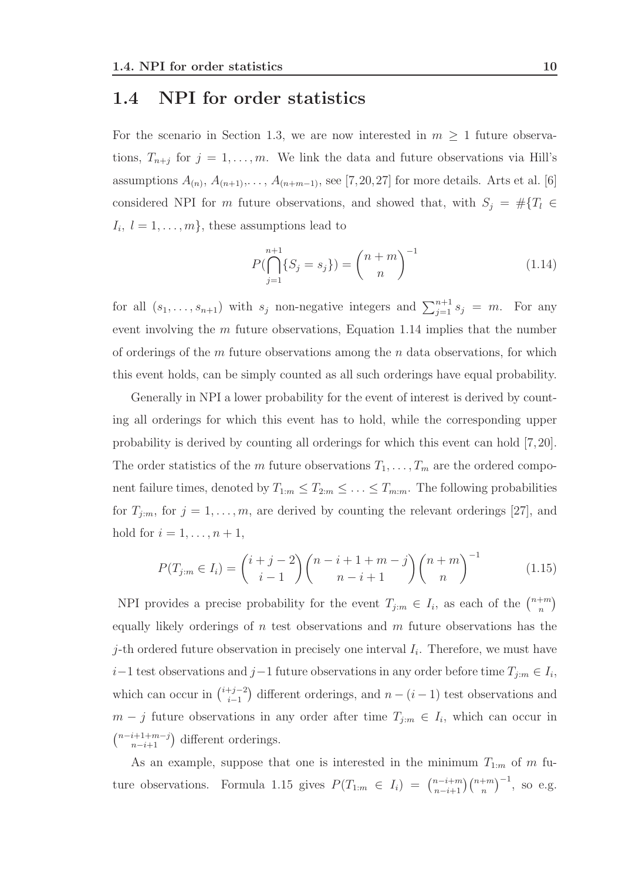## 1.4 NPI for order statistics

For the scenario in Section 1.3, we are now interested in $m \geq 1$ future observations, $T_{n+j}$ for $j = 1, \ldots, m$. We link the data and future observations via Hill's assumptions $A_{(n)}$, $A_{(n+1)}, \ldots, A_{(n+m-1)}$, see [7,20,27] for more details. Arts et al. [6] considered NPI for $m$ future observations, and showed that, with $S_j = \#\{T_l \in I_i,\ l = 1, \ldots, m\}$, these assumptions lead to

$$P(\bigcap_{j=1}^{n+1} \{S_j = s_j\}) = \binom{n+m}{n}^{-1} \tag{1.14}$$

for all $(s_1, \ldots, s_{n+1})$ with $s_j$ non-negative integers and $\sum_{j=1}^{n+1} s_j = m$. For any event involving the $m$ future observations, Equation 1.14 implies that the number of orderings of the $m$ future observations among the $n$ data observations, for which this event holds, can be simply counted as all such orderings have equal probability.

Generally in NPI a lower probability for the event of interest is derived by counting all orderings for which this event has to hold, while the corresponding upper probability is derived by counting all orderings for which this event can hold [7,20]. The order statistics of the $m$ future observations $T_1, \ldots, T_m$ are the ordered component failure times, denoted by $T_{1:m} \leq T_{2:m} \leq \ldots \leq T_{m:m}$. The following probabilities for $T_{j:m}$, for $j = 1, \ldots, m$, are derived by counting the relevant orderings [27], and hold for $i = 1, \ldots, n+1$,

$$P(T_{j:m} \in I_i) = \binom{i+j-2}{i-1} \binom{n-i+1+m-j}{n-i+1} \binom{n+m}{n}^{-1} \tag{1.15}$$

NPI provides a precise probability for the event $T_{j:m} \in I_i$, as each of the $\binom{n+m}{n}$ equally likely orderings of $n$ test observations and $m$ future observations has the $j$-th ordered future observation in precisely one interval $I_i$. Therefore, we must have $i-1$ test observations and $j-1$ future observations in any order before time $T_{j:m} \in I_i$, which can occur in $\binom{i+j-2}{i-1}$ different orderings, and $n-(i-1)$ test observations and $m-j$ future observations in any order after time $T_{j:m} \in I_i$, which can occur in $\binom{n-i+1+m-j}{n-i+1}$ different orderings.

As an example, suppose that one is interested in the minimum $T_{1:m}$ of $m$ future observations. Formula 1.15 gives $P(T_{1:m} \in I_i) = \binom{n-i+m}{n-i+1} \binom{n+m}{n}^{-1}$, so e.g.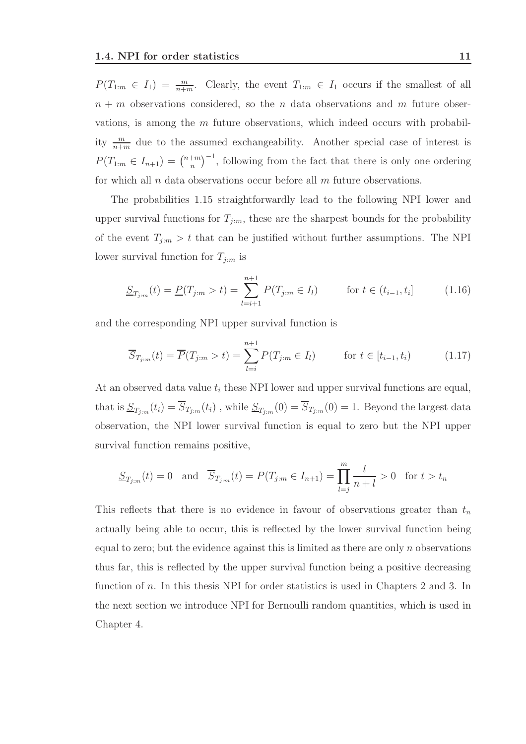$P(T_{1:m} \in I_1) = \frac{m}{n+m}$. Clearly, the event $T_{1:m} \in I_1$ occurs if the smallest of all $n + m$ observations considered, so the $n$ data observations and $m$ future observations, is among the $m$ future observations, which indeed occurs with probability $\frac{m}{n+m}$ due to the assumed exchangeability. Another special case of interest is $P(T_{1:m} \in I_{n+1}) = \binom{n+m}{n}^{-1}$, following from the fact that there is only one ordering for which all $n$ data observations occur before all $m$ future observations.

The probabilities 1.15 straightforwardly lead to the following NPI lower and upper survival functions for $T_{j:m}$, these are the sharpest bounds for the probability of the event $T_{j:m} > t$ that can be justified without further assumptions. The NPI lower survival function for $T_{j:m}$ is

$$\underline{S}_{T_{j:m}}(t) = \underline{P}(T_{j:m} > t) = \sum_{l=i+1}^{n+1} P(T_{j:m} \in I_l) \qquad \text{for } t \in (t_{i-1}, t_i] \tag{1.16}$$

and the corresponding NPI upper survival function is

$$\overline{S}_{T_{j:m}}(t) = \overline{P}(T_{j:m} > t) = \sum_{l=i}^{n+1} P(T_{j:m} \in I_l) \qquad \text{for } t \in [t_{i-1}, t_i) \tag{1.17}$$

At an observed data value $t_i$ these NPI lower and upper survival functions are equal, that is $\underline{S}_{T_{j:m}}(t_i) = \overline{S}_{T_{j:m}}(t_i)$ , while $\underline{S}_{T_{j:m}}(0) = \overline{S}_{T_{j:m}}(0) = 1$. Beyond the largest data observation, the NPI lower survival function is equal to zero but the NPI upper survival function remains positive,

$$\underline{S}_{T_{j:m}}(t) = 0 \quad \text{and} \quad \overline{S}_{T_{j:m}}(t) = P(T_{j:m} \in I_{n+1}) = \prod_{l=j}^{m} \frac{l}{n+l} > 0 \quad \text{for } t > t_n$$

This reflects that there is no evidence in favour of observations greater than $t_n$ actually being able to occur, this is reflected by the lower survival function being equal to zero; but the evidence against this is limited as there are only $n$ observations thus far, this is reflected by the upper survival function being a positive decreasing function of $n$. In this thesis NPI for order statistics is used in Chapters 2 and 3. In the next section we introduce NPI for Bernoulli random quantities, which is used in Chapter 4.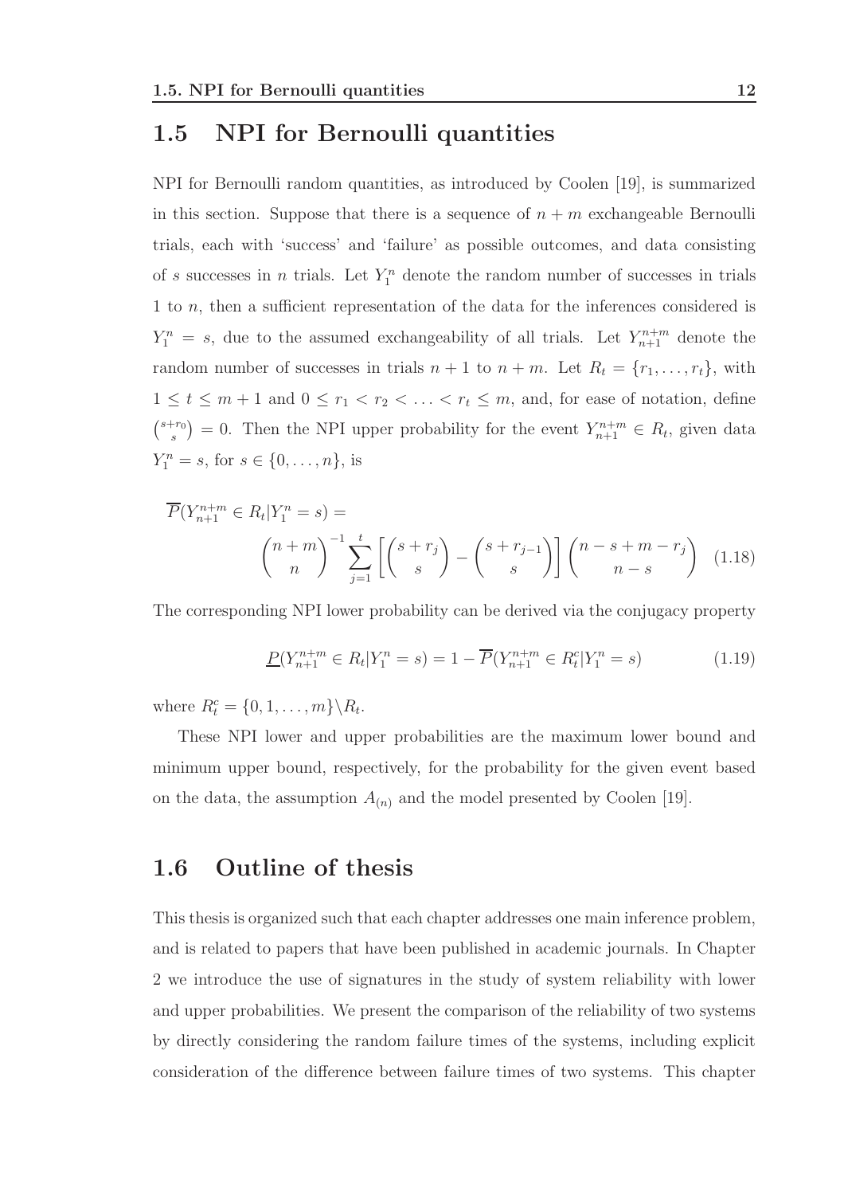## 1.5 NPI for Bernoulli quantities

NPI for Bernoulli random quantities, as introduced by Coolen [19], is summarized in this section. Suppose that there is a sequence of $n+m$ exchangeable Bernoulli trials, each with 'success' and 'failure' as possible outcomes, and data consisting of $s$ successes in $n$ trials. Let $Y_1^n$ denote the random number of successes in trials 1 to $n$, then a sufficient representation of the data for the inferences considered is $Y_1^n = s$, due to the assumed exchangeability of all trials. Let $Y_{n+1}^{n+m}$ denote the random number of successes in trials $n+1$ to $n+m$. Let $R_t = \{r_1, \ldots, r_t\}$, with $1 \leq t \leq m+1$ and $0 \leq r_1 < r_2 < \ldots < r_t \leq m$, and, for ease of notation, define $\binom{s+r_0}{s} = 0$. Then the NPI upper probability for the event $Y_{n+1}^{n+m} \in R_t$, given data $Y_1^n = s$, for $s \in \{0, \ldots, n\}$, is

$$\overline{P}(Y_{n+1}^{n+m} \in R_t | Y_1^n = s) = \binom{n+m}{n}^{-1} \sum_{j=1}^{t} \left[ \binom{s+r_j}{s} - \binom{s+r_{j-1}}{s} \right] \binom{n-s+m-r_j}{n-s} \quad (1.18)$$

The corresponding NPI lower probability can be derived via the conjugacy property

$$\underline{P}(Y_{n+1}^{n+m} \in R_t | Y_1^n = s) = 1 - \overline{P}(Y_{n+1}^{n+m} \in R_t^c | Y_1^n = s) \quad (1.19)$$

where $R_t^c = \{0, 1, \ldots, m\} \backslash R_t$.

These NPI lower and upper probabilities are the maximum lower bound and minimum upper bound, respectively, for the probability for the given event based on the data, the assumption $A_{(n)}$ and the model presented by Coolen [19].

## 1.6 Outline of thesis

This thesis is organized such that each chapter addresses one main inference problem, and is related to papers that have been published in academic journals. In Chapter 2 we introduce the use of signatures in the study of system reliability with lower and upper probabilities. We present the comparison of the reliability of two systems by directly considering the random failure times of the systems, including explicit consideration of the difference between failure times of two systems. This chapter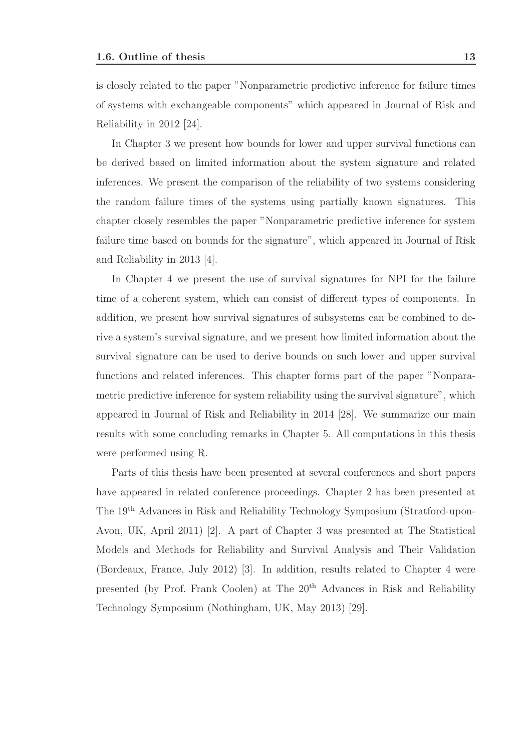is closely related to the paper "Nonparametric predictive inference for failure times of systems with exchangeable components" which appeared in Journal of Risk and Reliability in 2012 [24].

In Chapter 3 we present how bounds for lower and upper survival functions can be derived based on limited information about the system signature and related inferences. We present the comparison of the reliability of two systems considering the random failure times of the systems using partially known signatures. This chapter closely resembles the paper "Nonparametric predictive inference for system failure time based on bounds for the signature", which appeared in Journal of Risk and Reliability in 2013 [4].

In Chapter 4 we present the use of survival signatures for NPI for the failure time of a coherent system, which can consist of different types of components. In addition, we present how survival signatures of subsystems can be combined to derive a system's survival signature, and we present how limited information about the survival signature can be used to derive bounds on such lower and upper survival functions and related inferences. This chapter forms part of the paper "Nonparametric predictive inference for system reliability using the survival signature", which appeared in Journal of Risk and Reliability in 2014 [28]. We summarize our main results with some concluding remarks in Chapter 5. All computations in this thesis were performed using R.

Parts of this thesis have been presented at several conferences and short papers have appeared in related conference proceedings. Chapter 2 has been presented at The 19$^{\text{th}}$ Advances in Risk and Reliability Technology Symposium (Stratford-upon-Avon, UK, April 2011) [2]. A part of Chapter 3 was presented at The Statistical Models and Methods for Reliability and Survival Analysis and Their Validation (Bordeaux, France, July 2012) [3]. In addition, results related to Chapter 4 were presented (by Prof. Frank Coolen) at The 20$^{\text{th}}$ Advances in Risk and Reliability Technology Symposium (Nothingham, UK, May 2013) [29].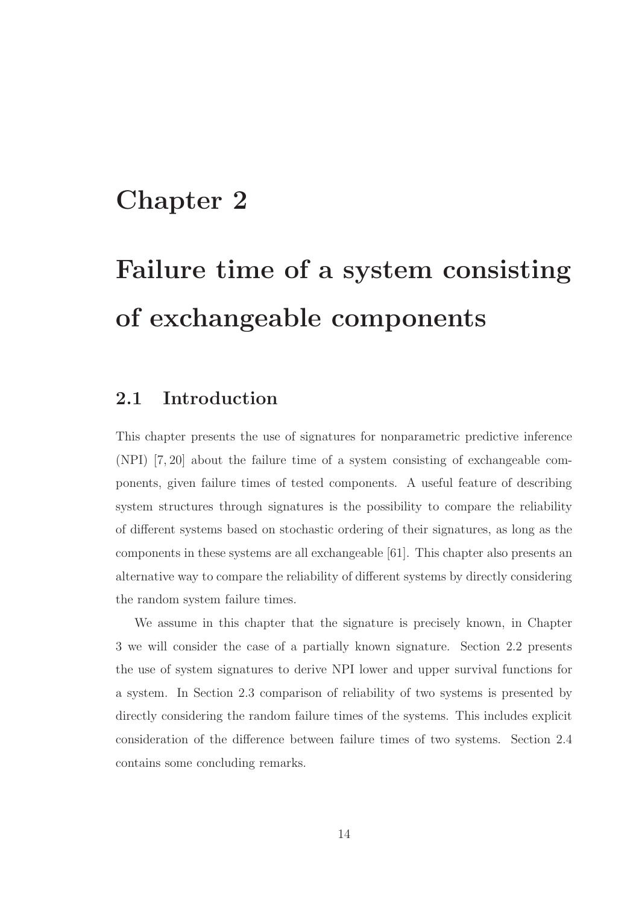# Chapter 2

# Failure time of a system consisting of exchangeable components

## 2.1 Introduction

This chapter presents the use of signatures for nonparametric predictive inference (NPI) [7, 20] about the failure time of a system consisting of exchangeable components, given failure times of tested components. A useful feature of describing system structures through signatures is the possibility to compare the reliability of different systems based on stochastic ordering of their signatures, as long as the components in these systems are all exchangeable [61]. This chapter also presents an alternative way to compare the reliability of different systems by directly considering the random system failure times.

We assume in this chapter that the signature is precisely known, in Chapter 3 we will consider the case of a partially known signature. Section 2.2 presents the use of system signatures to derive NPI lower and upper survival functions for a system. In Section 2.3 comparison of reliability of two systems is presented by directly considering the random failure times of the systems. This includes explicit consideration of the difference between failure times of two systems. Section 2.4 contains some concluding remarks.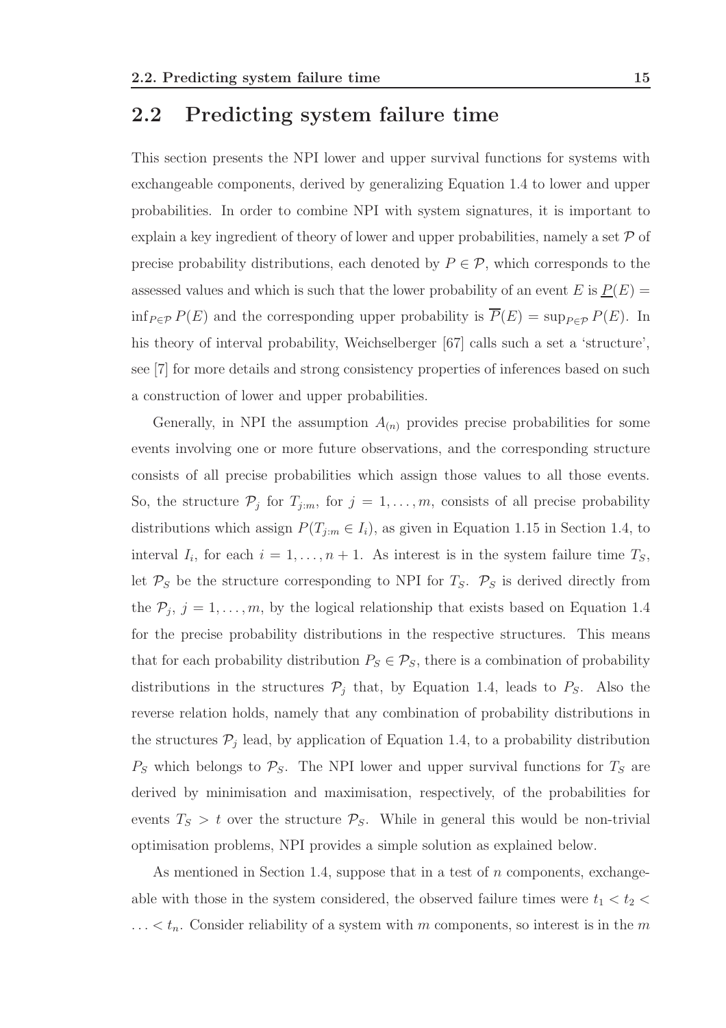## 2.2 Predicting system failure time

This section presents the NPI lower and upper survival functions for systems with exchangeable components, derived by generalizing Equation 1.4 to lower and upper probabilities. In order to combine NPI with system signatures, it is important to explain a key ingredient of theory of lower and upper probabilities, namely a set $\mathcal{P}$ of precise probability distributions, each denoted by $P \in \mathcal{P}$, which corresponds to the assessed values and which is such that the lower probability of an event $E$ is $\underline{P}(E) = \inf_{P \in \mathcal{P}} P(E)$ and the corresponding upper probability is $\overline{P}(E) = \sup_{P \in \mathcal{P}} P(E)$. In his theory of interval probability, Weichselberger [67] calls such a set a 'structure', see [7] for more details and strong consistency properties of inferences based on such a construction of lower and upper probabilities.

Generally, in NPI the assumption $A_{(n)}$ provides precise probabilities for some events involving one or more future observations, and the corresponding structure consists of all precise probabilities which assign those values to all those events. So, the structure $\mathcal{P}_j$ for $T_{j:m}$, for $j = 1, \ldots, m$, consists of all precise probability distributions which assign $P(T_{j:m} \in I_i)$, as given in Equation 1.15 in Section 1.4, to interval $I_i$, for each $i = 1, \ldots, n+1$. As interest is in the system failure time $T_S$, let $\mathcal{P}_S$ be the structure corresponding to NPI for $T_S$. $\mathcal{P}_S$ is derived directly from the $\mathcal{P}_j$, $j = 1, \ldots, m$, by the logical relationship that exists based on Equation 1.4 for the precise probability distributions in the respective structures. This means that for each probability distribution $P_S \in \mathcal{P}_S$, there is a combination of probability distributions in the structures $\mathcal{P}_j$ that, by Equation 1.4, leads to $P_S$. Also the reverse relation holds, namely that any combination of probability distributions in the structures $\mathcal{P}_j$ lead, by application of Equation 1.4, to a probability distribution $P_S$ which belongs to $\mathcal{P}_S$. The NPI lower and upper survival functions for $T_S$ are derived by minimisation and maximisation, respectively, of the probabilities for events $T_S > t$ over the structure $\mathcal{P}_S$. While in general this would be non-trivial optimisation problems, NPI provides a simple solution as explained below.

As mentioned in Section 1.4, suppose that in a test of $n$ components, exchangeable with those in the system considered, the observed failure times were $t_1 < t_2 < \ldots < t_n$. Consider reliability of a system with $m$ components, so interest is in the $m$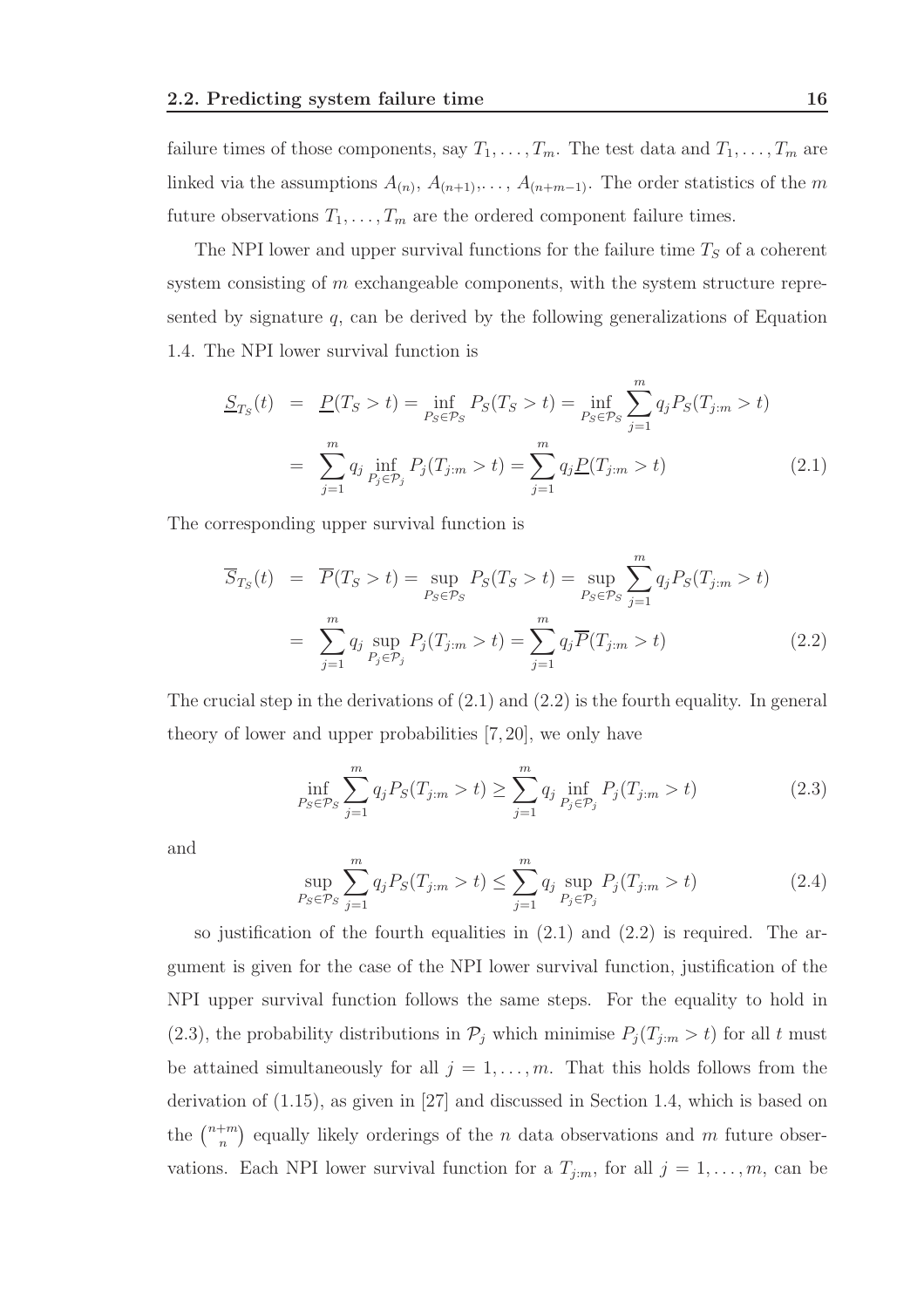failure times of those components, say $T_1, \ldots, T_m$. The test data and $T_1, \ldots, T_m$ are linked via the assumptions $A_{(n)}$, $A_{(n+1)}, \ldots, A_{(n+m-1)}$. The order statistics of the $m$ future observations $T_1, \ldots, T_m$ are the ordered component failure times.

The NPI lower and upper survival functions for the failure time $T_S$ of a coherent system consisting of $m$ exchangeable components, with the system structure represented by signature $q$, can be derived by the following generalizations of Equation 1.4. The NPI lower survival function is

$$
\begin{aligned}
\underline{S}_{T_S}(t) &= \underline{P}(T_S > t) = \inf_{P_S \in \mathcal{P}_S} P_S(T_S > t) = \inf_{P_S \in \mathcal{P}_S} \sum_{j=1}^{m} q_j P_S(T_{j:m} > t) \\
&= \sum_{j=1}^{m} q_j \inf_{P_j \in \mathcal{P}_j} P_j(T_{j:m} > t) = \sum_{j=1}^{m} q_j \underline{P}(T_{j:m} > t)
\end{aligned}
\tag{2.1}
$$

The corresponding upper survival function is

$$
\begin{aligned}
\overline{S}_{T_S}(t) &= \overline{P}(T_S > t) = \sup_{P_S \in \mathcal{P}_S} P_S(T_S > t) = \sup_{P_S \in \mathcal{P}_S} \sum_{j=1}^{m} q_j P_S(T_{j:m} > t) \\
&= \sum_{j=1}^{m} q_j \sup_{P_j \in \mathcal{P}_j} P_j(T_{j:m} > t) = \sum_{j=1}^{m} q_j \overline{P}(T_{j:m} > t)
\end{aligned}
\tag{2.2}
$$

The crucial step in the derivations of (2.1) and (2.2) is the fourth equality. In general theory of lower and upper probabilities [7, 20], we only have

$$
\inf_{P_S \in \mathcal{P}_S} \sum_{j=1}^{m} q_j P_S(T_{j:m} > t) \geq \sum_{j=1}^{m} q_j \inf_{P_j \in \mathcal{P}_j} P_j(T_{j:m} > t) \tag{2.3}
$$

and

$$
\sup_{P_S \in \mathcal{P}_S} \sum_{j=1}^{m} q_j P_S(T_{j:m} > t) \leq \sum_{j=1}^{m} q_j \sup_{P_j \in \mathcal{P}_j} P_j(T_{j:m} > t) \tag{2.4}
$$

so justification of the fourth equalities in (2.1) and (2.2) is required. The argument is given for the case of the NPI lower survival function, justification of the NPI upper survival function follows the same steps. For the equality to hold in (2.3), the probability distributions in $\mathcal{P}_j$ which minimise $P_j(T_{j:m} > t)$ for all $t$ must be attained simultaneously for all $j = 1, \ldots, m$. That this holds follows from the derivation of (1.15), as given in [27] and discussed in Section 1.4, which is based on the $\binom{n+m}{n}$ equally likely orderings of the $n$ data observations and $m$ future observations. Each NPI lower survival function for a $T_{j:m}$, for all $j = 1, \ldots, m$, can be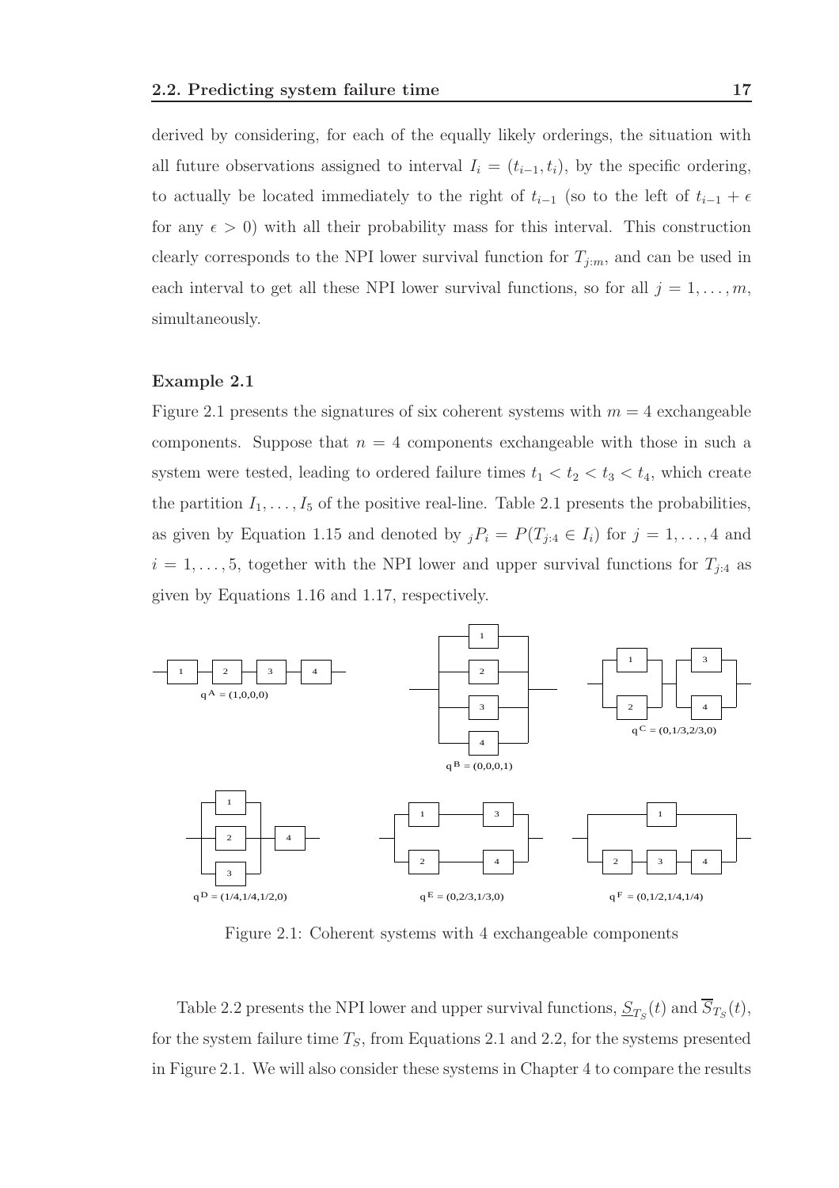derived by considering, for each of the equally likely orderings, the situation with all future observations assigned to interval $I_i = (t_{i-1}, t_i)$, by the specific ordering, to actually be located immediately to the right of $t_{i-1}$ (so to the left of $t_{i-1} + \epsilon$ for any $\epsilon > 0$) with all their probability mass for this interval. This construction clearly corresponds to the NPI lower survival function for $T_{j:m}$, and can be used in each interval to get all these NPI lower survival functions, so for all $j = 1, \ldots, m$, simultaneously.

**Example 2.1**

Figure 2.1 presents the signatures of six coherent systems with $m = 4$ exchangeable components. Suppose that $n = 4$ components exchangeable with those in such a system were tested, leading to ordered failure times $t_1 < t_2 < t_3 < t_4$, which create the partition $I_1, \ldots, I_5$ of the positive real-line. Table 2.1 presents the probabilities, as given by Equation 1.15 and denoted by ${}_jP_i = P(T_{j:4} \in I_i)$ for $j = 1, \ldots, 4$ and $i = 1, \ldots, 5$, together with the NPI lower and upper survival functions for $T_{j:4}$ as given by Equations 1.16 and 1.17, respectively.

$q^A = (1,0,0,0)$

$q^B = (0,0,0,1)$

$q^C = (0,1/3,2/3,0)$

$q^D = (1/4,1/4,1/2,0)$

$q^E = (0,2/3,1/3,0)$

$q^F = (0,1/2,1/4,1/4)$

Figure 2.1: Coherent systems with 4 exchangeable components

Table 2.2 presents the NPI lower and upper survival functions, $\underline{S}_{T_S}(t)$ and $\overline{S}_{T_S}(t)$, for the system failure time $T_S$, from Equations 2.1 and 2.2, for the systems presented in Figure 2.1. We will also consider these systems in Chapter 4 to compare the results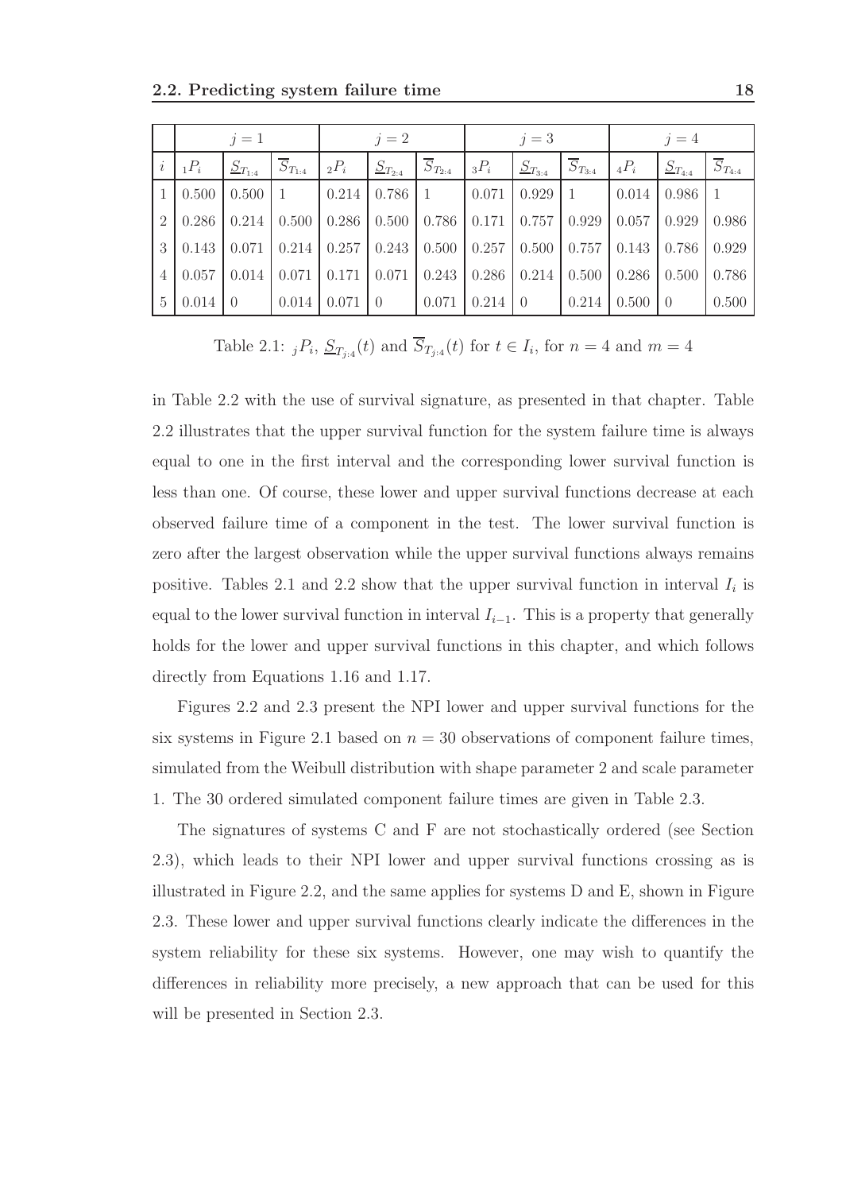|  | $j=1$ | | | $j=2$ | | | $j=3$ | | | $j=4$ | | |
|---|---|---|---|---|---|---|---|---|---|---|---|---|
| $i$ | ${}_1P_i$ | $\underline{S}_{T_{1:4}}$ | $\overline{S}_{T_{1:4}}$ | ${}_2P_i$ | $\underline{S}_{T_{2:4}}$ | $\overline{S}_{T_{2:4}}$ | ${}_3P_i$ | $\underline{S}_{T_{3:4}}$ | $\overline{S}_{T_{3:4}}$ | ${}_4P_i$ | $\underline{S}_{T_{4:4}}$ | $\overline{S}_{T_{4:4}}$ |
| 1 | 0.500 | 0.500 | 1 | 0.214 | 0.786 | 1 | 0.071 | 0.929 | 1 | 0.014 | 0.986 | 1 |
| 2 | 0.286 | 0.214 | 0.500 | 0.286 | 0.500 | 0.786 | 0.171 | 0.757 | 0.929 | 0.057 | 0.929 | 0.986 |
| 3 | 0.143 | 0.071 | 0.214 | 0.257 | 0.243 | 0.500 | 0.257 | 0.500 | 0.757 | 0.143 | 0.786 | 0.929 |
| 4 | 0.057 | 0.014 | 0.071 | 0.171 | 0.071 | 0.243 | 0.286 | 0.214 | 0.500 | 0.286 | 0.500 | 0.786 |
| 5 | 0.014 | 0 | 0.014 | 0.071 | 0 | 0.071 | 0.214 | 0 | 0.214 | 0.500 | 0 | 0.500 |

Table 2.1: ${}_jP_i$, $\underline{S}_{T_{j:4}}(t)$ and $\overline{S}_{T_{j:4}}(t)$ for $t \in I_i$, for $n = 4$ and $m = 4$

in Table 2.2 with the use of survival signature, as presented in that chapter. Table 2.2 illustrates that the upper survival function for the system failure time is always equal to one in the first interval and the corresponding lower survival function is less than one. Of course, these lower and upper survival functions decrease at each observed failure time of a component in the test. The lower survival function is zero after the largest observation while the upper survival functions always remains positive. Tables 2.1 and 2.2 show that the upper survival function in interval $I_i$ is equal to the lower survival function in interval $I_{i-1}$. This is a property that generally holds for the lower and upper survival functions in this chapter, and which follows directly from Equations 1.16 and 1.17.

Figures 2.2 and 2.3 present the NPI lower and upper survival functions for the six systems in Figure 2.1 based on $n = 30$ observations of component failure times, simulated from the Weibull distribution with shape parameter 2 and scale parameter 1. The 30 ordered simulated component failure times are given in Table 2.3.

The signatures of systems C and F are not stochastically ordered (see Section 2.3), which leads to their NPI lower and upper survival functions crossing as is illustrated in Figure 2.2, and the same applies for systems D and E, shown in Figure 2.3. These lower and upper survival functions clearly indicate the differences in the system reliability for these six systems. However, one may wish to quantify the differences in reliability more precisely, a new approach that can be used for this will be presented in Section 2.3.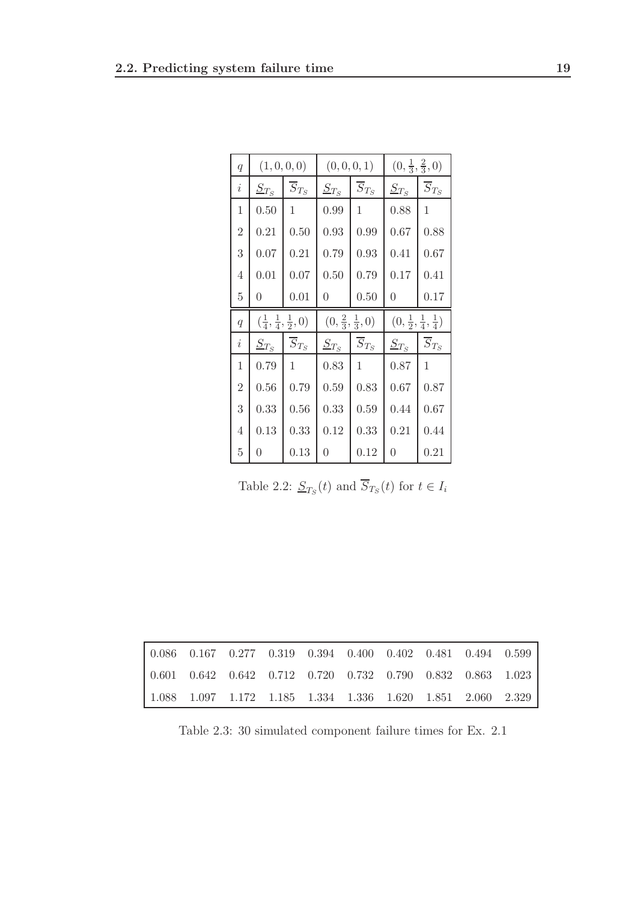| $q$ | $(1,0,0,0)$ | | $(0,0,0,1)$ | | $(0,\frac{1}{3},\frac{2}{3},0)$ | |
|---|---|---|---|---|---|---|
| $i$ | $\underline{S}_{T_S}$ | $\overline{S}_{T_S}$ | $\underline{S}_{T_S}$ | $\overline{S}_{T_S}$ | $\underline{S}_{T_S}$ | $\overline{S}_{T_S}$ |
| 1 | 0.50 | 1 | 0.99 | 1 | 0.88 | 1 |
| 2 | 0.21 | 0.50 | 0.93 | 0.99 | 0.67 | 0.88 |
| 3 | 0.07 | 0.21 | 0.79 | 0.93 | 0.41 | 0.67 |
| 4 | 0.01 | 0.07 | 0.50 | 0.79 | 0.17 | 0.41 |
| 5 | 0 | 0.01 | 0 | 0.50 | 0 | 0.17 |
| $q$ | $(\frac{1}{4},\frac{1}{4},\frac{1}{2},0)$ | | $(0,\frac{2}{3},\frac{1}{3},0)$ | | $(0,\frac{1}{2},\frac{1}{4},\frac{1}{4})$ | |
| $i$ | $\underline{S}_{T_S}$ | $\overline{S}_{T_S}$ | $\underline{S}_{T_S}$ | $\overline{S}_{T_S}$ | $\underline{S}_{T_S}$ | $\overline{S}_{T_S}$ |
| 1 | 0.79 | 1 | 0.83 | 1 | 0.87 | 1 |
| 2 | 0.56 | 0.79 | 0.59 | 0.83 | 0.67 | 0.87 |
| 3 | 0.33 | 0.56 | 0.33 | 0.59 | 0.44 | 0.67 |
| 4 | 0.13 | 0.33 | 0.12 | 0.33 | 0.21 | 0.44 |
| 5 | 0 | 0.13 | 0 | 0.12 | 0 | 0.21 |

Table 2.2: $\underline{S}_{T_S}(t)$ and $\overline{S}_{T_S}(t)$ for $t \in I_i$

| | | | | | | | | | |
|---|---|---|---|---|---|---|---|---|---|
| 0.086 | 0.167 | 0.277 | 0.319 | 0.394 | 0.400 | 0.402 | 0.481 | 0.494 | 0.599 |
| 0.601 | 0.642 | 0.642 | 0.712 | 0.720 | 0.732 | 0.790 | 0.832 | 0.863 | 1.023 |
| 1.088 | 1.097 | 1.172 | 1.185 | 1.334 | 1.336 | 1.620 | 1.851 | 2.060 | 2.329 |

Table 2.3: 30 simulated component failure times for Ex. 2.1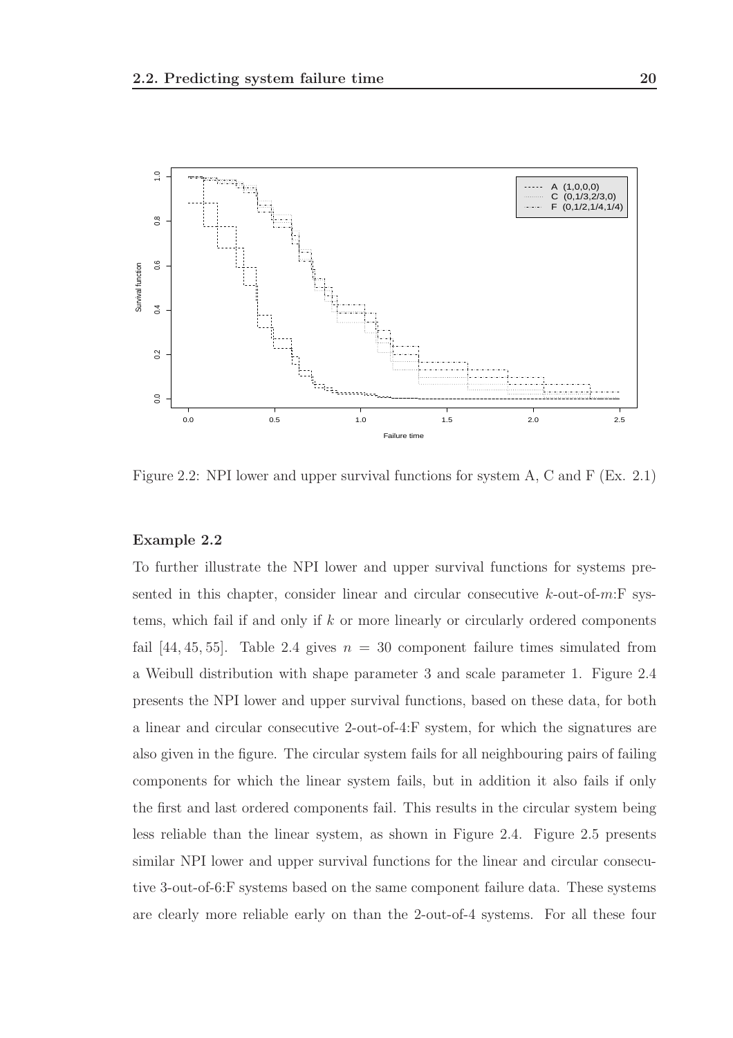Figure 2.2: NPI lower and upper survival functions for system A, C and F (Ex. 2.1)

**Example 2.2**

To further illustrate the NPI lower and upper survival functions for systems presented in this chapter, consider linear and circular consecutive $k$-out-of-$m$:F systems, which fail if and only if $k$ or more linearly or circularly ordered components fail [44, 45, 55]. Table 2.4 gives $n = 30$ component failure times simulated from a Weibull distribution with shape parameter 3 and scale parameter 1. Figure 2.4 presents the NPI lower and upper survival functions, based on these data, for both a linear and circular consecutive 2-out-of-4:F system, for which the signatures are also given in the figure. The circular system fails for all neighbouring pairs of failing components for which the linear system fails, but in addition it also fails if only the first and last ordered components fail. This results in the circular system being less reliable than the linear system, as shown in Figure 2.4. Figure 2.5 presents similar NPI lower and upper survival functions for the linear and circular consecutive 3-out-of-6:F systems based on the same component failure data. These systems are clearly more reliable early on than the 2-out-of-4 systems. For all these four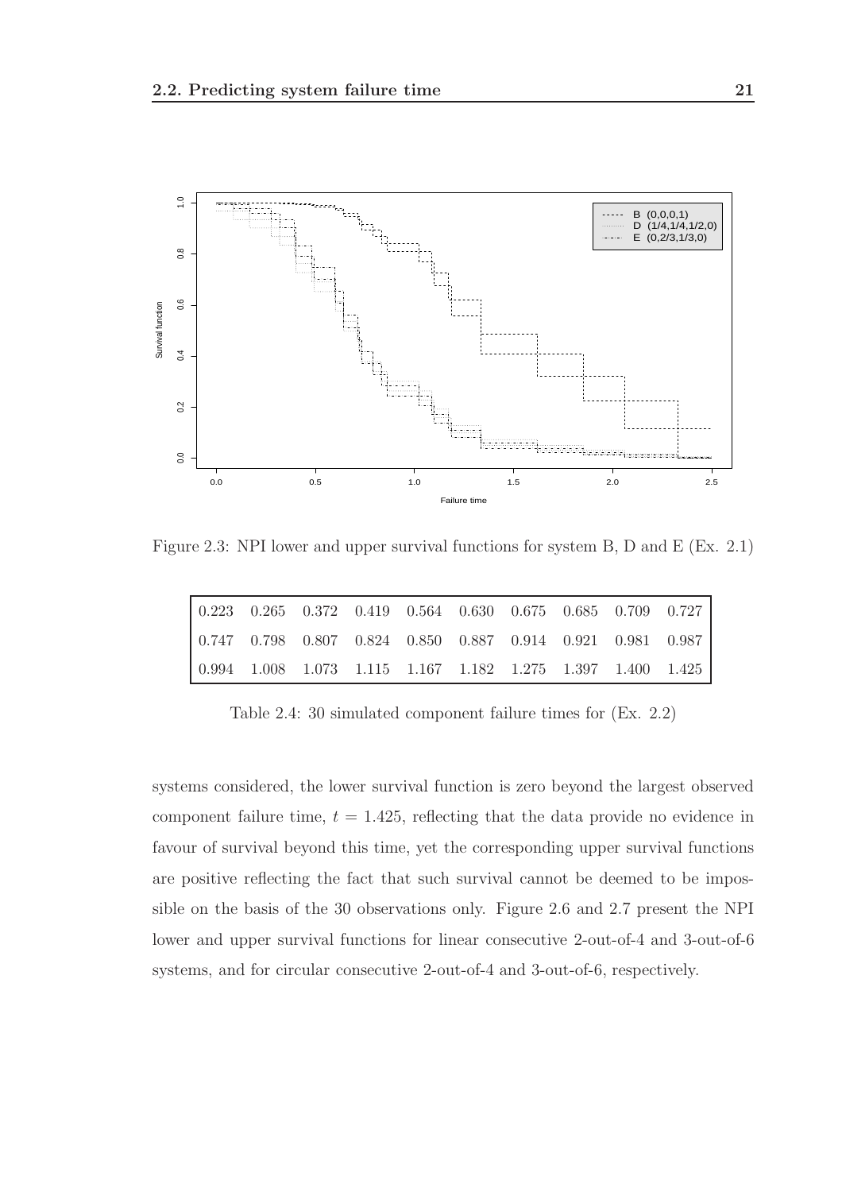Figure 2.3: NPI lower and upper survival functions for system B, D and E (Ex. 2.1)

| | | | | | | | | | |
|---|---|---|---|---|---|---|---|---|---|
| 0.223 | 0.265 | 0.372 | 0.419 | 0.564 | 0.630 | 0.675 | 0.685 | 0.709 | 0.727 |
| 0.747 | 0.798 | 0.807 | 0.824 | 0.850 | 0.887 | 0.914 | 0.921 | 0.981 | 0.987 |
| 0.994 | 1.008 | 1.073 | 1.115 | 1.167 | 1.182 | 1.275 | 1.397 | 1.400 | 1.425 |

Table 2.4: 30 simulated component failure times for (Ex. 2.2)

systems considered, the lower survival function is zero beyond the largest observed component failure time, $t = 1.425$, reflecting that the data provide no evidence in favour of survival beyond this time, yet the corresponding upper survival functions are positive reflecting the fact that such survival cannot be deemed to be impossible on the basis of the 30 observations only. Figure 2.6 and 2.7 present the NPI lower and upper survival functions for linear consecutive 2-out-of-4 and 3-out-of-6 systems, and for circular consecutive 2-out-of-4 and 3-out-of-6, respectively.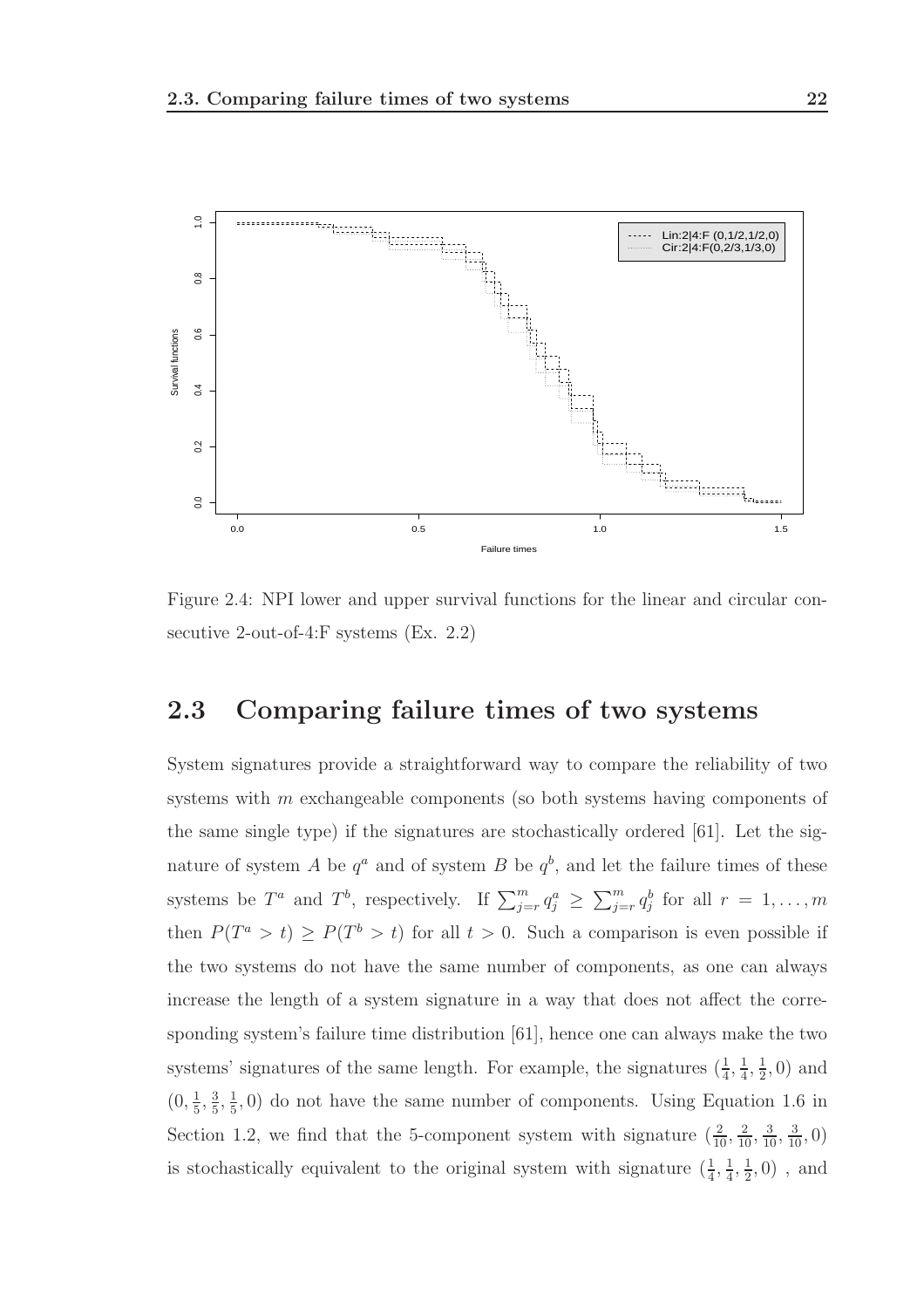Figure 2.4: NPI lower and upper survival functions for the linear and circular consecutive 2-out-of-4:F systems (Ex. 2.2)

## 2.3 Comparing failure times of two systems

System signatures provide a straightforward way to compare the reliability of two systems with $m$ exchangeable components (so both systems having components of the same single type) if the signatures are stochastically ordered [61]. Let the signature of system $A$ be $q^a$ and of system $B$ be $q^b$, and let the failure times of these systems be $T^a$ and $T^b$, respectively. If $\sum_{j=r}^{m} q_j^a \geq \sum_{j=r}^{m} q_j^b$ for all $r = 1, \ldots, m$ then $P(T^a > t) \geq P(T^b > t)$ for all $t > 0$. Such a comparison is even possible if the two systems do not have the same number of components, as one can always increase the length of a system signature in a way that does not affect the corresponding system's failure time distribution [61], hence one can always make the two systems' signatures of the same length. For example, the signatures $(\frac{1}{4}, \frac{1}{4}, \frac{1}{2}, 0)$ and $(0, \frac{1}{5}, \frac{3}{5}, \frac{1}{5}, 0)$ do not have the same number of components. Using Equation 1.6 in Section 1.2, we find that the 5-component system with signature $(\frac{2}{10}, \frac{2}{10}, \frac{3}{10}, \frac{3}{10}, 0)$ is stochastically equivalent to the original system with signature $(\frac{1}{4}, \frac{1}{4}, \frac{1}{2}, 0)$ , and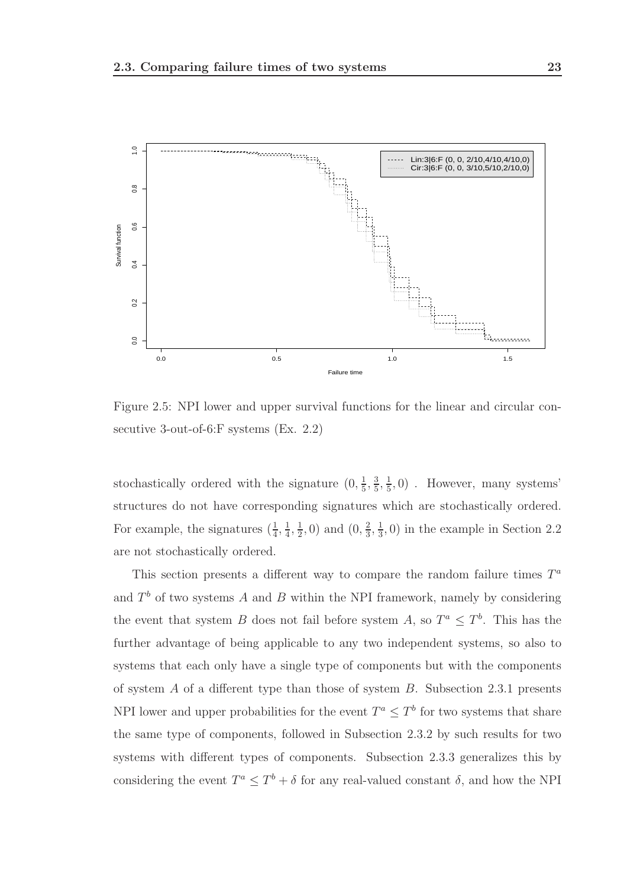Figure 2.5: NPI lower and upper survival functions for the linear and circular consecutive 3-out-of-6:F systems (Ex. 2.2)

stochastically ordered with the signature $(0, \frac{1}{5}, \frac{3}{5}, \frac{1}{5}, 0)$ . However, many systems' structures do not have corresponding signatures which are stochastically ordered. For example, the signatures $(\frac{1}{4}, \frac{1}{4}, \frac{1}{2}, 0)$ and $(0, \frac{2}{3}, \frac{1}{3}, 0)$ in the example in Section 2.2 are not stochastically ordered.

This section presents a different way to compare the random failure times $T^a$ and $T^b$ of two systems $A$ and $B$ within the NPI framework, namely by considering the event that system $B$ does not fail before system $A$, so $T^a \leq T^b$. This has the further advantage of being applicable to any two independent systems, so also to systems that each only have a single type of components but with the components of system $A$ of a different type than those of system $B$. Subsection 2.3.1 presents NPI lower and upper probabilities for the event $T^a \leq T^b$ for two systems that share the same type of components, followed in Subsection 2.3.2 by such results for two systems with different types of components. Subsection 2.3.3 generalizes this by considering the event $T^a \leq T^b + \delta$ for any real-valued constant $\delta$, and how the NPI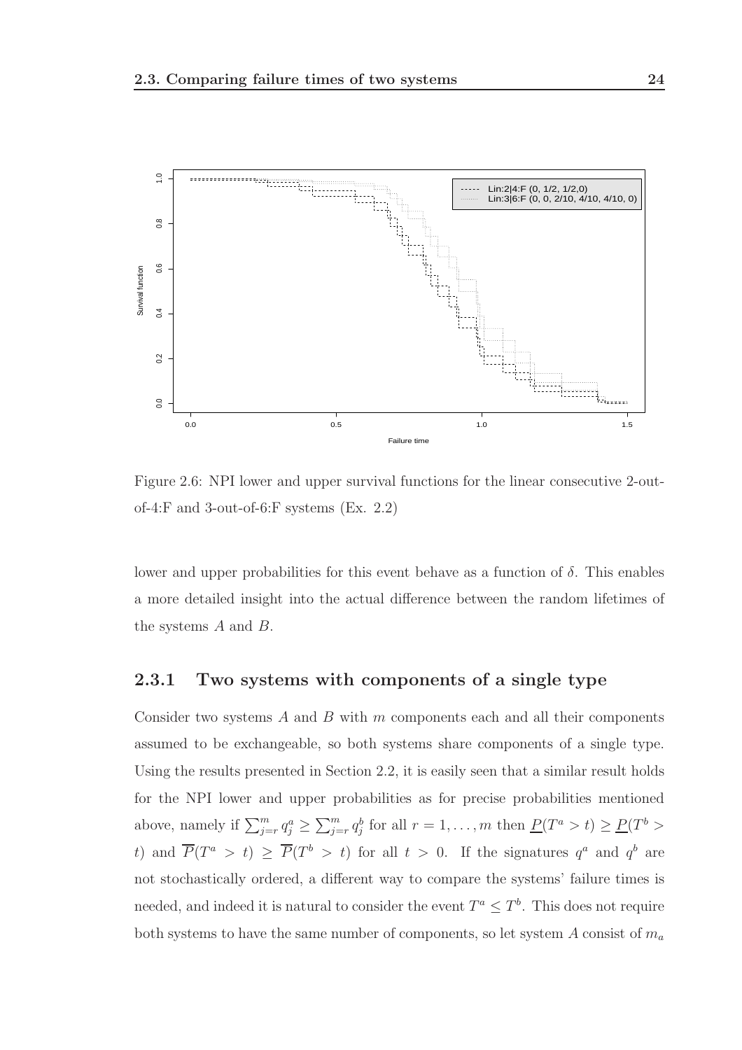Figure 2.6: NPI lower and upper survival functions for the linear consecutive 2-out-of-4:F and 3-out-of-6:F systems (Ex. 2.2)

lower and upper probabilities for this event behave as a function of $\delta$. This enables a more detailed insight into the actual difference between the random lifetimes of the systems $A$ and $B$.

### 2.3.1 Two systems with components of a single type

Consider two systems $A$ and $B$ with $m$ components each and all their components assumed to be exchangeable, so both systems share components of a single type. Using the results presented in Section 2.2, it is easily seen that a similar result holds for the NPI lower and upper probabilities as for precise probabilities mentioned above, namely if $\sum_{j=r}^{m} q_j^a \geq \sum_{j=r}^{m} q_j^b$ for all $r = 1, \ldots, m$ then $\underline{P}(T^a > t) \geq \underline{P}(T^b > t)$ and $\overline{P}(T^a > t) \geq \overline{P}(T^b > t)$ for all $t > 0$. If the signatures $q^a$ and $q^b$ are not stochastically ordered, a different way to compare the systems' failure times is needed, and indeed it is natural to consider the event $T^a \leq T^b$. This does not require both systems to have the same number of components, so let system $A$ consist of $m_a$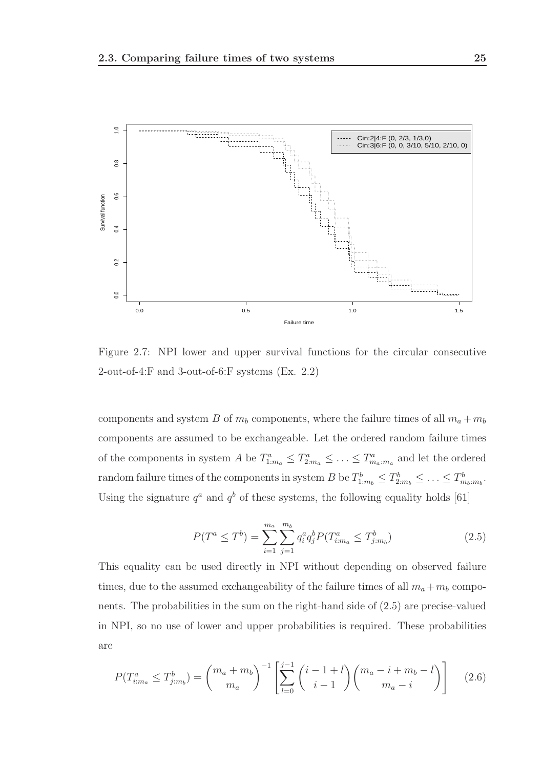Figure 2.7: NPI lower and upper survival functions for the circular consecutive 2-out-of-4:F and 3-out-of-6:F systems (Ex. 2.2)

components and system $B$ of $m_b$ components, where the failure times of all $m_a + m_b$ components are assumed to be exchangeable. Let the ordered random failure times of the components in system $A$ be $T^a_{1:m_a} \leq T^a_{2:m_a} \leq \ldots \leq T^a_{m_a:m_a}$ and let the ordered random failure times of the components in system $B$ be $T^b_{1:m_b} \leq T^b_{2:m_b} \leq \ldots \leq T^b_{m_b:m_b}$. Using the signature $q^a$ and $q^b$ of these systems, the following equality holds [61]

$$P(T^a \leq T^b) = \sum_{i=1}^{m_a} \sum_{j=1}^{m_b} q^a_i q^b_j P(T^a_{i:m_a} \leq T^b_{j:m_b}) \tag{2.5}$$

This equality can be used directly in NPI without depending on observed failure times, due to the assumed exchangeability of the failure times of all $m_a + m_b$ components. The probabilities in the sum on the right-hand side of (2.5) are precise-valued in NPI, so no use of lower and upper probabilities is required. These probabilities are

$$P(T^a_{i:m_a} \leq T^b_{j:m_b}) = \binom{m_a + m_b}{m_a}^{-1} \left[ \sum_{l=0}^{j-1} \binom{i-1+l}{i-1} \binom{m_a - i + m_b - l}{m_a - i} \right] \tag{2.6}$$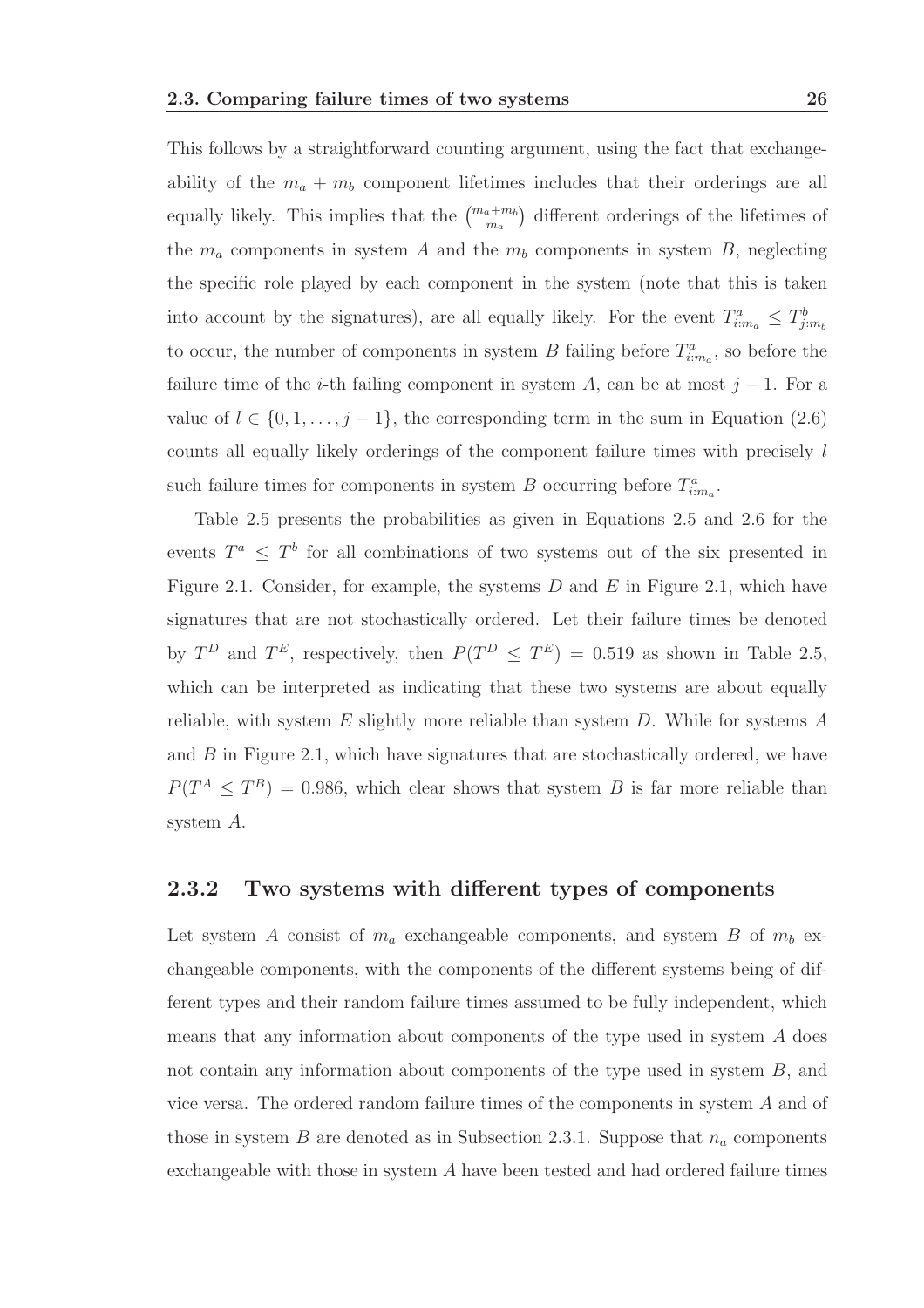This follows by a straightforward counting argument, using the fact that exchangeability of the $m_a + m_b$ component lifetimes includes that their orderings are all equally likely. This implies that the $\binom{m_a+m_b}{m_a}$ different orderings of the lifetimes of the $m_a$ components in system $A$ and the $m_b$ components in system $B$, neglecting the specific role played by each component in the system (note that this is taken into account by the signatures), are all equally likely. For the event $T^a_{i:m_a} \leq T^b_{j:m_b}$ to occur, the number of components in system $B$ failing before $T^a_{i:m_a}$, so before the failure time of the $i$-th failing component in system $A$, can be at most $j-1$. For a value of $l \in \{0, 1, \ldots, j-1\}$, the corresponding term in the sum in Equation (2.6) counts all equally likely orderings of the component failure times with precisely $l$ such failure times for components in system $B$ occurring before $T^a_{i:m_a}$.

Table 2.5 presents the probabilities as given in Equations 2.5 and 2.6 for the events $T^a \leq T^b$ for all combinations of two systems out of the six presented in Figure 2.1. Consider, for example, the systems $D$ and $E$ in Figure 2.1, which have signatures that are not stochastically ordered. Let their failure times be denoted by $T^D$ and $T^E$, respectively, then $P(T^D \leq T^E) = 0.519$ as shown in Table 2.5, which can be interpreted as indicating that these two systems are about equally reliable, with system $E$ slightly more reliable than system $D$. While for systems $A$ and $B$ in Figure 2.1, which have signatures that are stochastically ordered, we have $P(T^A \leq T^B) = 0.986$, which clear shows that system $B$ is far more reliable than system $A$.

### 2.3.2 Two systems with different types of components

Let system $A$ consist of $m_a$ exchangeable components, and system $B$ of $m_b$ exchangeable components, with the components of the different systems being of different types and their random failure times assumed to be fully independent, which means that any information about components of the type used in system $A$ does not contain any information about components of the type used in system $B$, and vice versa. The ordered random failure times of the components in system $A$ and of those in system $B$ are denoted as in Subsection 2.3.1. Suppose that $n_a$ components exchangeable with those in system $A$ have been tested and had ordered failure times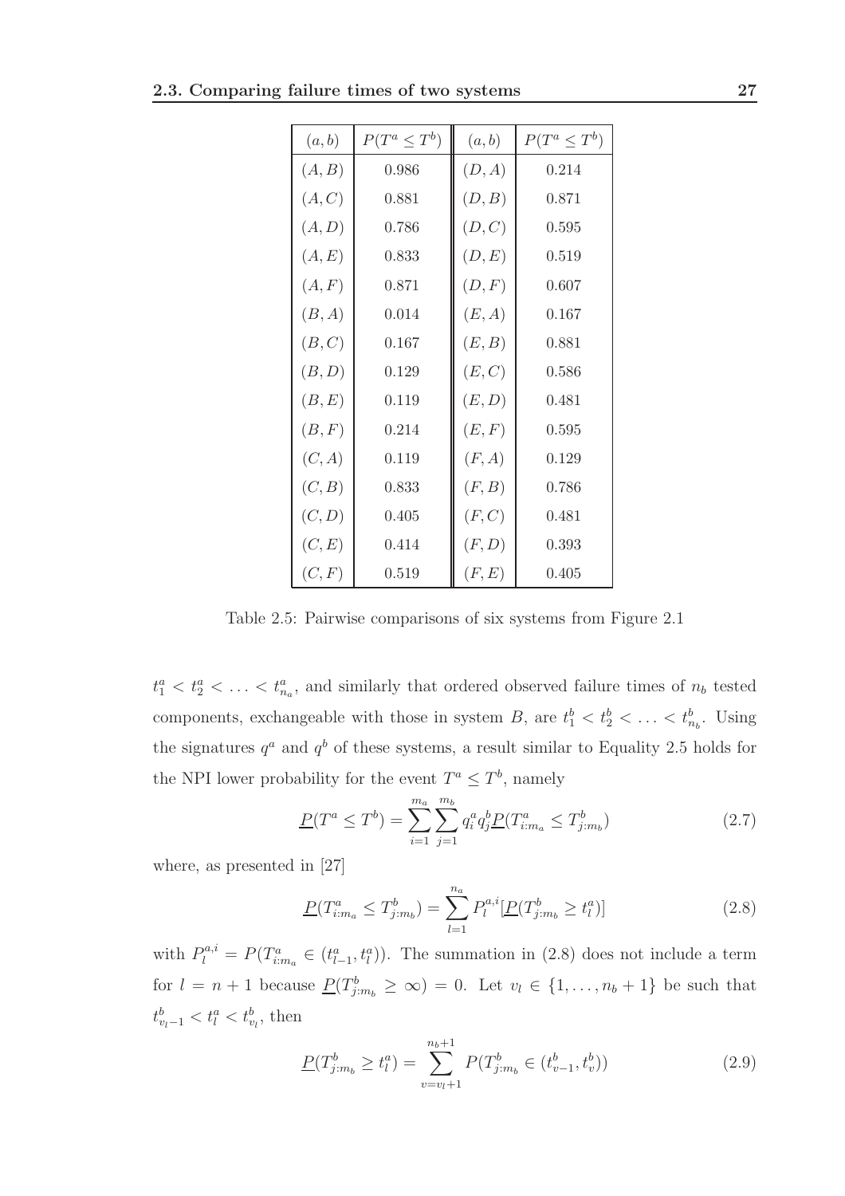| $(a,b)$ | $P(T^a \leq T^b)$ | $(a,b)$ | $P(T^a \leq T^b)$ |
|---|---|---|---|
| $(A,B)$ | 0.986 | $(D,A)$ | 0.214 |
| $(A,C)$ | 0.881 | $(D,B)$ | 0.871 |
| $(A,D)$ | 0.786 | $(D,C)$ | 0.595 |
| $(A,E)$ | 0.833 | $(D,E)$ | 0.519 |
| $(A,F)$ | 0.871 | $(D,F)$ | 0.607 |
| $(B,A)$ | 0.014 | $(E,A)$ | 0.167 |
| $(B,C)$ | 0.167 | $(E,B)$ | 0.881 |
| $(B,D)$ | 0.129 | $(E,C)$ | 0.586 |
| $(B,E)$ | 0.119 | $(E,D)$ | 0.481 |
| $(B,F)$ | 0.214 | $(E,F)$ | 0.595 |
| $(C,A)$ | 0.119 | $(F,A)$ | 0.129 |
| $(C,B)$ | 0.833 | $(F,B)$ | 0.786 |
| $(C,D)$ | 0.405 | $(F,C)$ | 0.481 |
| $(C,E)$ | 0.414 | $(F,D)$ | 0.393 |
| $(C,F)$ | 0.519 | $(F,E)$ | 0.405 |

Table 2.5: Pairwise comparisons of six systems from Figure 2.1

$t_1^a < t_2^a < \ldots < t_{n_a}^a$, and similarly that ordered observed failure times of $n_b$ tested components, exchangeable with those in system $B$, are $t_1^b < t_2^b < \ldots < t_{n_b}^b$. Using the signatures $q^a$ and $q^b$ of these systems, a result similar to Equality 2.5 holds for the NPI lower probability for the event $T^a \leq T^b$, namely

$$\underline{P}(T^a \leq T^b) = \sum_{i=1}^{m_a} \sum_{j=1}^{m_b} q_i^a q_j^b \underline{P}(T_{i:m_a}^a \leq T_{j:m_b}^b) \tag{2.7}$$

where, as presented in [27]

$$\underline{P}(T_{i:m_a}^a \leq T_{j:m_b}^b) = \sum_{l=1}^{n_a} P_l^{a,i} [\underline{P}(T_{j:m_b}^b \geq t_l^a)] \tag{2.8}$$

with $P_l^{a,i} = P(T_{i:m_a}^a \in (t_{l-1}^a, t_l^a))$. The summation in (2.8) does not include a term for $l = n+1$ because $\underline{P}(T_{j:m_b}^b \geq \infty) = 0$. Let $v_l \in \{1, \ldots, n_b+1\}$ be such that $t_{v_l-1}^b < t_l^a < t_{v_l}^b$, then

$$\underline{P}(T_{j:m_b}^b \geq t_l^a) = \sum_{v=v_l+1}^{n_b+1} P(T_{j:m_b}^b \in (t_{v-1}^b, t_v^b)) \tag{2.9}$$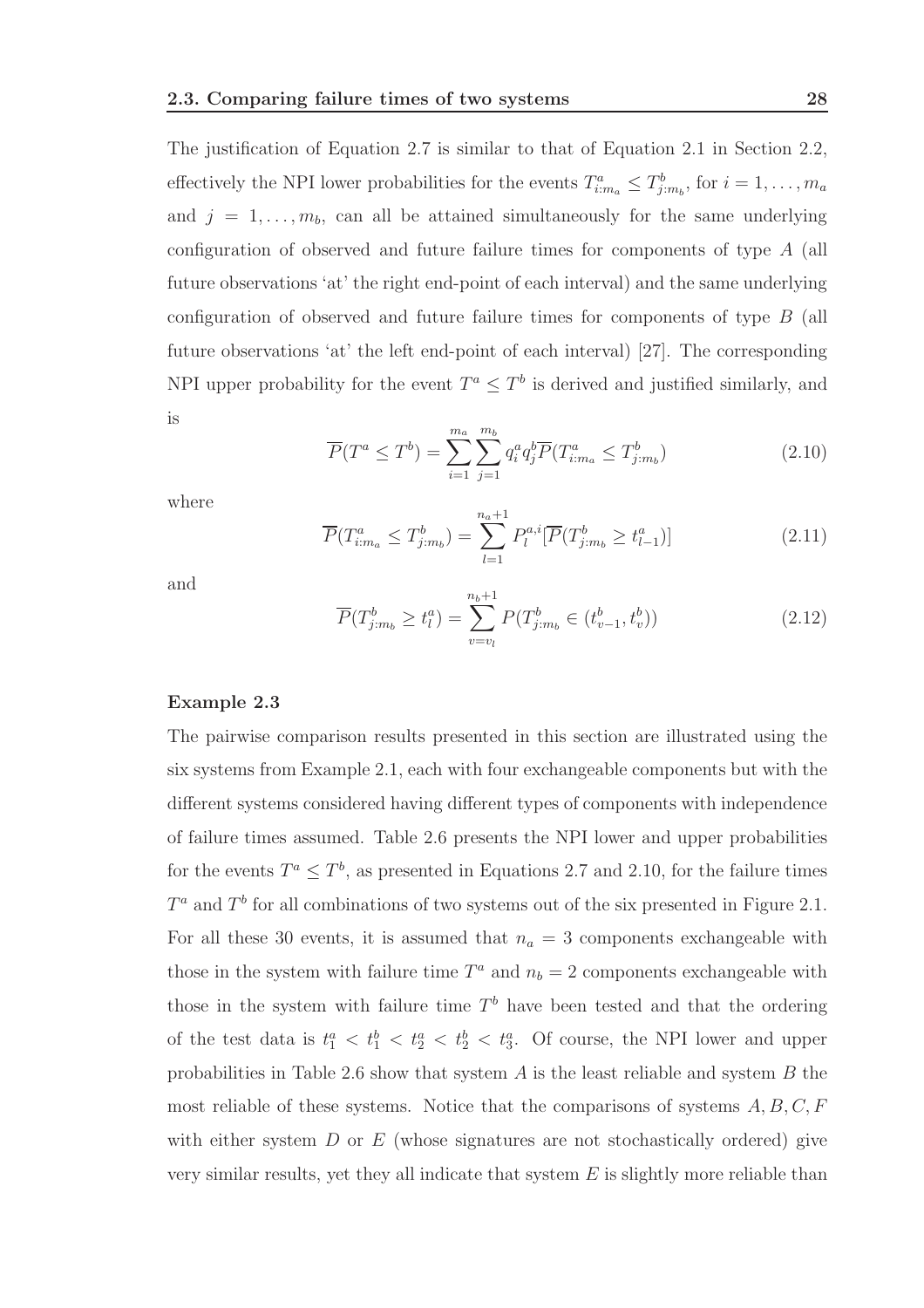The justification of Equation 2.7 is similar to that of Equation 2.1 in Section 2.2, effectively the NPI lower probabilities for the events $T^a_{i:m_a} \leq T^b_{j:m_b}$, for $i = 1, \ldots, m_a$ and $j = 1, \ldots, m_b$, can all be attained simultaneously for the same underlying configuration of observed and future failure times for components of type $A$ (all future observations 'at' the right end-point of each interval) and the same underlying configuration of observed and future failure times for components of type $B$ (all future observations 'at' the left end-point of each interval) [27]. The corresponding NPI upper probability for the event $T^a \leq T^b$ is derived and justified similarly, and is

$$\overline{P}(T^a \leq T^b) = \sum_{i=1}^{m_a} \sum_{j=1}^{m_b} q^a_i q^b_j \overline{P}(T^a_{i:m_a} \leq T^b_{j:m_b}) \tag{2.10}$$

where

$$\overline{P}(T^a_{i:m_a} \leq T^b_{j:m_b}) = \sum_{l=1}^{n_a+1} P^{a,i}_l [\overline{P}(T^b_{j:m_b} \geq t^a_{l-1})] \tag{2.11}$$

and

$$\overline{P}(T^b_{j:m_b} \geq t^a_l) = \sum_{v=v_l}^{n_b+1} P(T^b_{j:m_b} \in (t^b_{v-1}, t^b_v)) \tag{2.12}$$

**Example 2.3**

The pairwise comparison results presented in this section are illustrated using the six systems from Example 2.1, each with four exchangeable components but with the different systems considered having different types of components with independence of failure times assumed. Table 2.6 presents the NPI lower and upper probabilities for the events $T^a \leq T^b$, as presented in Equations 2.7 and 2.10, for the failure times $T^a$ and $T^b$ for all combinations of two systems out of the six presented in Figure 2.1. For all these 30 events, it is assumed that $n_a = 3$ components exchangeable with those in the system with failure time $T^a$ and $n_b = 2$ components exchangeable with those in the system with failure time $T^b$ have been tested and that the ordering of the test data is $t^a_1 < t^b_1 < t^a_2 < t^b_2 < t^a_3$. Of course, the NPI lower and upper probabilities in Table 2.6 show that system $A$ is the least reliable and system $B$ the most reliable of these systems. Notice that the comparisons of systems $A, B, C, F$ with either system $D$ or $E$ (whose signatures are not stochastically ordered) give very similar results, yet they all indicate that system $E$ is slightly more reliable than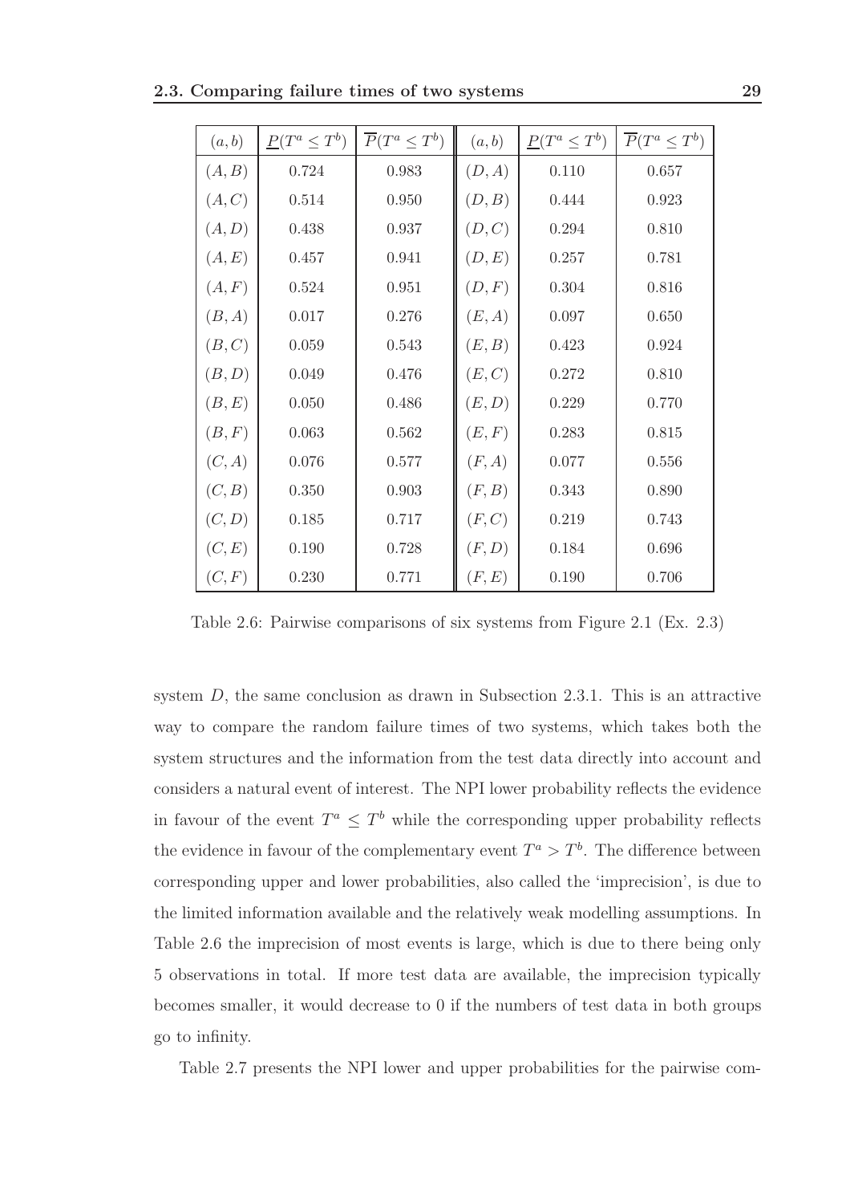| $(a,b)$ | $\underline{P}(T^a \leq T^b)$ | $\overline{P}(T^a \leq T^b)$ | $(a,b)$ | $\underline{P}(T^a \leq T^b)$ | $\overline{P}(T^a \leq T^b)$ |
|---|---|---|---|---|---|
| $(A,B)$ | 0.724 | 0.983 | $(D,A)$ | 0.110 | 0.657 |
| $(A,C)$ | 0.514 | 0.950 | $(D,B)$ | 0.444 | 0.923 |
| $(A,D)$ | 0.438 | 0.937 | $(D,C)$ | 0.294 | 0.810 |
| $(A,E)$ | 0.457 | 0.941 | $(D,E)$ | 0.257 | 0.781 |
| $(A,F)$ | 0.524 | 0.951 | $(D,F)$ | 0.304 | 0.816 |
| $(B,A)$ | 0.017 | 0.276 | $(E,A)$ | 0.097 | 0.650 |
| $(B,C)$ | 0.059 | 0.543 | $(E,B)$ | 0.423 | 0.924 |
| $(B,D)$ | 0.049 | 0.476 | $(E,C)$ | 0.272 | 0.810 |
| $(B,E)$ | 0.050 | 0.486 | $(E,D)$ | 0.229 | 0.770 |
| $(B,F)$ | 0.063 | 0.562 | $(E,F)$ | 0.283 | 0.815 |
| $(C,A)$ | 0.076 | 0.577 | $(F,A)$ | 0.077 | 0.556 |
| $(C,B)$ | 0.350 | 0.903 | $(F,B)$ | 0.343 | 0.890 |
| $(C,D)$ | 0.185 | 0.717 | $(F,C)$ | 0.219 | 0.743 |
| $(C,E)$ | 0.190 | 0.728 | $(F,D)$ | 0.184 | 0.696 |
| $(C,F)$ | 0.230 | 0.771 | $(F,E)$ | 0.190 | 0.706 |

Table 2.6: Pairwise comparisons of six systems from Figure 2.1 (Ex. 2.3)

system $D$, the same conclusion as drawn in Subsection 2.3.1. This is an attractive way to compare the random failure times of two systems, which takes both the system structures and the information from the test data directly into account and considers a natural event of interest. The NPI lower probability reflects the evidence in favour of the event $T^a \leq T^b$ while the corresponding upper probability reflects the evidence in favour of the complementary event $T^a > T^b$. The difference between corresponding upper and lower probabilities, also called the 'imprecision', is due to the limited information available and the relatively weak modelling assumptions. In Table 2.6 the imprecision of most events is large, which is due to there being only 5 observations in total. If more test data are available, the imprecision typically becomes smaller, it would decrease to 0 if the numbers of test data in both groups go to infinity.

Table 2.7 presents the NPI lower and upper probabilities for the pairwise com-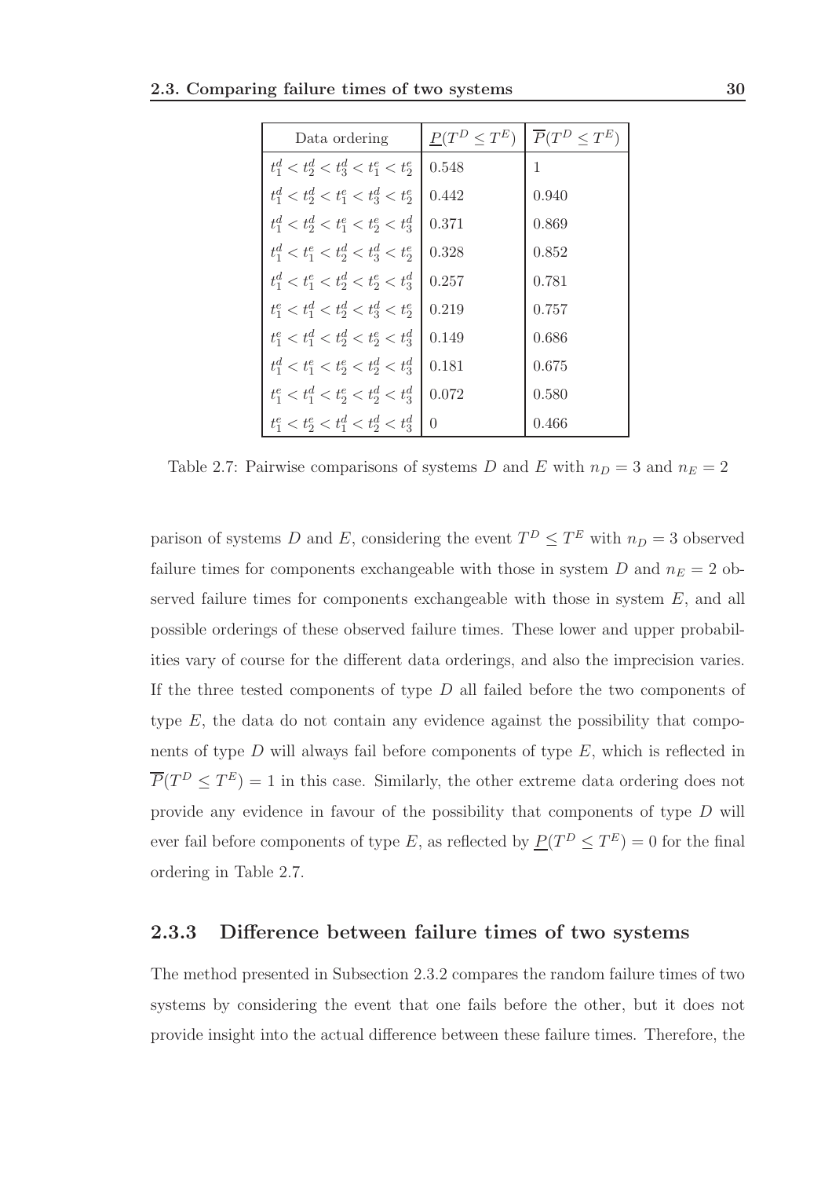| Data ordering | $\underline{P}(T^D \leq T^E)$ | $\overline{P}(T^D \leq T^E)$ |
|---|---|---|
| $t_1^d < t_2^d < t_3^d < t_1^e < t_2^e$ | 0.548 | 1 |
| $t_1^d < t_2^d < t_1^e < t_3^d < t_2^e$ | 0.442 | 0.940 |
| $t_1^d < t_2^d < t_1^e < t_2^e < t_3^d$ | 0.371 | 0.869 |
| $t_1^d < t_1^e < t_2^d < t_3^d < t_2^e$ | 0.328 | 0.852 |
| $t_1^d < t_1^e < t_2^d < t_2^e < t_3^d$ | 0.257 | 0.781 |
| $t_1^e < t_1^d < t_2^d < t_3^d < t_2^e$ | 0.219 | 0.757 |
| $t_1^e < t_1^d < t_2^d < t_2^e < t_3^d$ | 0.149 | 0.686 |
| $t_1^d < t_1^e < t_2^e < t_2^d < t_3^d$ | 0.181 | 0.675 |
| $t_1^e < t_1^d < t_2^e < t_2^d < t_3^d$ | 0.072 | 0.580 |
| $t_1^e < t_2^e < t_1^d < t_2^d < t_3^d$ | 0 | 0.466 |

Table 2.7: Pairwise comparisons of systems $D$ and $E$ with $n_D = 3$ and $n_E = 2$

parison of systems $D$ and $E$, considering the event $T^D \leq T^E$ with $n_D = 3$ observed failure times for components exchangeable with those in system $D$ and $n_E = 2$ observed failure times for components exchangeable with those in system $E$, and all possible orderings of these observed failure times. These lower and upper probabilities vary of course for the different data orderings, and also the imprecision varies. If the three tested components of type $D$ all failed before the two components of type $E$, the data do not contain any evidence against the possibility that components of type $D$ will always fail before components of type $E$, which is reflected in $\overline{P}(T^D \leq T^E) = 1$ in this case. Similarly, the other extreme data ordering does not provide any evidence in favour of the possibility that components of type $D$ will ever fail before components of type $E$, as reflected by $\underline{P}(T^D \leq T^E) = 0$ for the final ordering in Table 2.7.

### 2.3.3 Difference between failure times of two systems

The method presented in Subsection 2.3.2 compares the random failure times of two systems by considering the event that one fails before the other, but it does not provide insight into the actual difference between these failure times. Therefore, the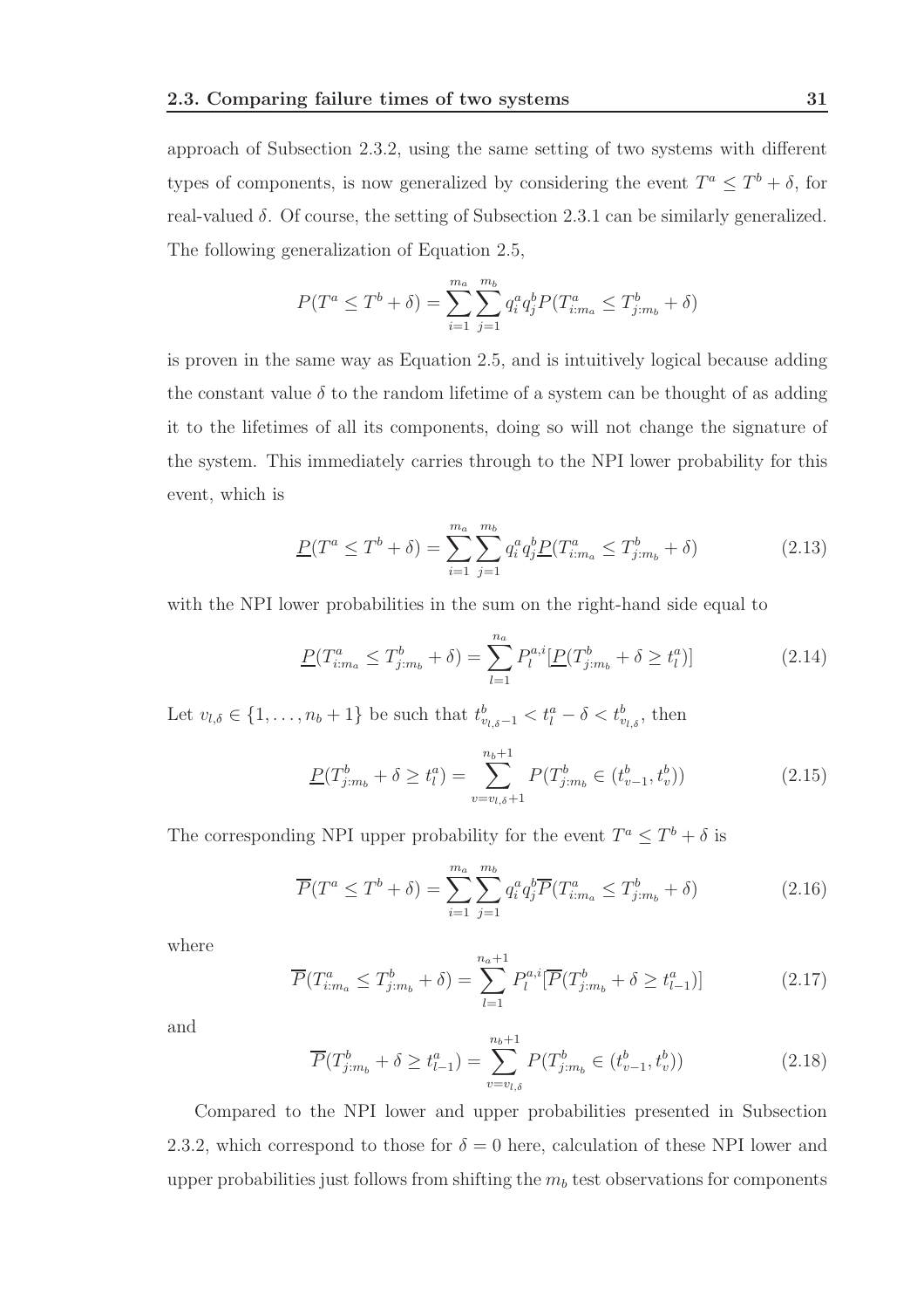approach of Subsection 2.3.2, using the same setting of two systems with different types of components, is now generalized by considering the event $T^a \leq T^b + \delta$, for real-valued $\delta$. Of course, the setting of Subsection 2.3.1 can be similarly generalized. The following generalization of Equation 2.5,

$$P(T^a \leq T^b + \delta) = \sum_{i=1}^{m_a} \sum_{j=1}^{m_b} q_i^a q_j^b P(T^a_{i:m_a} \leq T^b_{j:m_b} + \delta)$$

is proven in the same way as Equation 2.5, and is intuitively logical because adding the constant value $\delta$ to the random lifetime of a system can be thought of as adding it to the lifetimes of all its components, doing so will not change the signature of the system. This immediately carries through to the NPI lower probability for this event, which is

$$\underline{P}(T^a \leq T^b + \delta) = \sum_{i=1}^{m_a} \sum_{j=1}^{m_b} q_i^a q_j^b \underline{P}(T^a_{i:m_a} \leq T^b_{j:m_b} + \delta) \tag{2.13}$$

with the NPI lower probabilities in the sum on the right-hand side equal to

$$\underline{P}(T^a_{i:m_a} \leq T^b_{j:m_b} + \delta) = \sum_{l=1}^{n_a} P_l^{a,i} [\underline{P}(T^b_{j:m_b} + \delta \geq t^a_l)] \tag{2.14}$$

Let $v_{l,\delta} \in \{1, \ldots, n_b + 1\}$ be such that $t^b_{v_{l,\delta}-1} < t^a_l - \delta < t^b_{v_{l,\delta}}$, then

$$\underline{P}(T^b_{j:m_b} + \delta \geq t^a_l) = \sum_{v=v_{l,\delta}+1}^{n_b+1} P(T^b_{j:m_b} \in (t^b_{v-1}, t^b_v)) \tag{2.15}$$

The corresponding NPI upper probability for the event $T^a \leq T^b + \delta$ is

$$\overline{P}(T^a \leq T^b + \delta) = \sum_{i=1}^{m_a} \sum_{j=1}^{m_b} q_i^a q_j^b \overline{P}(T^a_{i:m_a} \leq T^b_{j:m_b} + \delta) \tag{2.16}$$

where

$$\overline{P}(T^a_{i:m_a} \leq T^b_{j:m_b} + \delta) = \sum_{l=1}^{n_a+1} P_l^{a,i} [\overline{P}(T^b_{j:m_b} + \delta \geq t^a_{l-1})] \tag{2.17}$$

and

$$\overline{P}(T^b_{j:m_b} + \delta \geq t^a_{l-1}) = \sum_{v=v_{l,\delta}}^{n_b+1} P(T^b_{j:m_b} \in (t^b_{v-1}, t^b_v)) \tag{2.18}$$

Compared to the NPI lower and upper probabilities presented in Subsection 2.3.2, which correspond to those for $\delta = 0$ here, calculation of these NPI lower and upper probabilities just follows from shifting the $m_b$ test observations for components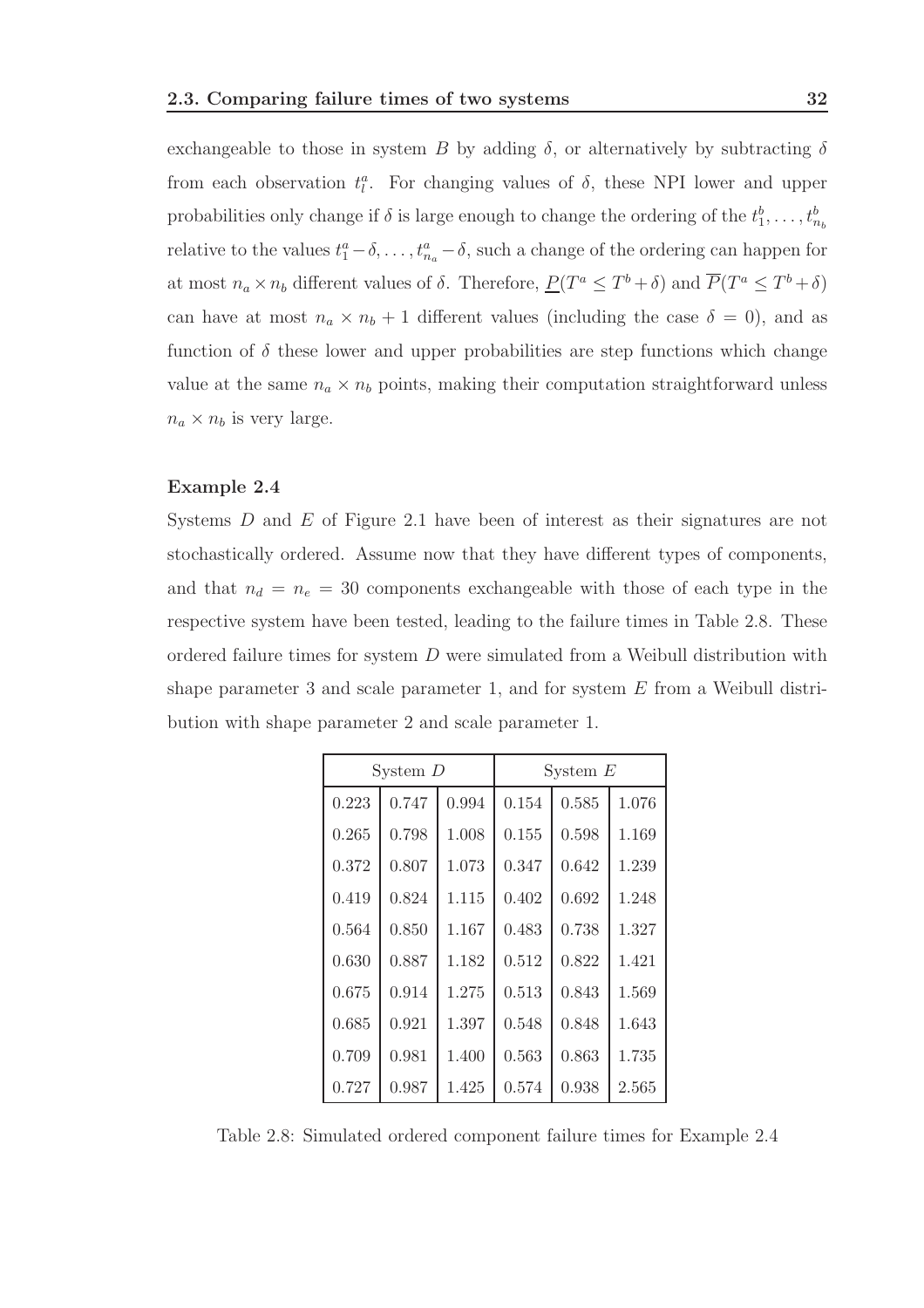exchangeable to those in system $B$ by adding $\delta$, or alternatively by subtracting $\delta$ from each observation $t^a_l$. For changing values of $\delta$, these NPI lower and upper probabilities only change if $\delta$ is large enough to change the ordering of the $t^b_1, \ldots, t^b_{n_b}$ relative to the values $t^a_1 - \delta, \ldots, t^a_{n_a} - \delta$, such a change of the ordering can happen for at most $n_a \times n_b$ different values of $\delta$. Therefore, $\underline{P}(T^a \leq T^b + \delta)$ and $\overline{P}(T^a \leq T^b + \delta)$ can have at most $n_a \times n_b + 1$ different values (including the case $\delta = 0$), and as function of $\delta$ these lower and upper probabilities are step functions which change value at the same $n_a \times n_b$ points, making their computation straightforward unless $n_a \times n_b$ is very large.

**Example 2.4**

Systems $D$ and $E$ of Figure 2.1 have been of interest as their signatures are not stochastically ordered. Assume now that they have different types of components, and that $n_d = n_e = 30$ components exchangeable with those of each type in the respective system have been tested, leading to the failure times in Table 2.8. These ordered failure times for system $D$ were simulated from a Weibull distribution with shape parameter 3 and scale parameter 1, and for system $E$ from a Weibull distribution with shape parameter 2 and scale parameter 1.

| System $D$ | | | System $E$ | | |
|---|---|---|---|---|---|
| 0.223 | 0.747 | 0.994 | 0.154 | 0.585 | 1.076 |
| 0.265 | 0.798 | 1.008 | 0.155 | 0.598 | 1.169 |
| 0.372 | 0.807 | 1.073 | 0.347 | 0.642 | 1.239 |
| 0.419 | 0.824 | 1.115 | 0.402 | 0.692 | 1.248 |
| 0.564 | 0.850 | 1.167 | 0.483 | 0.738 | 1.327 |
| 0.630 | 0.887 | 1.182 | 0.512 | 0.822 | 1.421 |
| 0.675 | 0.914 | 1.275 | 0.513 | 0.843 | 1.569 |
| 0.685 | 0.921 | 1.397 | 0.548 | 0.848 | 1.643 |
| 0.709 | 0.981 | 1.400 | 0.563 | 0.863 | 1.735 |
| 0.727 | 0.987 | 1.425 | 0.574 | 0.938 | 2.565 |

Table 2.8: Simulated ordered component failure times for Example 2.4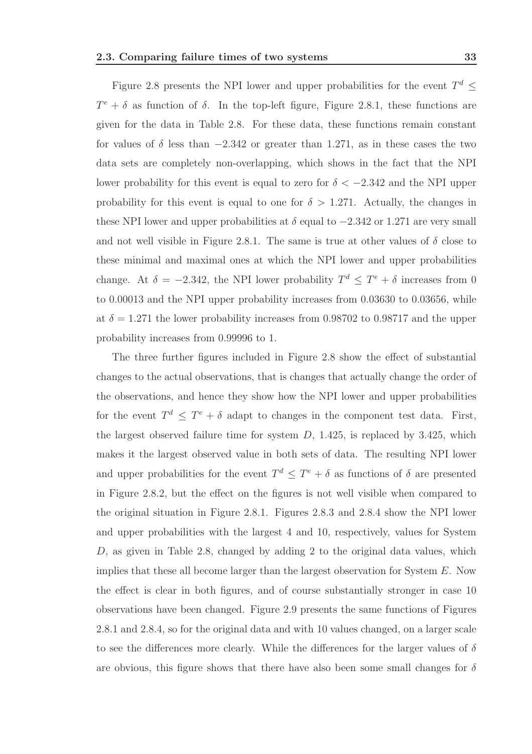Figure 2.8 presents the NPI lower and upper probabilities for the event $T^d \leq T^e + \delta$ as function of $\delta$. In the top-left figure, Figure 2.8.1, these functions are given for the data in Table 2.8. For these data, these functions remain constant for values of $\delta$ less than $-2.342$ or greater than 1.271, as in these cases the two data sets are completely non-overlapping, which shows in the fact that the NPI lower probability for this event is equal to zero for $\delta < -2.342$ and the NPI upper probability for this event is equal to one for $\delta > 1.271$. Actually, the changes in these NPI lower and upper probabilities at $\delta$ equal to $-2.342$ or 1.271 are very small and not well visible in Figure 2.8.1. The same is true at other values of $\delta$ close to these minimal and maximal ones at which the NPI lower and upper probabilities change. At $\delta = -2.342$, the NPI lower probability $T^d \leq T^e + \delta$ increases from 0 to 0.00013 and the NPI upper probability increases from 0.03630 to 0.03656, while at $\delta = 1.271$ the lower probability increases from 0.98702 to 0.98717 and the upper probability increases from 0.99996 to 1.

The three further figures included in Figure 2.8 show the effect of substantial changes to the actual observations, that is changes that actually change the order of the observations, and hence they show how the NPI lower and upper probabilities for the event $T^d \leq T^e + \delta$ adapt to changes in the component test data. First, the largest observed failure time for system $D$, 1.425, is replaced by 3.425, which makes it the largest observed value in both sets of data. The resulting NPI lower and upper probabilities for the event $T^d \leq T^e + \delta$ as functions of $\delta$ are presented in Figure 2.8.2, but the effect on the figures is not well visible when compared to the original situation in Figure 2.8.1. Figures 2.8.3 and 2.8.4 show the NPI lower and upper probabilities with the largest 4 and 10, respectively, values for System $D$, as given in Table 2.8, changed by adding 2 to the original data values, which implies that these all become larger than the largest observation for System $E$. Now the effect is clear in both figures, and of course substantially stronger in case 10 observations have been changed. Figure 2.9 presents the same functions of Figures 2.8.1 and 2.8.4, so for the original data and with 10 values changed, on a larger scale to see the differences more clearly. While the differences for the larger values of $\delta$ are obvious, this figure shows that there have also been some small changes for $\delta$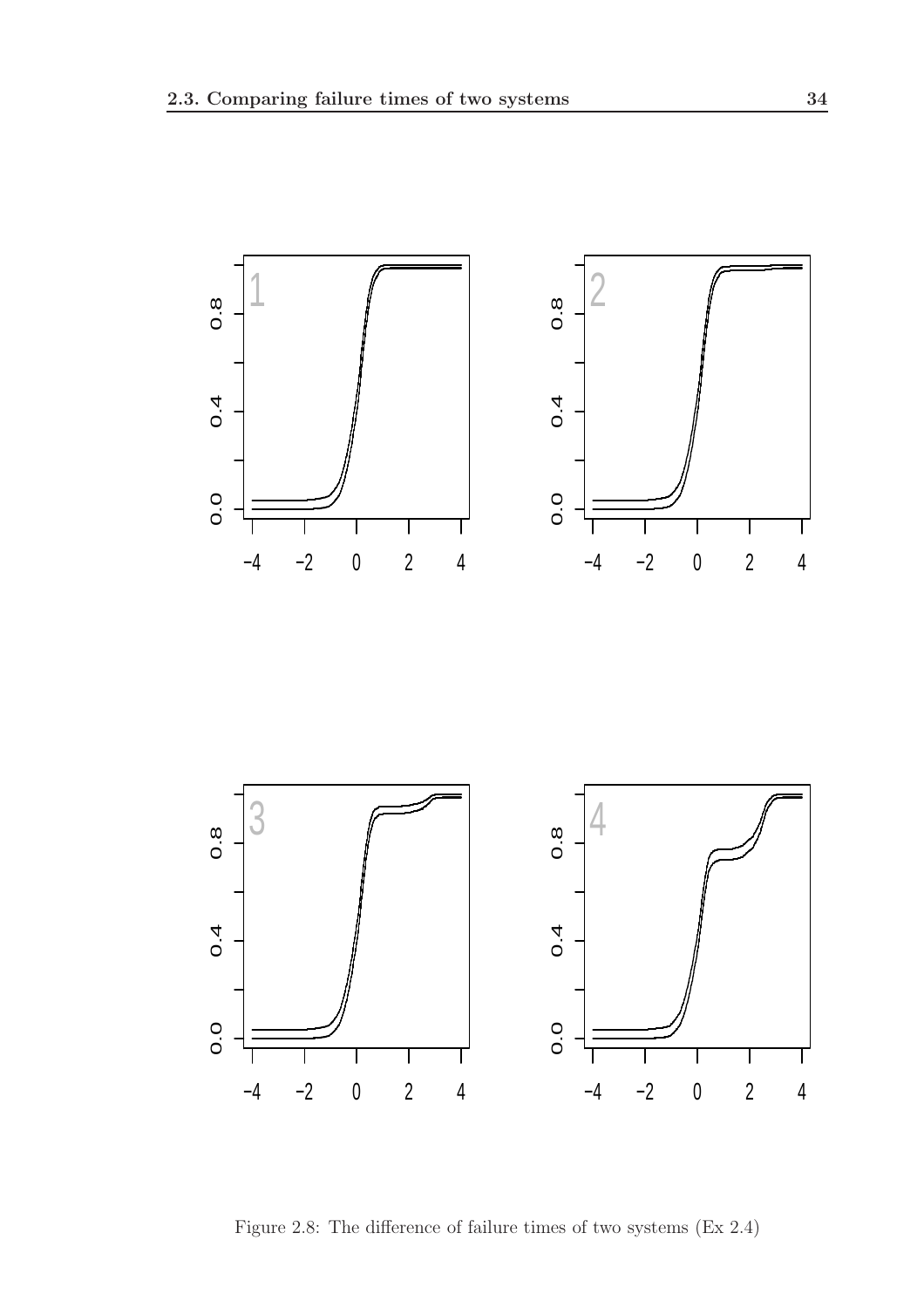Figure 2.8: The difference of failure times of two systems (Ex 2.4)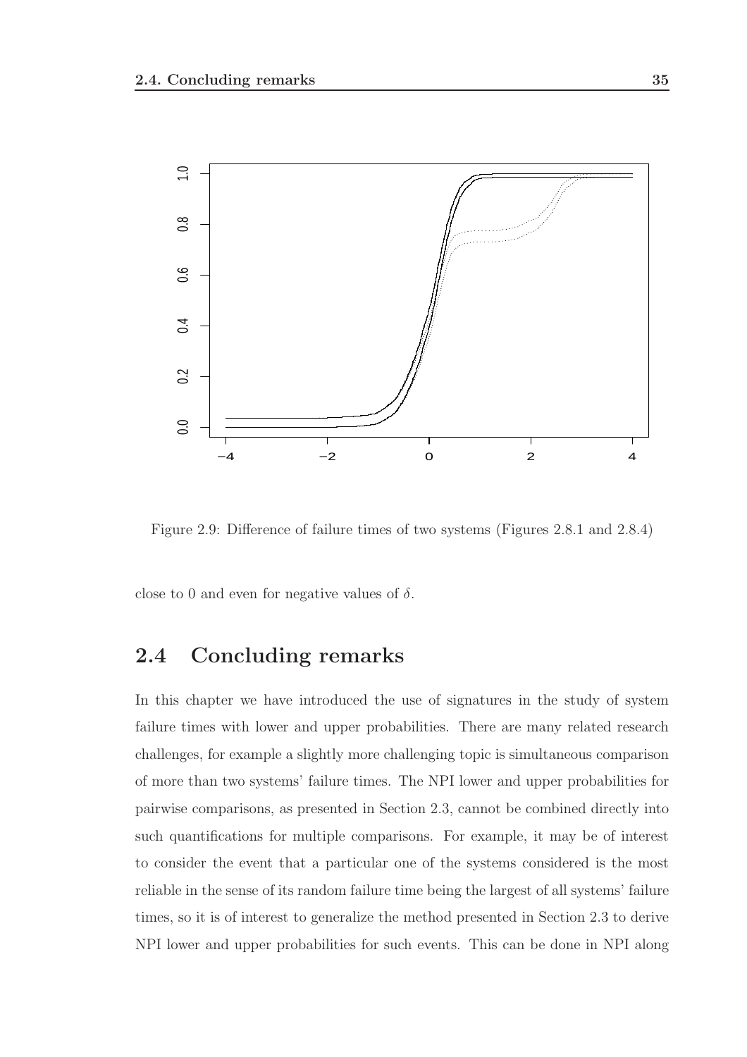Figure 2.9: Difference of failure times of two systems (Figures 2.8.1 and 2.8.4)

close to 0 and even for negative values of $\delta$.

## 2.4 Concluding remarks

In this chapter we have introduced the use of signatures in the study of system failure times with lower and upper probabilities. There are many related research challenges, for example a slightly more challenging topic is simultaneous comparison of more than two systems' failure times. The NPI lower and upper probabilities for pairwise comparisons, as presented in Section 2.3, cannot be combined directly into such quantifications for multiple comparisons. For example, it may be of interest to consider the event that a particular one of the systems considered is the most reliable in the sense of its random failure time being the largest of all systems' failure times, so it is of interest to generalize the method presented in Section 2.3 to derive NPI lower and upper probabilities for such events. This can be done in NPI along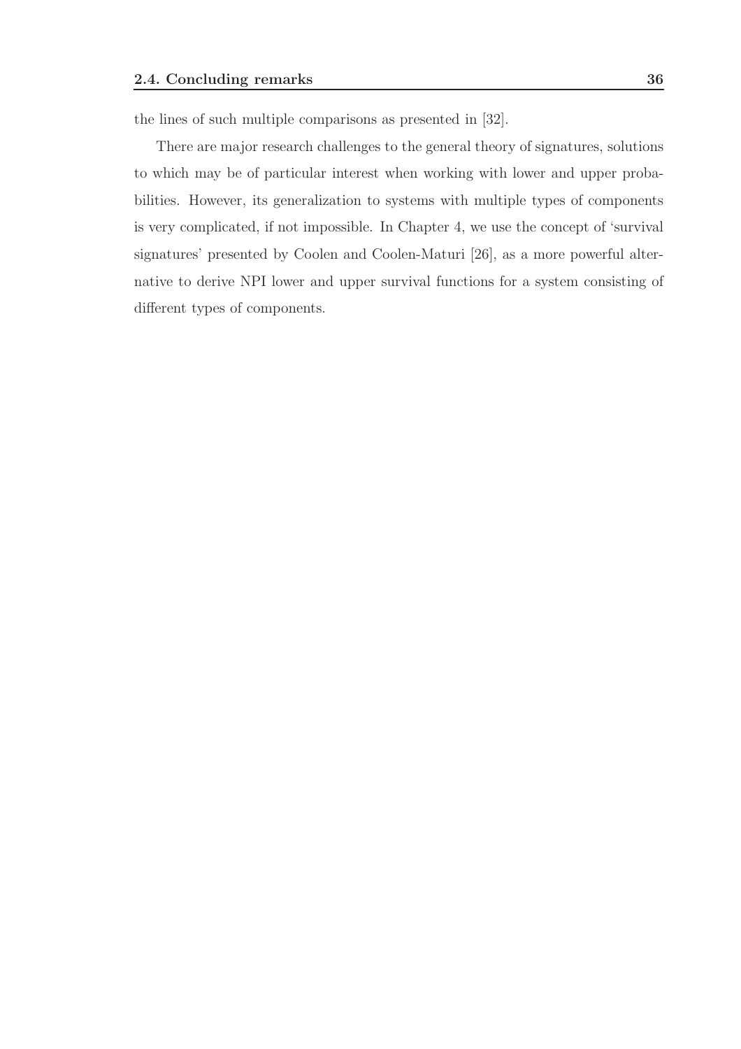the lines of such multiple comparisons as presented in [32].

There are major research challenges to the general theory of signatures, solutions to which may be of particular interest when working with lower and upper probabilities. However, its generalization to systems with multiple types of components is very complicated, if not impossible. In Chapter 4, we use the concept of 'survival signatures' presented by Coolen and Coolen-Maturi [26], as a more powerful alternative to derive NPI lower and upper survival functions for a system consisting of different types of components.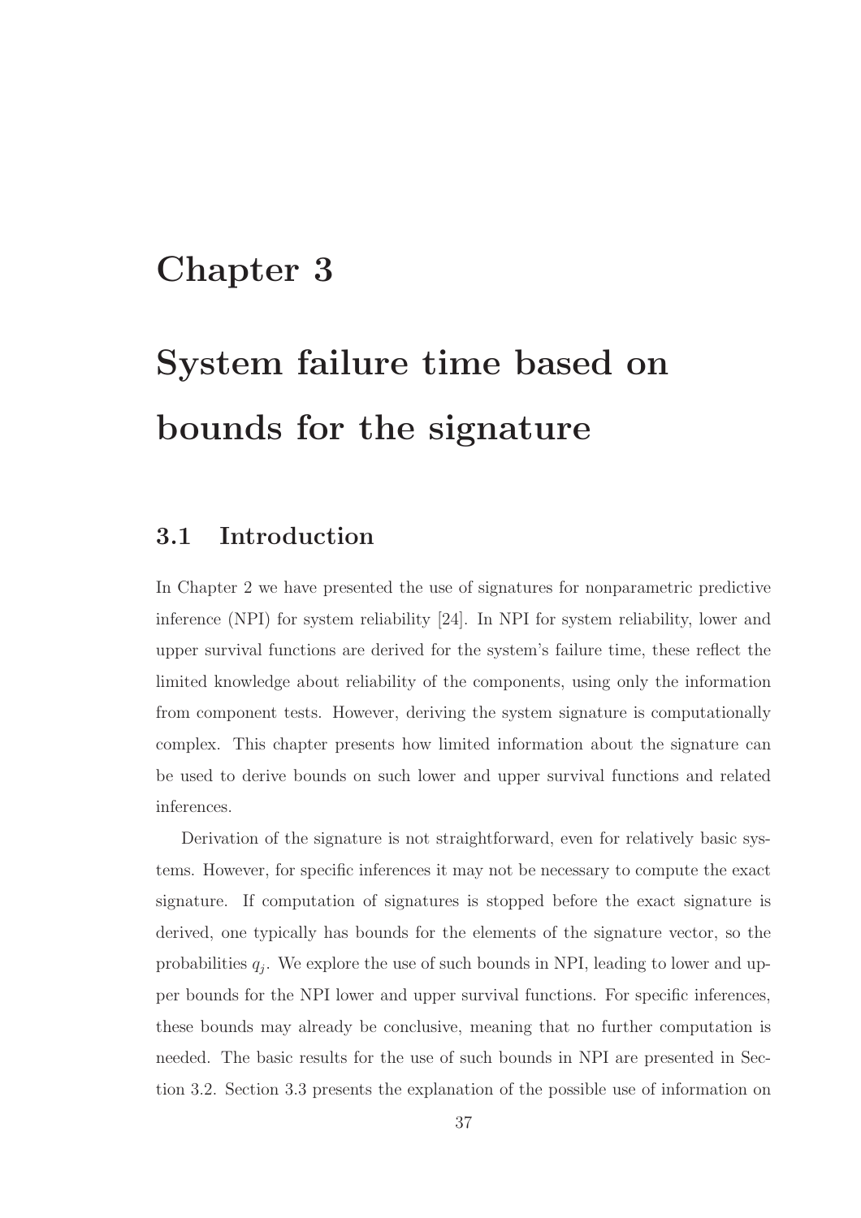# Chapter 3

# System failure time based on bounds for the signature

## 3.1 Introduction

In Chapter 2 we have presented the use of signatures for nonparametric predictive inference (NPI) for system reliability [24]. In NPI for system reliability, lower and upper survival functions are derived for the system's failure time, these reflect the limited knowledge about reliability of the components, using only the information from component tests. However, deriving the system signature is computationally complex. This chapter presents how limited information about the signature can be used to derive bounds on such lower and upper survival functions and related inferences.

Derivation of the signature is not straightforward, even for relatively basic systems. However, for specific inferences it may not be necessary to compute the exact signature. If computation of signatures is stopped before the exact signature is derived, one typically has bounds for the elements of the signature vector, so the probabilities $q_j$. We explore the use of such bounds in NPI, leading to lower and upper bounds for the NPI lower and upper survival functions. For specific inferences, these bounds may already be conclusive, meaning that no further computation is needed. The basic results for the use of such bounds in NPI are presented in Section 3.2. Section 3.3 presents the explanation of the possible use of information on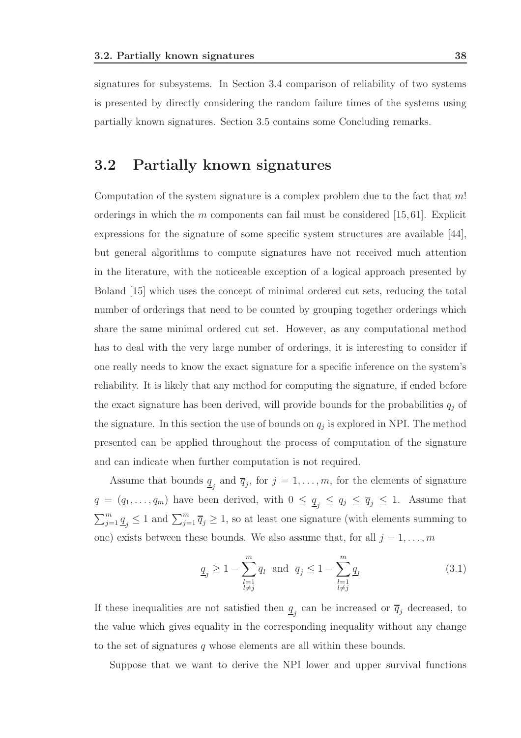signatures for subsystems. In Section 3.4 comparison of reliability of two systems is presented by directly considering the random failure times of the systems using partially known signatures. Section 3.5 contains some Concluding remarks.

## 3.2 Partially known signatures

Computation of the system signature is a complex problem due to the fact that $m!$ orderings in which the $m$ components can fail must be considered [15, 61]. Explicit expressions for the signature of some specific system structures are available [44], but general algorithms to compute signatures have not received much attention in the literature, with the noticeable exception of a logical approach presented by Boland [15] which uses the concept of minimal ordered cut sets, reducing the total number of orderings that need to be counted by grouping together orderings which share the same minimal ordered cut set. However, as any computational method has to deal with the very large number of orderings, it is interesting to consider if one really needs to know the exact signature for a specific inference on the system's reliability. It is likely that any method for computing the signature, if ended before the exact signature has been derived, will provide bounds for the probabilities $q_j$ of the signature. In this section the use of bounds on $q_j$ is explored in NPI. The method presented can be applied throughout the process of computation of the signature and can indicate when further computation is not required.

Assume that bounds $\underline{q}_j$ and $\overline{q}_j$, for $j = 1, \ldots, m$, for the elements of signature $q = (q_1, \ldots, q_m)$ have been derived, with $0 \leq \underline{q}_j \leq q_j \leq \overline{q}_j \leq 1$. Assume that $\sum_{j=1}^{m} \underline{q}_j \leq 1$ and $\sum_{j=1}^{m} \overline{q}_j \geq 1$, so at least one signature (with elements summing to one) exists between these bounds. We also assume that, for all $j = 1, \ldots, m$

$$\underline{q}_j \geq 1 - \sum_{\substack{l=1 \\ l \neq j}}^{m} \overline{q}_l \text{ and } \overline{q}_j \leq 1 - \sum_{\substack{l=1 \\ l \neq j}}^{m} \underline{q}_l \tag{3.1}$$

If these inequalities are not satisfied then $\underline{q}_j$ can be increased or $\overline{q}_j$ decreased, to the value which gives equality in the corresponding inequality without any change to the set of signatures $q$ whose elements are all within these bounds.

Suppose that we want to derive the NPI lower and upper survival functions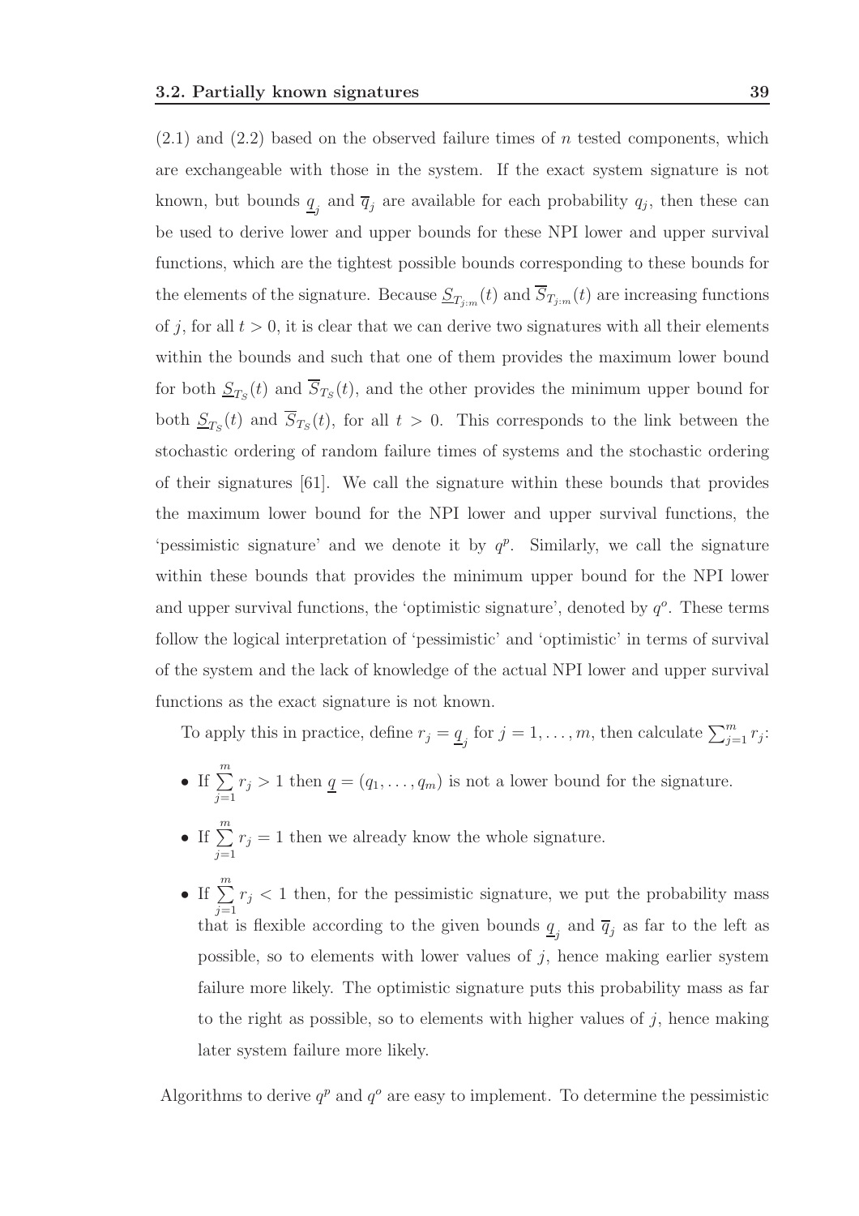(2.1) and (2.2) based on the observed failure times of $n$ tested components, which are exchangeable with those in the system. If the exact system signature is not known, but bounds $\underline{q}_j$ and $\overline{q}_j$ are available for each probability $q_j$, then these can be used to derive lower and upper bounds for these NPI lower and upper survival functions, which are the tightest possible bounds corresponding to these bounds for the elements of the signature. Because $\underline{S}_{T_{j:m}}(t)$ and $\overline{S}_{T_{j:m}}(t)$ are increasing functions of $j$, for all $t > 0$, it is clear that we can derive two signatures with all their elements within the bounds and such that one of them provides the maximum lower bound for both $\underline{S}_{T_S}(t)$ and $\overline{S}_{T_S}(t)$, and the other provides the minimum upper bound for both $\underline{S}_{T_S}(t)$ and $\overline{S}_{T_S}(t)$, for all $t > 0$. This corresponds to the link between the stochastic ordering of random failure times of systems and the stochastic ordering of their signatures [61]. We call the signature within these bounds that provides the maximum lower bound for the NPI lower and upper survival functions, the 'pessimistic signature' and we denote it by $q^p$. Similarly, we call the signature within these bounds that provides the minimum upper bound for the NPI lower and upper survival functions, the 'optimistic signature', denoted by $q^o$. These terms follow the logical interpretation of 'pessimistic' and 'optimistic' in terms of survival of the system and the lack of knowledge of the actual NPI lower and upper survival functions as the exact signature is not known.

To apply this in practice, define $r_j = \underline{q}_j$ for $j = 1, \ldots, m$, then calculate $\sum_{j=1}^{m} r_j$:

- If $\sum\limits_{j=1}^{m} r_j > 1$ then $\underline{q} = (q_1, \ldots, q_m)$ is not a lower bound for the signature.
- If $\sum\limits_{j=1}^{m} r_j = 1$ then we already know the whole signature.
- If $\sum\limits_{j=1}^{m} r_j < 1$ then, for the pessimistic signature, we put the probability mass that is flexible according to the given bounds $\underline{q}_j$ and $\overline{q}_j$ as far to the left as possible, so to elements with lower values of $j$, hence making earlier system failure more likely. The optimistic signature puts this probability mass as far to the right as possible, so to elements with higher values of $j$, hence making later system failure more likely.

Algorithms to derive $q^p$ and $q^o$ are easy to implement. To determine the pessimistic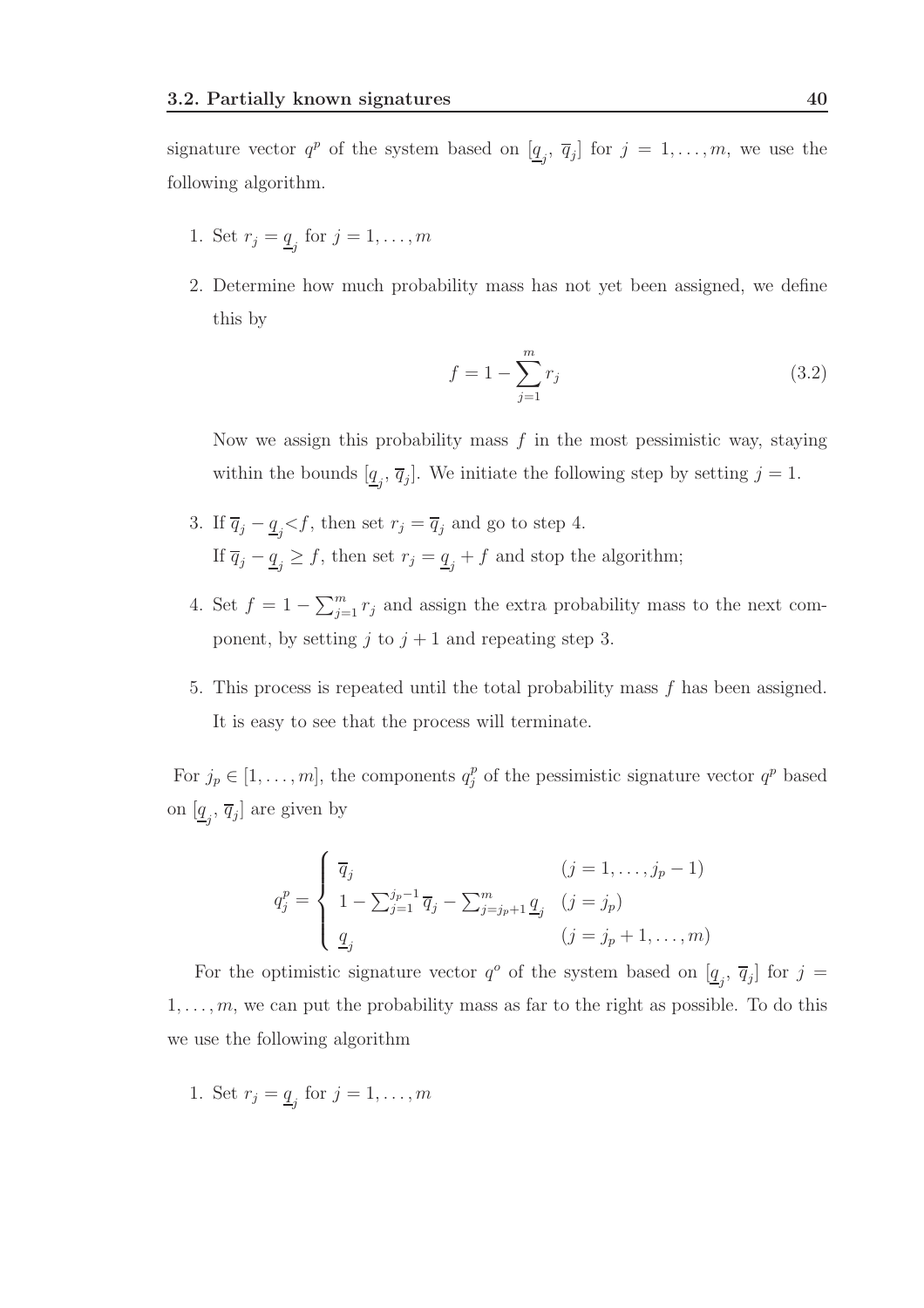signature vector $q^p$ of the system based on $[\underline{q}_j, \overline{q}_j]$ for $j = 1, \ldots, m$, we use the following algorithm.

1. Set $r_j = \underline{q}_j$ for $j = 1, \ldots, m$
2. Determine how much probability mass has not yet been assigned, we define this by

$$f = 1 - \sum_{j=1}^{m} r_j \tag{3.2}$$

   Now we assign this probability mass $f$ in the most pessimistic way, staying within the bounds $[\underline{q}_j, \overline{q}_j]$. We initiate the following step by setting $j = 1$.

3. If $\overline{q}_j - \underline{q}_j < f$, then set $r_j = \overline{q}_j$ and go to step 4.
   If $\overline{q}_j - \underline{q}_j \geq f$, then set $r_j = \underline{q}_j + f$ and stop the algorithm;
4. Set $f = 1 - \sum_{j=1}^{m} r_j$ and assign the extra probability mass to the next component, by setting $j$ to $j + 1$ and repeating step 3.
5. This process is repeated until the total probability mass $f$ has been assigned. It is easy to see that the process will terminate.

For $j_p \in [1, \ldots, m]$, the components $q_j^p$ of the pessimistic signature vector $q^p$ based on $[\underline{q}_j, \overline{q}_j]$ are given by

$$q_j^p = \begin{cases} \overline{q}_j & (j = 1, \ldots, j_p - 1) \\ 1 - \sum_{j=1}^{j_p - 1} \overline{q}_j - \sum_{j=j_p+1}^{m} \underline{q}_j & (j = j_p) \\ \underline{q}_j & (j = j_p + 1, \ldots, m) \end{cases}$$

For the optimistic signature vector $q^o$ of the system based on $[\underline{q}_j, \overline{q}_j]$ for $j = 1, \ldots, m$, we can put the probability mass as far to the right as possible. To do this we use the following algorithm

1. Set $r_j = \underline{q}_j$ for $j = 1, \ldots, m$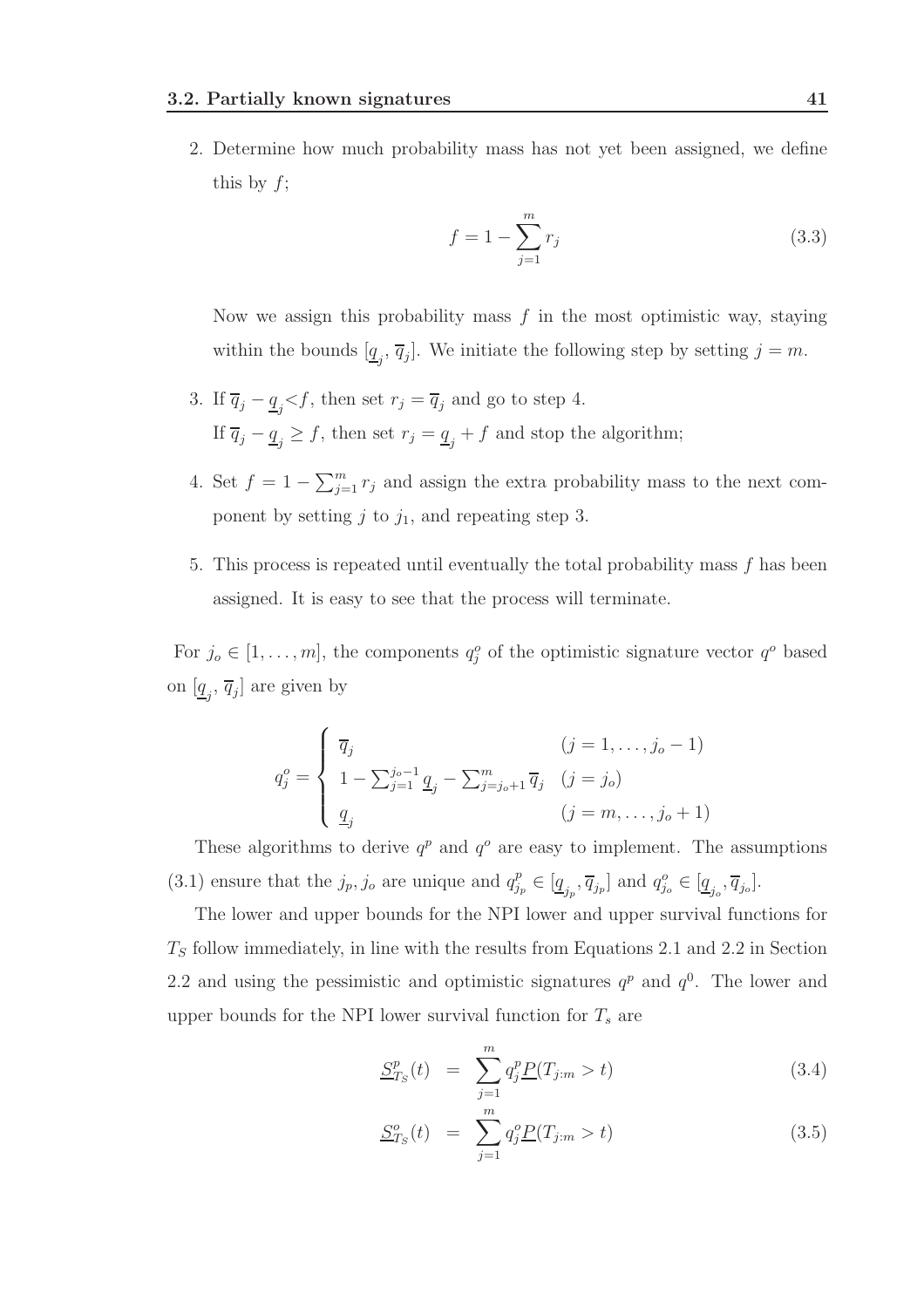2. Determine how much probability mass has not yet been assigned, we define this by $f$;

$$f = 1 - \sum_{j=1}^{m} r_j \tag{3.3}$$

Now we assign this probability mass $f$ in the most optimistic way, staying within the bounds $[\underline{q}_j, \overline{q}_j]$. We initiate the following step by setting $j = m$.

3. If $\overline{q}_j - \underline{q}_j < f$, then set $r_j = \overline{q}_j$ and go to step 4.
   If $\overline{q}_j - \underline{q}_j \geq f$, then set $r_j = \underline{q}_j + f$ and stop the algorithm;

4. Set $f = 1 - \sum_{j=1}^{m} r_j$ and assign the extra probability mass to the next component by setting $j$ to $j_1$, and repeating step 3.

5. This process is repeated until eventually the total probability mass $f$ has been assigned. It is easy to see that the process will terminate.

For $j_o \in [1, \ldots, m]$, the components $q_j^o$ of the optimistic signature vector $q^o$ based on $[\underline{q}_j, \overline{q}_j]$ are given by

$$q_j^o = \begin{cases} \overline{q}_j & (j = 1, \ldots, j_o - 1) \\ 1 - \sum_{j=1}^{j_o-1} \underline{q}_j - \sum_{j=j_o+1}^{m} \overline{q}_j & (j = j_o) \\ \underline{q}_j & (j = m, \ldots, j_o + 1) \end{cases}$$

These algorithms to derive $q^p$ and $q^o$ are easy to implement. The assumptions (3.1) ensure that the $j_p, j_o$ are unique and $q_{j_p}^p \in [\underline{q}_{j_p}, \overline{q}_{j_p}]$ and $q_{j_o}^o \in [\underline{q}_{j_o}, \overline{q}_{j_o}]$.

The lower and upper bounds for the NPI lower and upper survival functions for $T_S$ follow immediately, in line with the results from Equations 2.1 and 2.2 in Section 2.2 and using the pessimistic and optimistic signatures $q^p$ and $q^0$. The lower and upper bounds for the NPI lower survival function for $T_s$ are

$$\underline{S}_{T_S}^p(t) = \sum_{j=1}^{m} q_j^p \underline{P}(T_{j:m} > t) \tag{3.4}$$

$$\underline{S}_{T_S}^o(t) = \sum_{j=1}^{m} q_j^o \underline{P}(T_{j:m} > t) \tag{3.5}$$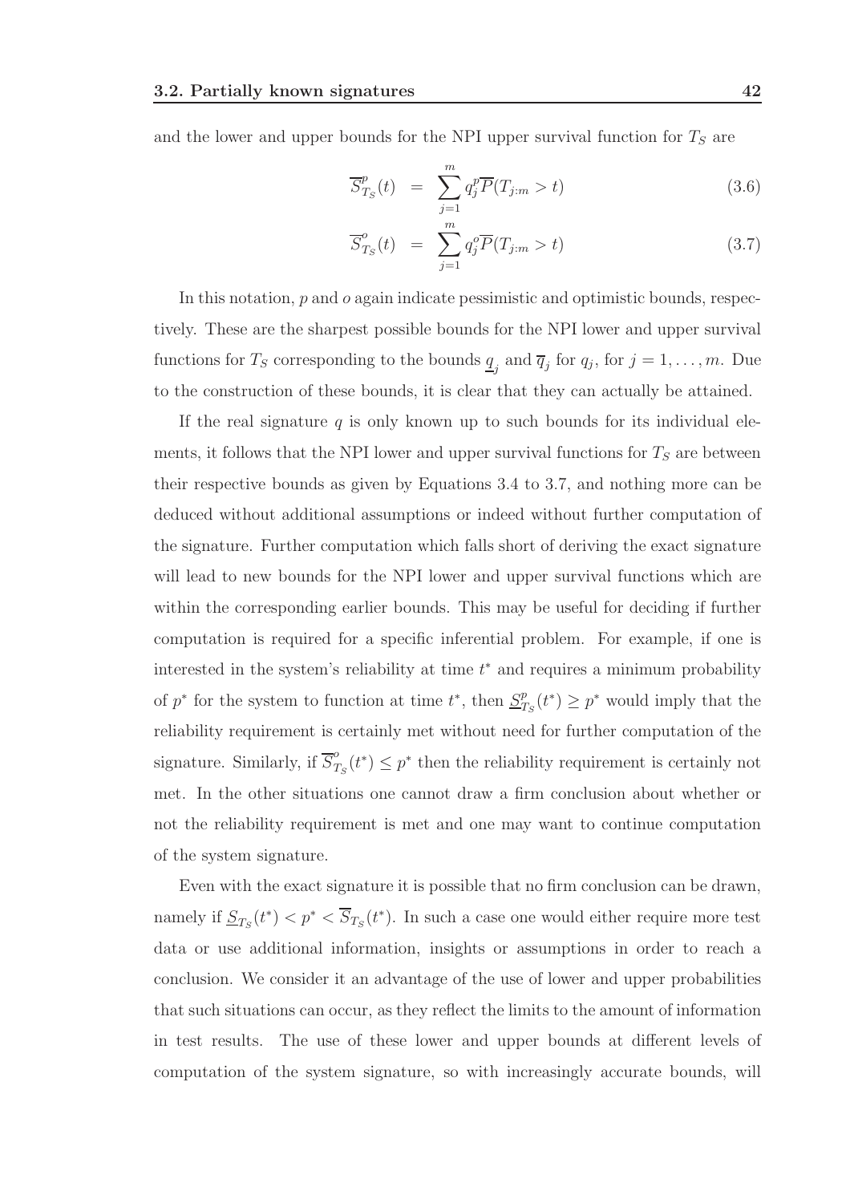and the lower and upper bounds for the NPI upper survival function for $T_S$ are

$$\overline{S}^p_{T_S}(t) = \sum_{j=1}^{m} q^p_j \overline{P}(T_{j:m} > t) \tag{3.6}$$

$$\overline{S}^o_{T_S}(t) = \sum_{j=1}^{m} q^o_j \overline{P}(T_{j:m} > t) \tag{3.7}$$

In this notation, $p$ and $o$ again indicate pessimistic and optimistic bounds, respectively. These are the sharpest possible bounds for the NPI lower and upper survival functions for $T_S$ corresponding to the bounds $\underline{q}_j$ and $\overline{q}_j$ for $q_j$, for $j = 1, \ldots, m$. Due to the construction of these bounds, it is clear that they can actually be attained.

If the real signature $q$ is only known up to such bounds for its individual elements, it follows that the NPI lower and upper survival functions for $T_S$ are between their respective bounds as given by Equations 3.4 to 3.7, and nothing more can be deduced without additional assumptions or indeed without further computation of the signature. Further computation which falls short of deriving the exact signature will lead to new bounds for the NPI lower and upper survival functions which are within the corresponding earlier bounds. This may be useful for deciding if further computation is required for a specific inferential problem. For example, if one is interested in the system's reliability at time $t^*$ and requires a minimum probability of $p^*$ for the system to function at time $t^*$, then $\underline{S}^p_{T_S}(t^*) \geq p^*$ would imply that the reliability requirement is certainly met without need for further computation of the signature. Similarly, if $\overline{S}^o_{T_S}(t^*) \leq p^*$ then the reliability requirement is certainly not met. In the other situations one cannot draw a firm conclusion about whether or not the reliability requirement is met and one may want to continue computation of the system signature.

Even with the exact signature it is possible that no firm conclusion can be drawn, namely if $\underline{S}_{T_S}(t^*) < p^* < \overline{S}_{T_S}(t^*)$. In such a case one would either require more test data or use additional information, insights or assumptions in order to reach a conclusion. We consider it an advantage of the use of lower and upper probabilities that such situations can occur, as they reflect the limits to the amount of information in test results. The use of these lower and upper bounds at different levels of computation of the system signature, so with increasingly accurate bounds, will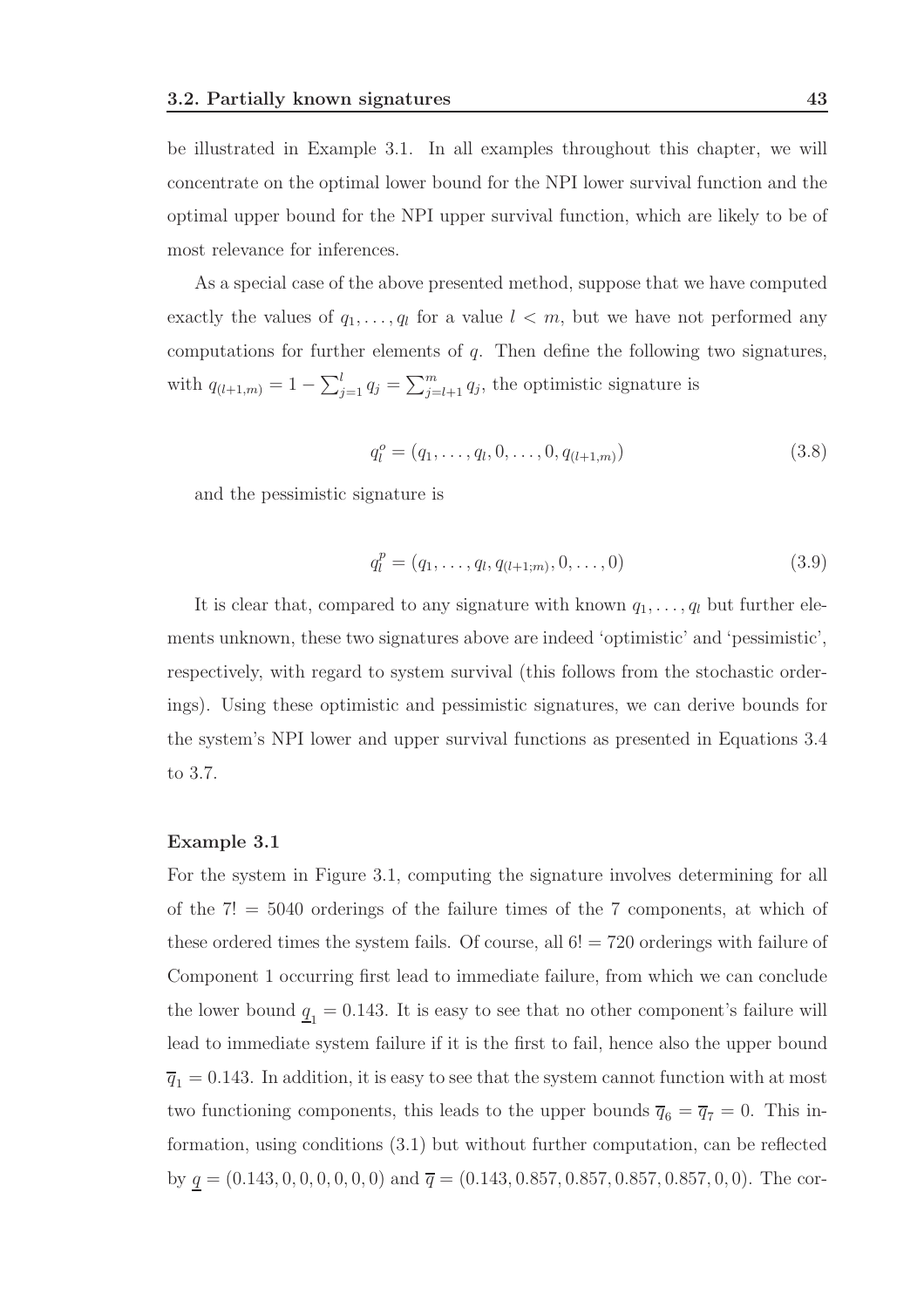be illustrated in Example 3.1. In all examples throughout this chapter, we will concentrate on the optimal lower bound for the NPI lower survival function and the optimal upper bound for the NPI upper survival function, which are likely to be of most relevance for inferences.

As a special case of the above presented method, suppose that we have computed exactly the values of $q_1, \ldots, q_l$ for a value $l < m$, but we have not performed any computations for further elements of $q$. Then define the following two signatures, with $q_{(l+1,m)} = 1 - \sum_{j=1}^{l} q_j = \sum_{j=l+1}^{m} q_j$, the optimistic signature is

$$q_l^o = (q_1, \ldots, q_l, 0, \ldots, 0, q_{(l+1,m)}) \tag{3.8}$$

and the pessimistic signature is

$$q_l^p = (q_1, \ldots, q_l, q_{(l+1;m)}, 0, \ldots, 0) \tag{3.9}$$

It is clear that, compared to any signature with known $q_1, \ldots, q_l$ but further elements unknown, these two signatures above are indeed 'optimistic' and 'pessimistic', respectively, with regard to system survival (this follows from the stochastic orderings). Using these optimistic and pessimistic signatures, we can derive bounds for the system's NPI lower and upper survival functions as presented in Equations 3.4 to 3.7.

**Example 3.1**

For the system in Figure 3.1, computing the signature involves determining for all of the $7! = 5040$ orderings of the failure times of the 7 components, at which of these ordered times the system fails. Of course, all $6! = 720$ orderings with failure of Component 1 occurring first lead to immediate failure, from which we can conclude the lower bound $\underline{q}_1 = 0.143$. It is easy to see that no other component's failure will lead to immediate system failure if it is the first to fail, hence also the upper bound $\overline{q}_1 = 0.143$. In addition, it is easy to see that the system cannot function with at most two functioning components, this leads to the upper bounds $\overline{q}_6 = \overline{q}_7 = 0$. This information, using conditions (3.1) but without further computation, can be reflected by $\underline{q} = (0.143, 0, 0, 0, 0, 0, 0)$ and $\overline{q} = (0.143, 0.857, 0.857, 0.857, 0.857, 0, 0)$. The cor-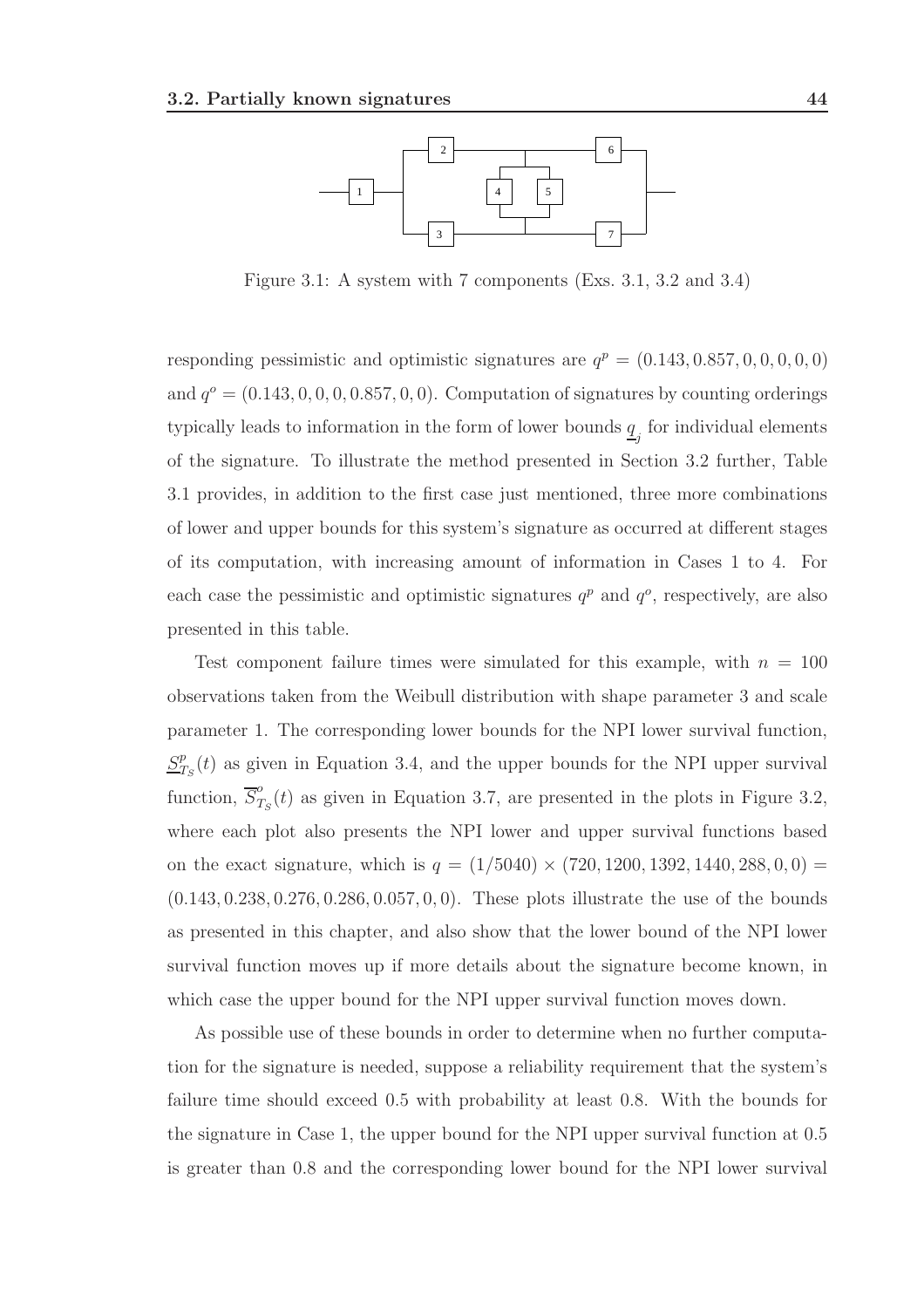Figure 3.1: A system with 7 components (Exs. 3.1, 3.2 and 3.4)

responding pessimistic and optimistic signatures are $q^p = (0.143, 0.857, 0, 0, 0, 0, 0)$ and $q^o = (0.143, 0, 0, 0, 0.857, 0, 0)$. Computation of signatures by counting orderings typically leads to information in the form of lower bounds $\underline{q}_j$ for individual elements of the signature. To illustrate the method presented in Section 3.2 further, Table 3.1 provides, in addition to the first case just mentioned, three more combinations of lower and upper bounds for this system's signature as occurred at different stages of its computation, with increasing amount of information in Cases 1 to 4. For each case the pessimistic and optimistic signatures $q^p$ and $q^o$, respectively, are also presented in this table.

Test component failure times were simulated for this example, with $n = 100$ observations taken from the Weibull distribution with shape parameter 3 and scale parameter 1. The corresponding lower bounds for the NPI lower survival function, $\underline{S}^p_{T_S}(t)$ as given in Equation 3.4, and the upper bounds for the NPI upper survival function, $\overline{S}^o_{T_S}(t)$ as given in Equation 3.7, are presented in the plots in Figure 3.2, where each plot also presents the NPI lower and upper survival functions based on the exact signature, which is $q = (1/5040) \times (720, 1200, 1392, 1440, 288, 0, 0) = (0.143, 0.238, 0.276, 0.286, 0.057, 0, 0)$. These plots illustrate the use of the bounds as presented in this chapter, and also show that the lower bound of the NPI lower survival function moves up if more details about the signature become known, in which case the upper bound for the NPI upper survival function moves down.

As possible use of these bounds in order to determine when no further computation for the signature is needed, suppose a reliability requirement that the system's failure time should exceed 0.5 with probability at least 0.8. With the bounds for the signature in Case 1, the upper bound for the NPI upper survival function at 0.5 is greater than 0.8 and the corresponding lower bound for the NPI lower survival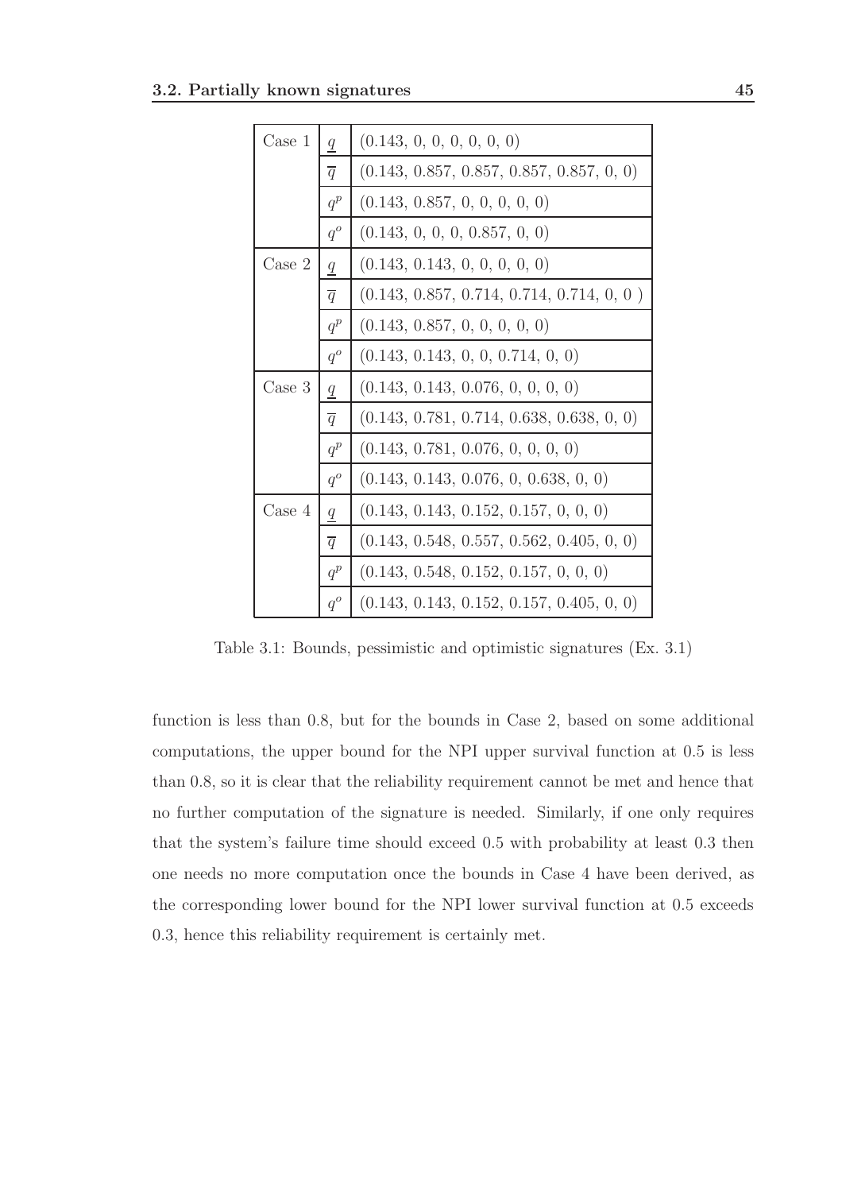| | | |
|---|---|---|
| Case 1 | $\underline{q}$ | (0.143, 0, 0, 0, 0, 0, 0) |
| | $\overline{q}$ | (0.143, 0.857, 0.857, 0.857, 0.857, 0, 0) |
| | $q^p$ | (0.143, 0.857, 0, 0, 0, 0, 0) |
| | $q^o$ | (0.143, 0, 0, 0, 0.857, 0, 0) |
| Case 2 | $\underline{q}$ | (0.143, 0.143, 0, 0, 0, 0, 0) |
| | $\overline{q}$ | (0.143, 0.857, 0.714, 0.714, 0.714, 0, 0 ) |
| | $q^p$ | (0.143, 0.857, 0, 0, 0, 0, 0) |
| | $q^o$ | (0.143, 0.143, 0, 0, 0.714, 0, 0) |
| Case 3 | $\underline{q}$ | (0.143, 0.143, 0.076, 0, 0, 0, 0) |
| | $\overline{q}$ | (0.143, 0.781, 0.714, 0.638, 0.638, 0, 0) |
| | $q^p$ | (0.143, 0.781, 0.076, 0, 0, 0, 0) |
| | $q^o$ | (0.143, 0.143, 0.076, 0, 0.638, 0, 0) |
| Case 4 | $\underline{q}$ | (0.143, 0.143, 0.152, 0.157, 0, 0, 0) |
| | $\overline{q}$ | (0.143, 0.548, 0.557, 0.562, 0.405, 0, 0) |
| | $q^p$ | (0.143, 0.548, 0.152, 0.157, 0, 0, 0) |
| | $q^o$ | (0.143, 0.143, 0.152, 0.157, 0.405, 0, 0) |

Table 3.1: Bounds, pessimistic and optimistic signatures (Ex. 3.1)

function is less than 0.8, but for the bounds in Case 2, based on some additional computations, the upper bound for the NPI upper survival function at 0.5 is less than 0.8, so it is clear that the reliability requirement cannot be met and hence that no further computation of the signature is needed. Similarly, if one only requires that the system's failure time should exceed 0.5 with probability at least 0.3 then one needs no more computation once the bounds in Case 4 have been derived, as the corresponding lower bound for the NPI lower survival function at 0.5 exceeds 0.3, hence this reliability requirement is certainly met.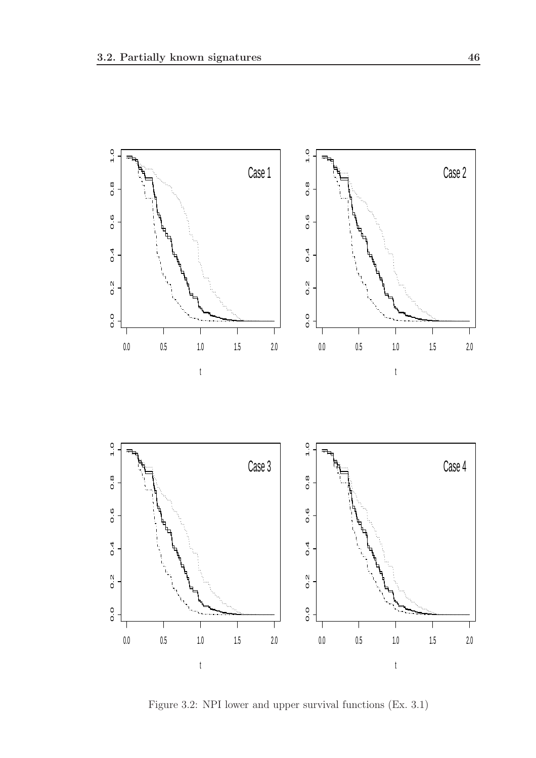Figure 3.2: NPI lower and upper survival functions (Ex. 3.1)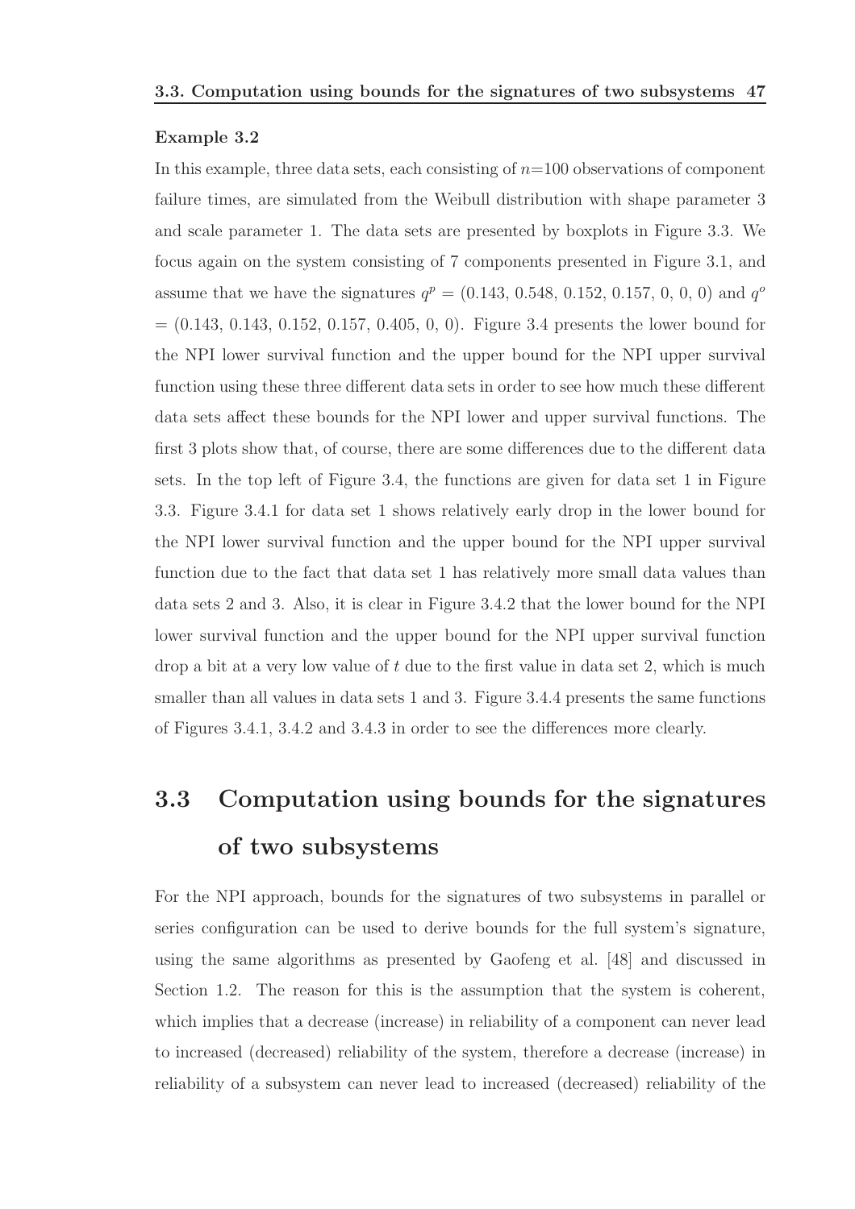**Example 3.2**

In this example, three data sets, each consisting of $n$=100 observations of component failure times, are simulated from the Weibull distribution with shape parameter 3 and scale parameter 1. The data sets are presented by boxplots in Figure 3.3. We focus again on the system consisting of 7 components presented in Figure 3.1, and assume that we have the signatures $q^p$ = (0.143, 0.548, 0.152, 0.157, 0, 0, 0) and $q^o$ = (0.143, 0.143, 0.152, 0.157, 0.405, 0, 0). Figure 3.4 presents the lower bound for the NPI lower survival function and the upper bound for the NPI upper survival function using these three different data sets in order to see how much these different data sets affect these bounds for the NPI lower and upper survival functions. The first 3 plots show that, of course, there are some differences due to the different data sets. In the top left of Figure 3.4, the functions are given for data set 1 in Figure 3.3. Figure 3.4.1 for data set 1 shows relatively early drop in the lower bound for the NPI lower survival function and the upper bound for the NPI upper survival function due to the fact that data set 1 has relatively more small data values than data sets 2 and 3. Also, it is clear in Figure 3.4.2 that the lower bound for the NPI lower survival function and the upper bound for the NPI upper survival function drop a bit at a very low value of $t$ due to the first value in data set 2, which is much smaller than all values in data sets 1 and 3. Figure 3.4.4 presents the same functions of Figures 3.4.1, 3.4.2 and 3.4.3 in order to see the differences more clearly.

## 3.3 Computation using bounds for the signatures of two subsystems

For the NPI approach, bounds for the signatures of two subsystems in parallel or series configuration can be used to derive bounds for the full system's signature, using the same algorithms as presented by Gaofeng et al. [48] and discussed in Section 1.2. The reason for this is the assumption that the system is coherent, which implies that a decrease (increase) in reliability of a component can never lead to increased (decreased) reliability of the system, therefore a decrease (increase) in reliability of a subsystem can never lead to increased (decreased) reliability of the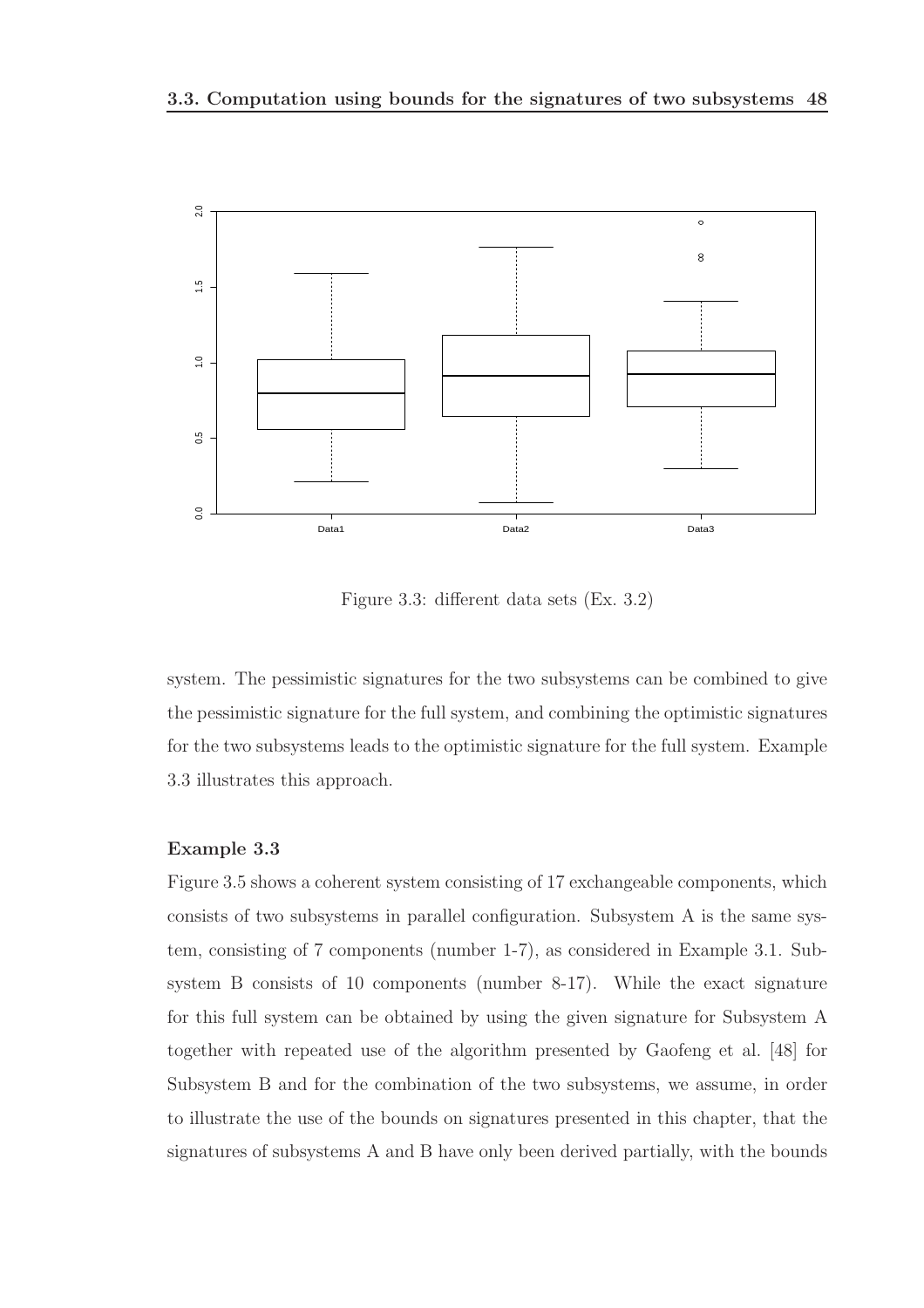Figure 3.3: different data sets (Ex. 3.2)

system. The pessimistic signatures for the two subsystems can be combined to give the pessimistic signature for the full system, and combining the optimistic signatures for the two subsystems leads to the optimistic signature for the full system. Example 3.3 illustrates this approach.

#### Example 3.3

Figure 3.5 shows a coherent system consisting of 17 exchangeable components, which consists of two subsystems in parallel configuration. Subsystem A is the same system, consisting of 7 components (number 1-7), as considered in Example 3.1. Subsystem B consists of 10 components (number 8-17). While the exact signature for this full system can be obtained by using the given signature for Subsystem A together with repeated use of the algorithm presented by Gaofeng et al. [48] for Subsystem B and for the combination of the two subsystems, we assume, in order to illustrate the use of the bounds on signatures presented in this chapter, that the signatures of subsystems A and B have only been derived partially, with the bounds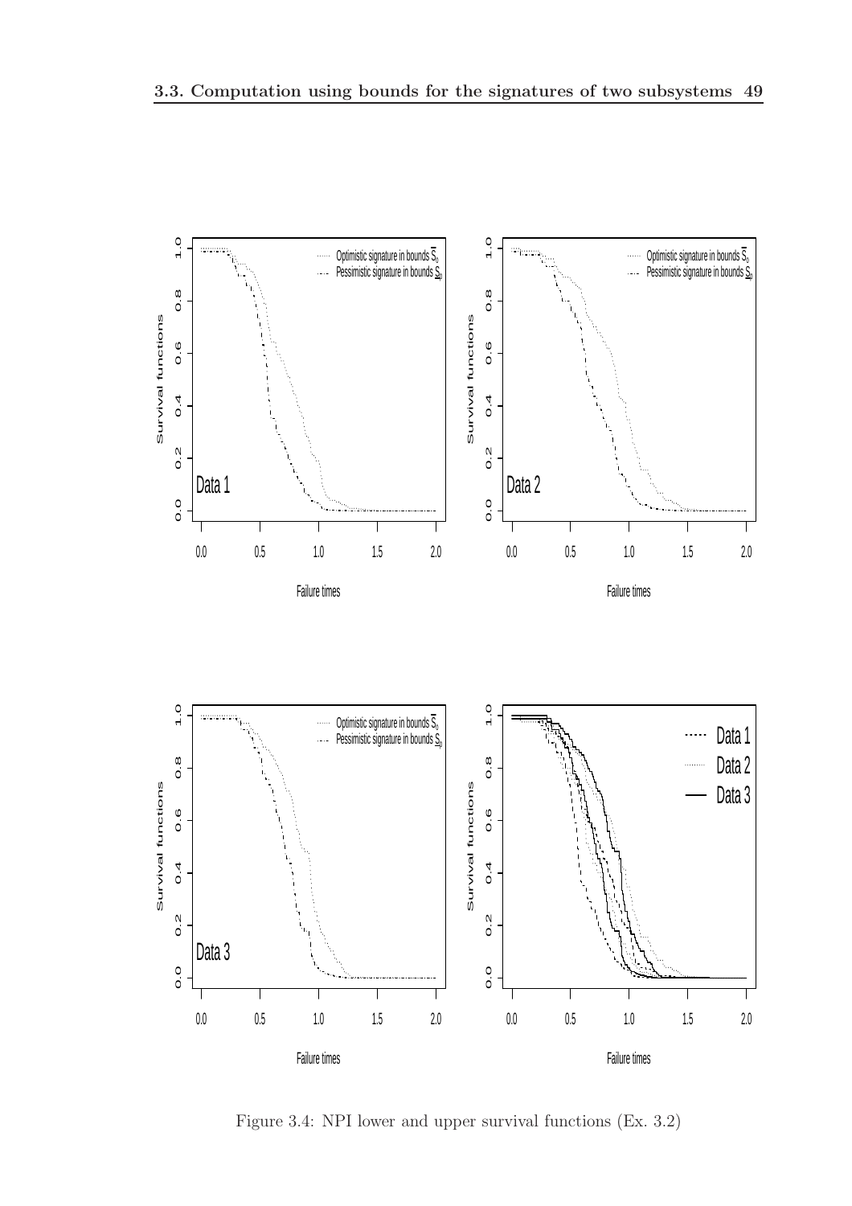Figure 3.4: NPI lower and upper survival functions (Ex. 3.2)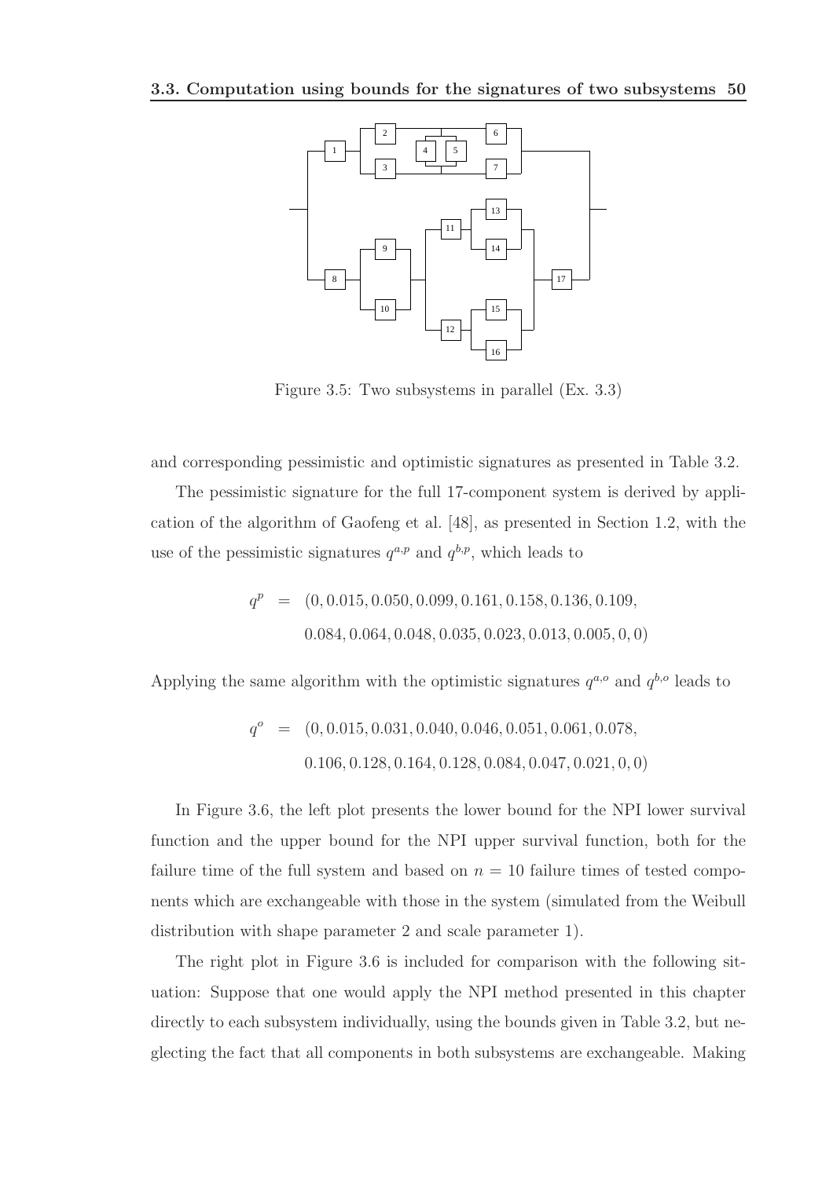Figure 3.5: Two subsystems in parallel (Ex. 3.3)

and corresponding pessimistic and optimistic signatures as presented in Table 3.2.

The pessimistic signature for the full 17-component system is derived by application of the algorithm of Gaofeng et al. [48], as presented in Section 1.2, with the use of the pessimistic signatures $q^{a,p}$ and $q^{b,p}$, which leads to

$$
\begin{aligned}
q^p &= (0, 0.015, 0.050, 0.099, 0.161, 0.158, 0.136, 0.109, \\
&\quad 0.084, 0.064, 0.048, 0.035, 0.023, 0.013, 0.005, 0, 0)
\end{aligned}
$$

Applying the same algorithm with the optimistic signatures $q^{a,o}$ and $q^{b,o}$ leads to

$$
\begin{aligned}
q^o &= (0, 0.015, 0.031, 0.040, 0.046, 0.051, 0.061, 0.078, \\
&\quad 0.106, 0.128, 0.164, 0.128, 0.084, 0.047, 0.021, 0, 0)
\end{aligned}
$$

In Figure 3.6, the left plot presents the lower bound for the NPI lower survival function and the upper bound for the NPI upper survival function, both for the failure time of the full system and based on $n = 10$ failure times of tested components which are exchangeable with those in the system (simulated from the Weibull distribution with shape parameter 2 and scale parameter 1).

The right plot in Figure 3.6 is included for comparison with the following situation: Suppose that one would apply the NPI method presented in this chapter directly to each subsystem individually, using the bounds given in Table 3.2, but neglecting the fact that all components in both subsystems are exchangeable. Making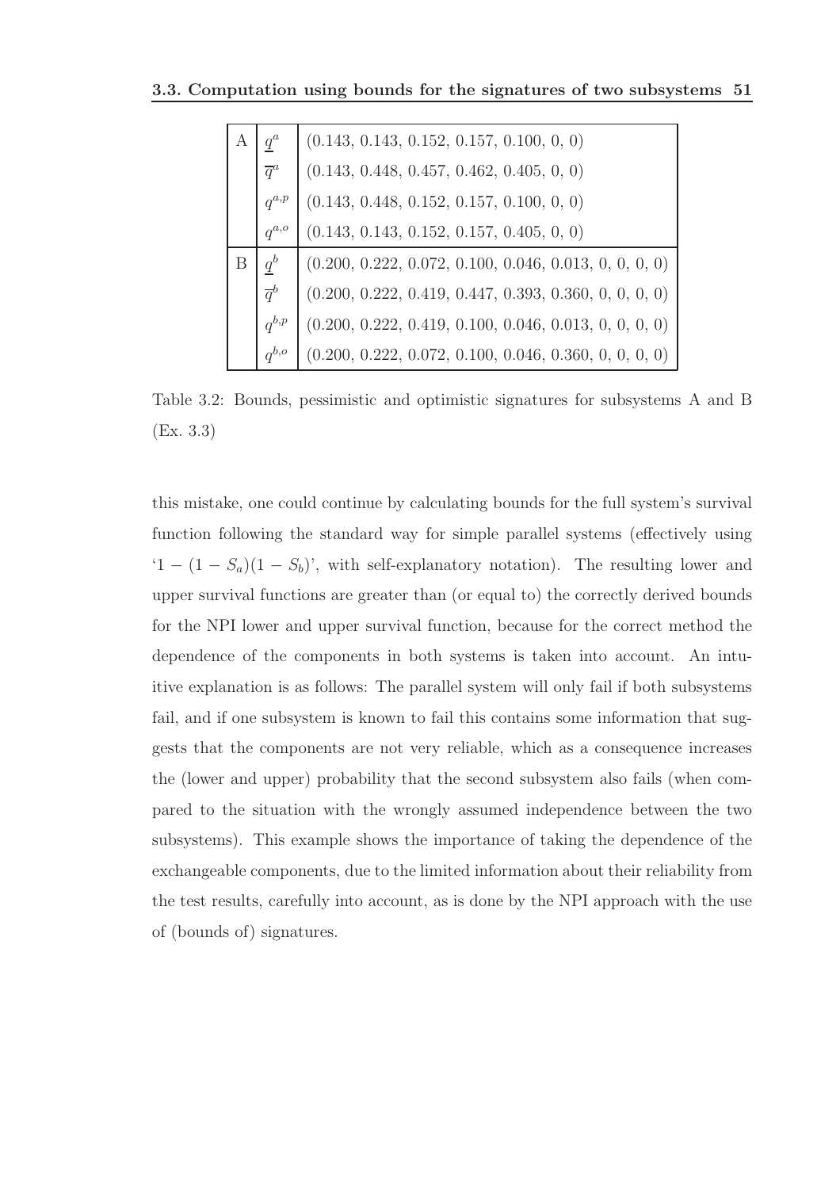| | | |
|---|---|---|
| A | $\underline{q}^a$ | (0.143, 0.143, 0.152, 0.157, 0.100, 0, 0) |
| | $\overline{q}^a$ | (0.143, 0.448, 0.457, 0.462, 0.405, 0, 0) |
| | $q^{a,p}$ | (0.143, 0.448, 0.152, 0.157, 0.100, 0, 0) |
| | $q^{a,o}$ | (0.143, 0.143, 0.152, 0.157, 0.405, 0, 0) |
| B | $\underline{q}^b$ | (0.200, 0.222, 0.072, 0.100, 0.046, 0.013, 0, 0, 0, 0) |
| | $\overline{q}^b$ | (0.200, 0.222, 0.419, 0.447, 0.393, 0.360, 0, 0, 0, 0) |
| | $q^{b,p}$ | (0.200, 0.222, 0.419, 0.100, 0.046, 0.013, 0, 0, 0, 0) |
| | $q^{b,o}$ | (0.200, 0.222, 0.072, 0.100, 0.046, 0.360, 0, 0, 0, 0) |

Table 3.2: Bounds, pessimistic and optimistic signatures for subsystems A and B (Ex. 3.3)

this mistake, one could continue by calculating bounds for the full system's survival function following the standard way for simple parallel systems (effectively using '$1 - (1 - S_a)(1 - S_b)$', with self-explanatory notation). The resulting lower and upper survival functions are greater than (or equal to) the correctly derived bounds for the NPI lower and upper survival function, because for the correct method the dependence of the components in both systems is taken into account. An intuitive explanation is as follows: The parallel system will only fail if both subsystems fail, and if one subsystem is known to fail this contains some information that suggests that the components are not very reliable, which as a consequence increases the (lower and upper) probability that the second subsystem also fails (when compared to the situation with the wrongly assumed independence between the two subsystems). This example shows the importance of taking the dependence of the exchangeable components, due to the limited information about their reliability from the test results, carefully into account, as is done by the NPI approach with the use of (bounds of) signatures.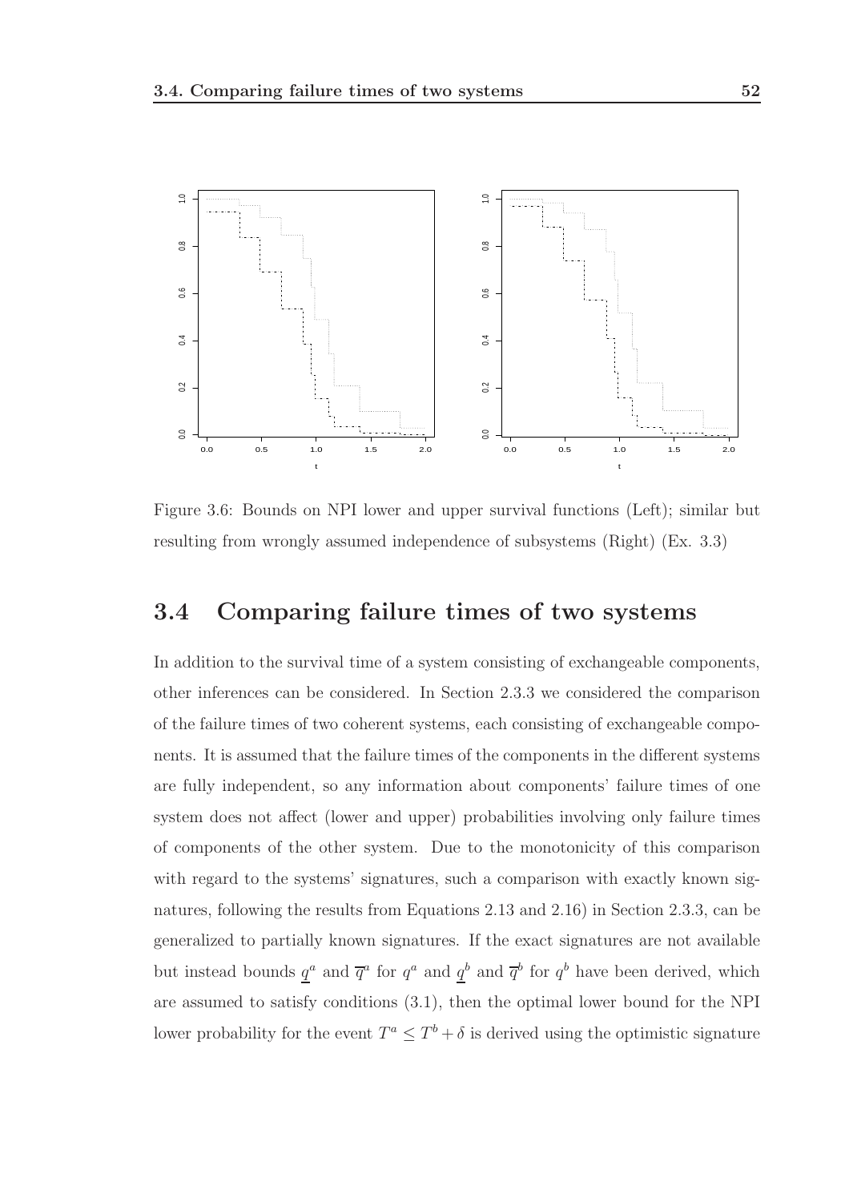Figure 3.6: Bounds on NPI lower and upper survival functions (Left); similar but resulting from wrongly assumed independence of subsystems (Right) (Ex. 3.3)

## 3.4 Comparing failure times of two systems

In addition to the survival time of a system consisting of exchangeable components, other inferences can be considered. In Section 2.3.3 we considered the comparison of the failure times of two coherent systems, each consisting of exchangeable components. It is assumed that the failure times of the components in the different systems are fully independent, so any information about components' failure times of one system does not affect (lower and upper) probabilities involving only failure times of components of the other system. Due to the monotonicity of this comparison with regard to the systems' signatures, such a comparison with exactly known signatures, following the results from Equations 2.13 and 2.16) in Section 2.3.3, can be generalized to partially known signatures. If the exact signatures are not available but instead bounds $\underline{q}^a$ and $\overline{q}^a$ for $q^a$ and $\underline{q}^b$ and $\overline{q}^b$ for $q^b$ have been derived, which are assumed to satisfy conditions (3.1), then the optimal lower bound for the NPI lower probability for the event $T^a \leq T^b + \delta$ is derived using the optimistic signature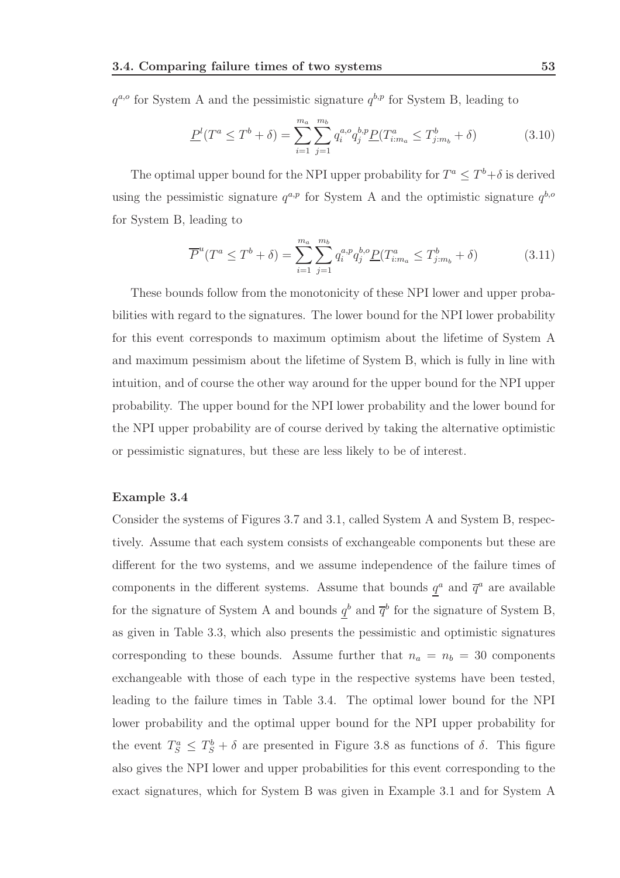$q^{a,o}$ for System A and the pessimistic signature $q^{b,p}$ for System B, leading to

$$\underline{P}^l(T^a \leq T^b + \delta) = \sum_{i=1}^{m_a} \sum_{j=1}^{m_b} q_i^{a,o} q_j^{b,p} \underline{P}(T^a_{i:m_a} \leq T^b_{j:m_b} + \delta) \tag{3.10}$$

The optimal upper bound for the NPI upper probability for $T^a \leq T^b + \delta$ is derived using the pessimistic signature $q^{a,p}$ for System A and the optimistic signature $q^{b,o}$ for System B, leading to

$$\overline{P}^u(T^a \leq T^b + \delta) = \sum_{i=1}^{m_a} \sum_{j=1}^{m_b} q_i^{a,p} q_j^{b,o} \underline{P}(T^a_{i:m_a} \leq T^b_{j:m_b} + \delta) \tag{3.11}$$

These bounds follow from the monotonicity of these NPI lower and upper probabilities with regard to the signatures. The lower bound for the NPI lower probability for this event corresponds to maximum optimism about the lifetime of System A and maximum pessimism about the lifetime of System B, which is fully in line with intuition, and of course the other way around for the upper bound for the NPI upper probability. The upper bound for the NPI lower probability and the lower bound for the NPI upper probability are of course derived by taking the alternative optimistic or pessimistic signatures, but these are less likely to be of interest.

**Example 3.4**

Consider the systems of Figures 3.7 and 3.1, called System A and System B, respectively. Assume that each system consists of exchangeable components but these are different for the two systems, and we assume independence of the failure times of components in the different systems. Assume that bounds $\underline{q}^a$ and $\overline{q}^a$ are available for the signature of System A and bounds $\underline{q}^b$ and $\overline{q}^b$ for the signature of System B, as given in Table 3.3, which also presents the pessimistic and optimistic signatures corresponding to these bounds. Assume further that $n_a = n_b = 30$ components exchangeable with those of each type in the respective systems have been tested, leading to the failure times in Table 3.4. The optimal lower bound for the NPI lower probability and the optimal upper bound for the NPI upper probability for the event $T^a_S \leq T^b_S + \delta$ are presented in Figure 3.8 as functions of $\delta$. This figure also gives the NPI lower and upper probabilities for this event corresponding to the exact signatures, which for System B was given in Example 3.1 and for System A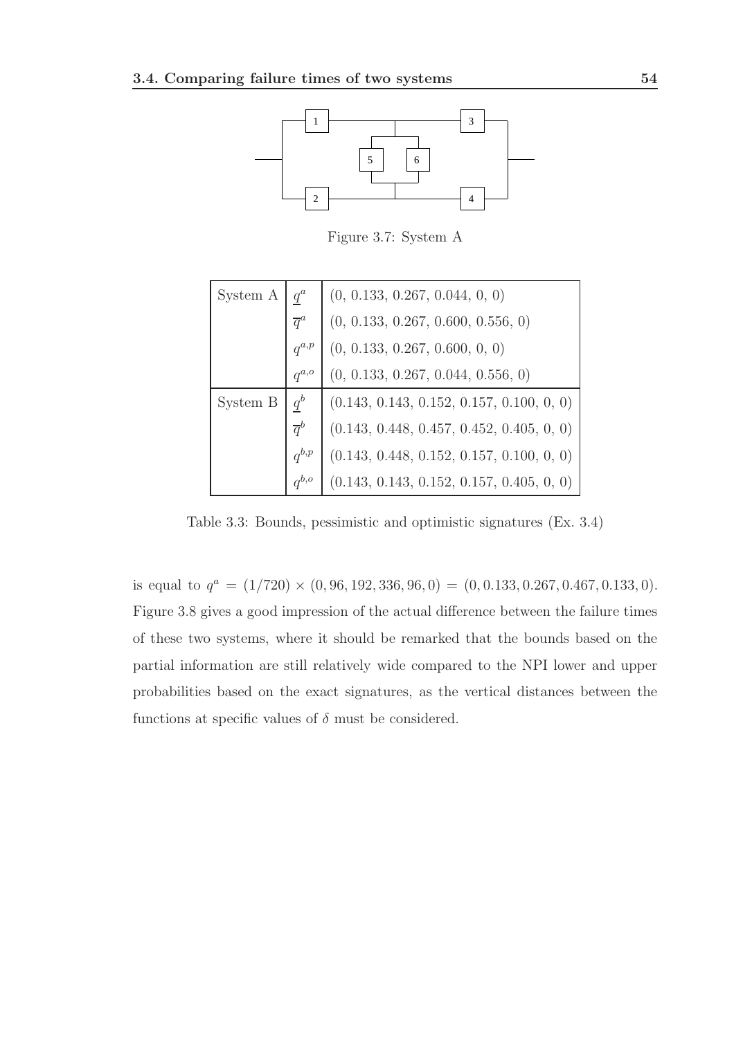Figure 3.7: System A

| | | |
|---|---|---|
| System A | $\underline{q}^a$ | (0, 0.133, 0.267, 0.044, 0, 0) |
| | $\overline{q}^a$ | (0, 0.133, 0.267, 0.600, 0.556, 0) |
| | $q^{a,p}$ | (0, 0.133, 0.267, 0.600, 0, 0) |
| | $q^{a,o}$ | (0, 0.133, 0.267, 0.044, 0.556, 0) |
| System B | $\underline{q}^b$ | (0.143, 0.143, 0.152, 0.157, 0.100, 0, 0) |
| | $\overline{q}^b$ | (0.143, 0.448, 0.457, 0.452, 0.405, 0, 0) |
| | $q^{b,p}$ | (0.143, 0.448, 0.152, 0.157, 0.100, 0, 0) |
| | $q^{b,o}$ | (0.143, 0.143, 0.152, 0.157, 0.405, 0, 0) |

Table 3.3: Bounds, pessimistic and optimistic signatures (Ex. 3.4)

is equal to $q^a = (1/720) \times (0, 96, 192, 336, 96, 0) = (0, 0.133, 0.267, 0.467, 0.133, 0)$. Figure 3.8 gives a good impression of the actual difference between the failure times of these two systems, where it should be remarked that the bounds based on the partial information are still relatively wide compared to the NPI lower and upper probabilities based on the exact signatures, as the vertical distances between the functions at specific values of $\delta$ must be considered.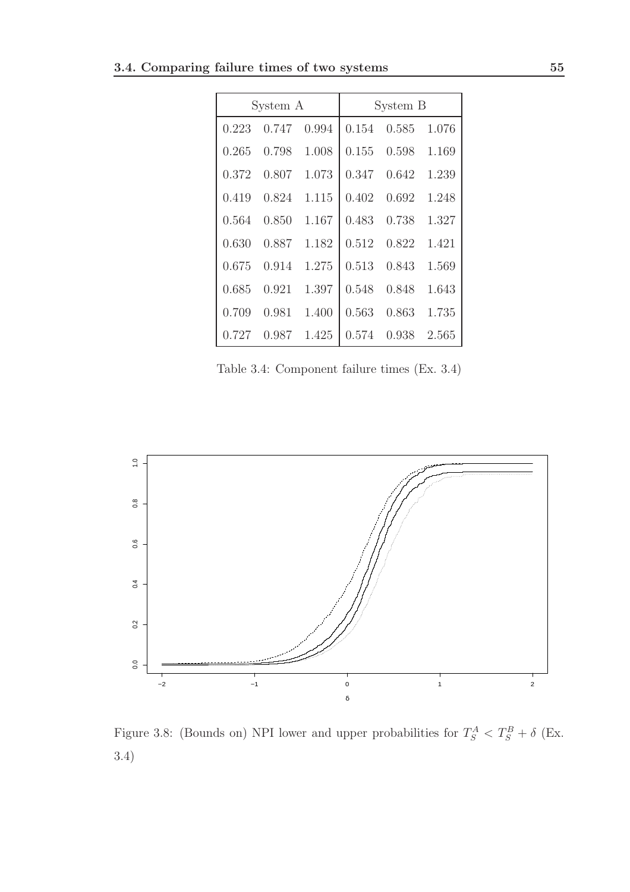| System A | | | System B | | |
|---|---|---|---|---|---|
| 0.223 | 0.747 | 0.994 | 0.154 | 0.585 | 1.076 |
| 0.265 | 0.798 | 1.008 | 0.155 | 0.598 | 1.169 |
| 0.372 | 0.807 | 1.073 | 0.347 | 0.642 | 1.239 |
| 0.419 | 0.824 | 1.115 | 0.402 | 0.692 | 1.248 |
| 0.564 | 0.850 | 1.167 | 0.483 | 0.738 | 1.327 |
| 0.630 | 0.887 | 1.182 | 0.512 | 0.822 | 1.421 |
| 0.675 | 0.914 | 1.275 | 0.513 | 0.843 | 1.569 |
| 0.685 | 0.921 | 1.397 | 0.548 | 0.848 | 1.643 |
| 0.709 | 0.981 | 1.400 | 0.563 | 0.863 | 1.735 |
| 0.727 | 0.987 | 1.425 | 0.574 | 0.938 | 2.565 |

Table 3.4: Component failure times (Ex. 3.4)

Figure 3.8: (Bounds on) NPI lower and upper probabilities for $T_S^A < T_S^B + \delta$ (Ex. 3.4)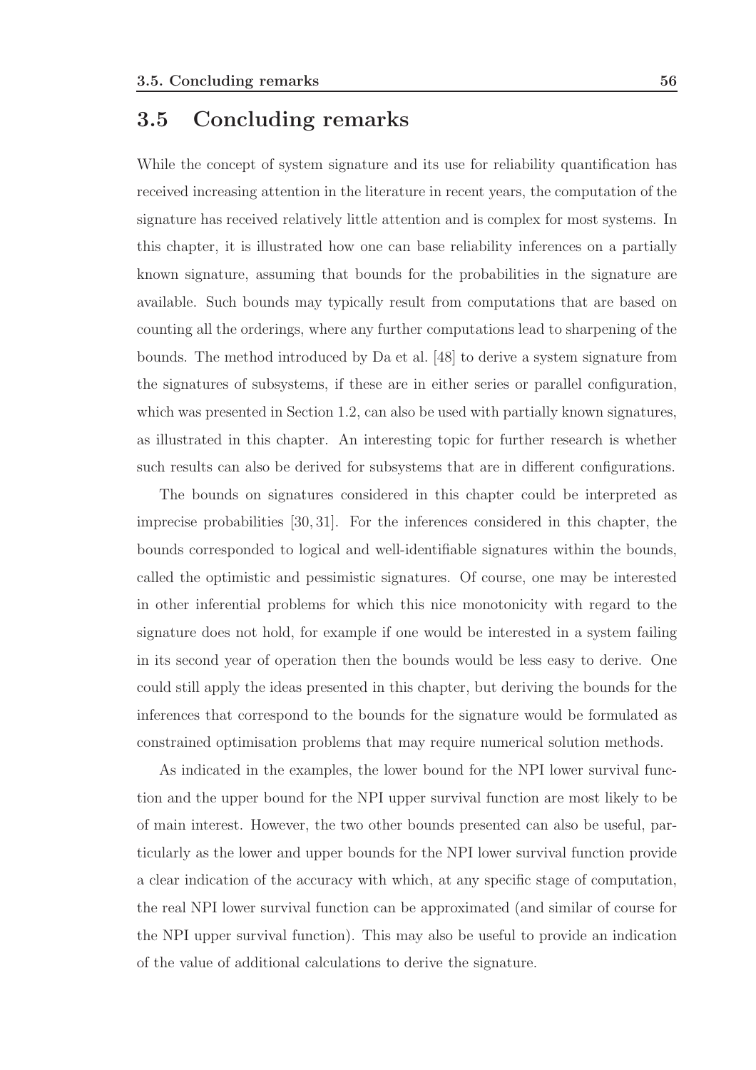## 3.5 Concluding remarks

While the concept of system signature and its use for reliability quantification has received increasing attention in the literature in recent years, the computation of the signature has received relatively little attention and is complex for most systems. In this chapter, it is illustrated how one can base reliability inferences on a partially known signature, assuming that bounds for the probabilities in the signature are available. Such bounds may typically result from computations that are based on counting all the orderings, where any further computations lead to sharpening of the bounds. The method introduced by Da et al. [48] to derive a system signature from the signatures of subsystems, if these are in either series or parallel configuration, which was presented in Section 1.2, can also be used with partially known signatures, as illustrated in this chapter. An interesting topic for further research is whether such results can also be derived for subsystems that are in different configurations.

The bounds on signatures considered in this chapter could be interpreted as imprecise probabilities [30, 31]. For the inferences considered in this chapter, the bounds corresponded to logical and well-identifiable signatures within the bounds, called the optimistic and pessimistic signatures. Of course, one may be interested in other inferential problems for which this nice monotonicity with regard to the signature does not hold, for example if one would be interested in a system failing in its second year of operation then the bounds would be less easy to derive. One could still apply the ideas presented in this chapter, but deriving the bounds for the inferences that correspond to the bounds for the signature would be formulated as constrained optimisation problems that may require numerical solution methods.

As indicated in the examples, the lower bound for the NPI lower survival function and the upper bound for the NPI upper survival function are most likely to be of main interest. However, the two other bounds presented can also be useful, particularly as the lower and upper bounds for the NPI lower survival function provide a clear indication of the accuracy with which, at any specific stage of computation, the real NPI lower survival function can be approximated (and similar of course for the NPI upper survival function). This may also be useful to provide an indication of the value of additional calculations to derive the signature.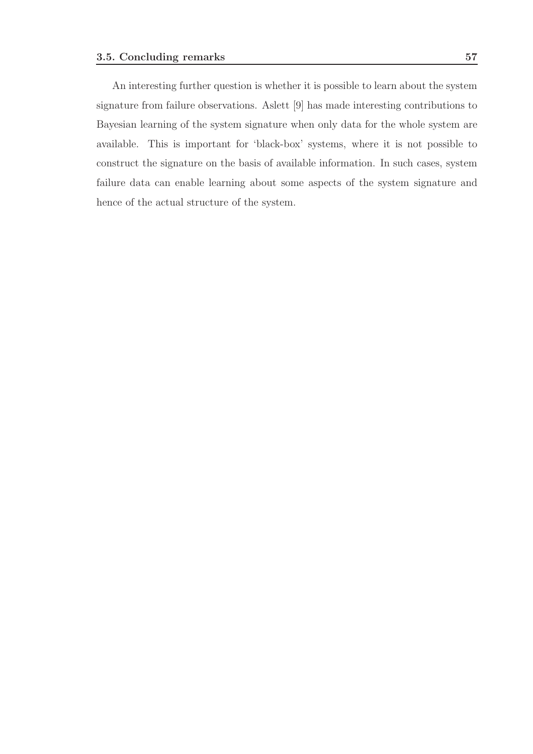An interesting further question is whether it is possible to learn about the system signature from failure observations. Aslett [9] has made interesting contributions to Bayesian learning of the system signature when only data for the whole system are available. This is important for 'black-box' systems, where it is not possible to construct the signature on the basis of available information. In such cases, system failure data can enable learning about some aspects of the system signature and hence of the actual structure of the system.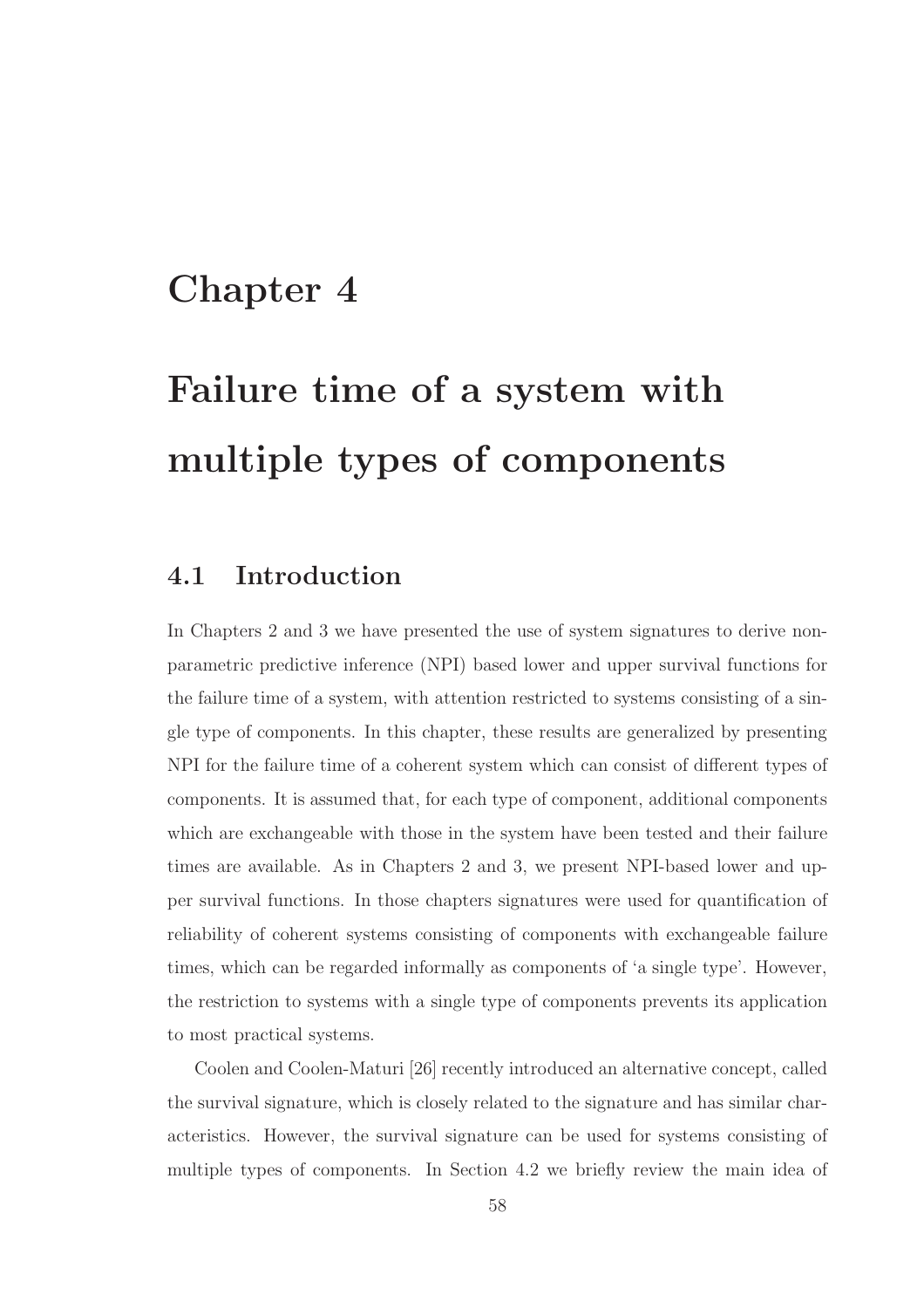# Chapter 4

# Failure time of a system with multiple types of components

## 4.1 Introduction

In Chapters 2 and 3 we have presented the use of system signatures to derive non-parametric predictive inference (NPI) based lower and upper survival functions for the failure time of a system, with attention restricted to systems consisting of a single type of components. In this chapter, these results are generalized by presenting NPI for the failure time of a coherent system which can consist of different types of components. It is assumed that, for each type of component, additional components which are exchangeable with those in the system have been tested and their failure times are available. As in Chapters 2 and 3, we present NPI-based lower and upper survival functions. In those chapters signatures were used for quantification of reliability of coherent systems consisting of components with exchangeable failure times, which can be regarded informally as components of 'a single type'. However, the restriction to systems with a single type of components prevents its application to most practical systems.

Coolen and Coolen-Maturi [26] recently introduced an alternative concept, called the survival signature, which is closely related to the signature and has similar characteristics. However, the survival signature can be used for systems consisting of multiple types of components. In Section 4.2 we briefly review the main idea of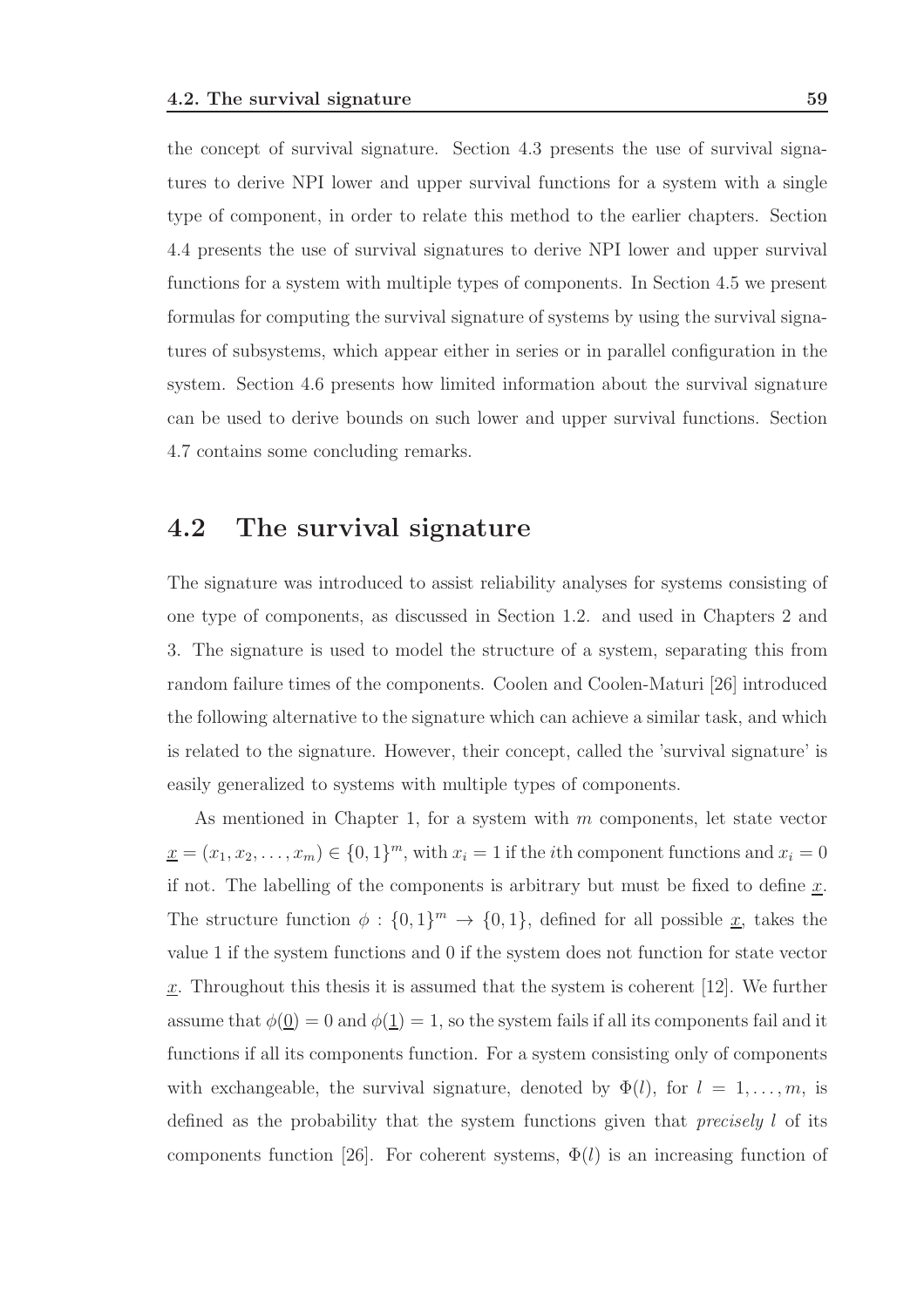the concept of survival signature. Section 4.3 presents the use of survival signatures to derive NPI lower and upper survival functions for a system with a single type of component, in order to relate this method to the earlier chapters. Section 4.4 presents the use of survival signatures to derive NPI lower and upper survival functions for a system with multiple types of components. In Section 4.5 we present formulas for computing the survival signature of systems by using the survival signatures of subsystems, which appear either in series or in parallel configuration in the system. Section 4.6 presents how limited information about the survival signature can be used to derive bounds on such lower and upper survival functions. Section 4.7 contains some concluding remarks.

## 4.2 The survival signature

The signature was introduced to assist reliability analyses for systems consisting of one type of components, as discussed in Section 1.2. and used in Chapters 2 and 3. The signature is used to model the structure of a system, separating this from random failure times of the components. Coolen and Coolen-Maturi [26] introduced the following alternative to the signature which can achieve a similar task, and which is related to the signature. However, their concept, called the 'survival signature' is easily generalized to systems with multiple types of components.

As mentioned in Chapter 1, for a system with $m$ components, let state vector $\underline{x} = (x_1, x_2, \ldots, x_m) \in \{0, 1\}^m$, with $x_i = 1$ if the $i$th component functions and $x_i = 0$ if not. The labelling of the components is arbitrary but must be fixed to define $\underline{x}$. The structure function $\phi : \{0, 1\}^m \rightarrow \{0, 1\}$, defined for all possible $\underline{x}$, takes the value 1 if the system functions and 0 if the system does not function for state vector $\underline{x}$. Throughout this thesis it is assumed that the system is coherent [12]. We further assume that $\phi(\underline{0}) = 0$ and $\phi(\underline{1}) = 1$, so the system fails if all its components fail and it functions if all its components function. For a system consisting only of components with exchangeable, the survival signature, denoted by $\Phi(l)$, for $l = 1, \ldots, m$, is defined as the probability that the system functions given that *precisely* $l$ of its components function [26]. For coherent systems, $\Phi(l)$ is an increasing function of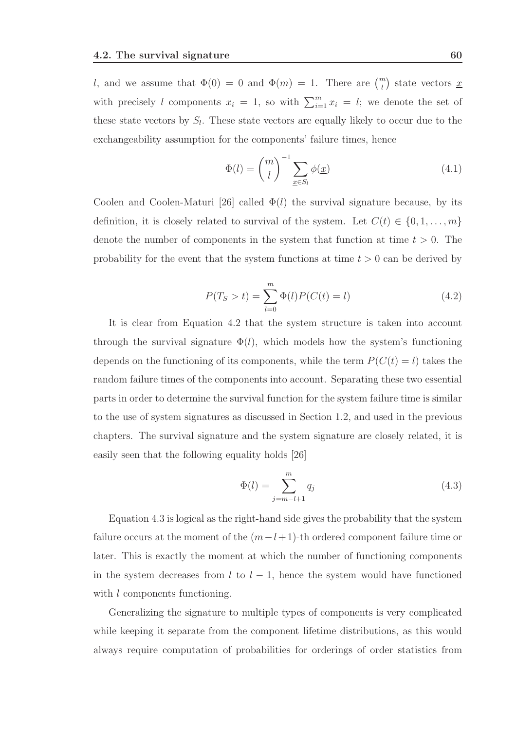$l$, and we assume that $\Phi(0) = 0$ and $\Phi(m) = 1$. There are $\binom{m}{l}$ state vectors $\underline{x}$ with precisely $l$ components $x_i = 1$, so with $\sum_{i=1}^{m} x_i = l$; we denote the set of these state vectors by $S_l$. These state vectors are equally likely to occur due to the exchangeability assumption for the components' failure times, hence

$$\Phi(l) = \binom{m}{l}^{-1} \sum_{\underline{x} \in S_l} \phi(\underline{x}) \tag{4.1}$$

Coolen and Coolen-Maturi [26] called $\Phi(l)$ the survival signature because, by its definition, it is closely related to survival of the system. Let $C(t) \in \{0, 1, \ldots, m\}$ denote the number of components in the system that function at time $t > 0$. The probability for the event that the system functions at time $t > 0$ can be derived by

$$P(T_S > t) = \sum_{l=0}^{m} \Phi(l) P(C(t) = l) \tag{4.2}$$

It is clear from Equation 4.2 that the system structure is taken into account through the survival signature $\Phi(l)$, which models how the system's functioning depends on the functioning of its components, while the term $P(C(t) = l)$ takes the random failure times of the components into account. Separating these two essential parts in order to determine the survival function for the system failure time is similar to the use of system signatures as discussed in Section 1.2, and used in the previous chapters. The survival signature and the system signature are closely related, it is easily seen that the following equality holds [26]

$$\Phi(l) = \sum_{j=m-l+1}^{m} q_j \tag{4.3}$$

Equation 4.3 is logical as the right-hand side gives the probability that the system failure occurs at the moment of the $(m-l+1)$-th ordered component failure time or later. This is exactly the moment at which the number of functioning components in the system decreases from $l$ to $l-1$, hence the system would have functioned with $l$ components functioning.

Generalizing the signature to multiple types of components is very complicated while keeping it separate from the component lifetime distributions, as this would always require computation of probabilities for orderings of order statistics from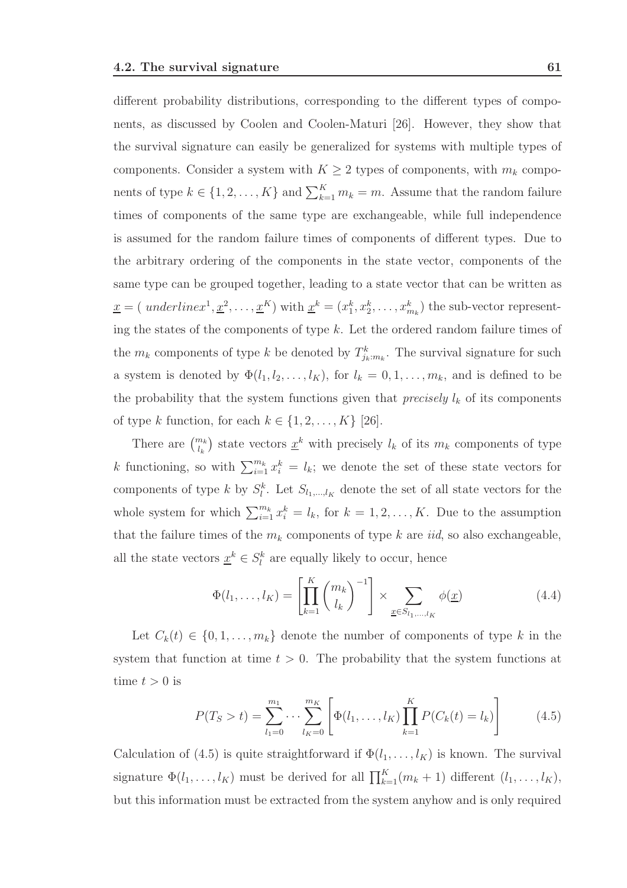different probability distributions, corresponding to the different types of components, as discussed by Coolen and Coolen-Maturi [26]. However, they show that the survival signature can easily be generalized for systems with multiple types of components. Consider a system with $K \geq 2$ types of components, with $m_k$ components of type $k \in \{1, 2, \ldots, K\}$ and $\sum_{k=1}^{K} m_k = m$. Assume that the random failure times of components of the same type are exchangeable, while full independence is assumed for the random failure times of components of different types. Due to the arbitrary ordering of the components in the state vector, components of the same type can be grouped together, leading to a state vector that can be written as $\underline{x} = ( \ underlinex^1, \underline{x}^2, \ldots, \underline{x}^K)$ with $\underline{x}^k = (x_1^k, x_2^k, \ldots, x_{m_k}^k)$ the sub-vector representing the states of the components of type $k$. Let the ordered random failure times of the $m_k$ components of type $k$ be denoted by $T^k_{j_k:m_k}$. The survival signature for such a system is denoted by $\Phi(l_1, l_2, \ldots, l_K)$, for $l_k = 0, 1, \ldots, m_k$, and is defined to be the probability that the system functions given that *precisely* $l_k$ of its components of type $k$ function, for each $k \in \{1, 2, \ldots, K\}$ [26].

There are $\binom{m_k}{l_k}$ state vectors $\underline{x}^k$ with precisely $l_k$ of its $m_k$ components of type $k$ functioning, so with $\sum_{i=1}^{m_k} x_i^k = l_k$; we denote the set of these state vectors for components of type $k$ by $S_l^k$. Let $S_{l_1,\ldots,l_K}$ denote the set of all state vectors for the whole system for which $\sum_{i=1}^{m_k} x_i^k = l_k$, for $k = 1, 2, \ldots, K$. Due to the assumption that the failure times of the $m_k$ components of type $k$ are *iid*, so also exchangeable, all the state vectors $\underline{x}^k \in S_l^k$ are equally likely to occur, hence

$$\Phi(l_1, \ldots, l_K) = \left[ \prod_{k=1}^{K} \binom{m_k}{l_k}^{-1} \right] \times \sum_{\underline{x} \in S_{l_1,\ldots,l_K}} \phi(\underline{x}) \tag{4.4}$$

Let $C_k(t) \in \{0, 1, \ldots, m_k\}$ denote the number of components of type $k$ in the system that function at time $t > 0$. The probability that the system functions at time $t > 0$ is

$$P(T_S > t) = \sum_{l_1=0}^{m_1} \cdots \sum_{l_K=0}^{m_K} \left[ \Phi(l_1, \ldots, l_K) \prod_{k=1}^{K} P(C_k(t) = l_k) \right] \tag{4.5}$$

Calculation of (4.5) is quite straightforward if $\Phi(l_1, \ldots, l_K)$ is known. The survival signature $\Phi(l_1, \ldots, l_K)$ must be derived for all $\prod_{k=1}^{K}(m_k + 1)$ different $(l_1, \ldots, l_K)$, but this information must be extracted from the system anyhow and is only required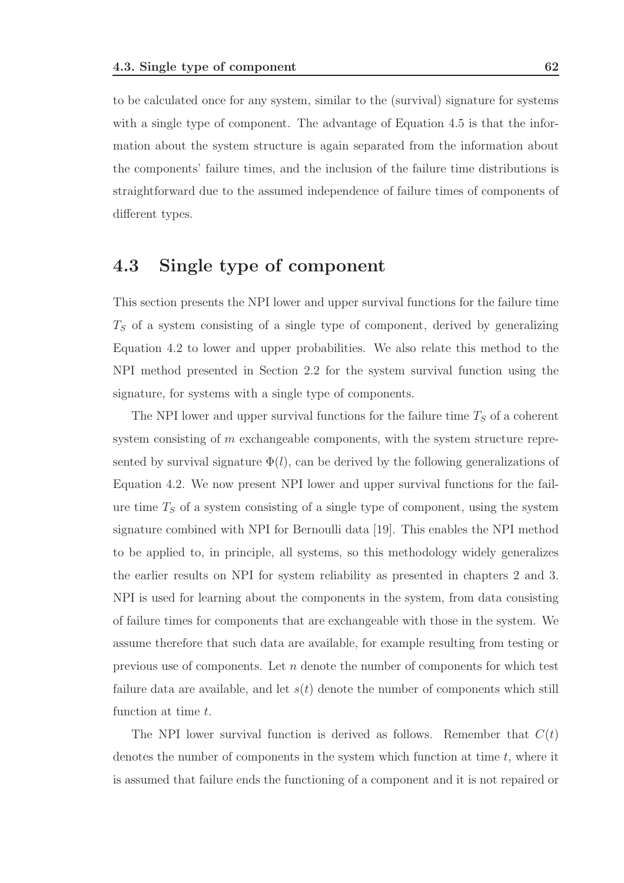to be calculated once for any system, similar to the (survival) signature for systems with a single type of component. The advantage of Equation 4.5 is that the information about the system structure is again separated from the information about the components' failure times, and the inclusion of the failure time distributions is straightforward due to the assumed independence of failure times of components of different types.

## 4.3 Single type of component

This section presents the NPI lower and upper survival functions for the failure time $T_S$ of a system consisting of a single type of component, derived by generalizing Equation 4.2 to lower and upper probabilities. We also relate this method to the NPI method presented in Section 2.2 for the system survival function using the signature, for systems with a single type of components.

The NPI lower and upper survival functions for the failure time $T_S$ of a coherent system consisting of $m$ exchangeable components, with the system structure represented by survival signature $\Phi(l)$, can be derived by the following generalizations of Equation 4.2. We now present NPI lower and upper survival functions for the failure time $T_S$ of a system consisting of a single type of component, using the system signature combined with NPI for Bernoulli data [19]. This enables the NPI method to be applied to, in principle, all systems, so this methodology widely generalizes the earlier results on NPI for system reliability as presented in chapters 2 and 3. NPI is used for learning about the components in the system, from data consisting of failure times for components that are exchangeable with those in the system. We assume therefore that such data are available, for example resulting from testing or previous use of components. Let $n$ denote the number of components for which test failure data are available, and let $s(t)$ denote the number of components which still function at time $t$.

The NPI lower survival function is derived as follows. Remember that $C(t)$ denotes the number of components in the system which function at time $t$, where it is assumed that failure ends the functioning of a component and it is not repaired or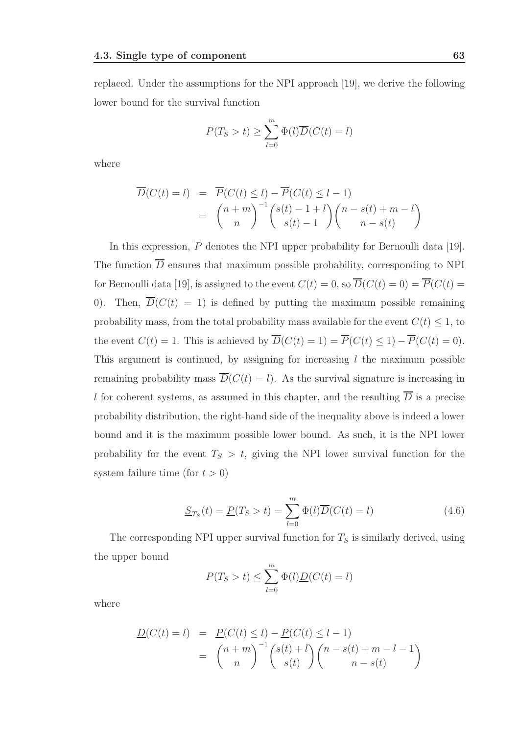replaced. Under the assumptions for the NPI approach [19], we derive the following lower bound for the survival function

$$P(T_S > t) \geq \sum_{l=0}^{m} \Phi(l)\overline{D}(C(t) = l)$$

where

$$\begin{aligned}
\overline{D}(C(t) = l) &= \overline{P}(C(t) \leq l) - \overline{P}(C(t) \leq l - 1) \\
&= \binom{n+m}{n}^{-1} \binom{s(t) - 1 + l}{s(t) - 1} \binom{n - s(t) + m - l}{n - s(t)}
\end{aligned}$$

In this expression, $\overline{P}$ denotes the NPI upper probability for Bernoulli data [19]. The function $\overline{D}$ ensures that maximum possible probability, corresponding to NPI for Bernoulli data [19], is assigned to the event $C(t) = 0$, so $\overline{D}(C(t) = 0) = \overline{P}(C(t) = 0)$. Then, $\overline{D}(C(t) = 1)$ is defined by putting the maximum possible remaining probability mass, from the total probability mass available for the event $C(t) \leq 1$, to the event $C(t) = 1$. This is achieved by $\overline{D}(C(t) = 1) = \overline{P}(C(t) \leq 1) - \overline{P}(C(t) = 0)$. This argument is continued, by assigning for increasing $l$ the maximum possible remaining probability mass $\overline{D}(C(t) = l)$. As the survival signature is increasing in $l$ for coherent systems, as assumed in this chapter, and the resulting $\overline{D}$ is a precise probability distribution, the right-hand side of the inequality above is indeed a lower bound and it is the maximum possible lower bound. As such, it is the NPI lower probability for the event $T_S > t$, giving the NPI lower survival function for the system failure time (for $t > 0$)

$$\underline{S}_{T_S}(t) = \underline{P}(T_S > t) = \sum_{l=0}^{m} \Phi(l)\overline{D}(C(t) = l) \tag{4.6}$$

The corresponding NPI upper survival function for $T_S$ is similarly derived, using the upper bound

$$P(T_S > t) \leq \sum_{l=0}^{m} \Phi(l)\underline{D}(C(t) = l)$$

where

$$\begin{aligned}
\underline{D}(C(t) = l) &= \underline{P}(C(t) \leq l) - \underline{P}(C(t) \leq l - 1) \\
&= \binom{n+m}{n}^{-1} \binom{s(t) + l}{s(t)} \binom{n - s(t) + m - l - 1}{n - s(t)}
\end{aligned}$$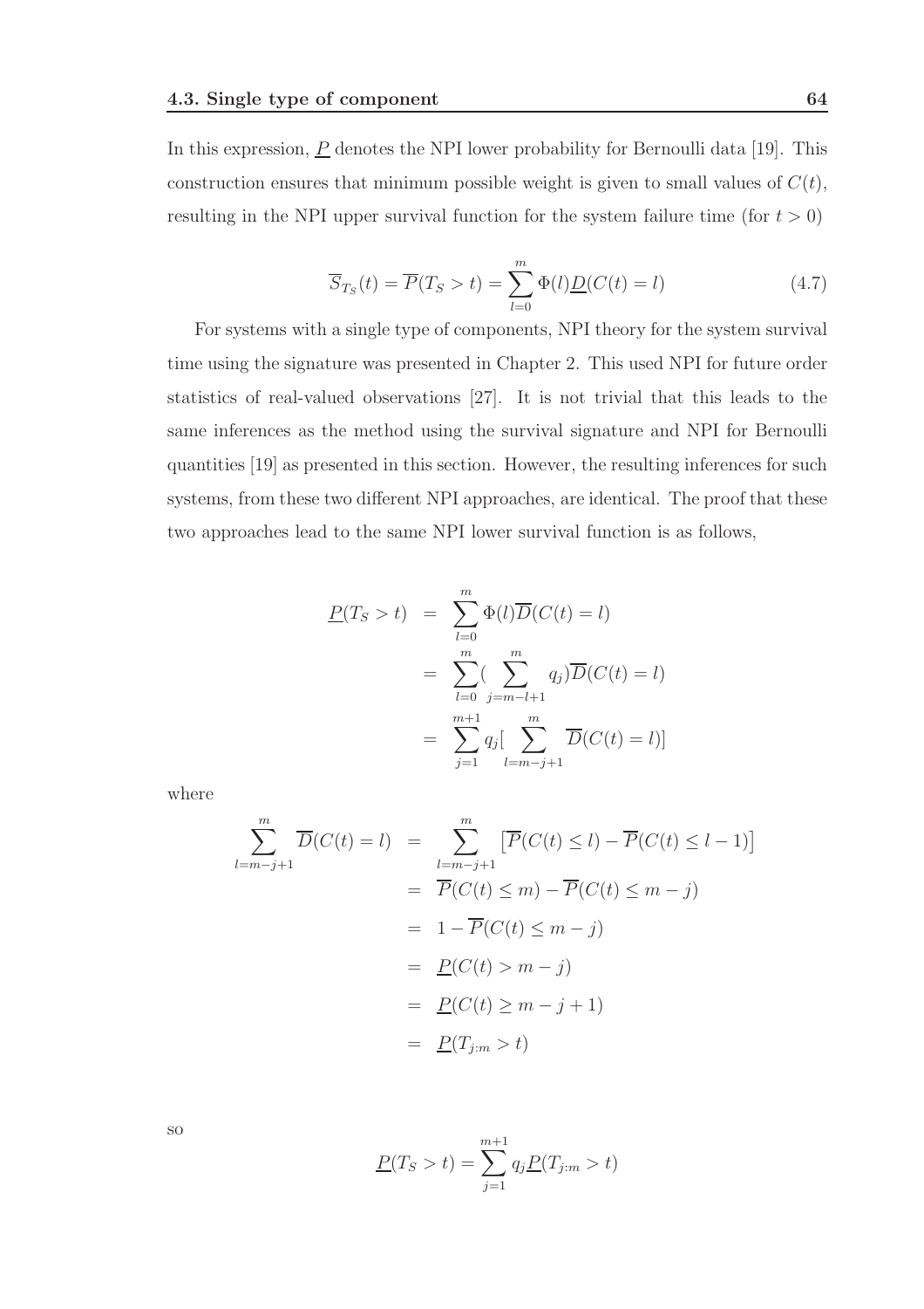In this expression, $\underline{P}$ denotes the NPI lower probability for Bernoulli data [19]. This construction ensures that minimum possible weight is given to small values of $C(t)$, resulting in the NPI upper survival function for the system failure time (for $t > 0$)

$$\overline{S}_{T_S}(t) = \overline{P}(T_S > t) = \sum_{l=0}^{m} \Phi(l)\underline{D}(C(t) = l) \tag{4.7}$$

For systems with a single type of components, NPI theory for the system survival time using the signature was presented in Chapter 2. This used NPI for future order statistics of real-valued observations [27]. It is not trivial that this leads to the same inferences as the method using the survival signature and NPI for Bernoulli quantities [19] as presented in this section. However, the resulting inferences for such systems, from these two different NPI approaches, are identical. The proof that these two approaches lead to the same NPI lower survival function is as follows,

$$\begin{aligned}
\underline{P}(T_S > t) &= \sum_{l=0}^{m} \Phi(l)\overline{D}(C(t) = l) \\
&= \sum_{l=0}^{m} (\sum_{j=m-l+1}^{m} q_j)\overline{D}(C(t) = l) \\
&= \sum_{j=1}^{m+1} q_j [\sum_{l=m-j+1}^{m} \overline{D}(C(t) = l)]
\end{aligned}$$

where

$$\begin{aligned}
\sum_{l=m-j+1}^{m} \overline{D}(C(t) = l) &= \sum_{l=m-j+1}^{m} \left[\overline{P}(C(t) \leq l) - \overline{P}(C(t) \leq l-1)\right] \\
&= \overline{P}(C(t) \leq m) - \overline{P}(C(t) \leq m-j) \\
&= 1 - \overline{P}(C(t) \leq m-j) \\
&= \underline{P}(C(t) > m-j) \\
&= \underline{P}(C(t) \geq m-j+1) \\
&= \underline{P}(T_{j:m} > t)
\end{aligned}$$

so

$$\underline{P}(T_S > t) = \sum_{j=1}^{m+1} q_j \underline{P}(T_{j:m} > t)$$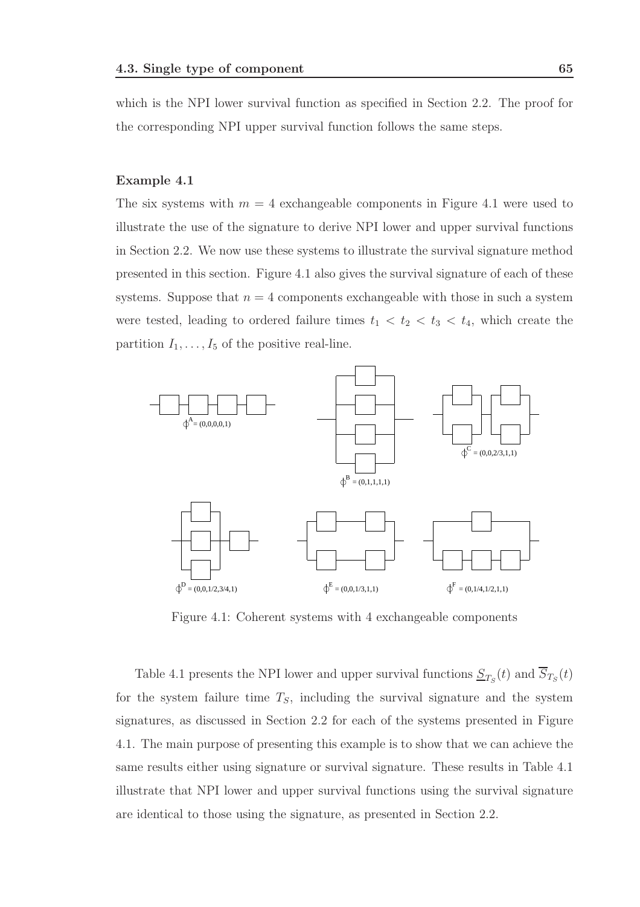which is the NPI lower survival function as specified in Section 2.2. The proof for the corresponding NPI upper survival function follows the same steps.

**Example 4.1**

The six systems with $m = 4$ exchangeable components in Figure 4.1 were used to illustrate the use of the signature to derive NPI lower and upper survival functions in Section 2.2. We now use these systems to illustrate the survival signature method presented in this section. Figure 4.1 also gives the survival signature of each of these systems. Suppose that $n = 4$ components exchangeable with those in such a system were tested, leading to ordered failure times $t_1 < t_2 < t_3 < t_4$, which create the partition $I_1, \ldots, I_5$ of the positive real-line.

$\phi^A = (0,0,0,0,1)$

$\phi^B = (0,1,1,1,1)$

$\phi^C = (0,0,2/3,1,1)$

$\phi^D = (0,0,1/2,3/4,1)$

$\phi^E = (0,0,1/3,1,1)$

$\phi^F = (0,1/4,1/2,1,1)$

Figure 4.1: Coherent systems with 4 exchangeable components

Table 4.1 presents the NPI lower and upper survival functions $\underline{S}_{T_S}(t)$ and $\overline{S}_{T_S}(t)$ for the system failure time $T_S$, including the survival signature and the system signatures, as discussed in Section 2.2 for each of the systems presented in Figure 4.1. The main purpose of presenting this example is to show that we can achieve the same results either using signature or survival signature. These results in Table 4.1 illustrate that NPI lower and upper survival functions using the survival signature are identical to those using the signature, as presented in Section 2.2.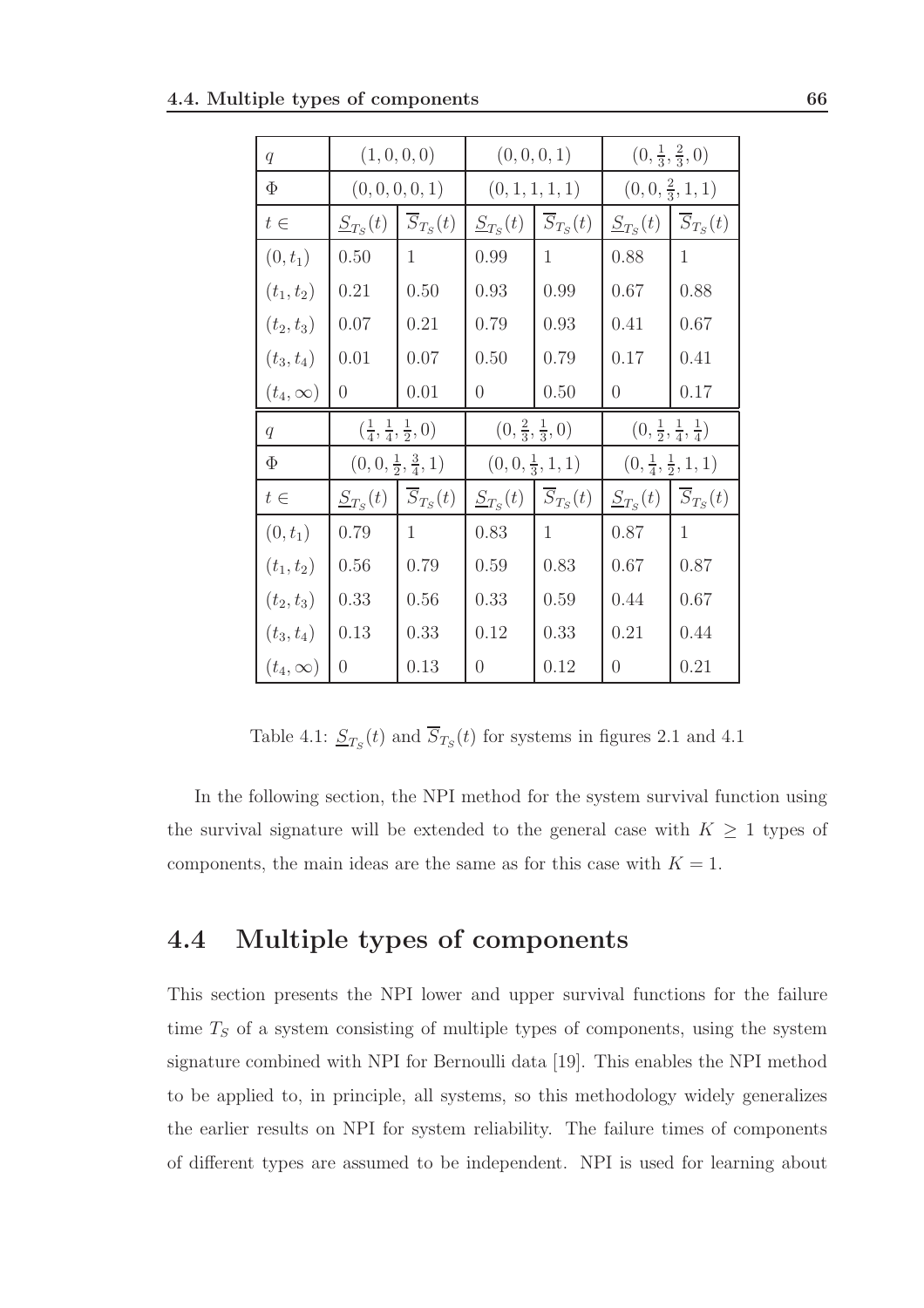| $q$ | $(1,0,0,0)$ | | $(0,0,0,1)$ | | $(0,\frac{1}{3},\frac{2}{3},0)$ | |
|---|---|---|---|---|---|---|
| $\Phi$ | $(0,0,0,0,1)$ | | $(0,1,1,1,1)$ | | $(0,0,\frac{2}{3},1,1)$ | |
| $t \in$ | $\underline{S}_{T_S}(t)$ | $\overline{S}_{T_S}(t)$ | $\underline{S}_{T_S}(t)$ | $\overline{S}_{T_S}(t)$ | $\underline{S}_{T_S}(t)$ | $\overline{S}_{T_S}(t)$ |
| $(0,t_1)$ | 0.50 | 1 | 0.99 | 1 | 0.88 | 1 |
| $(t_1,t_2)$ | 0.21 | 0.50 | 0.93 | 0.99 | 0.67 | 0.88 |
| $(t_2,t_3)$ | 0.07 | 0.21 | 0.79 | 0.93 | 0.41 | 0.67 |
| $(t_3,t_4)$ | 0.01 | 0.07 | 0.50 | 0.79 | 0.17 | 0.41 |
| $(t_4,\infty)$ | 0 | 0.01 | 0 | 0.50 | 0 | 0.17 |
| $q$ | $(\frac{1}{4},\frac{1}{4},\frac{1}{2},0)$ | | $(0,\frac{2}{3},\frac{1}{3},0)$ | | $(0,\frac{1}{2},\frac{1}{4},\frac{1}{4})$ | |
| $\Phi$ | $(0,0,\frac{1}{2},\frac{3}{4},1)$ | | $(0,0,\frac{1}{3},1,1)$ | | $(0,\frac{1}{4},\frac{1}{2},1,1)$ | |
| $t \in$ | $\underline{S}_{T_S}(t)$ | $\overline{S}_{T_S}(t)$ | $\underline{S}_{T_S}(t)$ | $\overline{S}_{T_S}(t)$ | $\underline{S}_{T_S}(t)$ | $\overline{S}_{T_S}(t)$ |
| $(0,t_1)$ | 0.79 | 1 | 0.83 | 1 | 0.87 | 1 |
| $(t_1,t_2)$ | 0.56 | 0.79 | 0.59 | 0.83 | 0.67 | 0.87 |
| $(t_2,t_3)$ | 0.33 | 0.56 | 0.33 | 0.59 | 0.44 | 0.67 |
| $(t_3,t_4)$ | 0.13 | 0.33 | 0.12 | 0.33 | 0.21 | 0.44 |
| $(t_4,\infty)$ | 0 | 0.13 | 0 | 0.12 | 0 | 0.21 |

Table 4.1: $\underline{S}_{T_S}(t)$ and $\overline{S}_{T_S}(t)$ for systems in figures 2.1 and 4.1

In the following section, the NPI method for the system survival function using the survival signature will be extended to the general case with $K \geq 1$ types of components, the main ideas are the same as for this case with $K = 1$.

## 4.4 Multiple types of components

This section presents the NPI lower and upper survival functions for the failure time $T_S$ of a system consisting of multiple types of components, using the system signature combined with NPI for Bernoulli data [19]. This enables the NPI method to be applied to, in principle, all systems, so this methodology widely generalizes the earlier results on NPI for system reliability. The failure times of components of different types are assumed to be independent. NPI is used for learning about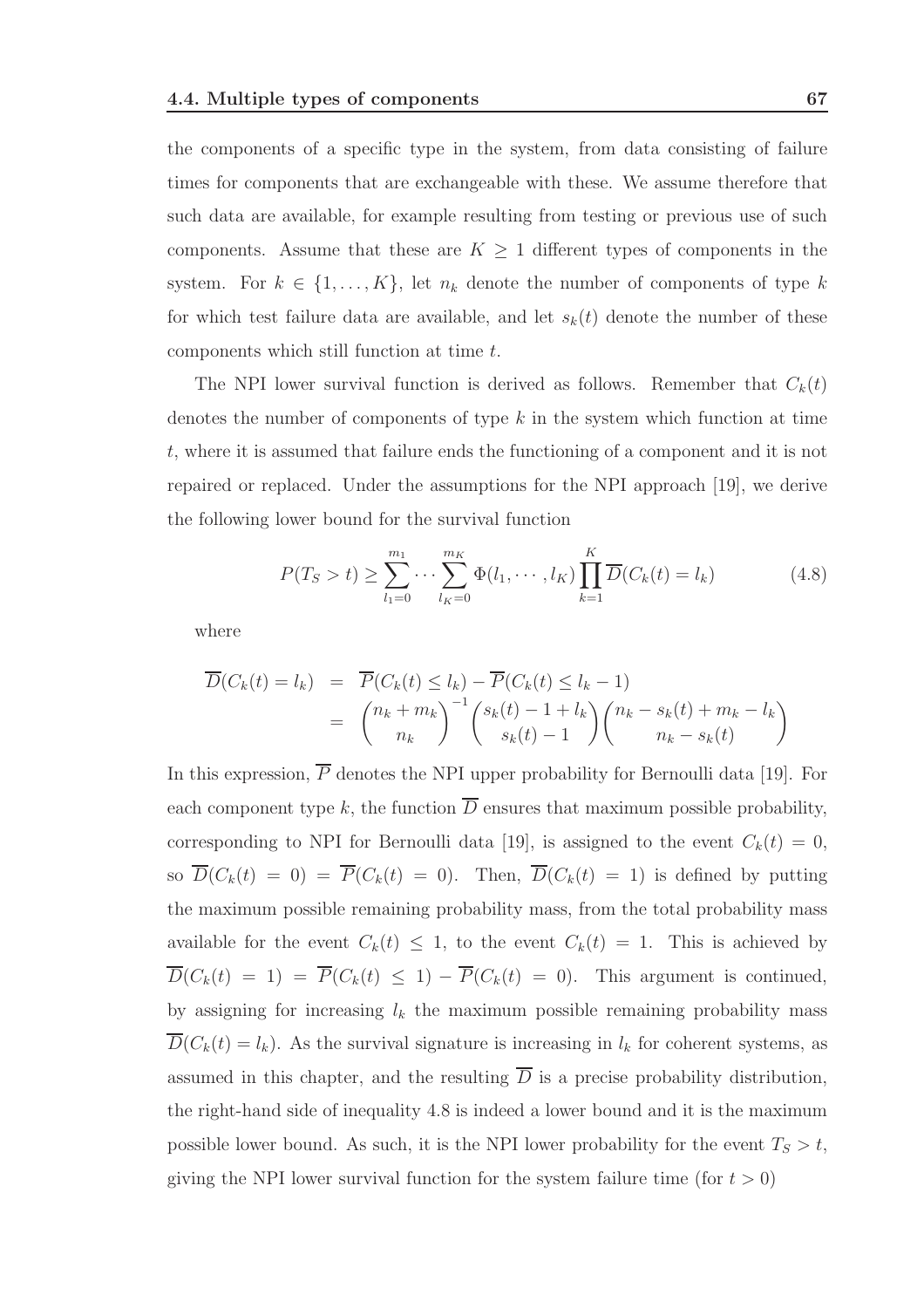the components of a specific type in the system, from data consisting of failure times for components that are exchangeable with these. We assume therefore that such data are available, for example resulting from testing or previous use of such components. Assume that these are $K \geq 1$ different types of components in the system. For $k \in \{1, \ldots, K\}$, let $n_k$ denote the number of components of type $k$ for which test failure data are available, and let $s_k(t)$ denote the number of these components which still function at time $t$.

The NPI lower survival function is derived as follows. Remember that $C_k(t)$ denotes the number of components of type $k$ in the system which function at time $t$, where it is assumed that failure ends the functioning of a component and it is not repaired or replaced. Under the assumptions for the NPI approach [19], we derive the following lower bound for the survival function

$$P(T_S > t) \geq \sum_{l_1=0}^{m_1} \cdots \sum_{l_K=0}^{m_K} \Phi(l_1, \cdots, l_K) \prod_{k=1}^{K} \overline{D}(C_k(t) = l_k) \tag{4.8}$$

where

$$\begin{aligned}
\overline{D}(C_k(t) = l_k) &= \overline{P}(C_k(t) \leq l_k) - \overline{P}(C_k(t) \leq l_k - 1) \\
&= \binom{n_k + m_k}{n_k}^{-1} \binom{s_k(t) - 1 + l_k}{s_k(t) - 1} \binom{n_k - s_k(t) + m_k - l_k}{n_k - s_k(t)}
\end{aligned}$$

In this expression, $\overline{P}$ denotes the NPI upper probability for Bernoulli data [19]. For each component type $k$, the function $\overline{D}$ ensures that maximum possible probability, corresponding to NPI for Bernoulli data [19], is assigned to the event $C_k(t) = 0$, so $\overline{D}(C_k(t) = 0) = \overline{P}(C_k(t) = 0)$. Then, $\overline{D}(C_k(t) = 1)$ is defined by putting the maximum possible remaining probability mass, from the total probability mass available for the event $C_k(t) \leq 1$, to the event $C_k(t) = 1$. This is achieved by $\overline{D}(C_k(t) = 1) = \overline{P}(C_k(t) \leq 1) - \overline{P}(C_k(t) = 0)$. This argument is continued, by assigning for increasing $l_k$ the maximum possible remaining probability mass $\overline{D}(C_k(t) = l_k)$. As the survival signature is increasing in $l_k$ for coherent systems, as assumed in this chapter, and the resulting $\overline{D}$ is a precise probability distribution, the right-hand side of inequality 4.8 is indeed a lower bound and it is the maximum possible lower bound. As such, it is the NPI lower probability for the event $T_S > t$, giving the NPI lower survival function for the system failure time (for $t > 0$)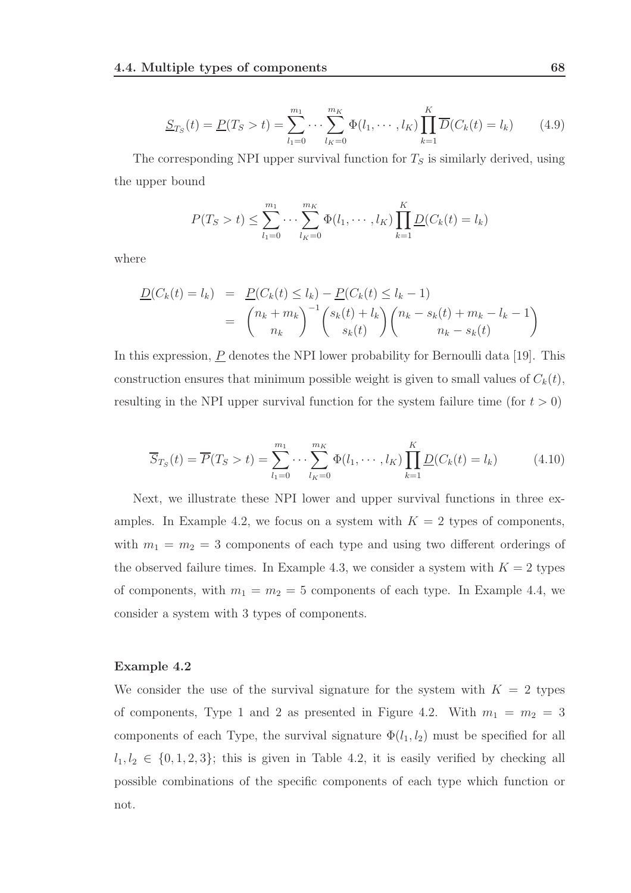$$\underline{S}_{T_S}(t) = \underline{P}(T_S > t) = \sum_{l_1=0}^{m_1} \cdots \sum_{l_K=0}^{m_K} \Phi(l_1, \cdots, l_K) \prod_{k=1}^{K} \overline{D}(C_k(t) = l_k) \qquad (4.9)$$

The corresponding NPI upper survival function for $T_S$ is similarly derived, using the upper bound

$$P(T_S > t) \leq \sum_{l_1=0}^{m_1} \cdots \sum_{l_K=0}^{m_K} \Phi(l_1, \cdots, l_K) \prod_{k=1}^{K} \underline{D}(C_k(t) = l_k)$$

where

$$\begin{aligned} \underline{D}(C_k(t) = l_k) &= \underline{P}(C_k(t) \leq l_k) - \underline{P}(C_k(t) \leq l_k - 1) \\ &= \binom{n_k + m_k}{n_k}^{-1} \binom{s_k(t) + l_k}{s_k(t)} \binom{n_k - s_k(t) + m_k - l_k - 1}{n_k - s_k(t)} \end{aligned}$$

In this expression, $\underline{P}$ denotes the NPI lower probability for Bernoulli data [19]. This construction ensures that minimum possible weight is given to small values of $C_k(t)$, resulting in the NPI upper survival function for the system failure time (for $t > 0$)

$$\overline{S}_{T_S}(t) = \overline{P}(T_S > t) = \sum_{l_1=0}^{m_1} \cdots \sum_{l_K=0}^{m_K} \Phi(l_1, \cdots, l_K) \prod_{k=1}^{K} \underline{D}(C_k(t) = l_k) \qquad (4.10)$$

Next, we illustrate these NPI lower and upper survival functions in three examples. In Example 4.2, we focus on a system with $K = 2$ types of components, with $m_1 = m_2 = 3$ components of each type and using two different orderings of the observed failure times. In Example 4.3, we consider a system with $K = 2$ types of components, with $m_1 = m_2 = 5$ components of each type. In Example 4.4, we consider a system with 3 types of components.

**Example 4.2**

We consider the use of the survival signature for the system with $K = 2$ types of components, Type 1 and 2 as presented in Figure 4.2. With $m_1 = m_2 = 3$ components of each Type, the survival signature $\Phi(l_1, l_2)$ must be specified for all $l_1, l_2 \in \{0, 1, 2, 3\}$; this is given in Table 4.2, it is easily verified by checking all possible combinations of the specific components of each type which function or not.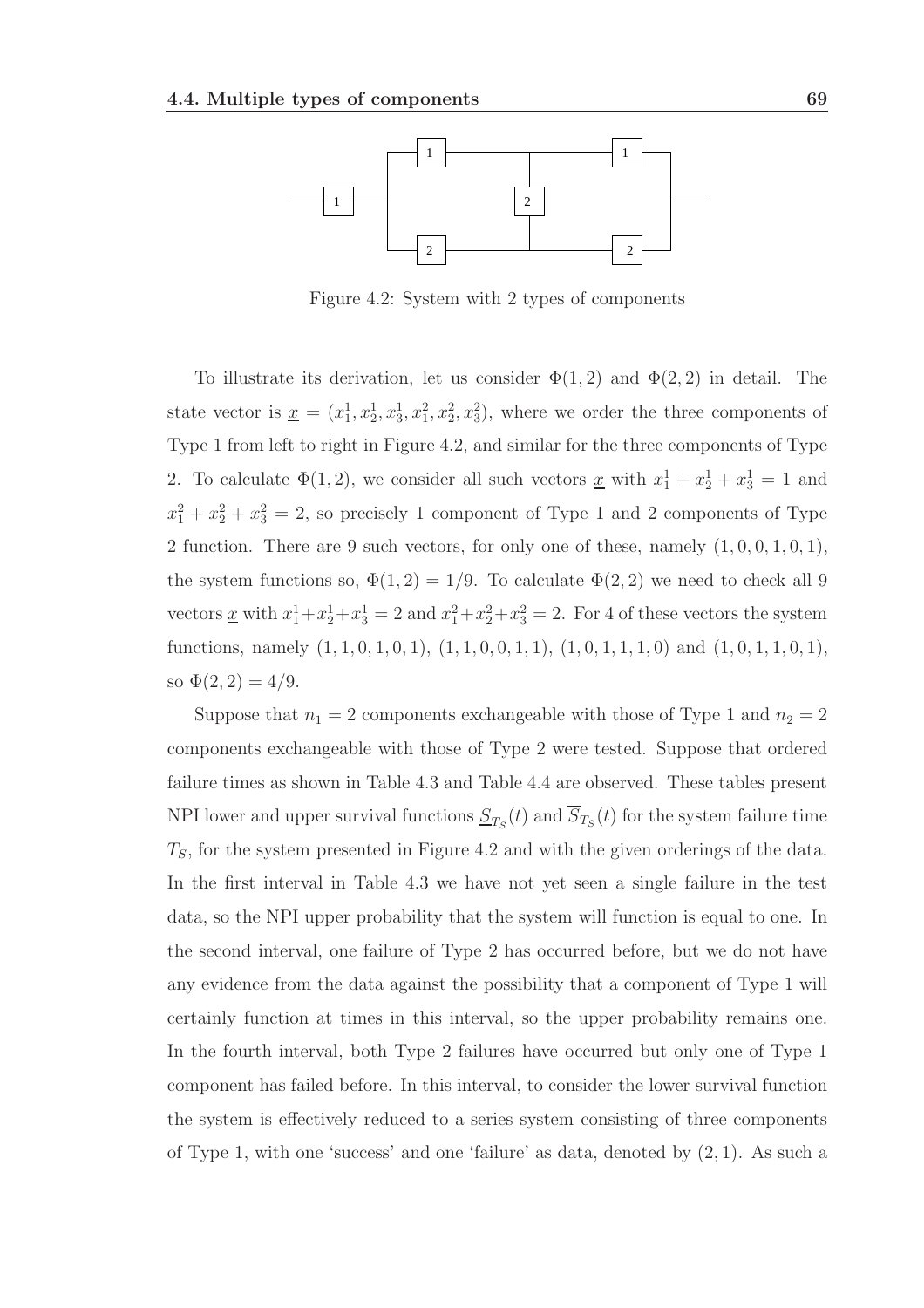Figure 4.2: System with 2 types of components

To illustrate its derivation, let us consider $\Phi(1, 2)$ and $\Phi(2, 2)$ in detail. The state vector is $\underline{x} = (x_1^1, x_2^1, x_3^1, x_1^2, x_2^2, x_3^2)$, where we order the three components of Type 1 from left to right in Figure 4.2, and similar for the three components of Type 2. To calculate $\Phi(1, 2)$, we consider all such vectors $\underline{x}$ with $x_1^1 + x_2^1 + x_3^1 = 1$ and $x_1^2 + x_2^2 + x_3^2 = 2$, so precisely 1 component of Type 1 and 2 components of Type 2 function. There are 9 such vectors, for only one of these, namely $(1, 0, 0, 1, 0, 1)$, the system functions so, $\Phi(1, 2) = 1/9$. To calculate $\Phi(2, 2)$ we need to check all 9 vectors $\underline{x}$ with $x_1^1 + x_2^1 + x_3^1 = 2$ and $x_1^2 + x_2^2 + x_3^2 = 2$. For 4 of these vectors the system functions, namely $(1, 1, 0, 1, 0, 1)$, $(1, 1, 0, 0, 1, 1)$, $(1, 0, 1, 1, 1, 0)$ and $(1, 0, 1, 1, 0, 1)$, so $\Phi(2, 2) = 4/9$.

Suppose that $n_1 = 2$ components exchangeable with those of Type 1 and $n_2 = 2$ components exchangeable with those of Type 2 were tested. Suppose that ordered failure times as shown in Table 4.3 and Table 4.4 are observed. These tables present NPI lower and upper survival functions $\underline{S}_{T_S}(t)$ and $\overline{S}_{T_S}(t)$ for the system failure time $T_S$, for the system presented in Figure 4.2 and with the given orderings of the data. In the first interval in Table 4.3 we have not yet seen a single failure in the test data, so the NPI upper probability that the system will function is equal to one. In the second interval, one failure of Type 2 has occurred before, but we do not have any evidence from the data against the possibility that a component of Type 1 will certainly function at times in this interval, so the upper probability remains one. In the fourth interval, both Type 2 failures have occurred but only one of Type 1 component has failed before. In this interval, to consider the lower survival function the system is effectively reduced to a series system consisting of three components of Type 1, with one 'success' and one 'failure' as data, denoted by $(2, 1)$. As such a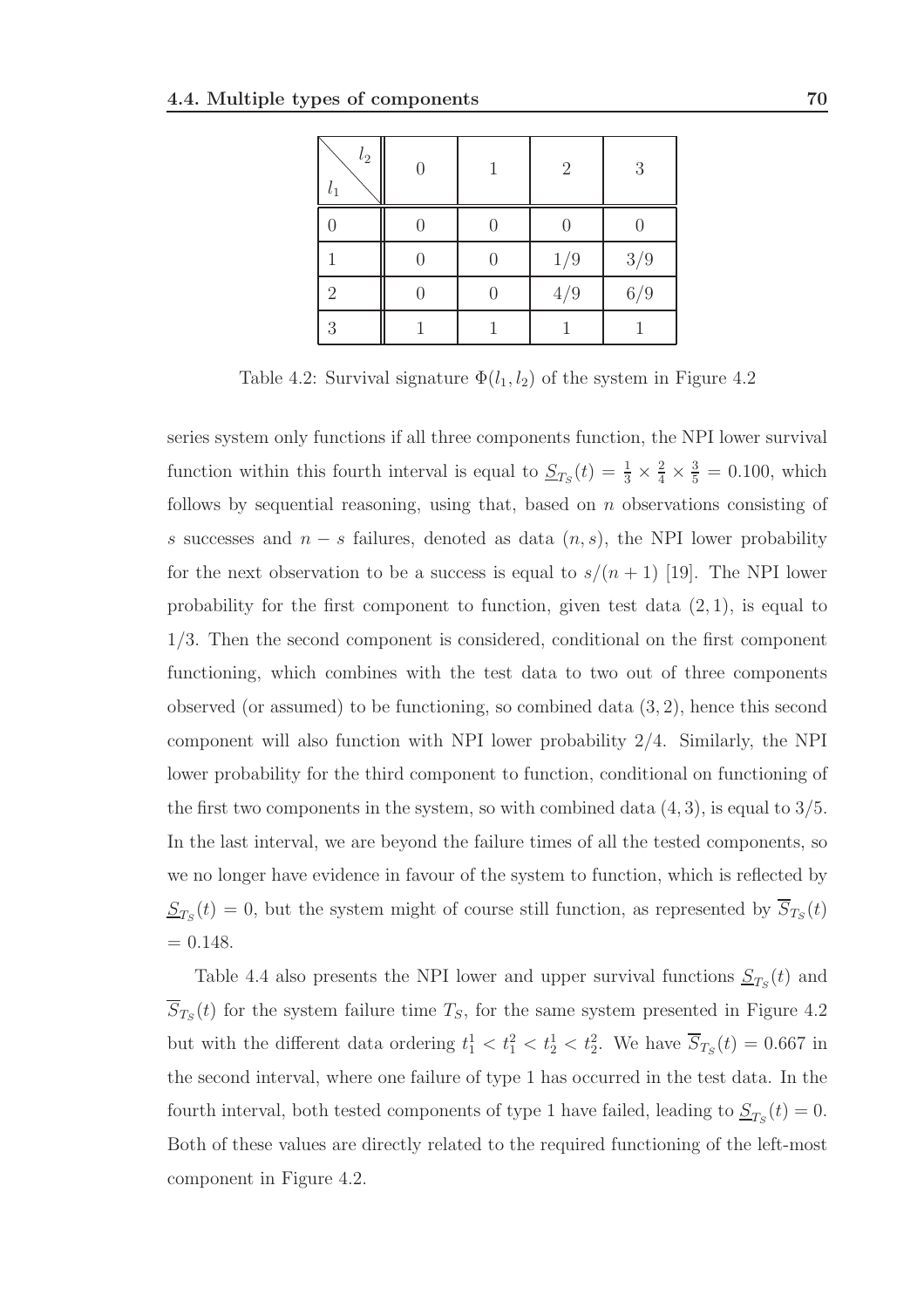| $l_1$ \ $l_2$ | 0 | 1 | 2 | 3 |
|---|---|---|---|---|
| 0 | 0 | 0 | 0 | 0 |
| 1 | 0 | 0 | 1/9 | 3/9 |
| 2 | 0 | 0 | 4/9 | 6/9 |
| 3 | 1 | 1 | 1 | 1 |

Table 4.2: Survival signature $\Phi(l_1, l_2)$ of the system in Figure 4.2

series system only functions if all three components function, the NPI lower survival function within this fourth interval is equal to $\underline{S}_{T_S}(t) = \frac{1}{3} \times \frac{2}{4} \times \frac{3}{5} = 0.100$, which follows by sequential reasoning, using that, based on $n$ observations consisting of $s$ successes and $n - s$ failures, denoted as data $(n, s)$, the NPI lower probability for the next observation to be a success is equal to $s/(n + 1)$ [19]. The NPI lower probability for the first component to function, given test data $(2, 1)$, is equal to $1/3$. Then the second component is considered, conditional on the first component functioning, which combines with the test data to two out of three components observed (or assumed) to be functioning, so combined data $(3, 2)$, hence this second component will also function with NPI lower probability $2/4$. Similarly, the NPI lower probability for the third component to function, conditional on functioning of the first two components in the system, so with combined data $(4, 3)$, is equal to $3/5$. In the last interval, we are beyond the failure times of all the tested components, so we no longer have evidence in favour of the system to function, which is reflected by $\underline{S}_{T_S}(t) = 0$, but the system might of course still function, as represented by $\overline{S}_{T_S}(t) = 0.148$.

Table 4.4 also presents the NPI lower and upper survival functions $\underline{S}_{T_S}(t)$ and $\overline{S}_{T_S}(t)$ for the system failure time $T_S$, for the same system presented in Figure 4.2 but with the different data ordering $t_1^1 < t_1^2 < t_2^1 < t_2^2$. We have $\overline{S}_{T_S}(t) = 0.667$ in the second interval, where one failure of type 1 has occurred in the test data. In the fourth interval, both tested components of type 1 have failed, leading to $\underline{S}_{T_S}(t) = 0$. Both of these values are directly related to the required functioning of the left-most component in Figure 4.2.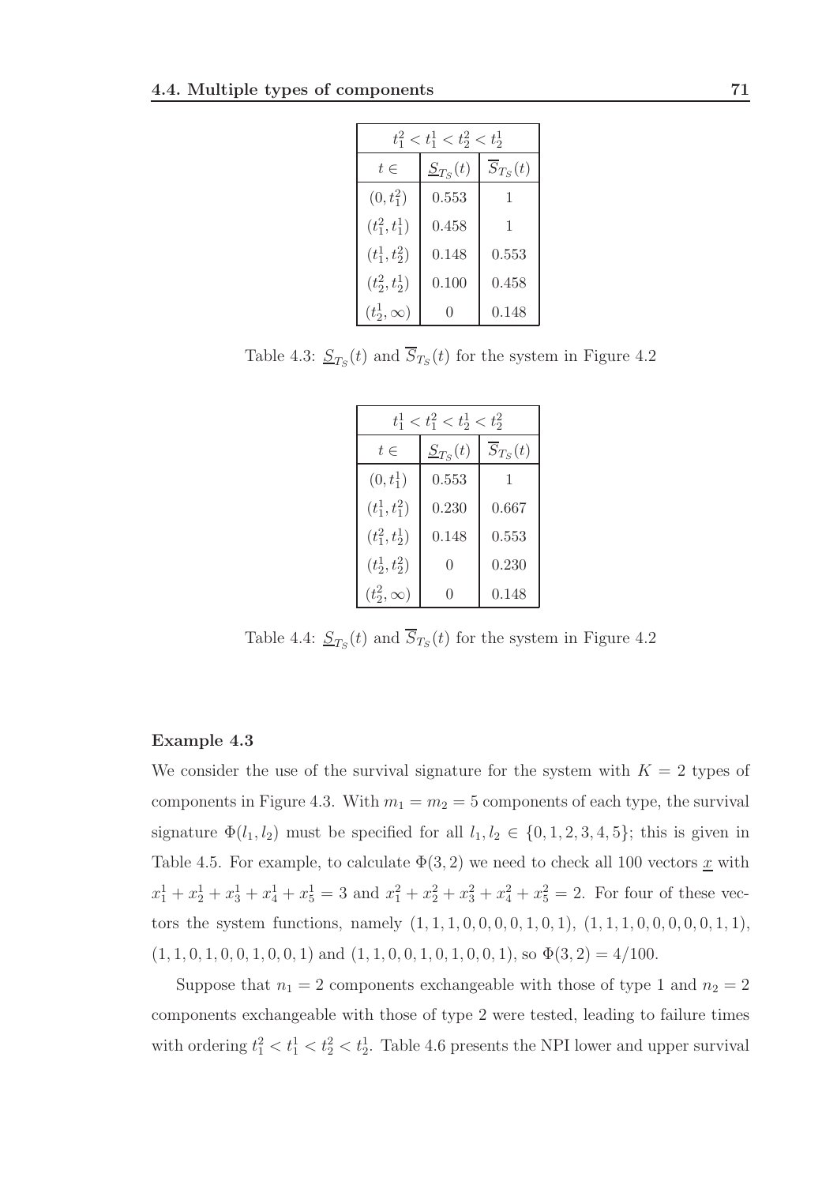| $t_1^2 < t_1^1 < t_2^2 < t_2^1$ | | |
|---|---|---|
| $t \in$ | $\underline{S}_{T_S}(t)$ | $\overline{S}_{T_S}(t)$ |
| $(0, t_1^2)$ | 0.553 | 1 |
| $(t_1^2, t_1^1)$ | 0.458 | 1 |
| $(t_1^1, t_2^2)$ | 0.148 | 0.553 |
| $(t_2^2, t_2^1)$ | 0.100 | 0.458 |
| $(t_2^1, \infty)$ | 0 | 0.148 |

Table 4.3: $\underline{S}_{T_S}(t)$ and $\overline{S}_{T_S}(t)$ for the system in Figure 4.2

| $t_1^1 < t_1^2 < t_2^1 < t_2^2$ | | |
|---|---|---|
| $t \in$ | $\underline{S}_{T_S}(t)$ | $\overline{S}_{T_S}(t)$ |
| $(0, t_1^1)$ | 0.553 | 1 |
| $(t_1^1, t_1^2)$ | 0.230 | 0.667 |
| $(t_1^2, t_2^1)$ | 0.148 | 0.553 |
| $(t_2^1, t_2^2)$ | 0 | 0.230 |
| $(t_2^2, \infty)$ | 0 | 0.148 |

Table 4.4: $\underline{S}_{T_S}(t)$ and $\overline{S}_{T_S}(t)$ for the system in Figure 4.2

**Example 4.3**

We consider the use of the survival signature for the system with $K = 2$ types of components in Figure 4.3. With $m_1 = m_2 = 5$ components of each type, the survival signature $\Phi(l_1, l_2)$ must be specified for all $l_1, l_2 \in \{0, 1, 2, 3, 4, 5\}$; this is given in Table 4.5. For example, to calculate $\Phi(3, 2)$ we need to check all 100 vectors $\underline{x}$ with $x_1^1 + x_2^1 + x_3^1 + x_4^1 + x_5^1 = 3$ and $x_1^2 + x_2^2 + x_3^2 + x_4^2 + x_5^2 = 2$. For four of these vectors the system functions, namely $(1, 1, 1, 0, 0, 0, 0, 1, 0, 1)$, $(1, 1, 1, 0, 0, 0, 0, 0, 1, 1)$, $(1, 1, 0, 1, 0, 0, 1, 0, 0, 1)$ and $(1, 1, 0, 0, 1, 0, 1, 0, 0, 1)$, so $\Phi(3, 2) = 4/100$.

Suppose that $n_1 = 2$ components exchangeable with those of type 1 and $n_2 = 2$ components exchangeable with those of type 2 were tested, leading to failure times with ordering $t_1^2 < t_1^1 < t_2^2 < t_2^1$. Table 4.6 presents the NPI lower and upper survival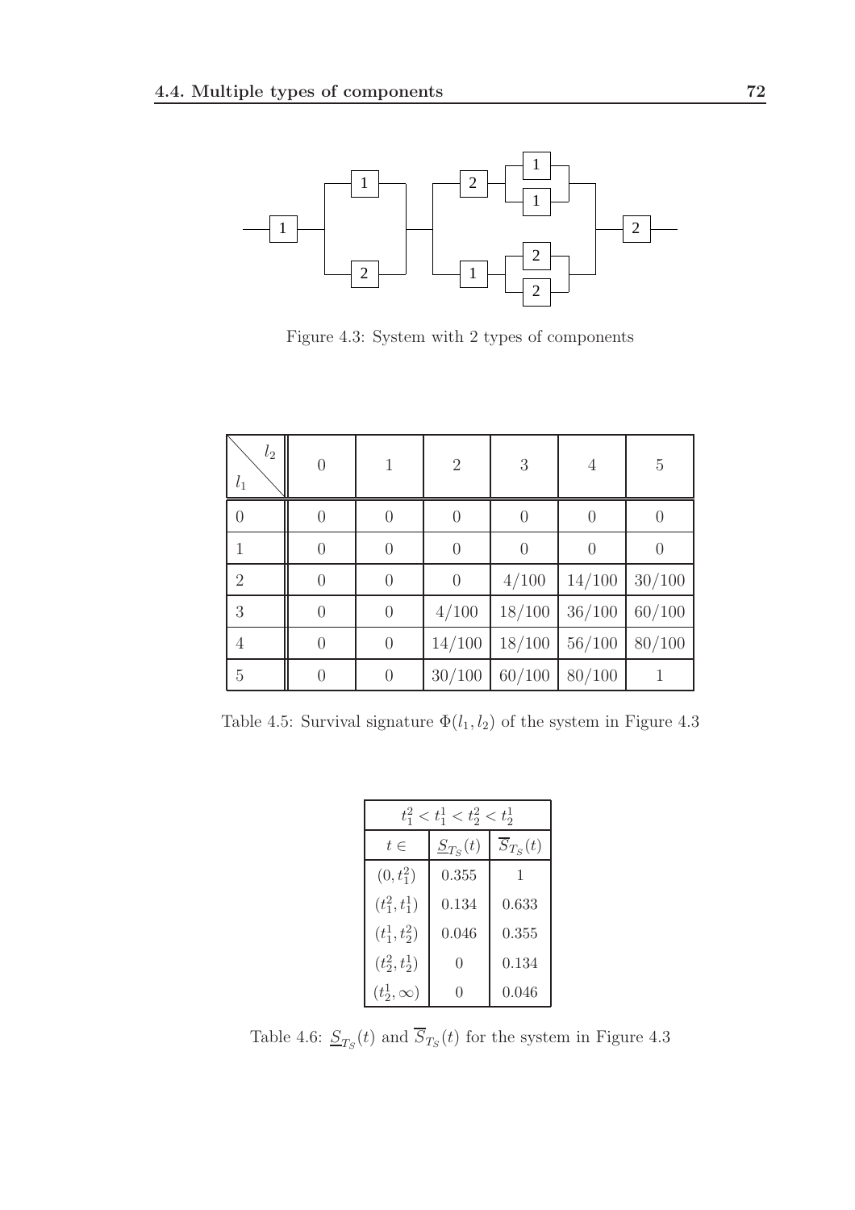Figure 4.3: System with 2 types of components

| $l_1$ \ $l_2$ | 0 | 1 | 2 | 3 | 4 | 5 |
|---|---|---|---|---|---|---|
| 0 | 0 | 0 | 0 | 0 | 0 | 0 |
| 1 | 0 | 0 | 0 | 0 | 0 | 0 |
| 2 | 0 | 0 | 0 | 4/100 | 14/100 | 30/100 |
| 3 | 0 | 0 | 4/100 | 18/100 | 36/100 | 60/100 |
| 4 | 0 | 0 | 14/100 | 18/100 | 56/100 | 80/100 |
| 5 | 0 | 0 | 30/100 | 60/100 | 80/100 | 1 |

Table 4.5: Survival signature $\Phi(l_1, l_2)$ of the system in Figure 4.3

| $t_1^2 < t_1^1 < t_2^2 < t_2^1$ | | |
|---|---|---|
| $t \in$ | $\underline{S}_{T_S}(t)$ | $\overline{S}_{T_S}(t)$ |
| $(0, t_1^2)$ | 0.355 | 1 |
| $(t_1^2, t_1^1)$ | 0.134 | 0.633 |
| $(t_1^1, t_2^2)$ | 0.046 | 0.355 |
| $(t_2^2, t_2^1)$ | 0 | 0.134 |
| $(t_2^1, \infty)$ | 0 | 0.046 |

Table 4.6: $\underline{S}_{T_S}(t)$ and $\overline{S}_{T_S}(t)$ for the system in Figure 4.3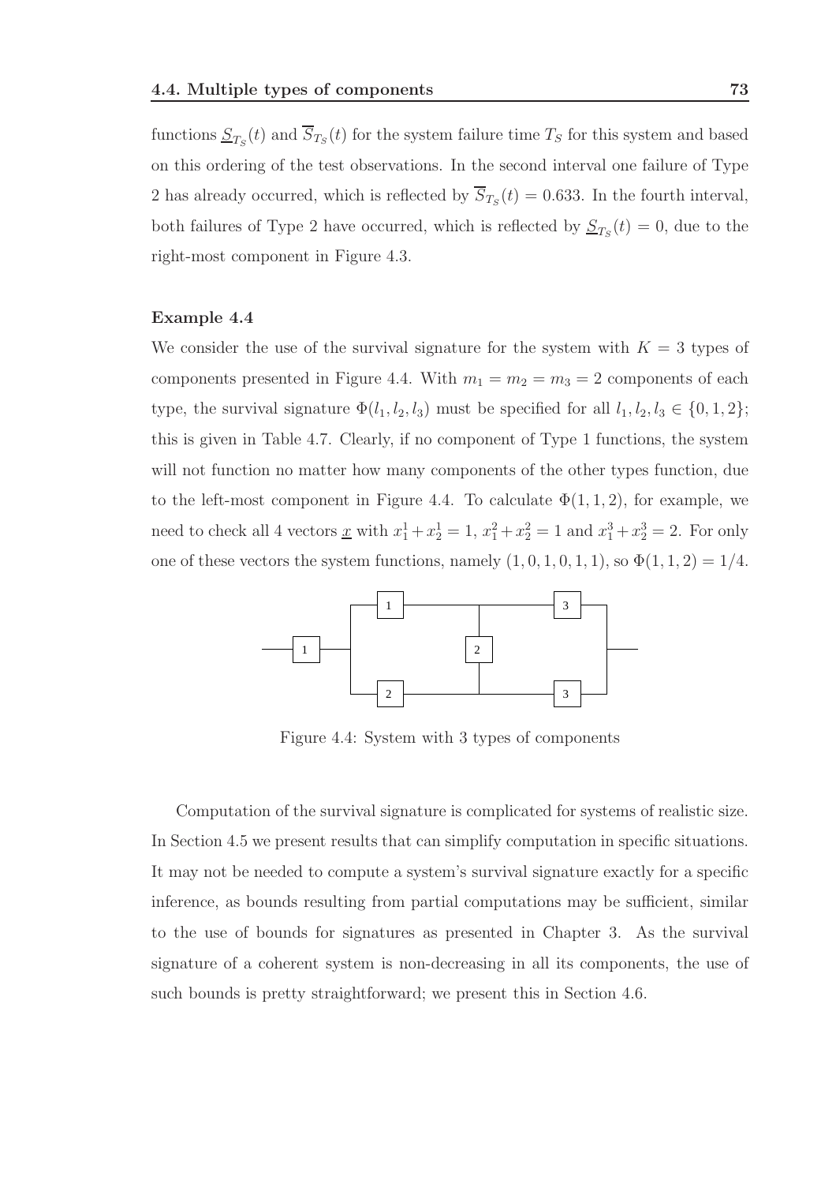functions $\underline{S}_{T_S}(t)$ and $\overline{S}_{T_S}(t)$ for the system failure time $T_S$ for this system and based on this ordering of the test observations. In the second interval one failure of Type 2 has already occurred, which is reflected by $\overline{S}_{T_S}(t) = 0.633$. In the fourth interval, both failures of Type 2 have occurred, which is reflected by $\underline{S}_{T_S}(t) = 0$, due to the right-most component in Figure 4.3.

**Example 4.4**

We consider the use of the survival signature for the system with $K = 3$ types of components presented in Figure 4.4. With $m_1 = m_2 = m_3 = 2$ components of each type, the survival signature $\Phi(l_1, l_2, l_3)$ must be specified for all $l_1, l_2, l_3 \in \{0, 1, 2\}$; this is given in Table 4.7. Clearly, if no component of Type 1 functions, the system will not function no matter how many components of the other types function, due to the left-most component in Figure 4.4. To calculate $\Phi(1, 1, 2)$, for example, we need to check all 4 vectors $\underline{x}$ with $x_1^1 + x_2^1 = 1$, $x_1^2 + x_2^2 = 1$ and $x_1^3 + x_2^3 = 2$. For only one of these vectors the system functions, namely $(1, 0, 1, 0, 1, 1)$, so $\Phi(1, 1, 2) = 1/4$.

Figure 4.4: System with 3 types of components

Computation of the survival signature is complicated for systems of realistic size. In Section 4.5 we present results that can simplify computation in specific situations. It may not be needed to compute a system's survival signature exactly for a specific inference, as bounds resulting from partial computations may be sufficient, similar to the use of bounds for signatures as presented in Chapter 3. As the survival signature of a coherent system is non-decreasing in all its components, the use of such bounds is pretty straightforward; we present this in Section 4.6.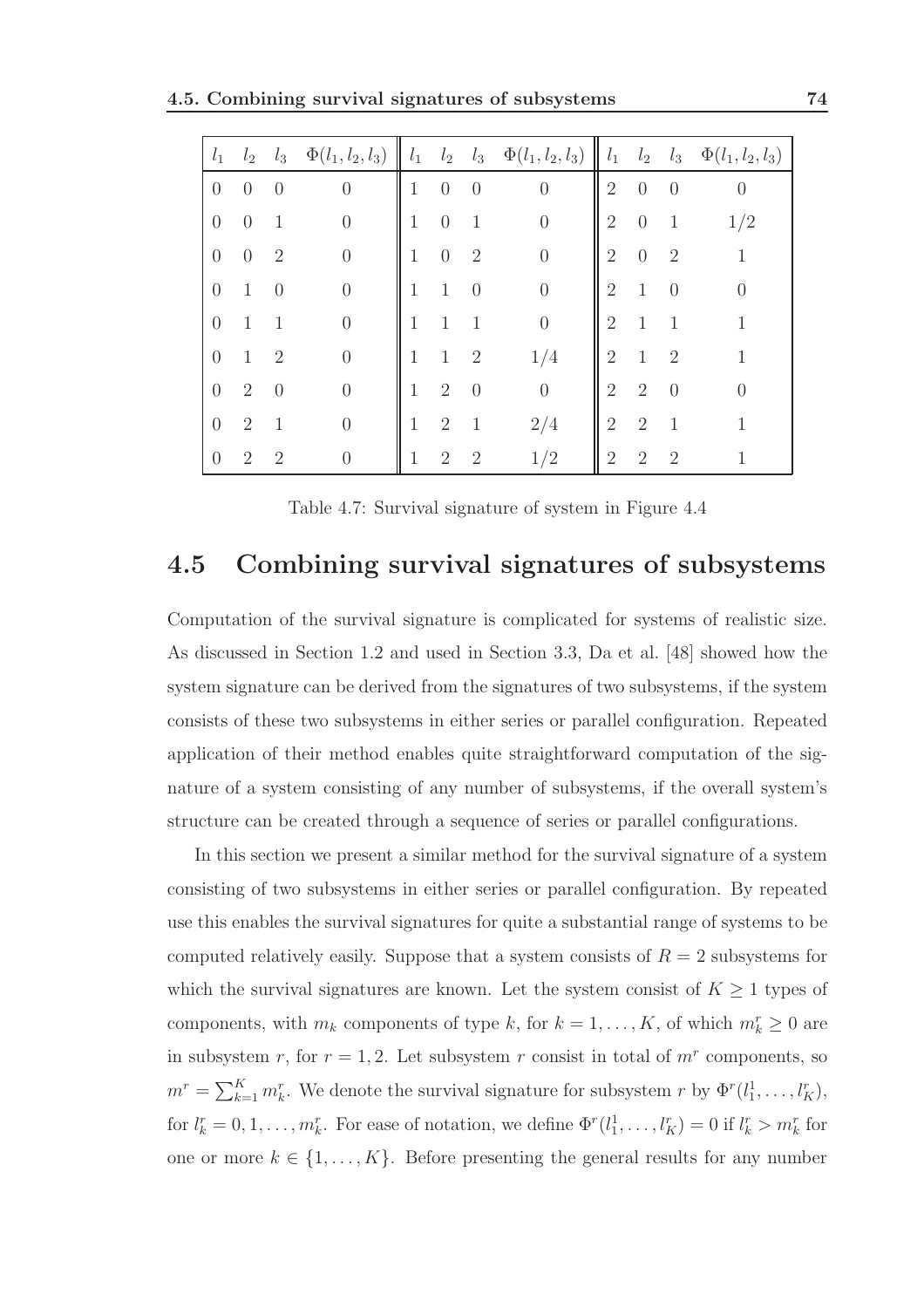| $l_1$ | $l_2$ | $l_3$ | $\Phi(l_1, l_2, l_3)$ | $l_1$ | $l_2$ | $l_3$ | $\Phi(l_1, l_2, l_3)$ | $l_1$ | $l_2$ | $l_3$ | $\Phi(l_1, l_2, l_3)$ |
|---|---|---|---|---|---|---|---|---|---|---|---|
| 0 | 0 | 0 | 0 | 1 | 0 | 0 | 0 | 2 | 0 | 0 | 0 |
| 0 | 0 | 1 | 0 | 1 | 0 | 1 | 0 | 2 | 0 | 1 | 1/2 |
| 0 | 0 | 2 | 0 | 1 | 0 | 2 | 0 | 2 | 0 | 2 | 1 |
| 0 | 1 | 0 | 0 | 1 | 1 | 0 | 0 | 2 | 1 | 0 | 0 |
| 0 | 1 | 1 | 0 | 1 | 1 | 1 | 0 | 2 | 1 | 1 | 1 |
| 0 | 1 | 2 | 0 | 1 | 1 | 2 | 1/4 | 2 | 1 | 2 | 1 |
| 0 | 2 | 0 | 0 | 1 | 2 | 0 | 0 | 2 | 2 | 0 | 0 |
| 0 | 2 | 1 | 0 | 1 | 2 | 1 | 2/4 | 2 | 2 | 1 | 1 |
| 0 | 2 | 2 | 0 | 1 | 2 | 2 | 1/2 | 2 | 2 | 2 | 1 |

Table 4.7: Survival signature of system in Figure 4.4

## 4.5 Combining survival signatures of subsystems

Computation of the survival signature is complicated for systems of realistic size. As discussed in Section 1.2 and used in Section 3.3, Da et al. [48] showed how the system signature can be derived from the signatures of two subsystems, if the system consists of these two subsystems in either series or parallel configuration. Repeated application of their method enables quite straightforward computation of the signature of a system consisting of any number of subsystems, if the overall system's structure can be created through a sequence of series or parallel configurations.

In this section we present a similar method for the survival signature of a system consisting of two subsystems in either series or parallel configuration. By repeated use this enables the survival signatures for quite a substantial range of systems to be computed relatively easily. Suppose that a system consists of $R = 2$ subsystems for which the survival signatures are known. Let the system consist of $K \geq 1$ types of components, with $m_k$ components of type $k$, for $k = 1, \ldots, K$, of which $m_k^r \geq 0$ are in subsystem $r$, for $r = 1, 2$. Let subsystem $r$ consist in total of $m^r$ components, so $m^r = \sum_{k=1}^{K} m_k^r$. We denote the survival signature for subsystem $r$ by $\Phi^r(l_1^1, \ldots, l_K^r)$, for $l_k^r = 0, 1, \ldots, m_k^r$. For ease of notation, we define $\Phi^r(l_1^1, \ldots, l_K^r) = 0$ if $l_k^r > m_k^r$ for one or more $k \in \{1, \ldots, K\}$. Before presenting the general results for any number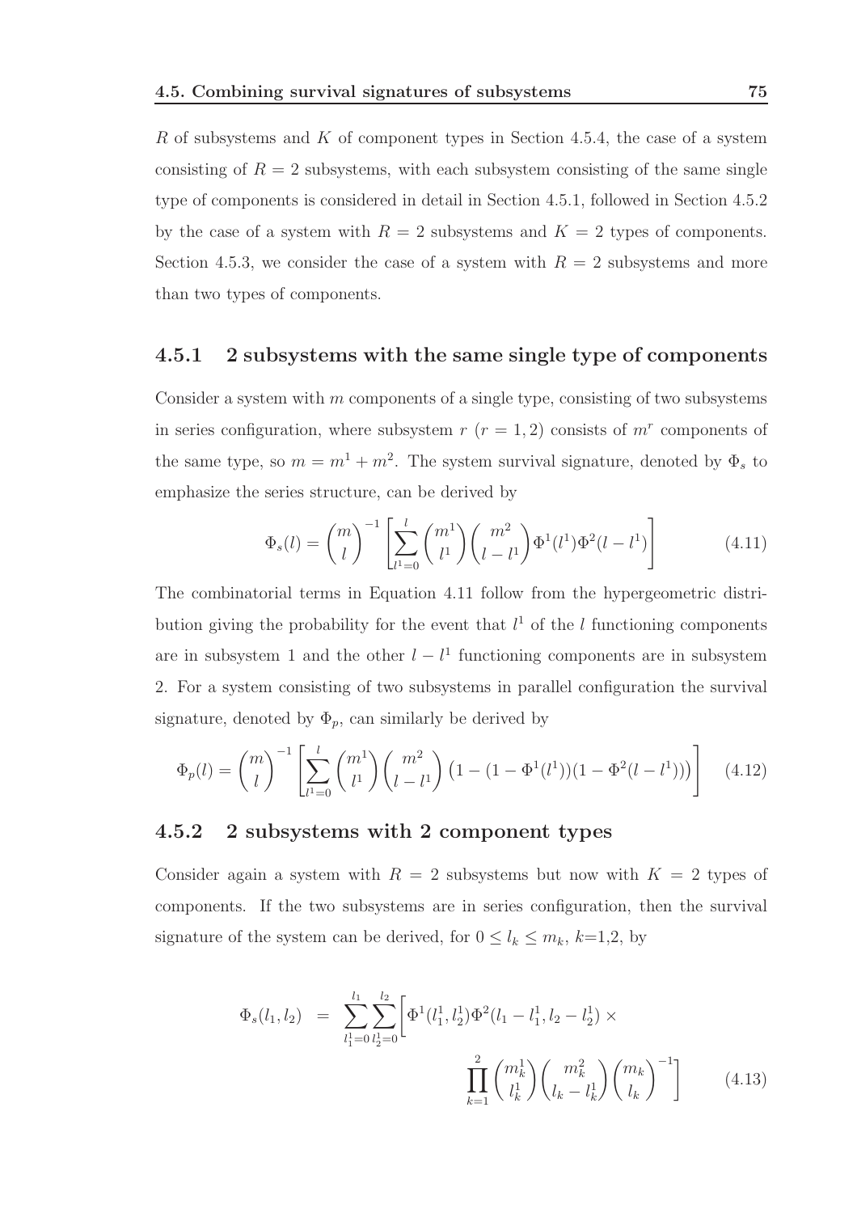$R$ of subsystems and $K$ of component types in Section 4.5.4, the case of a system consisting of $R = 2$ subsystems, with each subsystem consisting of the same single type of components is considered in detail in Section 4.5.1, followed in Section 4.5.2 by the case of a system with $R = 2$ subsystems and $K = 2$ types of components. Section 4.5.3, we consider the case of a system with $R = 2$ subsystems and more than two types of components.

### 4.5.1 2 subsystems with the same single type of components

Consider a system with $m$ components of a single type, consisting of two subsystems in series configuration, where subsystem $r$ $(r = 1, 2)$ consists of $m^r$ components of the same type, so $m = m^1 + m^2$. The system survival signature, denoted by $\Phi_s$ to emphasize the series structure, can be derived by

$$\Phi_s(l) = \binom{m}{l}^{-1} \left[ \sum_{l^1=0}^{l} \binom{m^1}{l^1} \binom{m^2}{l - l^1} \Phi^1(l^1) \Phi^2(l - l^1) \right] \tag{4.11}$$

The combinatorial terms in Equation 4.11 follow from the hypergeometric distribution giving the probability for the event that $l^1$ of the $l$ functioning components are in subsystem 1 and the other $l - l^1$ functioning components are in subsystem 2. For a system consisting of two subsystems in parallel configuration the survival signature, denoted by $\Phi_p$, can similarly be derived by

$$\Phi_p(l) = \binom{m}{l}^{-1} \left[ \sum_{l^1=0}^{l} \binom{m^1}{l^1} \binom{m^2}{l - l^1} \left(1 - (1 - \Phi^1(l^1))(1 - \Phi^2(l - l^1))\right) \right] \tag{4.12}$$

### 4.5.2 2 subsystems with 2 component types

Consider again a system with $R = 2$ subsystems but now with $K = 2$ types of components. If the two subsystems are in series configuration, then the survival signature of the system can be derived, for $0 \leq l_k \leq m_k$, $k$=1,2, by

$$\Phi_s(l_1, l_2) = \sum_{l_1^1=0}^{l_1} \sum_{l_2^1=0}^{l_2} \Bigg[ \Phi^1(l_1^1, l_2^1) \Phi^2(l_1 - l_1^1, l_2 - l_2^1) \times \prod_{k=1}^{2} \binom{m_k^1}{l_k^1} \binom{m_k^2}{l_k - l_k^1} \binom{m_k}{l_k}^{-1} \Bigg] \tag{4.13}$$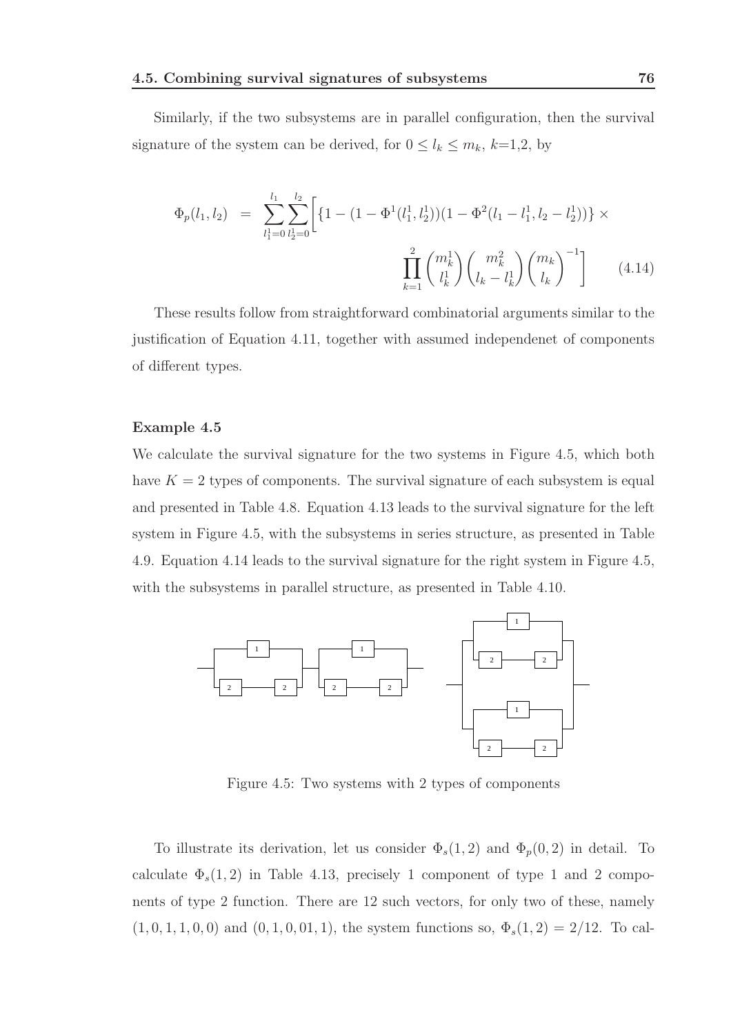Similarly, if the two subsystems are in parallel configuration, then the survival signature of the system can be derived, for $0 \leq l_k \leq m_k$, $k$=1,2, by

$$\Phi_p(l_1, l_2) = \sum_{l_1^1=0}^{l_1} \sum_{l_2^1=0}^{l_2} \Bigg[ \{1 - (1 - \Phi^1(l_1^1, l_2^1))(1 - \Phi^2(l_1 - l_1^1, l_2 - l_2^1))\} \times \prod_{k=1}^{2} \binom{m_k^1}{l_k^1} \binom{m_k^2}{l_k - l_k^1} \binom{m_k}{l_k}^{-1} \Bigg] \qquad (4.14)$$

These results follow from straightforward combinatorial arguments similar to the justification of Equation 4.11, together with assumed independenet of components of different types.

**Example 4.5**

We calculate the survival signature for the two systems in Figure 4.5, which both have $K = 2$ types of components. The survival signature of each subsystem is equal and presented in Table 4.8. Equation 4.13 leads to the survival signature for the left system in Figure 4.5, with the subsystems in series structure, as presented in Table 4.9. Equation 4.14 leads to the survival signature for the right system in Figure 4.5, with the subsystems in parallel structure, as presented in Table 4.10.

Figure 4.5: Two systems with 2 types of components

To illustrate its derivation, let us consider $\Phi_s(1, 2)$ and $\Phi_p(0, 2)$ in detail. To calculate $\Phi_s(1, 2)$ in Table 4.13, precisely 1 component of type 1 and 2 components of type 2 function. There are 12 such vectors, for only two of these, namely $(1, 0, 1, 1, 0, 0)$ and $(0, 1, 0, 01, 1)$, the system functions so, $\Phi_s(1, 2) = 2/12$. To cal-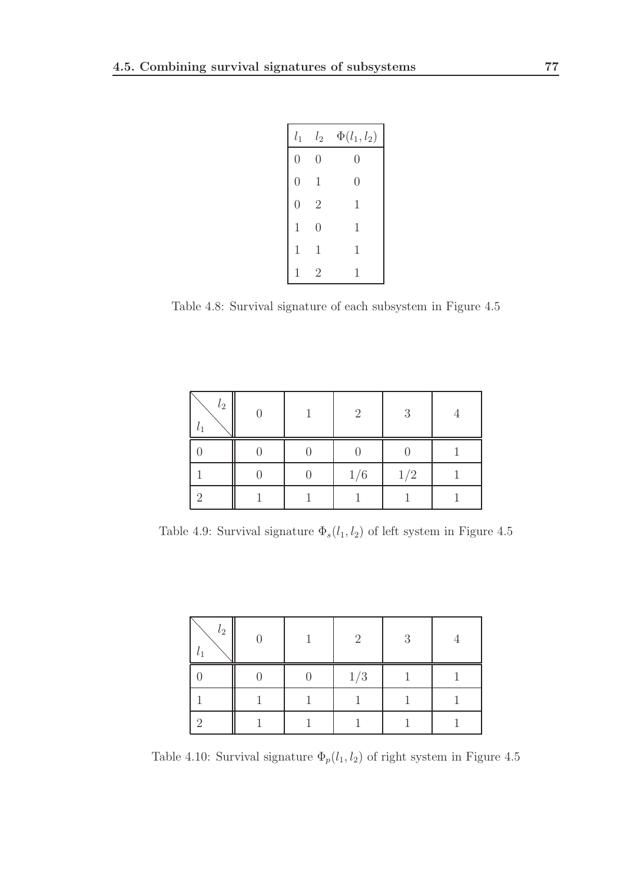| $l_1$ | $l_2$ | $\Phi(l_1, l_2)$ |
|---|---|---|
| 0 | 0 | 0 |
| 0 | 1 | 0 |
| 0 | 2 | 1 |
| 1 | 0 | 1 |
| 1 | 1 | 1 |
| 1 | 2 | 1 |

Table 4.8: Survival signature of each subsystem in Figure 4.5

| $l_1$ \ $l_2$ | 0 | 1 | 2 | 3 | 4 |
|---|---|---|---|---|---|
| 0 | 0 | 0 | 0 | 0 | 1 |
| 1 | 0 | 0 | 1/6 | 1/2 | 1 |
| 2 | 1 | 1 | 1 | 1 | 1 |

Table 4.9: Survival signature $\Phi_s(l_1, l_2)$ of left system in Figure 4.5

| $l_1$ \ $l_2$ | 0 | 1 | 2 | 3 | 4 |
|---|---|---|---|---|---|
| 0 | 0 | 0 | 1/3 | 1 | 1 |
| 1 | 1 | 1 | 1 | 1 | 1 |
| 2 | 1 | 1 | 1 | 1 | 1 |

Table 4.10: Survival signature $\Phi_p(l_1, l_2)$ of right system in Figure 4.5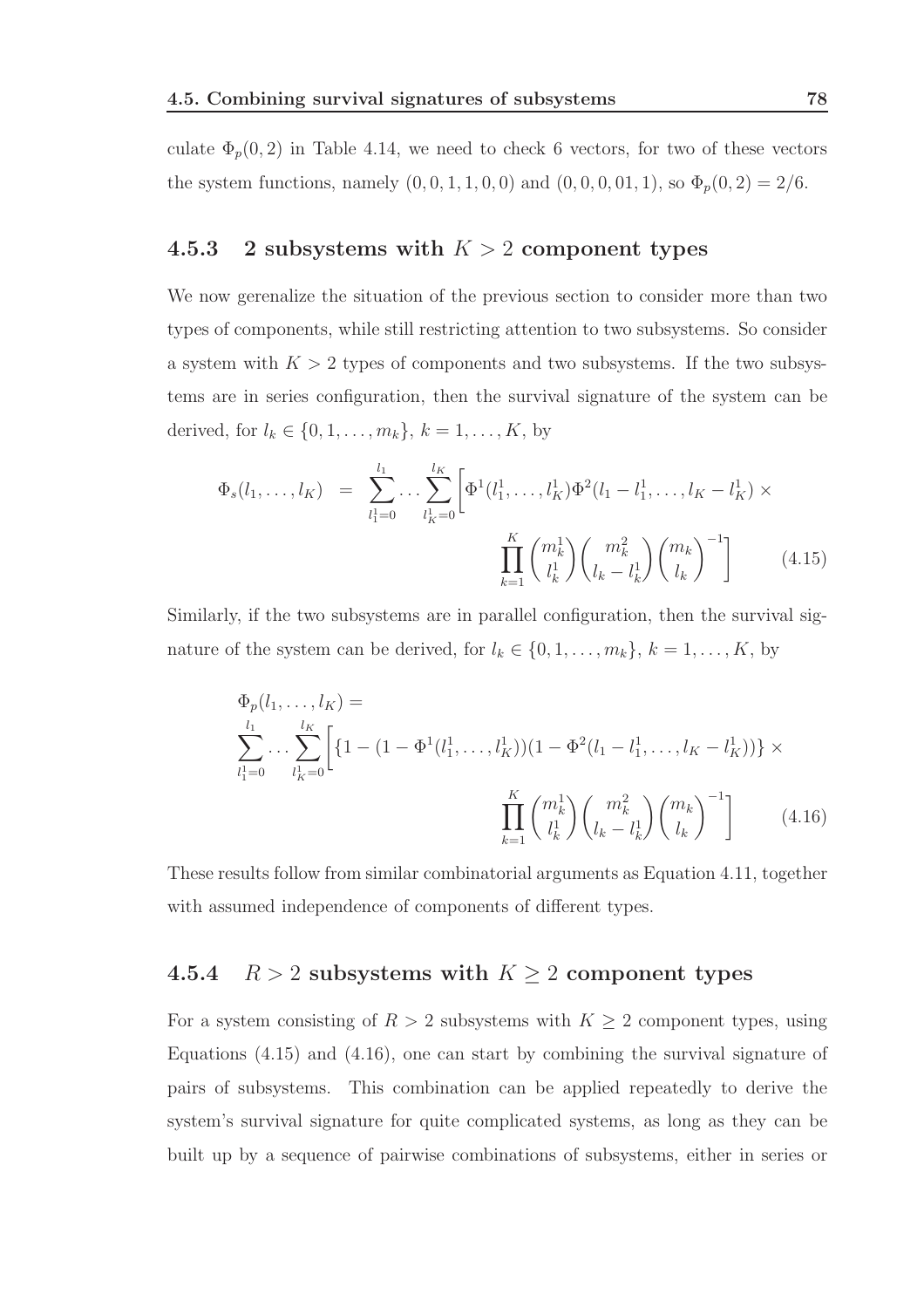culate $\Phi_p(0,2)$ in Table 4.14, we need to check 6 vectors, for two of these vectors the system functions, namely $(0,0,1,1,0,0)$ and $(0,0,0,01,1)$, so $\Phi_p(0,2) = 2/6$.

### 4.5.3 2 subsystems with $K > 2$ component types

We now gerenalize the situation of the previous section to consider more than two types of components, while still restricting attention to two subsystems. So consider a system with $K > 2$ types of components and two subsystems. If the two subsystems are in series configuration, then the survival signature of the system can be derived, for $l_k \in \{0, 1, \ldots, m_k\}$, $k = 1, \ldots, K$, by

$$\Phi_s(l_1, \ldots, l_K) = \sum_{l_1^1=0}^{l_1} \cdots \sum_{l_K^1=0}^{l_K} \Bigg[ \Phi^1(l_1^1, \ldots, l_K^1) \Phi^2(l_1 - l_1^1, \ldots, l_K - l_K^1) \times \prod_{k=1}^{K} \binom{m_k^1}{l_k^1} \binom{m_k^2}{l_k - l_k^1} \binom{m_k}{l_k}^{-1} \Bigg] \tag{4.15}$$

Similarly, if the two subsystems are in parallel configuration, then the survival signature of the system can be derived, for $l_k \in \{0, 1, \ldots, m_k\}$, $k = 1, \ldots, K$, by

$$\Phi_p(l_1, \ldots, l_K) = \sum_{l_1^1=0}^{l_1} \cdots \sum_{l_K^1=0}^{l_K} \Bigg[ \{1 - (1 - \Phi^1(l_1^1, \ldots, l_K^1))(1 - \Phi^2(l_1 - l_1^1, \ldots, l_K - l_K^1))\} \times \prod_{k=1}^{K} \binom{m_k^1}{l_k^1} \binom{m_k^2}{l_k - l_k^1} \binom{m_k}{l_k}^{-1} \Bigg] \tag{4.16}$$

These results follow from similar combinatorial arguments as Equation 4.11, together with assumed independence of components of different types.

### 4.5.4 $R > 2$ subsystems with $K \geq 2$ component types

For a system consisting of $R > 2$ subsystems with $K \geq 2$ component types, using Equations (4.15) and (4.16), one can start by combining the survival signature of pairs of subsystems. This combination can be applied repeatedly to derive the system's survival signature for quite complicated systems, as long as they can be built up by a sequence of pairwise combinations of subsystems, either in series or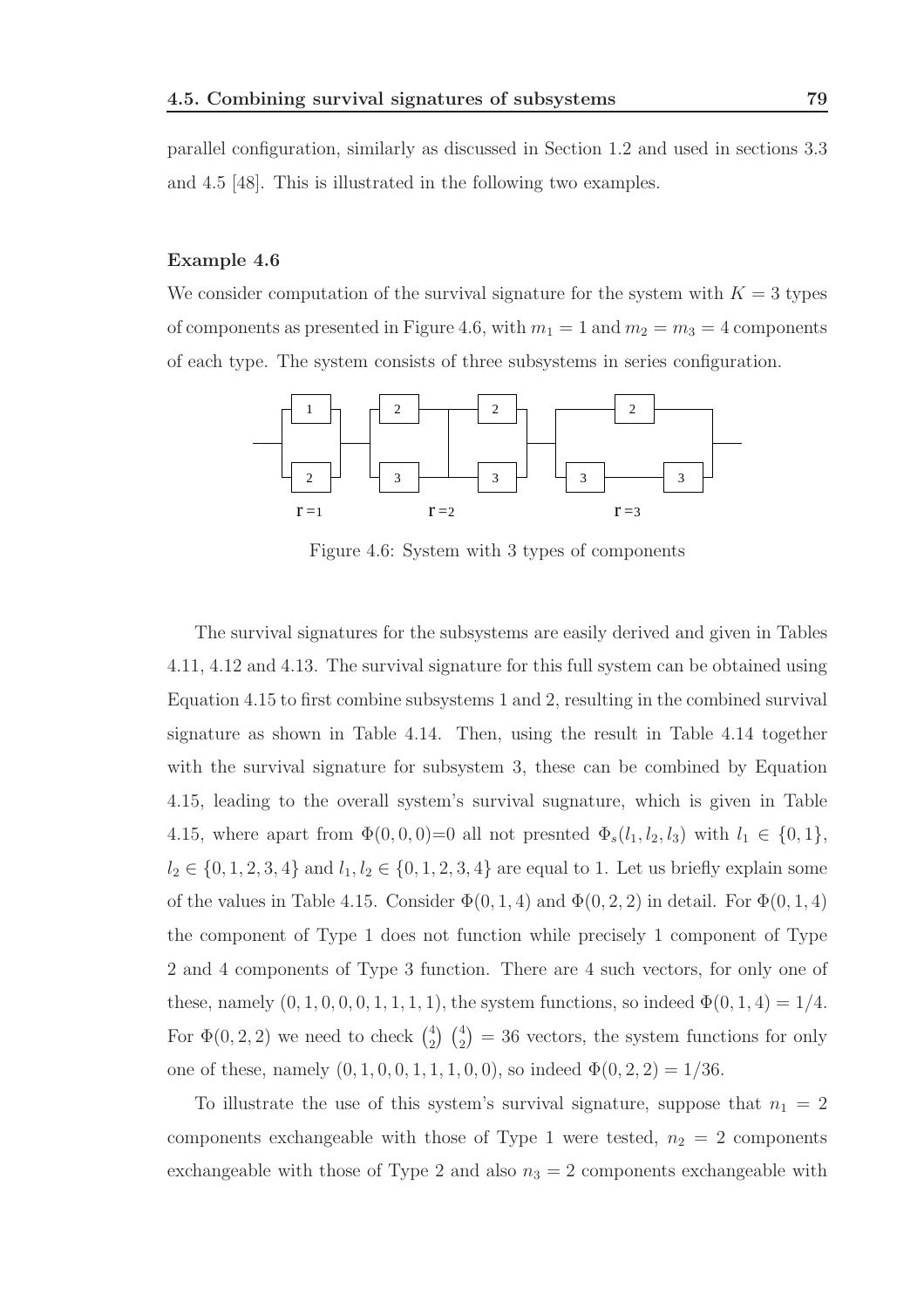parallel configuration, similarly as discussed in Section 1.2 and used in sections 3.3 and 4.5 [48]. This is illustrated in the following two examples.

**Example 4.6**

We consider computation of the survival signature for the system with $K = 3$ types of components as presented in Figure 4.6, with $m_1 = 1$ and $m_2 = m_3 = 4$ components of each type. The system consists of three subsystems in series configuration.

Figure 4.6: System with 3 types of components

The survival signatures for the subsystems are easily derived and given in Tables 4.11, 4.12 and 4.13. The survival signature for this full system can be obtained using Equation 4.15 to first combine subsystems 1 and 2, resulting in the combined survival signature as shown in Table 4.14. Then, using the result in Table 4.14 together with the survival signature for subsystem 3, these can be combined by Equation 4.15, leading to the overall system's survival sugnature, which is given in Table 4.15, where apart from $\Phi(0, 0, 0)$=0 all not presnted $\Phi_s(l_1, l_2, l_3)$ with $l_1 \in \{0, 1\}$, $l_2 \in \{0, 1, 2, 3, 4\}$ and $l_1, l_2 \in \{0, 1, 2, 3, 4\}$ are equal to 1. Let us briefly explain some of the values in Table 4.15. Consider $\Phi(0, 1, 4)$ and $\Phi(0, 2, 2)$ in detail. For $\Phi(0, 1, 4)$ the component of Type 1 does not function while precisely 1 component of Type 2 and 4 components of Type 3 function. There are 4 such vectors, for only one of these, namely $(0, 1, 0, 0, 0, 1, 1, 1, 1)$, the system functions, so indeed $\Phi(0, 1, 4) = 1/4$. For $\Phi(0, 2, 2)$ we need to check $\binom{4}{2}\binom{4}{2} = 36$ vectors, the system functions for only one of these, namely $(0, 1, 0, 0, 1, 1, 1, 0, 0)$, so indeed $\Phi(0, 2, 2) = 1/36$.

To illustrate the use of this system's survival signature, suppose that $n_1 = 2$ components exchangeable with those of Type 1 were tested, $n_2 = 2$ components exchangeable with those of Type 2 and also $n_3 = 2$ components exchangeable with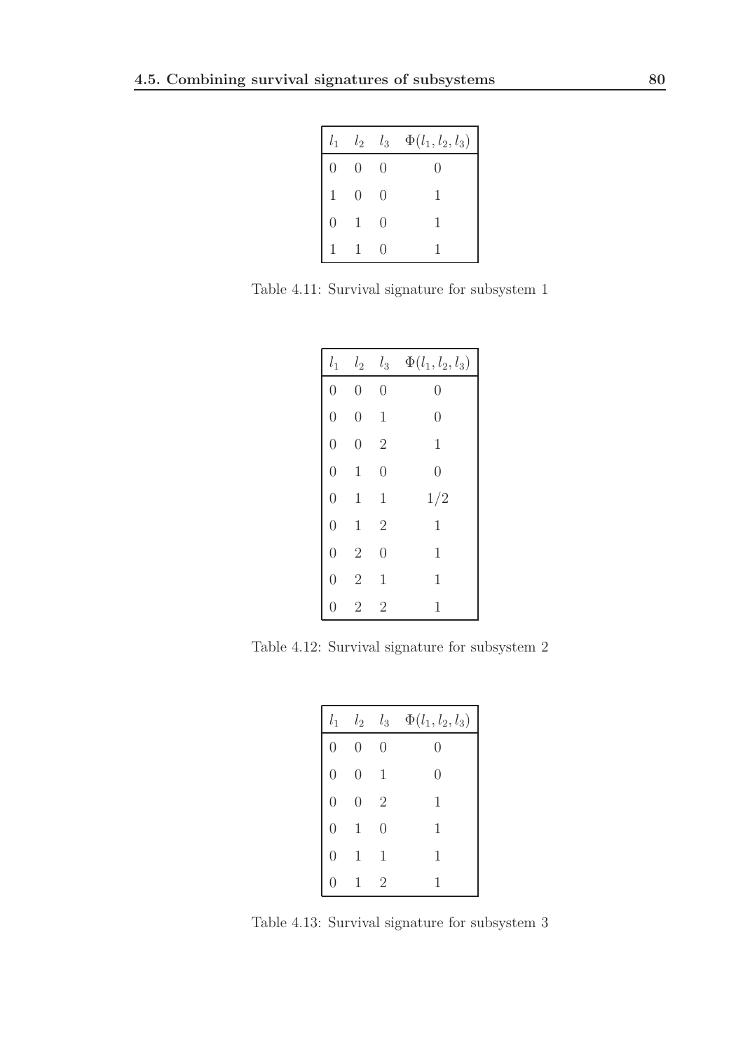| $l_1$ | $l_2$ | $l_3$ | $\Phi(l_1, l_2, l_3)$ |
| --- | --- | --- | --- |
| 0 | 0 | 0 | 0 |
| 1 | 0 | 0 | 1 |
| 0 | 1 | 0 | 1 |
| 1 | 1 | 0 | 1 |

Table 4.11: Survival signature for subsystem 1

| $l_1$ | $l_2$ | $l_3$ | $\Phi(l_1, l_2, l_3)$ |
| --- | --- | --- | --- |
| 0 | 0 | 0 | 0 |
| 0 | 0 | 1 | 0 |
| 0 | 0 | 2 | 1 |
| 0 | 1 | 0 | 0 |
| 0 | 1 | 1 | 1/2 |
| 0 | 1 | 2 | 1 |
| 0 | 2 | 0 | 1 |
| 0 | 2 | 1 | 1 |
| 0 | 2 | 2 | 1 |

Table 4.12: Survival signature for subsystem 2

| $l_1$ | $l_2$ | $l_3$ | $\Phi(l_1, l_2, l_3)$ |
| --- | --- | --- | --- |
| 0 | 0 | 0 | 0 |
| 0 | 0 | 1 | 0 |
| 0 | 0 | 2 | 1 |
| 0 | 1 | 0 | 1 |
| 0 | 1 | 1 | 1 |
| 0 | 1 | 2 | 1 |

Table 4.13: Survival signature for subsystem 3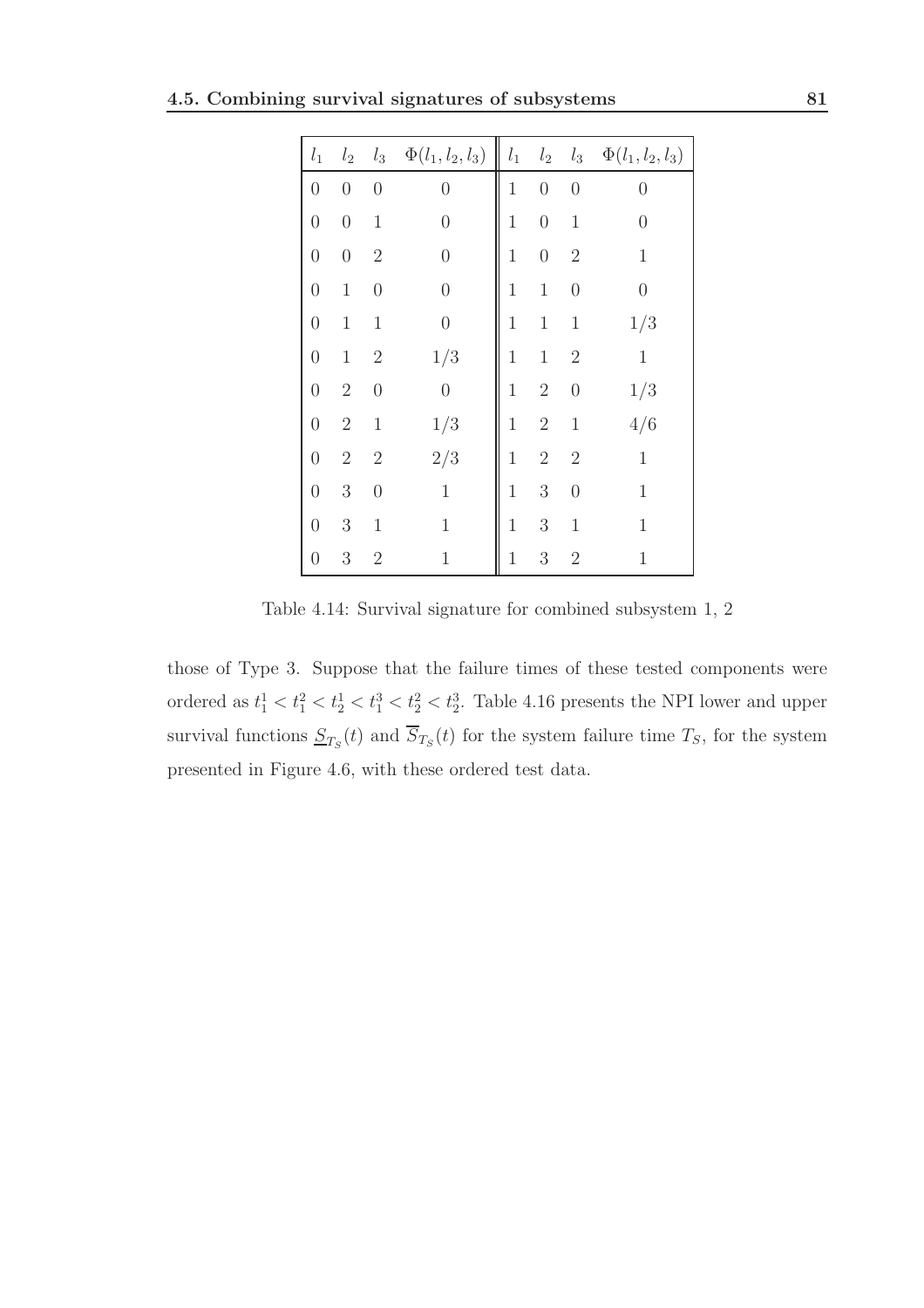| $l_1$ | $l_2$ | $l_3$ | $\Phi(l_1, l_2, l_3)$ | $l_1$ | $l_2$ | $l_3$ | $\Phi(l_1, l_2, l_3)$ |
|---|---|---|---|---|---|---|---|
| 0 | 0 | 0 | 0 | 1 | 0 | 0 | 0 |
| 0 | 0 | 1 | 0 | 1 | 0 | 1 | 0 |
| 0 | 0 | 2 | 0 | 1 | 0 | 2 | 1 |
| 0 | 1 | 0 | 0 | 1 | 1 | 0 | 0 |
| 0 | 1 | 1 | 0 | 1 | 1 | 1 | 1/3 |
| 0 | 1 | 2 | 1/3 | 1 | 1 | 2 | 1 |
| 0 | 2 | 0 | 0 | 1 | 2 | 0 | 1/3 |
| 0 | 2 | 1 | 1/3 | 1 | 2 | 1 | 4/6 |
| 0 | 2 | 2 | 2/3 | 1 | 2 | 2 | 1 |
| 0 | 3 | 0 | 1 | 1 | 3 | 0 | 1 |
| 0 | 3 | 1 | 1 | 1 | 3 | 1 | 1 |
| 0 | 3 | 2 | 1 | 1 | 3 | 2 | 1 |

Table 4.14: Survival signature for combined subsystem 1, 2

those of Type 3. Suppose that the failure times of these tested components were ordered as $t_1^1 < t_1^2 < t_2^1 < t_1^3 < t_2^2 < t_2^3$. Table 4.16 presents the NPI lower and upper survival functions $\underline{S}_{T_S}(t)$ and $\overline{S}_{T_S}(t)$ for the system failure time $T_S$, for the system presented in Figure 4.6, with these ordered test data.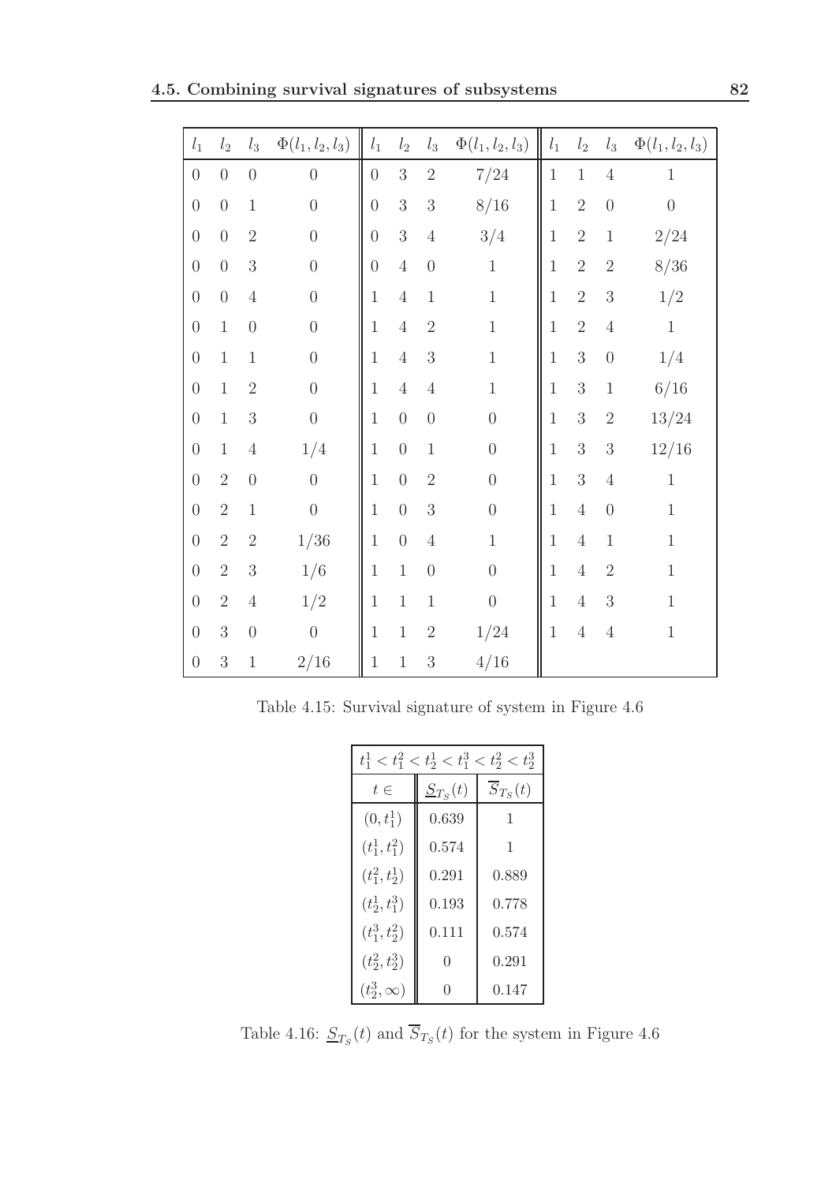| $l_1$ | $l_2$ | $l_3$ | $\Phi(l_1, l_2, l_3)$ | $l_1$ | $l_2$ | $l_3$ | $\Phi(l_1, l_2, l_3)$ | $l_1$ | $l_2$ | $l_3$ | $\Phi(l_1, l_2, l_3)$ |
|---|---|---|---|---|---|---|---|---|---|---|---|
| 0 | 0 | 0 | 0 | 0 | 3 | 2 | 7/24 | 1 | 1 | 4 | 1 |
| 0 | 0 | 1 | 0 | 0 | 3 | 3 | 8/16 | 1 | 2 | 0 | 0 |
| 0 | 0 | 2 | 0 | 0 | 3 | 4 | 3/4 | 1 | 2 | 1 | 2/24 |
| 0 | 0 | 3 | 0 | 0 | 4 | 0 | 1 | 1 | 2 | 2 | 8/36 |
| 0 | 0 | 4 | 0 | 1 | 4 | 1 | 1 | 1 | 2 | 3 | 1/2 |
| 0 | 1 | 0 | 0 | 1 | 4 | 2 | 1 | 1 | 2 | 4 | 1 |
| 0 | 1 | 1 | 0 | 1 | 4 | 3 | 1 | 1 | 3 | 0 | 1/4 |
| 0 | 1 | 2 | 0 | 1 | 4 | 4 | 1 | 1 | 3 | 1 | 6/16 |
| 0 | 1 | 3 | 0 | 1 | 0 | 0 | 0 | 1 | 3 | 2 | 13/24 |
| 0 | 1 | 4 | 1/4 | 1 | 0 | 1 | 0 | 1 | 3 | 3 | 12/16 |
| 0 | 2 | 0 | 0 | 1 | 0 | 2 | 0 | 1 | 3 | 4 | 1 |
| 0 | 2 | 1 | 0 | 1 | 0 | 3 | 0 | 1 | 4 | 0 | 1 |
| 0 | 2 | 2 | 1/36 | 1 | 0 | 4 | 1 | 1 | 4 | 1 | 1 |
| 0 | 2 | 3 | 1/6 | 1 | 1 | 0 | 0 | 1 | 4 | 2 | 1 |
| 0 | 2 | 4 | 1/2 | 1 | 1 | 1 | 0 | 1 | 4 | 3 | 1 |
| 0 | 3 | 0 | 0 | 1 | 1 | 2 | 1/24 | 1 | 4 | 4 | 1 |
| 0 | 3 | 1 | 2/16 | 1 | 1 | 3 | 4/16 | | | | |

Table 4.15: Survival signature of system in Figure 4.6

| $t_1^1 < t_1^2 < t_2^1 < t_1^3 < t_2^2 < t_2^3$ | | |
|---|---|---|
| $t \in$ | $\underline{S}_{T_S}(t)$ | $\overline{S}_{T_S}(t)$ |
| $(0, t_1^1)$ | 0.639 | 1 |
| $(t_1^1, t_1^2)$ | 0.574 | 1 |
| $(t_1^2, t_2^1)$ | 0.291 | 0.889 |
| $(t_2^1, t_1^3)$ | 0.193 | 0.778 |
| $(t_1^3, t_2^2)$ | 0.111 | 0.574 |
| $(t_2^2, t_2^3)$ | 0 | 0.291 |
| $(t_2^3, \infty)$ | 0 | 0.147 |

Table 4.16: $\underline{S}_{T_S}(t)$ and $\overline{S}_{T_S}(t)$ for the system in Figure 4.6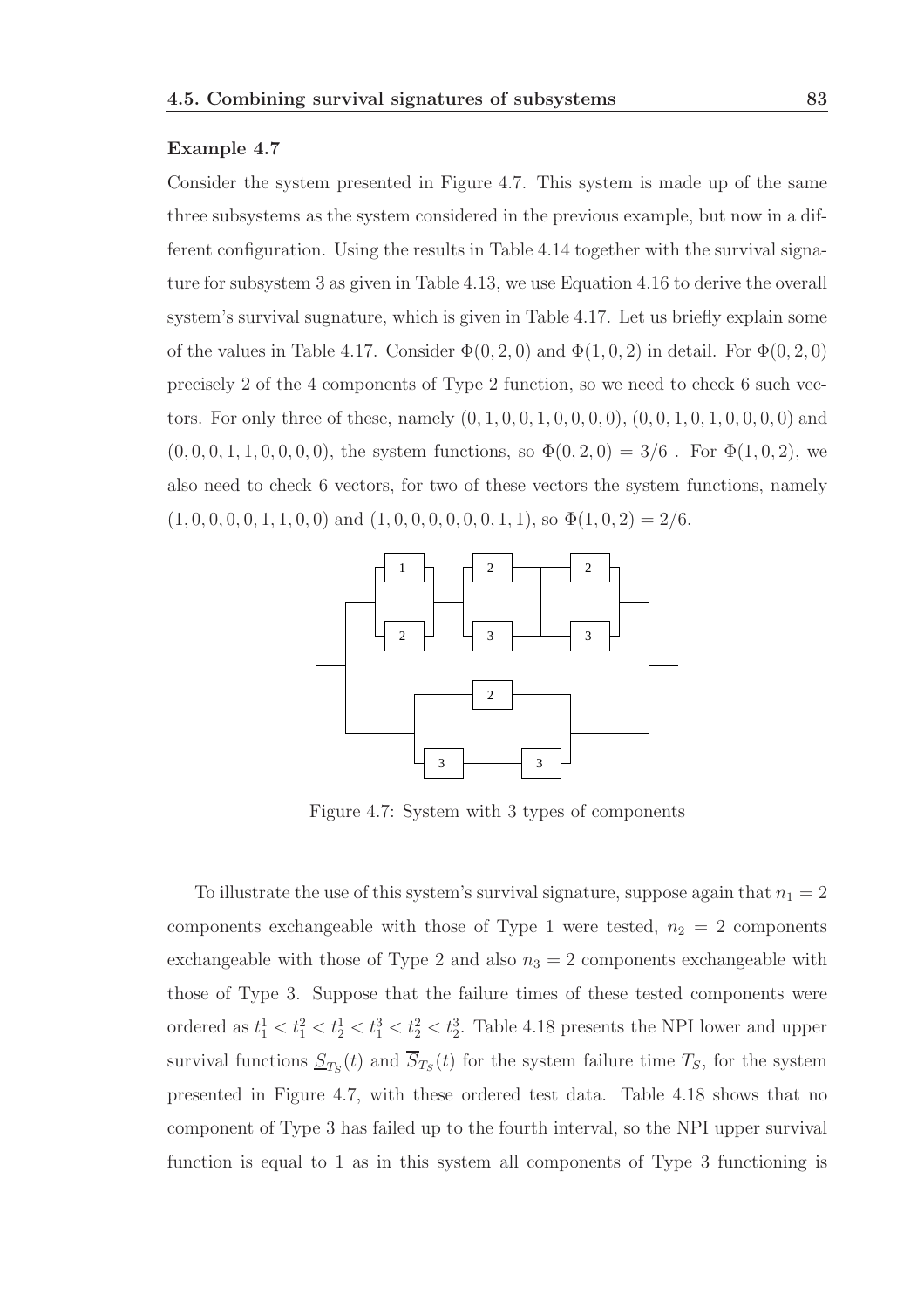**Example 4.7**

Consider the system presented in Figure 4.7. This system is made up of the same three subsystems as the system considered in the previous example, but now in a different configuration. Using the results in Table 4.14 together with the survival signature for subsystem 3 as given in Table 4.13, we use Equation 4.16 to derive the overall system's survival sugnature, which is given in Table 4.17. Let us briefly explain some of the values in Table 4.17. Consider $\Phi(0, 2, 0)$ and $\Phi(1, 0, 2)$ in detail. For $\Phi(0, 2, 0)$ precisely 2 of the 4 components of Type 2 function, so we need to check 6 such vectors. For only three of these, namely $(0, 1, 0, 0, 1, 0, 0, 0, 0)$, $(0, 0, 1, 0, 1, 0, 0, 0, 0)$ and $(0, 0, 0, 1, 1, 0, 0, 0, 0)$, the system functions, so $\Phi(0, 2, 0) = 3/6$ . For $\Phi(1, 0, 2)$, we also need to check 6 vectors, for two of these vectors the system functions, namely $(1, 0, 0, 0, 0, 1, 1, 0, 0)$ and $(1, 0, 0, 0, 0, 0, 0, 1, 1)$, so $\Phi(1, 0, 2) = 2/6$.

Figure 4.7: System with 3 types of components

To illustrate the use of this system's survival signature, suppose again that $n_1 = 2$ components exchangeable with those of Type 1 were tested, $n_2 = 2$ components exchangeable with those of Type 2 and also $n_3 = 2$ components exchangeable with those of Type 3. Suppose that the failure times of these tested components were ordered as $t_1^1 < t_1^2 < t_2^1 < t_1^3 < t_2^2 < t_2^3$. Table 4.18 presents the NPI lower and upper survival functions $\underline{S}_{T_S}(t)$ and $\overline{S}_{T_S}(t)$ for the system failure time $T_S$, for the system presented in Figure 4.7, with these ordered test data. Table 4.18 shows that no component of Type 3 has failed up to the fourth interval, so the NPI upper survival function is equal to 1 as in this system all components of Type 3 functioning is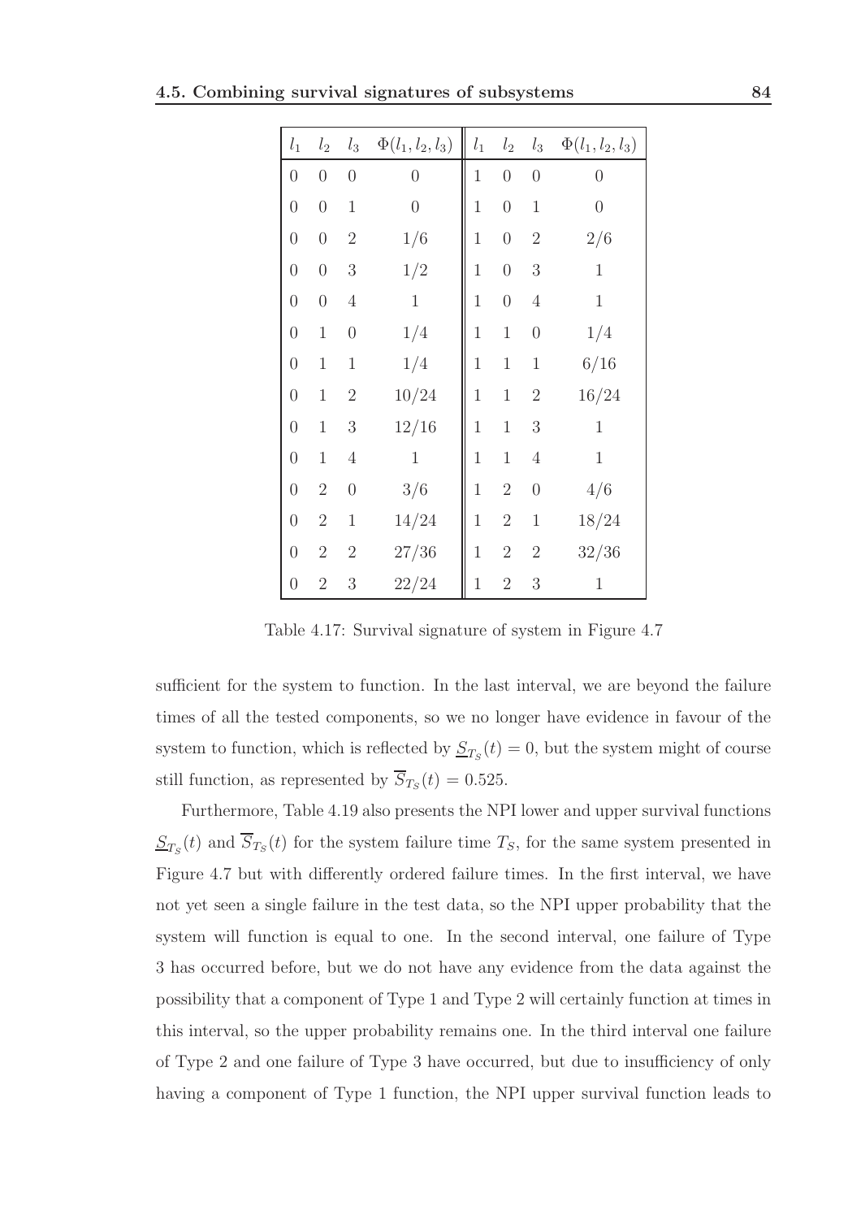| $l_1$ | $l_2$ | $l_3$ | $\Phi(l_1, l_2, l_3)$ | $l_1$ | $l_2$ | $l_3$ | $\Phi(l_1, l_2, l_3)$ |
|---|---|---|---|---|---|---|---|
| 0 | 0 | 0 | 0 | 1 | 0 | 0 | 0 |
| 0 | 0 | 1 | 0 | 1 | 0 | 1 | 0 |
| 0 | 0 | 2 | 1/6 | 1 | 0 | 2 | 2/6 |
| 0 | 0 | 3 | 1/2 | 1 | 0 | 3 | 1 |
| 0 | 0 | 4 | 1 | 1 | 0 | 4 | 1 |
| 0 | 1 | 0 | 1/4 | 1 | 1 | 0 | 1/4 |
| 0 | 1 | 1 | 1/4 | 1 | 1 | 1 | 6/16 |
| 0 | 1 | 2 | 10/24 | 1 | 1 | 2 | 16/24 |
| 0 | 1 | 3 | 12/16 | 1 | 1 | 3 | 1 |
| 0 | 1 | 4 | 1 | 1 | 1 | 4 | 1 |
| 0 | 2 | 0 | 3/6 | 1 | 2 | 0 | 4/6 |
| 0 | 2 | 1 | 14/24 | 1 | 2 | 1 | 18/24 |
| 0 | 2 | 2 | 27/36 | 1 | 2 | 2 | 32/36 |
| 0 | 2 | 3 | 22/24 | 1 | 2 | 3 | 1 |

Table 4.17: Survival signature of system in Figure 4.7

sufficient for the system to function. In the last interval, we are beyond the failure times of all the tested components, so we no longer have evidence in favour of the system to function, which is reflected by $\underline{S}_{T_S}(t) = 0$, but the system might of course still function, as represented by $\overline{S}_{T_S}(t) = 0.525$.

Furthermore, Table 4.19 also presents the NPI lower and upper survival functions $\underline{S}_{T_S}(t)$ and $\overline{S}_{T_S}(t)$ for the system failure time $T_S$, for the same system presented in Figure 4.7 but with differently ordered failure times. In the first interval, we have not yet seen a single failure in the test data, so the NPI upper probability that the system will function is equal to one. In the second interval, one failure of Type 3 has occurred before, but we do not have any evidence from the data against the possibility that a component of Type 1 and Type 2 will certainly function at times in this interval, so the upper probability remains one. In the third interval one failure of Type 2 and one failure of Type 3 have occurred, but due to insufficiency of only having a component of Type 1 function, the NPI upper survival function leads to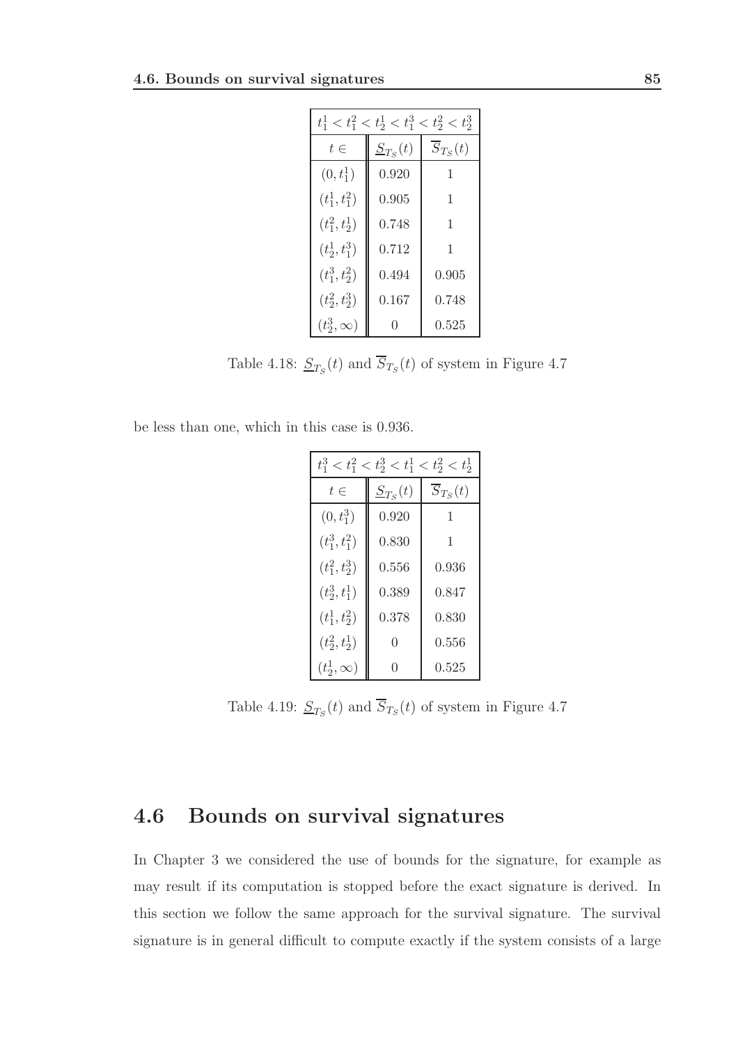| $t_1^1 < t_1^2 < t_2^1 < t_1^3 < t_2^2 < t_2^3$ | | |
|---|---|---|
| $t \in$ | $\underline{S}_{T_S}(t)$ | $\overline{S}_{T_S}(t)$ |
| $(0, t_1^1)$ | 0.920 | 1 |
| $(t_1^1, t_1^2)$ | 0.905 | 1 |
| $(t_1^2, t_2^1)$ | 0.748 | 1 |
| $(t_2^1, t_1^3)$ | 0.712 | 1 |
| $(t_1^3, t_2^2)$ | 0.494 | 0.905 |
| $(t_2^2, t_2^3)$ | 0.167 | 0.748 |
| $(t_2^3, \infty)$ | 0 | 0.525 |

Table 4.18: $\underline{S}_{T_S}(t)$ and $\overline{S}_{T_S}(t)$ of system in Figure 4.7

be less than one, which in this case is 0.936.

| $t_1^3 < t_1^2 < t_2^3 < t_1^1 < t_2^2 < t_2^1$ | | |
|---|---|---|
| $t \in$ | $\underline{S}_{T_S}(t)$ | $\overline{S}_{T_S}(t)$ |
| $(0, t_1^3)$ | 0.920 | 1 |
| $(t_1^3, t_1^2)$ | 0.830 | 1 |
| $(t_1^2, t_2^3)$ | 0.556 | 0.936 |
| $(t_2^3, t_1^1)$ | 0.389 | 0.847 |
| $(t_1^1, t_2^2)$ | 0.378 | 0.830 |
| $(t_2^2, t_2^1)$ | 0 | 0.556 |
| $(t_2^1, \infty)$ | 0 | 0.525 |

Table 4.19: $\underline{S}_{T_S}(t)$ and $\overline{S}_{T_S}(t)$ of system in Figure 4.7

## 4.6 Bounds on survival signatures

In Chapter 3 we considered the use of bounds for the signature, for example as may result if its computation is stopped before the exact signature is derived. In this section we follow the same approach for the survival signature. The survival signature is in general difficult to compute exactly if the system consists of a large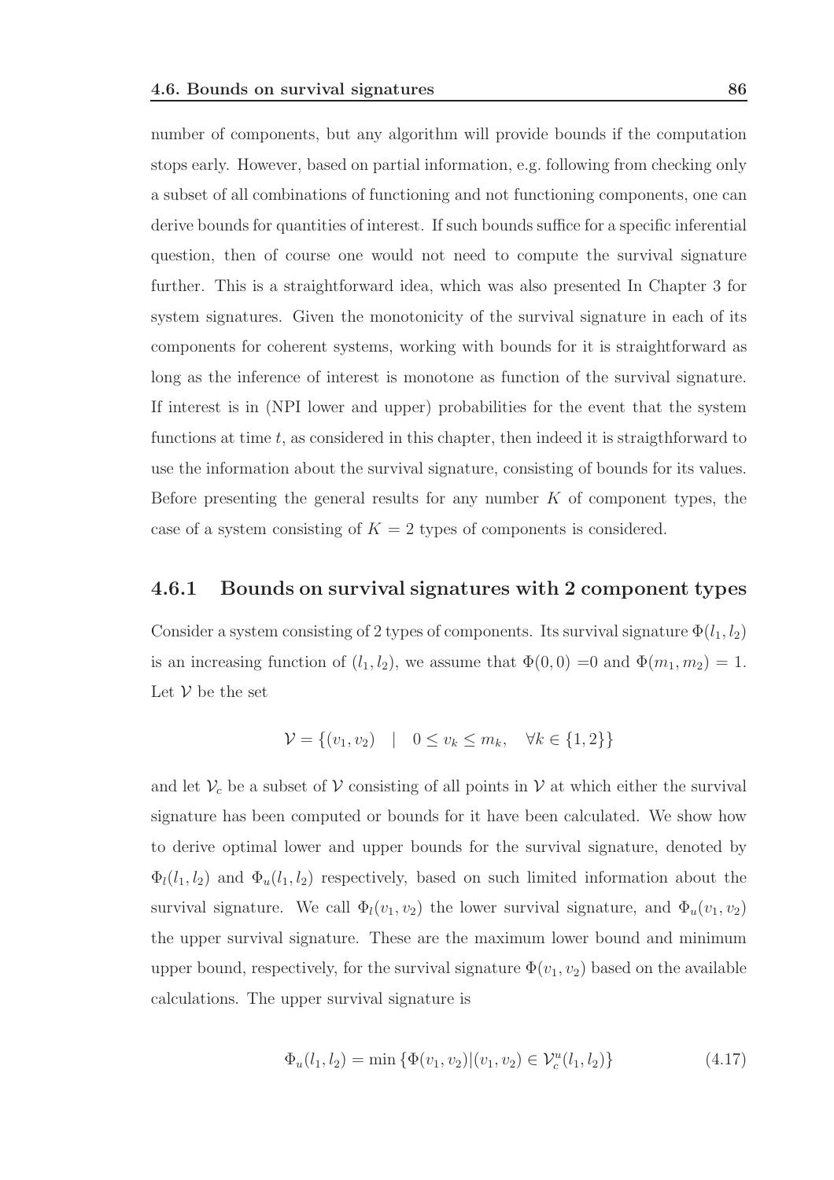number of components, but any algorithm will provide bounds if the computation stops early. However, based on partial information, e.g. following from checking only a subset of all combinations of functioning and not functioning components, one can derive bounds for quantities of interest. If such bounds suffice for a specific inferential question, then of course one would not need to compute the survival signature further. This is a straightforward idea, which was also presented In Chapter 3 for system signatures. Given the monotonicity of the survival signature in each of its components for coherent systems, working with bounds for it is straightforward as long as the inference of interest is monotone as function of the survival signature. If interest is in (NPI lower and upper) probabilities for the event that the system functions at time $t$, as considered in this chapter, then indeed it is straigthforward to use the information about the survival signature, consisting of bounds for its values. Before presenting the general results for any number $K$ of component types, the case of a system consisting of $K = 2$ types of components is considered.

### 4.6.1 Bounds on survival signatures with 2 component types

Consider a system consisting of 2 types of components. Its survival signature $\Phi(l_1, l_2)$ is an increasing function of $(l_1, l_2)$, we assume that $\Phi(0, 0)$ =0 and $\Phi(m_1, m_2) = 1$. Let $\mathcal{V}$ be the set

$$\mathcal{V} = \{(v_1, v_2) \quad | \quad 0 \leq v_k \leq m_k, \quad \forall k \in \{1, 2\}\}$$

and let $\mathcal{V}_c$ be a subset of $\mathcal{V}$ consisting of all points in $\mathcal{V}$ at which either the survival signature has been computed or bounds for it have been calculated. We show how to derive optimal lower and upper bounds for the survival signature, denoted by $\Phi_l(l_1, l_2)$ and $\Phi_u(l_1, l_2)$ respectively, based on such limited information about the survival signature. We call $\Phi_l(v_1, v_2)$ the lower survival signature, and $\Phi_u(v_1, v_2)$ the upper survival signature. These are the maximum lower bound and minimum upper bound, respectively, for the survival signature $\Phi(v_1, v_2)$ based on the available calculations. The upper survival signature is

$$\Phi_u(l_1, l_2) = \min \{\Phi(v_1, v_2) | (v_1, v_2) \in \mathcal{V}_c^u(l_1, l_2)\} \tag{4.17}$$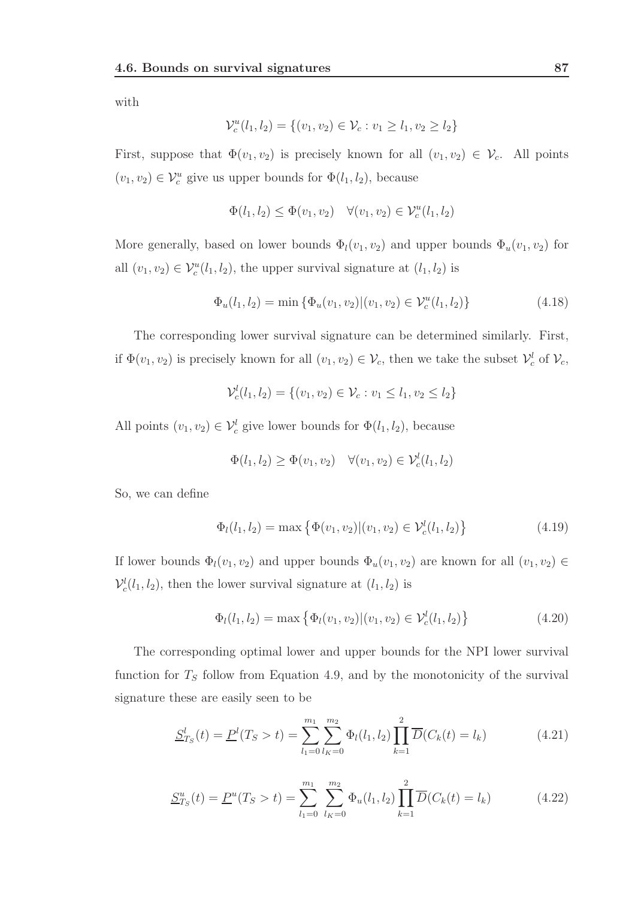with

$$\mathcal{V}_c^u(l_1, l_2) = \{(v_1, v_2) \in \mathcal{V}_c : v_1 \geq l_1, v_2 \geq l_2\}$$

First, suppose that $\Phi(v_1, v_2)$ is precisely known for all $(v_1, v_2) \in \mathcal{V}_c$. All points $(v_1, v_2) \in \mathcal{V}_c^u$ give us upper bounds for $\Phi(l_1, l_2)$, because

$$\Phi(l_1, l_2) \leq \Phi(v_1, v_2) \quad \forall (v_1, v_2) \in \mathcal{V}_c^u(l_1, l_2)$$

More generally, based on lower bounds $\Phi_l(v_1, v_2)$ and upper bounds $\Phi_u(v_1, v_2)$ for all $(v_1, v_2) \in \mathcal{V}_c^u(l_1, l_2)$, the upper survival signature at $(l_1, l_2)$ is

$$\Phi_u(l_1, l_2) = \min \{\Phi_u(v_1, v_2) | (v_1, v_2) \in \mathcal{V}_c^u(l_1, l_2)\} \tag{4.18}$$

The corresponding lower survival signature can be determined similarly. First, if $\Phi(v_1, v_2)$ is precisely known for all $(v_1, v_2) \in \mathcal{V}_c$, then we take the subset $\mathcal{V}_c^l$ of $\mathcal{V}_c$,

$$\mathcal{V}_c^l(l_1, l_2) = \{(v_1, v_2) \in \mathcal{V}_c : v_1 \leq l_1, v_2 \leq l_2\}$$

All points $(v_1, v_2) \in \mathcal{V}_c^l$ give lower bounds for $\Phi(l_1, l_2)$, because

$$\Phi(l_1, l_2) \geq \Phi(v_1, v_2) \quad \forall (v_1, v_2) \in \mathcal{V}_c^l(l_1, l_2)$$

So, we can define

$$\Phi_l(l_1, l_2) = \max \left\{\Phi(v_1, v_2) | (v_1, v_2) \in \mathcal{V}_c^l(l_1, l_2)\right\} \tag{4.19}$$

If lower bounds $\Phi_l(v_1, v_2)$ and upper bounds $\Phi_u(v_1, v_2)$ are known for all $(v_1, v_2) \in \mathcal{V}_c^l(l_1, l_2)$, then the lower survival signature at $(l_1, l_2)$ is

$$\Phi_l(l_1, l_2) = \max \left\{\Phi_l(v_1, v_2) | (v_1, v_2) \in \mathcal{V}_c^l(l_1, l_2)\right\} \tag{4.20}$$

The corresponding optimal lower and upper bounds for the NPI lower survival function for $T_S$ follow from Equation 4.9, and by the monotonicity of the survival signature these are easily seen to be

$$\underline{S}_{T_S}^l(t) = \underline{P}^l(T_S > t) = \sum_{l_1=0}^{m_1} \sum_{l_K=0}^{m_2} \Phi_l(l_1, l_2) \prod_{k=1}^{2} \overline{D}(C_k(t) = l_k) \tag{4.21}$$

$$\underline{S}_{T_S}^u(t) = \underline{P}^u(T_S > t) = \sum_{l_1=0}^{m_1} \sum_{l_K=0}^{m_2} \Phi_u(l_1, l_2) \prod_{k=1}^{2} \overline{D}(C_k(t) = l_k) \tag{4.22}$$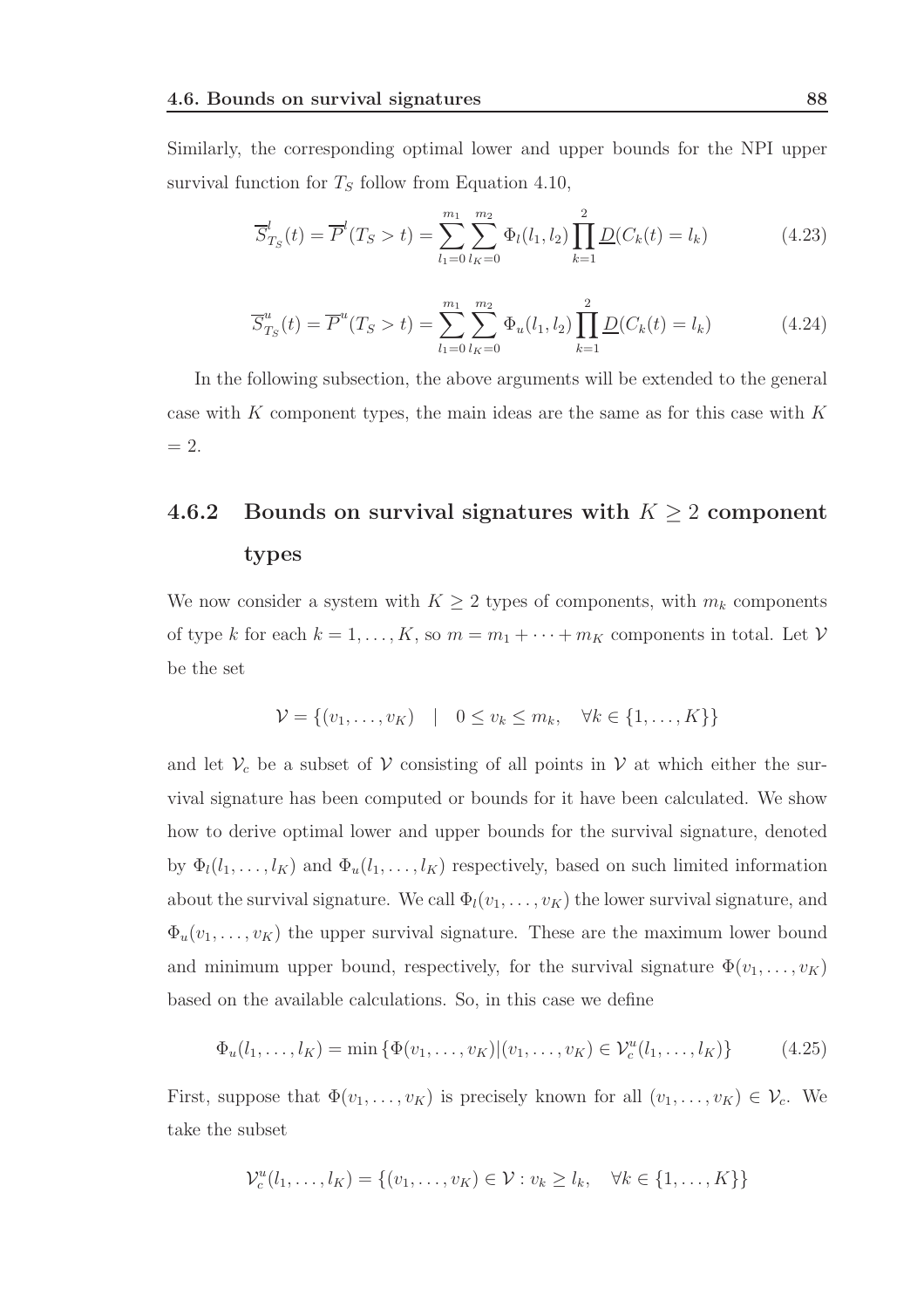Similarly, the corresponding optimal lower and upper bounds for the NPI upper survival function for $T_S$ follow from Equation 4.10,

$$\overline{S}^l_{T_S}(t) = \overline{P}^l(T_S > t) = \sum_{l_1=0}^{m_1} \sum_{l_K=0}^{m_2} \Phi_l(l_1, l_2) \prod_{k=1}^{2} \underline{D}(C_k(t) = l_k) \tag{4.23}$$

$$\overline{S}^u_{T_S}(t) = \overline{P}^u(T_S > t) = \sum_{l_1=0}^{m_1} \sum_{l_K=0}^{m_2} \Phi_u(l_1, l_2) \prod_{k=1}^{2} \underline{D}(C_k(t) = l_k) \tag{4.24}$$

In the following subsection, the above arguments will be extended to the general case with $K$ component types, the main ideas are the same as for this case with $K = 2$.

### 4.6.2 Bounds on survival signatures with $K \geq 2$ component types

We now consider a system with $K \geq 2$ types of components, with $m_k$ components of type $k$ for each $k = 1, \ldots, K$, so $m = m_1 + \cdots + m_K$ components in total. Let $\mathcal{V}$ be the set

$$\mathcal{V} = \{(v_1, \ldots, v_K) \quad | \quad 0 \leq v_k \leq m_k, \quad \forall k \in \{1, \ldots, K\}\}$$

and let $\mathcal{V}_c$ be a subset of $\mathcal{V}$ consisting of all points in $\mathcal{V}$ at which either the survival signature has been computed or bounds for it have been calculated. We show how to derive optimal lower and upper bounds for the survival signature, denoted by $\Phi_l(l_1, \ldots, l_K)$ and $\Phi_u(l_1, \ldots, l_K)$ respectively, based on such limited information about the survival signature. We call $\Phi_l(v_1, \ldots, v_K)$ the lower survival signature, and $\Phi_u(v_1, \ldots, v_K)$ the upper survival signature. These are the maximum lower bound and minimum upper bound, respectively, for the survival signature $\Phi(v_1, \ldots, v_K)$ based on the available calculations. So, in this case we define

$$\Phi_u(l_1, \ldots, l_K) = \min\{\Phi(v_1, \ldots, v_K) | (v_1, \ldots, v_K) \in \mathcal{V}^u_c(l_1, \ldots, l_K)\} \tag{4.25}$$

First, suppose that $\Phi(v_1, \ldots, v_K)$ is precisely known for all $(v_1, \ldots, v_K) \in \mathcal{V}_c$. We take the subset

$$\mathcal{V}^u_c(l_1, \ldots, l_K) = \{(v_1, \ldots, v_K) \in \mathcal{V} : v_k \geq l_k, \quad \forall k \in \{1, \ldots, K\}\}$$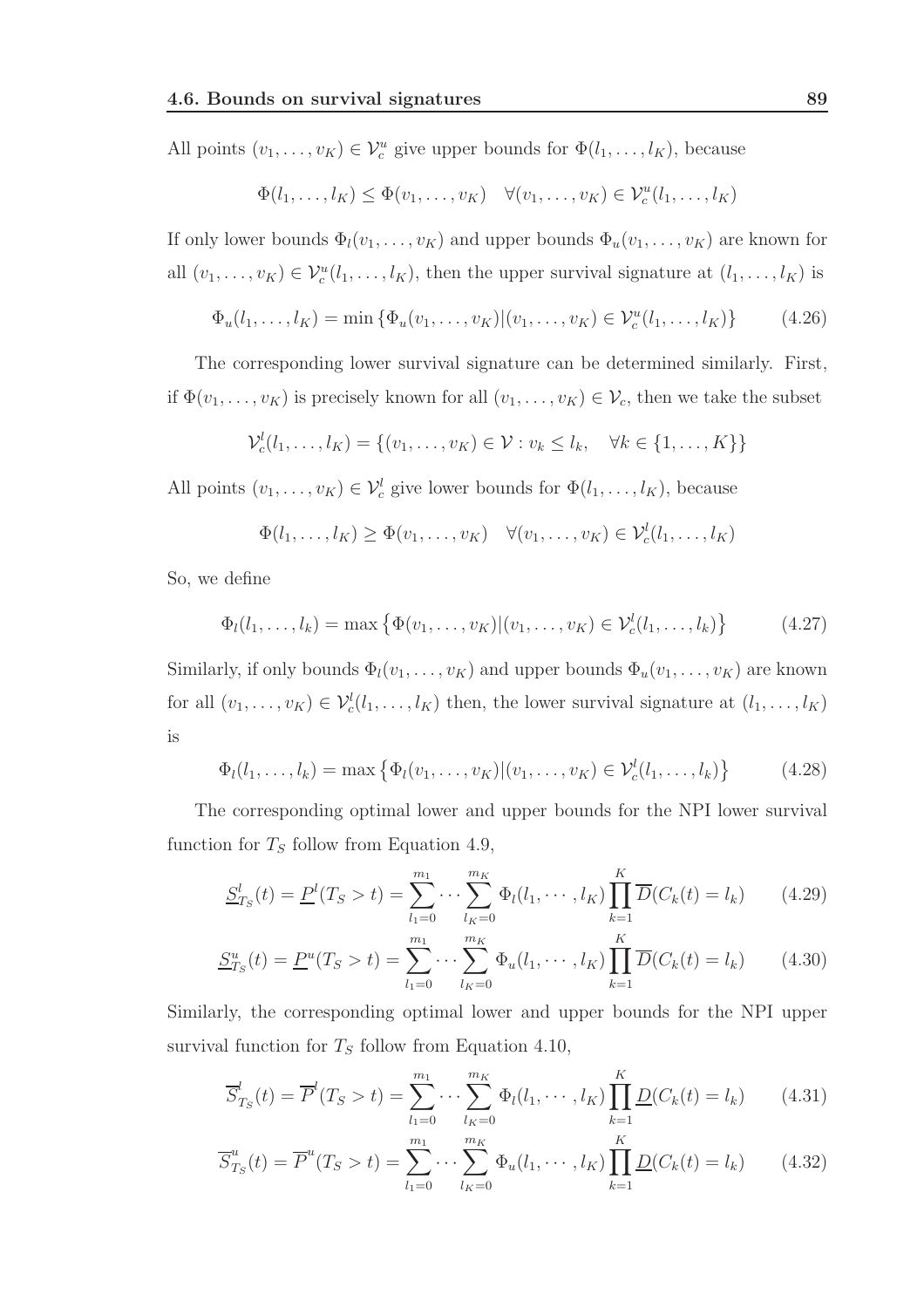All points $(v_1, \ldots, v_K) \in \mathcal{V}_c^u$ give upper bounds for $\Phi(l_1, \ldots, l_K)$, because

$$\Phi(l_1, \ldots, l_K) \leq \Phi(v_1, \ldots, v_K) \quad \forall (v_1, \ldots, v_K) \in \mathcal{V}_c^u(l_1, \ldots, l_K)$$

If only lower bounds $\Phi_l(v_1, \ldots, v_K)$ and upper bounds $\Phi_u(v_1, \ldots, v_K)$ are known for all $(v_1, \ldots, v_K) \in \mathcal{V}_c^u(l_1, \ldots, l_K)$, then the upper survival signature at $(l_1, \ldots, l_K)$ is

$$\Phi_u(l_1, \ldots, l_K) = \min \left\{ \Phi_u(v_1, \ldots, v_K) | (v_1, \ldots, v_K) \in \mathcal{V}_c^u(l_1, \ldots, l_K) \right\} \tag{4.26}$$

The corresponding lower survival signature can be determined similarly. First, if $\Phi(v_1, \ldots, v_K)$ is precisely known for all $(v_1, \ldots, v_K) \in \mathcal{V}_c$, then we take the subset

$$\mathcal{V}_c^l(l_1, \ldots, l_K) = \{(v_1, \ldots, v_K) \in \mathcal{V} : v_k \leq l_k, \quad \forall k \in \{1, \ldots, K\}\}$$

All points $(v_1, \ldots, v_K) \in \mathcal{V}_c^l$ give lower bounds for $\Phi(l_1, \ldots, l_K)$, because

$$\Phi(l_1, \ldots, l_K) \geq \Phi(v_1, \ldots, v_K) \quad \forall (v_1, \ldots, v_K) \in \mathcal{V}_c^l(l_1, \ldots, l_K)$$

So, we define

$$\Phi_l(l_1, \ldots, l_k) = \max \left\{ \Phi(v_1, \ldots, v_K) | (v_1, \ldots, v_K) \in \mathcal{V}_c^l(l_1, \ldots, l_k) \right\} \tag{4.27}$$

Similarly, if only bounds $\Phi_l(v_1, \ldots, v_K)$ and upper bounds $\Phi_u(v_1, \ldots, v_K)$ are known for all $(v_1, \ldots, v_K) \in \mathcal{V}_c^l(l_1, \ldots, l_K)$ then, the lower survival signature at $(l_1, \ldots, l_K)$ is

$$\Phi_l(l_1, \ldots, l_k) = \max \left\{ \Phi_l(v_1, \ldots, v_K) | (v_1, \ldots, v_K) \in \mathcal{V}_c^l(l_1, \ldots, l_k) \right\} \tag{4.28}$$

The corresponding optimal lower and upper bounds for the NPI lower survival function for $T_S$ follow from Equation 4.9,

$$\underline{S}_{T_S}^l(t) = \underline{P}^l(T_S > t) = \sum_{l_1=0}^{m_1} \cdots \sum_{l_K=0}^{m_K} \Phi_l(l_1, \cdots, l_K) \prod_{k=1}^{K} \overline{D}(C_k(t) = l_k) \tag{4.29}$$

$$\underline{S}_{T_S}^u(t) = \underline{P}^u(T_S > t) = \sum_{l_1=0}^{m_1} \cdots \sum_{l_K=0}^{m_K} \Phi_u(l_1, \cdots, l_K) \prod_{k=1}^{K} \overline{D}(C_k(t) = l_k) \tag{4.30}$$

Similarly, the corresponding optimal lower and upper bounds for the NPI upper survival function for $T_S$ follow from Equation 4.10,

$$\overline{S}_{T_S}^l(t) = \overline{P}^l(T_S > t) = \sum_{l_1=0}^{m_1} \cdots \sum_{l_K=0}^{m_K} \Phi_l(l_1, \cdots, l_K) \prod_{k=1}^{K} \underline{D}(C_k(t) = l_k) \tag{4.31}$$

$$\overline{S}_{T_S}^u(t) = \overline{P}^u(T_S > t) = \sum_{l_1=0}^{m_1} \cdots \sum_{l_K=0}^{m_K} \Phi_u(l_1, \cdots, l_K) \prod_{k=1}^{K} \underline{D}(C_k(t) = l_k) \tag{4.32}$$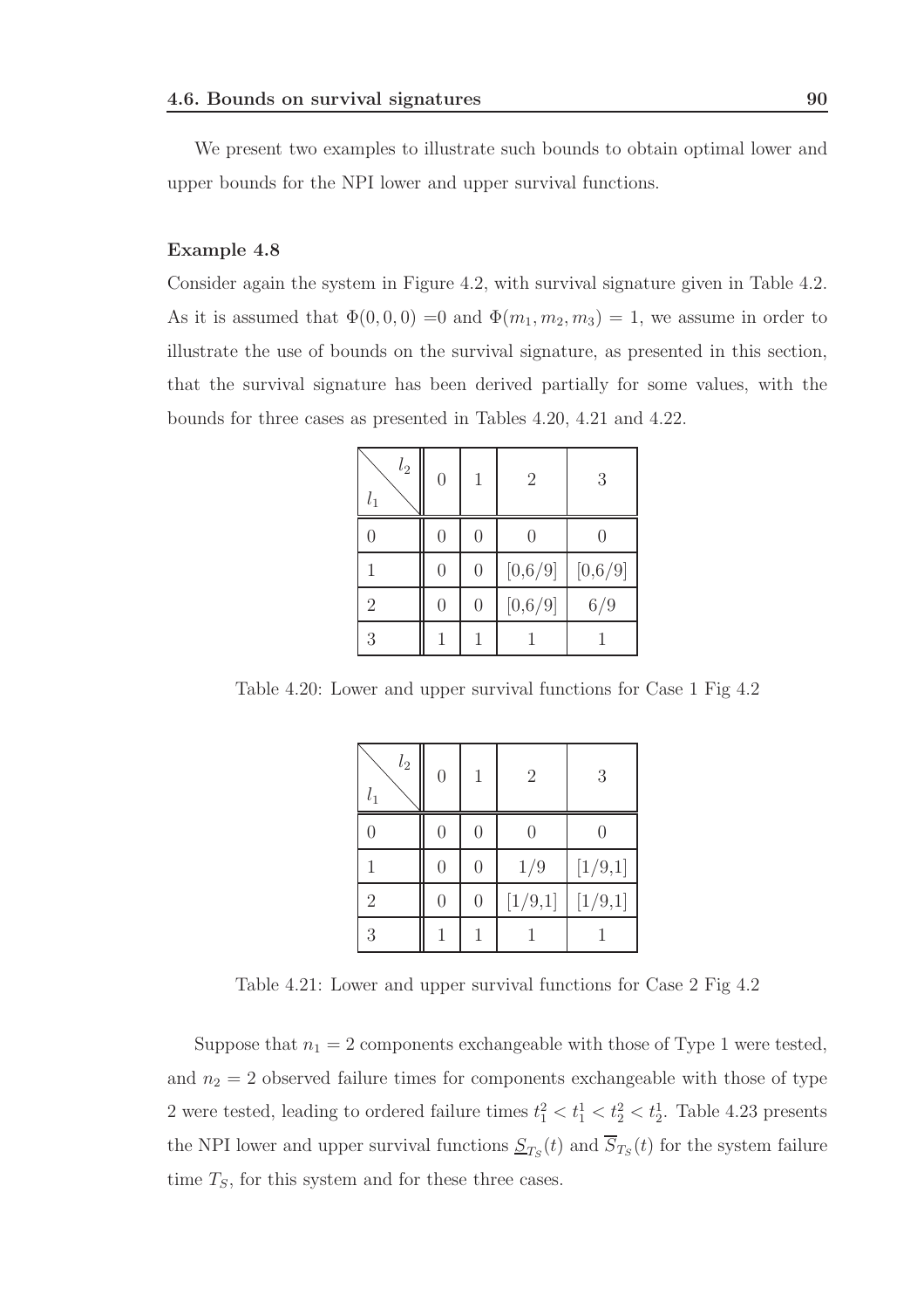We present two examples to illustrate such bounds to obtain optimal lower and upper bounds for the NPI lower and upper survival functions.

**Example 4.8**

Consider again the system in Figure 4.2, with survival signature given in Table 4.2. As it is assumed that $\Phi(0, 0, 0) = 0$ and $\Phi(m_1, m_2, m_3) = 1$, we assume in order to illustrate the use of bounds on the survival signature, as presented in this section, that the survival signature has been derived partially for some values, with the bounds for three cases as presented in Tables 4.20, 4.21 and 4.22.

| $l_1$ \ $l_2$ | 0 | 1 | 2 | 3 |
|---|---|---|---|---|
| 0 | 0 | 0 | 0 | 0 |
| 1 | 0 | 0 | [0,6/9] | [0,6/9] |
| 2 | 0 | 0 | [0,6/9] | 6/9 |
| 3 | 1 | 1 | 1 | 1 |

Table 4.20: Lower and upper survival functions for Case 1 Fig 4.2

| $l_1$ \ $l_2$ | 0 | 1 | 2 | 3 |
|---|---|---|---|---|
| 0 | 0 | 0 | 0 | 0 |
| 1 | 0 | 0 | 1/9 | [1/9,1] |
| 2 | 0 | 0 | [1/9,1] | [1/9,1] |
| 3 | 1 | 1 | 1 | 1 |

Table 4.21: Lower and upper survival functions for Case 2 Fig 4.2

Suppose that $n_1 = 2$ components exchangeable with those of Type 1 were tested, and $n_2 = 2$ observed failure times for components exchangeable with those of type 2 were tested, leading to ordered failure times $t_1^2 < t_1^1 < t_2^2 < t_2^1$. Table 4.23 presents the NPI lower and upper survival functions $\underline{S}_{T_S}(t)$ and $\overline{S}_{T_S}(t)$ for the system failure time $T_S$, for this system and for these three cases.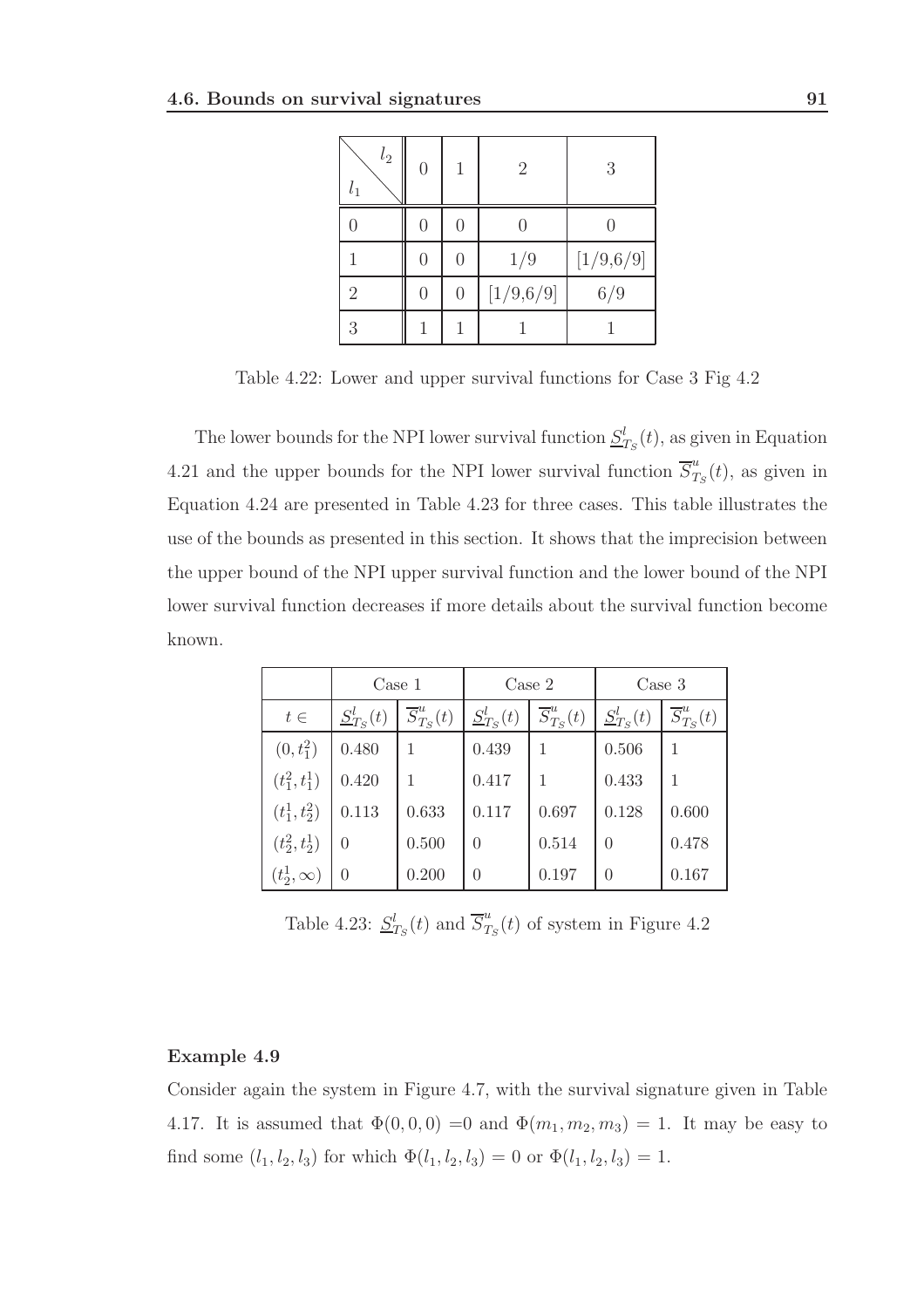| $l_1 \backslash l_2$ | 0 | 1 | 2 | 3 |
|---|---|---|---|---|
| 0 | 0 | 0 | 0 | 0 |
| 1 | 0 | 0 | 1/9 | [1/9,6/9] |
| 2 | 0 | 0 | [1/9,6/9] | 6/9 |
| 3 | 1 | 1 | 1 | 1 |

Table 4.22: Lower and upper survival functions for Case 3 Fig 4.2

The lower bounds for the NPI lower survival function $\underline{S}^l_{T_S}(t)$, as given in Equation 4.21 and the upper bounds for the NPI lower survival function $\overline{S}^u_{T_S}(t)$, as given in Equation 4.24 are presented in Table 4.23 for three cases. This table illustrates the use of the bounds as presented in this section. It shows that the imprecision between the upper bound of the NPI upper survival function and the lower bound of the NPI lower survival function decreases if more details about the survival function become known.

| | Case 1 | | Case 2 | | Case 3 | |
|---|---|---|---|---|---|---|
| $t \in$ | $\underline{S}^l_{T_S}(t)$ | $\overline{S}^u_{T_S}(t)$ | $\underline{S}^l_{T_S}(t)$ | $\overline{S}^u_{T_S}(t)$ | $\underline{S}^l_{T_S}(t)$ | $\overline{S}^u_{T_S}(t)$ |
| $(0, t_1^2)$ | 0.480 | 1 | 0.439 | 1 | 0.506 | 1 |
| $(t_1^2, t_1^1)$ | 0.420 | 1 | 0.417 | 1 | 0.433 | 1 |
| $(t_1^1, t_2^2)$ | 0.113 | 0.633 | 0.117 | 0.697 | 0.128 | 0.600 |
| $(t_2^2, t_2^1)$ | 0 | 0.500 | 0 | 0.514 | 0 | 0.478 |
| $(t_2^1, \infty)$ | 0 | 0.200 | 0 | 0.197 | 0 | 0.167 |

Table 4.23: $\underline{S}^l_{T_S}(t)$ and $\overline{S}^u_{T_S}(t)$ of system in Figure 4.2

**Example 4.9**

Consider again the system in Figure 4.7, with the survival signature given in Table 4.17. It is assumed that $\Phi(0, 0, 0) = 0$ and $\Phi(m_1, m_2, m_3) = 1$. It may be easy to find some $(l_1, l_2, l_3)$ for which $\Phi(l_1, l_2, l_3) = 0$ or $\Phi(l_1, l_2, l_3) = 1$.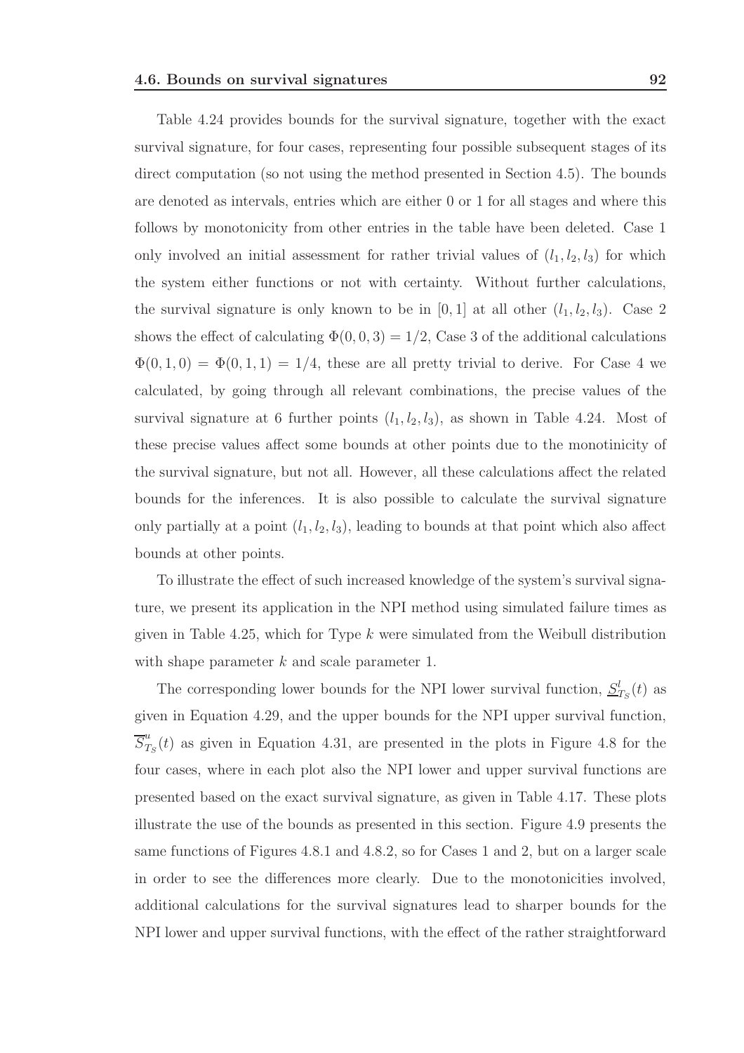Table 4.24 provides bounds for the survival signature, together with the exact survival signature, for four cases, representing four possible subsequent stages of its direct computation (so not using the method presented in Section 4.5). The bounds are denoted as intervals, entries which are either 0 or 1 for all stages and where this follows by monotonicity from other entries in the table have been deleted. Case 1 only involved an initial assessment for rather trivial values of $(l_1, l_2, l_3)$ for which the system either functions or not with certainty. Without further calculations, the survival signature is only known to be in $[0, 1]$ at all other $(l_1, l_2, l_3)$. Case 2 shows the effect of calculating $\Phi(0, 0, 3) = 1/2$, Case 3 of the additional calculations $\Phi(0, 1, 0) = \Phi(0, 1, 1) = 1/4$, these are all pretty trivial to derive. For Case 4 we calculated, by going through all relevant combinations, the precise values of the survival signature at 6 further points $(l_1, l_2, l_3)$, as shown in Table 4.24. Most of these precise values affect some bounds at other points due to the monotinicity of the survival signature, but not all. However, all these calculations affect the related bounds for the inferences. It is also possible to calculate the survival signature only partially at a point $(l_1, l_2, l_3)$, leading to bounds at that point which also affect bounds at other points.

To illustrate the effect of such increased knowledge of the system's survival signature, we present its application in the NPI method using simulated failure times as given in Table 4.25, which for Type $k$ were simulated from the Weibull distribution with shape parameter $k$ and scale parameter 1.

The corresponding lower bounds for the NPI lower survival function, $\underline{S}^{l}_{T_S}(t)$ as given in Equation 4.29, and the upper bounds for the NPI upper survival function, $\overline{S}^{u}_{T_S}(t)$ as given in Equation 4.31, are presented in the plots in Figure 4.8 for the four cases, where in each plot also the NPI lower and upper survival functions are presented based on the exact survival signature, as given in Table 4.17. These plots illustrate the use of the bounds as presented in this section. Figure 4.9 presents the same functions of Figures 4.8.1 and 4.8.2, so for Cases 1 and 2, but on a larger scale in order to see the differences more clearly. Due to the monotonicities involved, additional calculations for the survival signatures lead to sharper bounds for the NPI lower and upper survival functions, with the effect of the rather straightforward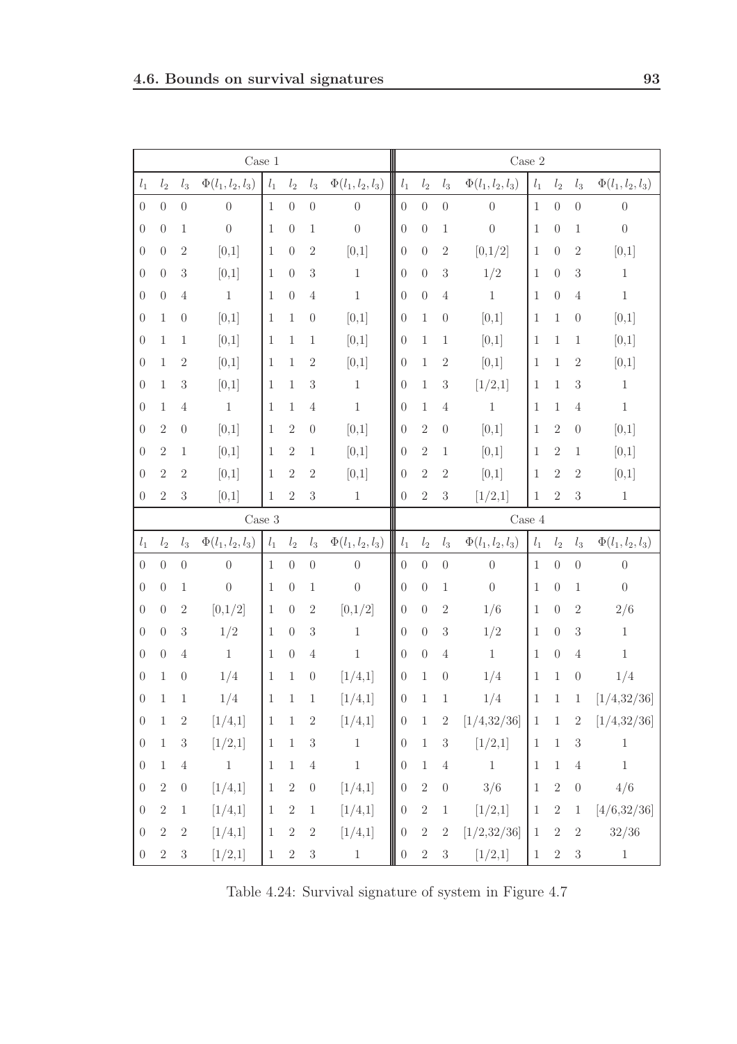| Case 1 | | | | | | | | Case 2 | | | | | | | |
|---|---|---|---|---|---|---|---|---|---|---|---|---|---|---|---|
| $l_1$ | $l_2$ | $l_3$ | $\Phi(l_1,l_2,l_3)$ | $l_1$ | $l_2$ | $l_3$ | $\Phi(l_1,l_2,l_3)$ | $l_1$ | $l_2$ | $l_3$ | $\Phi(l_1,l_2,l_3)$ | $l_1$ | $l_2$ | $l_3$ | $\Phi(l_1,l_2,l_3)$ |
| 0 | 0 | 0 | 0 | 1 | 0 | 0 | 0 | 0 | 0 | 0 | 0 | 1 | 0 | 0 | 0 |
| 0 | 0 | 1 | 0 | 1 | 0 | 1 | 0 | 0 | 0 | 1 | 0 | 1 | 0 | 1 | 0 |
| 0 | 0 | 2 | [0,1] | 1 | 0 | 2 | [0,1] | 0 | 0 | 2 | [0,1/2] | 1 | 0 | 2 | [0,1] |
| 0 | 0 | 3 | [0,1] | 1 | 0 | 3 | 1 | 0 | 0 | 3 | 1/2 | 1 | 0 | 3 | 1 |
| 0 | 0 | 4 | 1 | 1 | 0 | 4 | 1 | 0 | 0 | 4 | 1 | 1 | 0 | 4 | 1 |
| 0 | 1 | 0 | [0,1] | 1 | 1 | 0 | [0,1] | 0 | 1 | 0 | [0,1] | 1 | 1 | 0 | [0,1] |
| 0 | 1 | 1 | [0,1] | 1 | 1 | 1 | [0,1] | 0 | 1 | 1 | [0,1] | 1 | 1 | 1 | [0,1] |
| 0 | 1 | 2 | [0,1] | 1 | 1 | 2 | [0,1] | 0 | 1 | 2 | [0,1] | 1 | 1 | 2 | [0,1] |
| 0 | 1 | 3 | [0,1] | 1 | 1 | 3 | 1 | 0 | 1 | 3 | [1/2,1] | 1 | 1 | 3 | 1 |
| 0 | 1 | 4 | 1 | 1 | 1 | 4 | 1 | 0 | 1 | 4 | 1 | 1 | 1 | 4 | 1 |
| 0 | 2 | 0 | [0,1] | 1 | 2 | 0 | [0,1] | 0 | 2 | 0 | [0,1] | 1 | 2 | 0 | [0,1] |
| 0 | 2 | 1 | [0,1] | 1 | 2 | 1 | [0,1] | 0 | 2 | 1 | [0,1] | 1 | 2 | 1 | [0,1] |
| 0 | 2 | 2 | [0,1] | 1 | 2 | 2 | [0,1] | 0 | 2 | 2 | [0,1] | 1 | 2 | 2 | [0,1] |
| 0 | 2 | 3 | [0,1] | 1 | 2 | 3 | 1 | 0 | 2 | 3 | [1/2,1] | 1 | 2 | 3 | 1 |
| Case 3 | | | | | | | | Case 4 | | | | | | | |
| $l_1$ | $l_2$ | $l_3$ | $\Phi(l_1,l_2,l_3)$ | $l_1$ | $l_2$ | $l_3$ | $\Phi(l_1,l_2,l_3)$ | $l_1$ | $l_2$ | $l_3$ | $\Phi(l_1,l_2,l_3)$ | $l_1$ | $l_2$ | $l_3$ | $\Phi(l_1,l_2,l_3)$ |
| 0 | 0 | 0 | 0 | 1 | 0 | 0 | 0 | 0 | 0 | 0 | 0 | 1 | 0 | 0 | 0 |
| 0 | 0 | 1 | 0 | 1 | 0 | 1 | 0 | 0 | 0 | 1 | 0 | 1 | 0 | 1 | 0 |
| 0 | 0 | 2 | [0,1/2] | 1 | 0 | 2 | [0,1/2] | 0 | 0 | 2 | 1/6 | 1 | 0 | 2 | 2/6 |
| 0 | 0 | 3 | 1/2 | 1 | 0 | 3 | 1 | 0 | 0 | 3 | 1/2 | 1 | 0 | 3 | 1 |
| 0 | 0 | 4 | 1 | 1 | 0 | 4 | 1 | 0 | 0 | 4 | 1 | 1 | 0 | 4 | 1 |
| 0 | 1 | 0 | 1/4 | 1 | 1 | 0 | [1/4,1] | 0 | 1 | 0 | 1/4 | 1 | 1 | 0 | 1/4 |
| 0 | 1 | 1 | 1/4 | 1 | 1 | 1 | [1/4,1] | 0 | 1 | 1 | 1/4 | 1 | 1 | 1 | [1/4,32/36] |
| 0 | 1 | 2 | [1/4,1] | 1 | 1 | 2 | [1/4,1] | 0 | 1 | 2 | [1/4,32/36] | 1 | 1 | 2 | [1/4,32/36] |
| 0 | 1 | 3 | [1/2,1] | 1 | 1 | 3 | 1 | 0 | 1 | 3 | [1/2,1] | 1 | 1 | 3 | 1 |
| 0 | 1 | 4 | 1 | 1 | 1 | 4 | 1 | 0 | 1 | 4 | 1 | 1 | 1 | 4 | 1 |
| 0 | 2 | 0 | [1/4,1] | 1 | 2 | 0 | [1/4,1] | 0 | 2 | 0 | 3/6 | 1 | 2 | 0 | 4/6 |
| 0 | 2 | 1 | [1/4,1] | 1 | 2 | 1 | [1/4,1] | 0 | 2 | 1 | [1/2,1] | 1 | 2 | 1 | [4/6,32/36] |
| 0 | 2 | 2 | [1/4,1] | 1 | 2 | 2 | [1/4,1] | 0 | 2 | 2 | [1/2,32/36] | 1 | 2 | 2 | 32/36 |
| 0 | 2 | 3 | [1/2,1] | 1 | 2 | 3 | 1 | 0 | 2 | 3 | [1/2,1] | 1 | 2 | 3 | 1 |

Table 4.24: Survival signature of system in Figure 4.7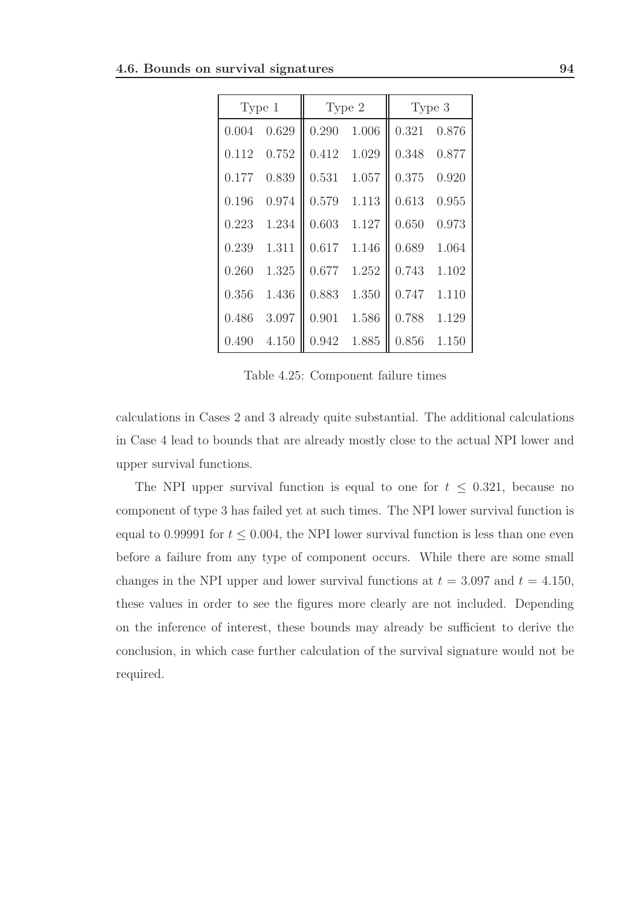| Type 1 | | Type 2 | | Type 3 | |
|---|---|---|---|---|---|
| 0.004 | 0.629 | 0.290 | 1.006 | 0.321 | 0.876 |
| 0.112 | 0.752 | 0.412 | 1.029 | 0.348 | 0.877 |
| 0.177 | 0.839 | 0.531 | 1.057 | 0.375 | 0.920 |
| 0.196 | 0.974 | 0.579 | 1.113 | 0.613 | 0.955 |
| 0.223 | 1.234 | 0.603 | 1.127 | 0.650 | 0.973 |
| 0.239 | 1.311 | 0.617 | 1.146 | 0.689 | 1.064 |
| 0.260 | 1.325 | 0.677 | 1.252 | 0.743 | 1.102 |
| 0.356 | 1.436 | 0.883 | 1.350 | 0.747 | 1.110 |
| 0.486 | 3.097 | 0.901 | 1.586 | 0.788 | 1.129 |
| 0.490 | 4.150 | 0.942 | 1.885 | 0.856 | 1.150 |

Table 4.25: Component failure times

calculations in Cases 2 and 3 already quite substantial. The additional calculations in Case 4 lead to bounds that are already mostly close to the actual NPI lower and upper survival functions.

The NPI upper survival function is equal to one for $t \leq 0.321$, because no component of type 3 has failed yet at such times. The NPI lower survival function is equal to 0.99991 for $t \leq 0.004$, the NPI lower survival function is less than one even before a failure from any type of component occurs. While there are some small changes in the NPI upper and lower survival functions at $t = 3.097$ and $t = 4.150$, these values in order to see the figures more clearly are not included. Depending on the inference of interest, these bounds may already be sufficient to derive the conclusion, in which case further calculation of the survival signature would not be required.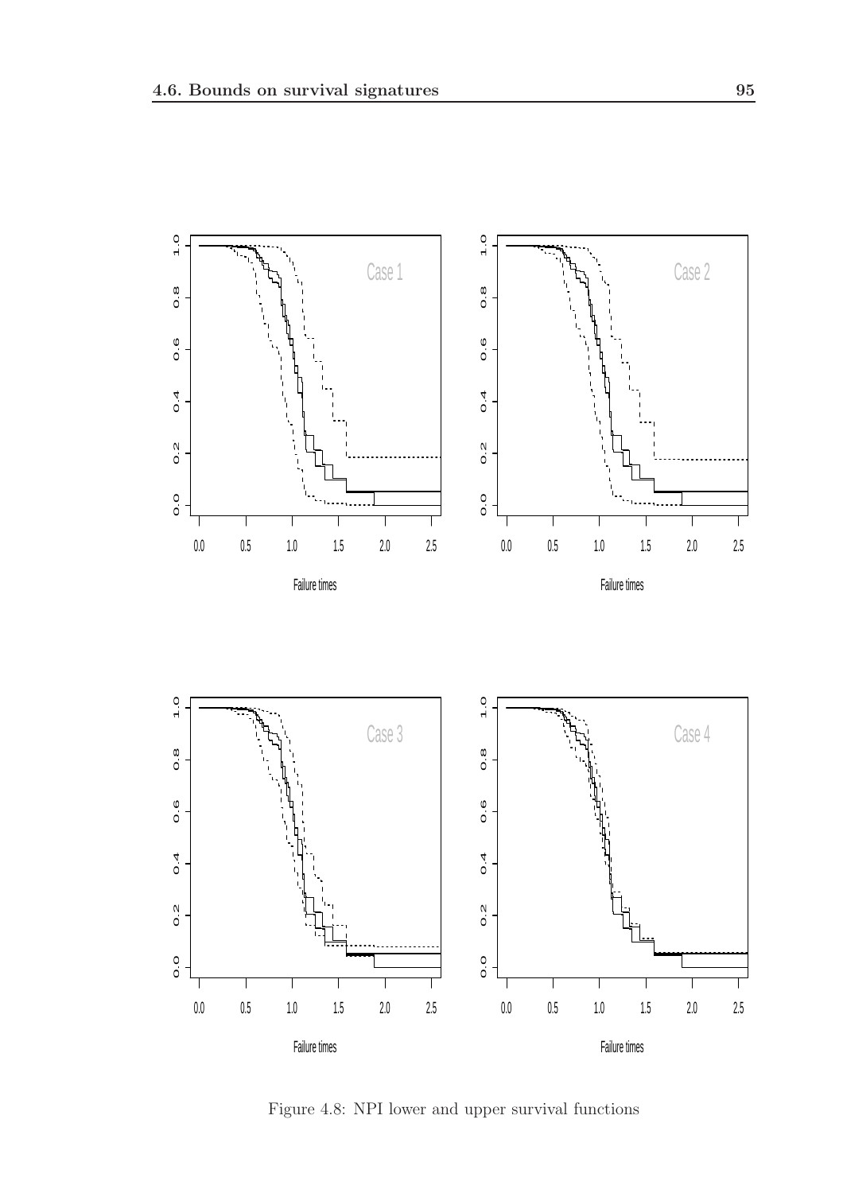Figure 4.8: NPI lower and upper survival functions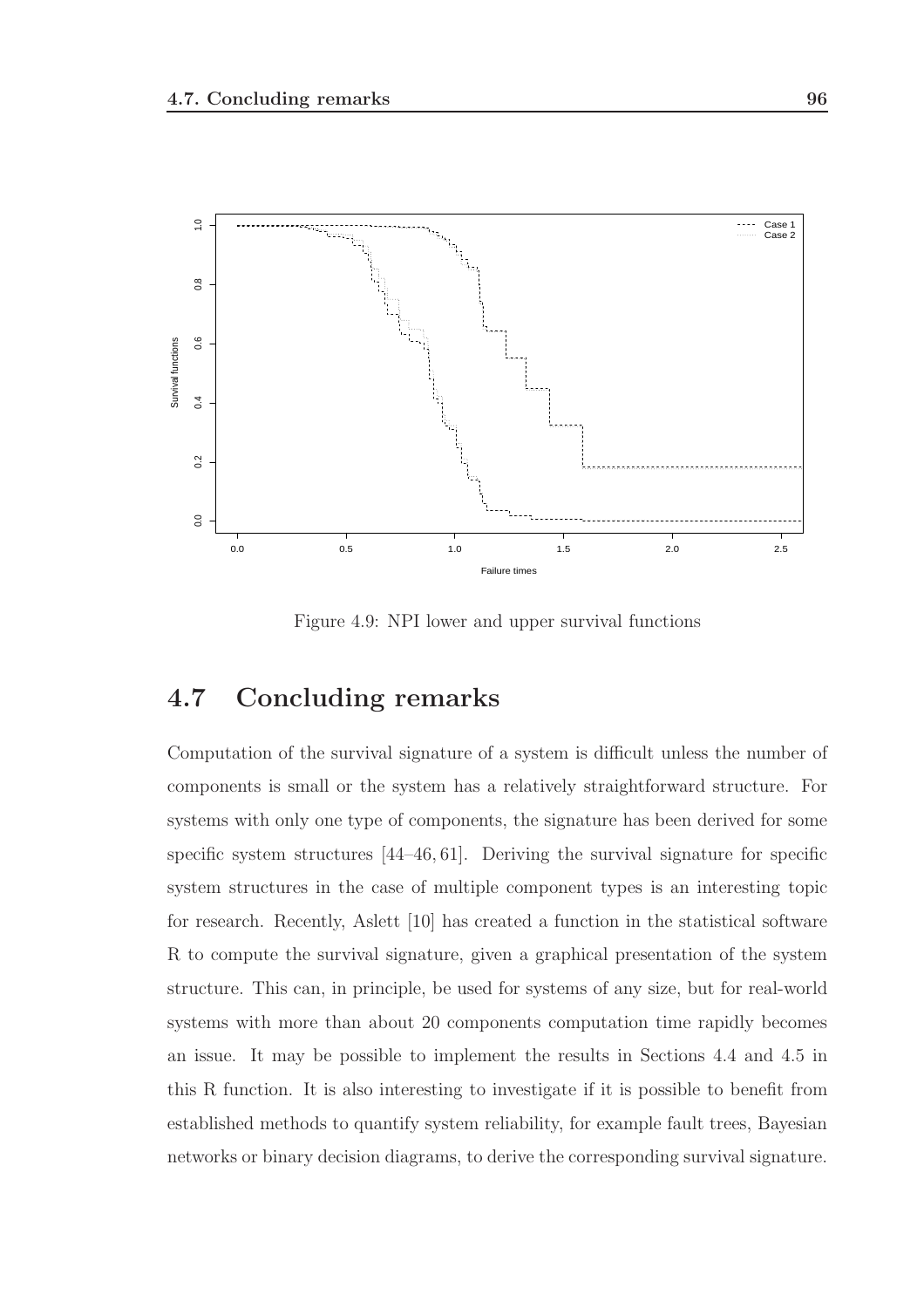Figure 4.9: NPI lower and upper survival functions

## 4.7 Concluding remarks

Computation of the survival signature of a system is difficult unless the number of components is small or the system has a relatively straightforward structure. For systems with only one type of components, the signature has been derived for some specific system structures [44–46, 61]. Deriving the survival signature for specific system structures in the case of multiple component types is an interesting topic for research. Recently, Aslett [10] has created a function in the statistical software R to compute the survival signature, given a graphical presentation of the system structure. This can, in principle, be used for systems of any size, but for real-world systems with more than about 20 components computation time rapidly becomes an issue. It may be possible to implement the results in Sections 4.4 and 4.5 in this R function. It is also interesting to investigate if it is possible to benefit from established methods to quantify system reliability, for example fault trees, Bayesian networks or binary decision diagrams, to derive the corresponding survival signature.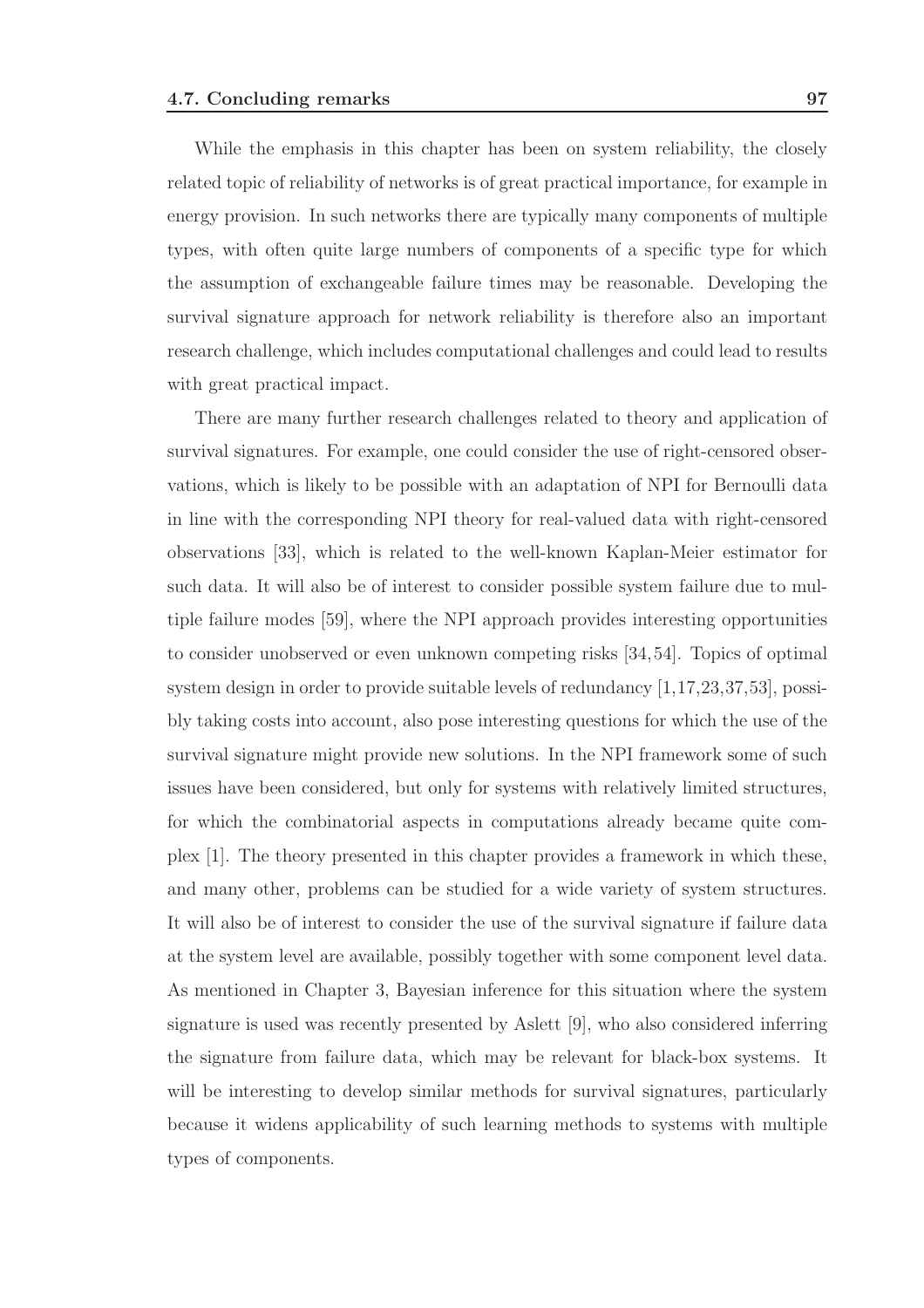While the emphasis in this chapter has been on system reliability, the closely related topic of reliability of networks is of great practical importance, for example in energy provision. In such networks there are typically many components of multiple types, with often quite large numbers of components of a specific type for which the assumption of exchangeable failure times may be reasonable. Developing the survival signature approach for network reliability is therefore also an important research challenge, which includes computational challenges and could lead to results with great practical impact.

There are many further research challenges related to theory and application of survival signatures. For example, one could consider the use of right-censored observations, which is likely to be possible with an adaptation of NPI for Bernoulli data in line with the corresponding NPI theory for real-valued data with right-censored observations [33], which is related to the well-known Kaplan-Meier estimator for such data. It will also be of interest to consider possible system failure due to multiple failure modes [59], where the NPI approach provides interesting opportunities to consider unobserved or even unknown competing risks [34, 54]. Topics of optimal system design in order to provide suitable levels of redundancy [1,17,23,37,53], possibly taking costs into account, also pose interesting questions for which the use of the survival signature might provide new solutions. In the NPI framework some of such issues have been considered, but only for systems with relatively limited structures, for which the combinatorial aspects in computations already became quite complex [1]. The theory presented in this chapter provides a framework in which these, and many other, problems can be studied for a wide variety of system structures. It will also be of interest to consider the use of the survival signature if failure data at the system level are available, possibly together with some component level data. As mentioned in Chapter 3, Bayesian inference for this situation where the system signature is used was recently presented by Aslett [9], who also considered inferring the signature from failure data, which may be relevant for black-box systems. It will be interesting to develop similar methods for survival signatures, particularly because it widens applicability of such learning methods to systems with multiple types of components.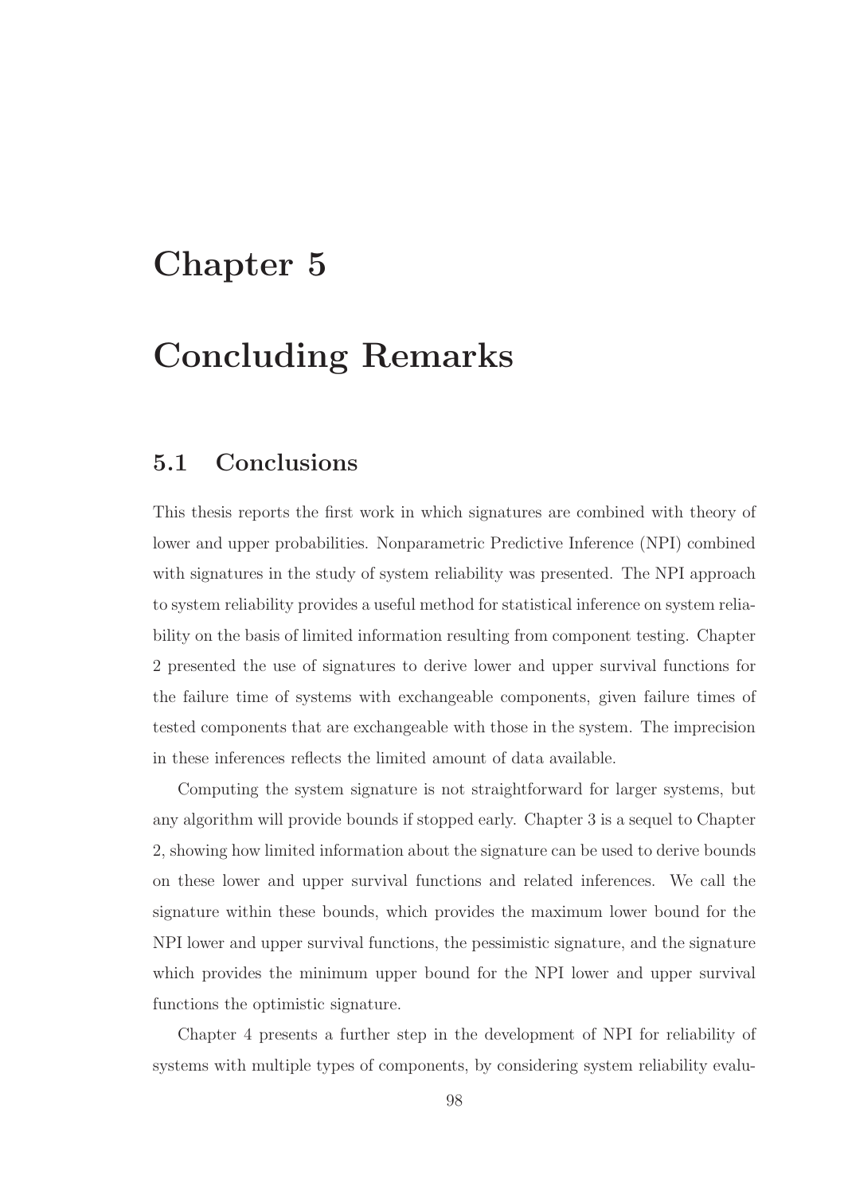# Chapter 5

# Concluding Remarks

## 5.1 Conclusions

This thesis reports the first work in which signatures are combined with theory of lower and upper probabilities. Nonparametric Predictive Inference (NPI) combined with signatures in the study of system reliability was presented. The NPI approach to system reliability provides a useful method for statistical inference on system reliability on the basis of limited information resulting from component testing. Chapter 2 presented the use of signatures to derive lower and upper survival functions for the failure time of systems with exchangeable components, given failure times of tested components that are exchangeable with those in the system. The imprecision in these inferences reflects the limited amount of data available.

Computing the system signature is not straightforward for larger systems, but any algorithm will provide bounds if stopped early. Chapter 3 is a sequel to Chapter 2, showing how limited information about the signature can be used to derive bounds on these lower and upper survival functions and related inferences. We call the signature within these bounds, which provides the maximum lower bound for the NPI lower and upper survival functions, the pessimistic signature, and the signature which provides the minimum upper bound for the NPI lower and upper survival functions the optimistic signature.

Chapter 4 presents a further step in the development of NPI for reliability of systems with multiple types of components, by considering system reliability evalu-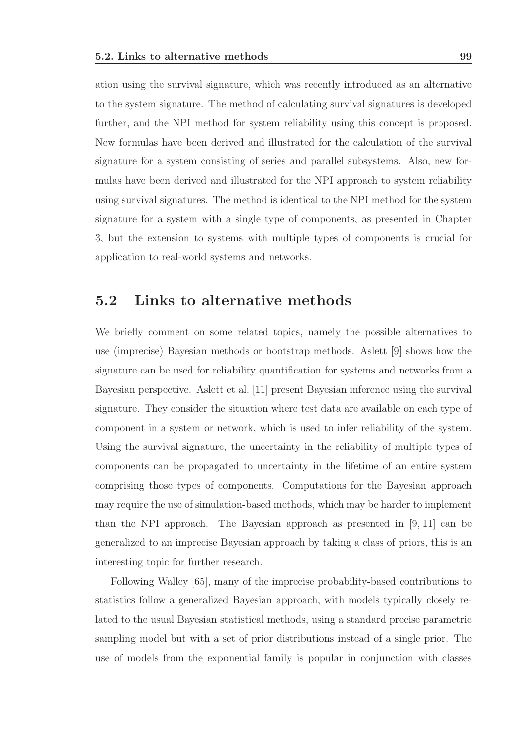ation using the survival signature, which was recently introduced as an alternative to the system signature. The method of calculating survival signatures is developed further, and the NPI method for system reliability using this concept is proposed. New formulas have been derived and illustrated for the calculation of the survival signature for a system consisting of series and parallel subsystems. Also, new formulas have been derived and illustrated for the NPI approach to system reliability using survival signatures. The method is identical to the NPI method for the system signature for a system with a single type of components, as presented in Chapter 3, but the extension to systems with multiple types of components is crucial for application to real-world systems and networks.

## 5.2 Links to alternative methods

We briefly comment on some related topics, namely the possible alternatives to use (imprecise) Bayesian methods or bootstrap methods. Aslett [9] shows how the signature can be used for reliability quantification for systems and networks from a Bayesian perspective. Aslett et al. [11] present Bayesian inference using the survival signature. They consider the situation where test data are available on each type of component in a system or network, which is used to infer reliability of the system. Using the survival signature, the uncertainty in the reliability of multiple types of components can be propagated to uncertainty in the lifetime of an entire system comprising those types of components. Computations for the Bayesian approach may require the use of simulation-based methods, which may be harder to implement than the NPI approach. The Bayesian approach as presented in [9, 11] can be generalized to an imprecise Bayesian approach by taking a class of priors, this is an interesting topic for further research.

Following Walley [65], many of the imprecise probability-based contributions to statistics follow a generalized Bayesian approach, with models typically closely related to the usual Bayesian statistical methods, using a standard precise parametric sampling model but with a set of prior distributions instead of a single prior. The use of models from the exponential family is popular in conjunction with classes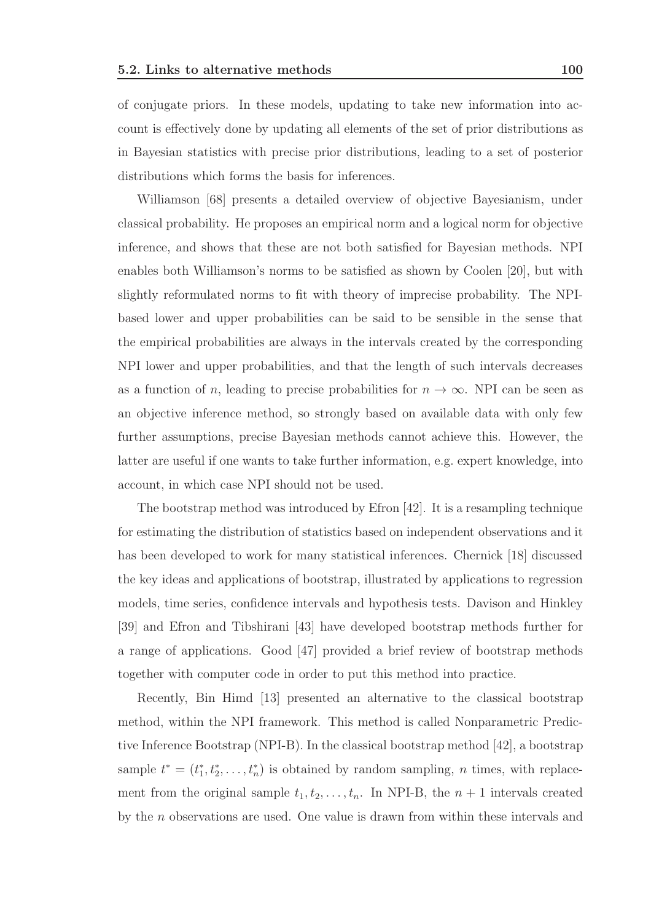of conjugate priors. In these models, updating to take new information into account is effectively done by updating all elements of the set of prior distributions as in Bayesian statistics with precise prior distributions, leading to a set of posterior distributions which forms the basis for inferences.

Williamson [68] presents a detailed overview of objective Bayesianism, under classical probability. He proposes an empirical norm and a logical norm for objective inference, and shows that these are not both satisfied for Bayesian methods. NPI enables both Williamson's norms to be satisfied as shown by Coolen [20], but with slightly reformulated norms to fit with theory of imprecise probability. The NPI-based lower and upper probabilities can be said to be sensible in the sense that the empirical probabilities are always in the intervals created by the corresponding NPI lower and upper probabilities, and that the length of such intervals decreases as a function of $n$, leading to precise probabilities for $n \to \infty$. NPI can be seen as an objective inference method, so strongly based on available data with only few further assumptions, precise Bayesian methods cannot achieve this. However, the latter are useful if one wants to take further information, e.g. expert knowledge, into account, in which case NPI should not be used.

The bootstrap method was introduced by Efron [42]. It is a resampling technique for estimating the distribution of statistics based on independent observations and it has been developed to work for many statistical inferences. Chernick [18] discussed the key ideas and applications of bootstrap, illustrated by applications to regression models, time series, confidence intervals and hypothesis tests. Davison and Hinkley [39] and Efron and Tibshirani [43] have developed bootstrap methods further for a range of applications. Good [47] provided a brief review of bootstrap methods together with computer code in order to put this method into practice.

Recently, Bin Himd [13] presented an alternative to the classical bootstrap method, within the NPI framework. This method is called Nonparametric Predictive Inference Bootstrap (NPI-B). In the classical bootstrap method [42], a bootstrap sample $t^* = (t_1^*, t_2^*, \ldots, t_n^*)$ is obtained by random sampling, $n$ times, with replacement from the original sample $t_1, t_2, \ldots, t_n$. In NPI-B, the $n + 1$ intervals created by the $n$ observations are used. One value is drawn from within these intervals and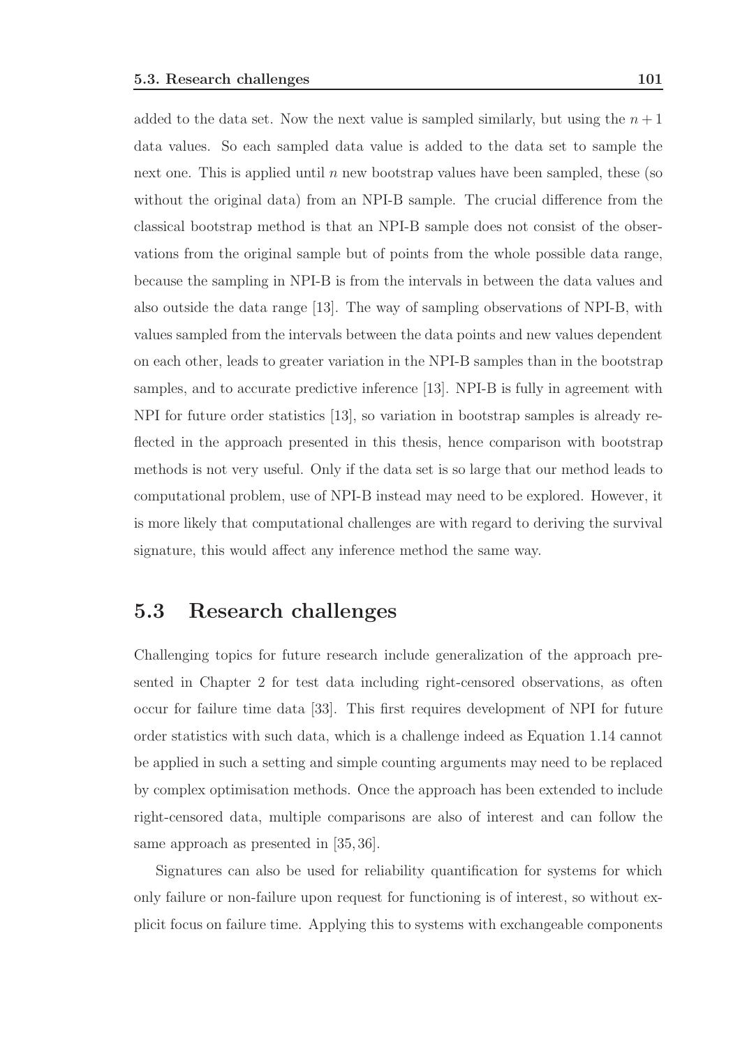added to the data set. Now the next value is sampled similarly, but using the $n + 1$ data values. So each sampled data value is added to the data set to sample the next one. This is applied until $n$ new bootstrap values have been sampled, these (so without the original data) from an NPI-B sample. The crucial difference from the classical bootstrap method is that an NPI-B sample does not consist of the observations from the original sample but of points from the whole possible data range, because the sampling in NPI-B is from the intervals in between the data values and also outside the data range [13]. The way of sampling observations of NPI-B, with values sampled from the intervals between the data points and new values dependent on each other, leads to greater variation in the NPI-B samples than in the bootstrap samples, and to accurate predictive inference [13]. NPI-B is fully in agreement with NPI for future order statistics [13], so variation in bootstrap samples is already reflected in the approach presented in this thesis, hence comparison with bootstrap methods is not very useful. Only if the data set is so large that our method leads to computational problem, use of NPI-B instead may need to be explored. However, it is more likely that computational challenges are with regard to deriving the survival signature, this would affect any inference method the same way.

## 5.3 Research challenges

Challenging topics for future research include generalization of the approach presented in Chapter 2 for test data including right-censored observations, as often occur for failure time data [33]. This first requires development of NPI for future order statistics with such data, which is a challenge indeed as Equation 1.14 cannot be applied in such a setting and simple counting arguments may need to be replaced by complex optimisation methods. Once the approach has been extended to include right-censored data, multiple comparisons are also of interest and can follow the same approach as presented in [35, 36].

Signatures can also be used for reliability quantification for systems for which only failure or non-failure upon request for functioning is of interest, so without explicit focus on failure time. Applying this to systems with exchangeable components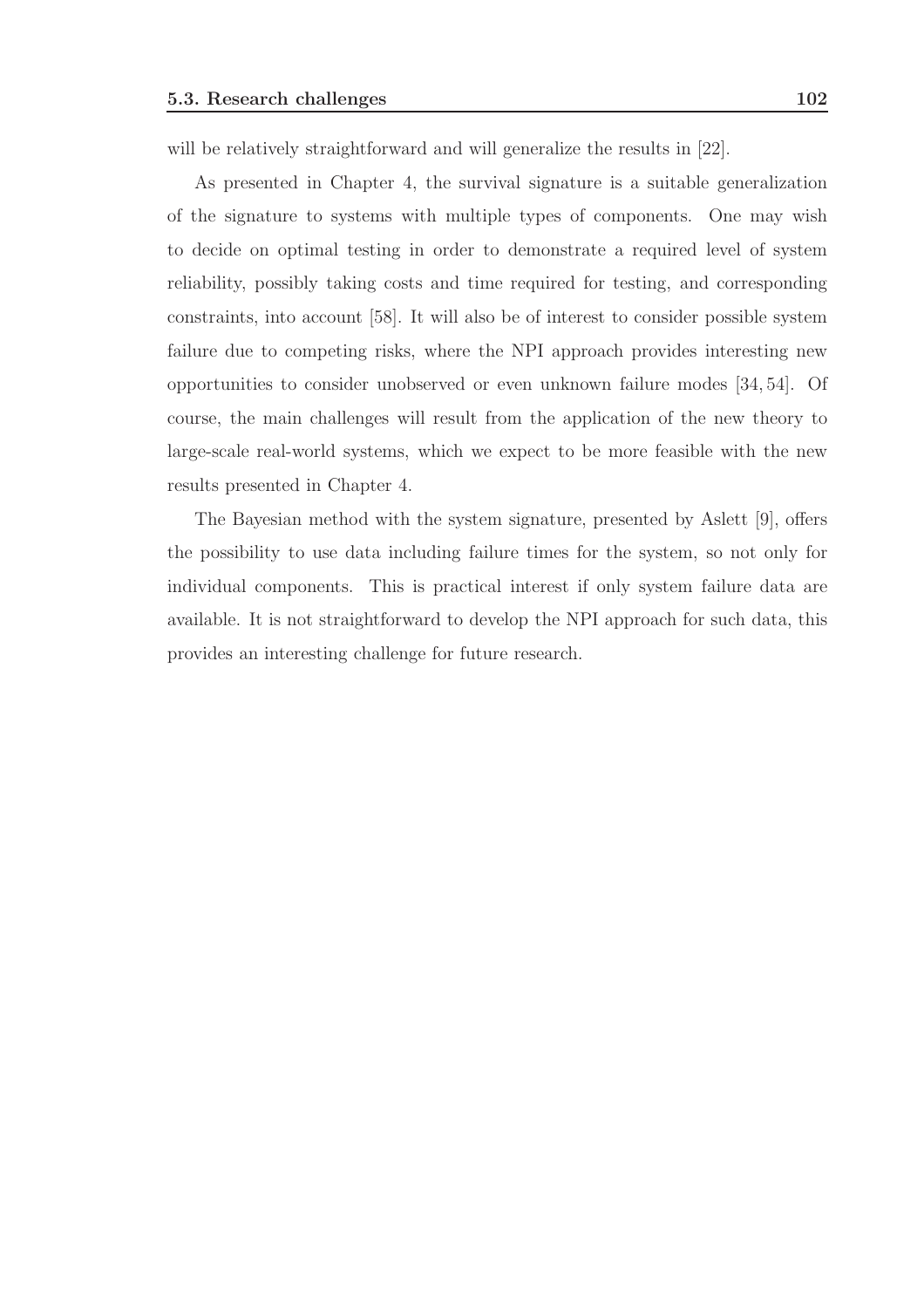will be relatively straightforward and will generalize the results in [22].

As presented in Chapter 4, the survival signature is a suitable generalization of the signature to systems with multiple types of components. One may wish to decide on optimal testing in order to demonstrate a required level of system reliability, possibly taking costs and time required for testing, and corresponding constraints, into account [58]. It will also be of interest to consider possible system failure due to competing risks, where the NPI approach provides interesting new opportunities to consider unobserved or even unknown failure modes [34, 54]. Of course, the main challenges will result from the application of the new theory to large-scale real-world systems, which we expect to be more feasible with the new results presented in Chapter 4.

The Bayesian method with the system signature, presented by Aslett [9], offers the possibility to use data including failure times for the system, so not only for individual components. This is practical interest if only system failure data are available. It is not straightforward to develop the NPI approach for such data, this provides an interesting challenge for future research.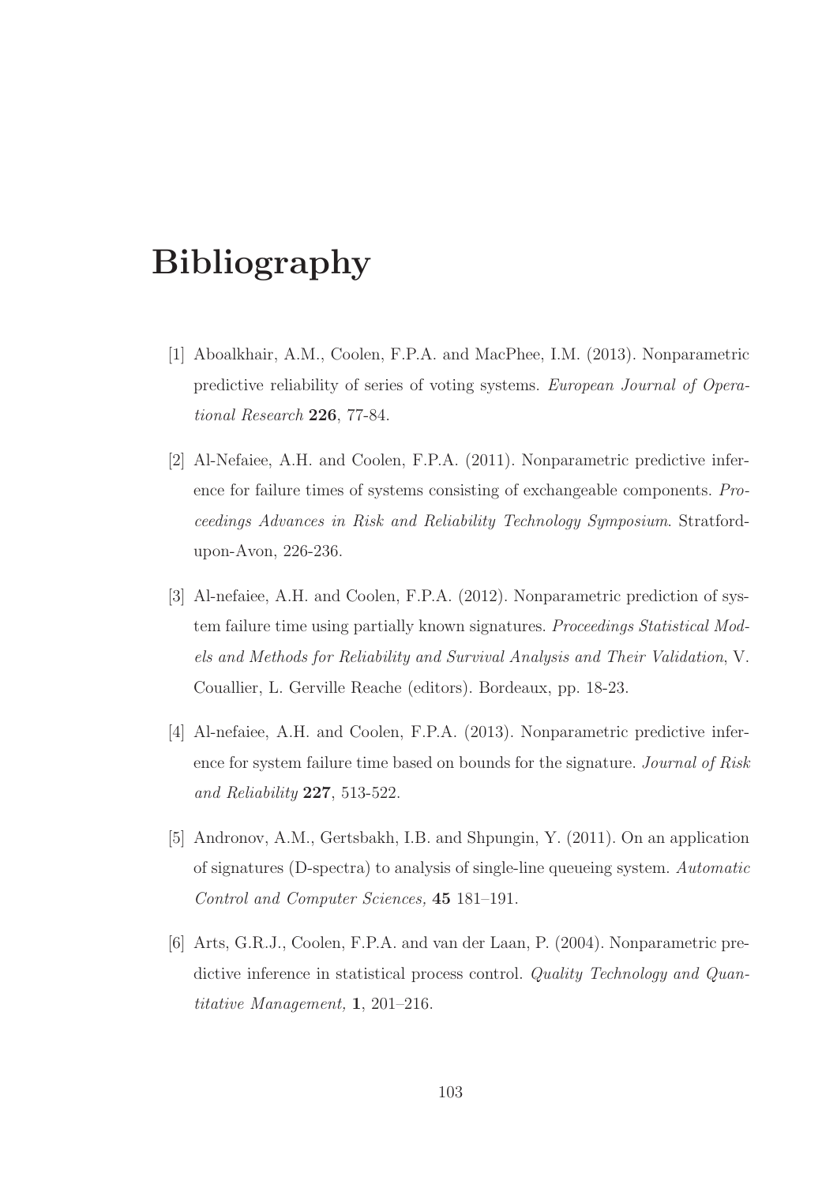# Bibliography

[1] Aboalkhair, A.M., Coolen, F.P.A. and MacPhee, I.M. (2013). Nonparametric predictive reliability of series of voting systems. *European Journal of Operational Research* **226**, 77-84.

[2] Al-Nefaiee, A.H. and Coolen, F.P.A. (2011). Nonparametric predictive inference for failure times of systems consisting of exchangeable components. *Proceedings Advances in Risk and Reliability Technology Symposium*. Stratford-upon-Avon, 226-236.

[3] Al-nefaiee, A.H. and Coolen, F.P.A. (2012). Nonparametric prediction of system failure time using partially known signatures. *Proceedings Statistical Models and Methods for Reliability and Survival Analysis and Their Validation*, V. Couallier, L. Gerville Reache (editors). Bordeaux, pp. 18-23.

[4] Al-nefaiee, A.H. and Coolen, F.P.A. (2013). Nonparametric predictive inference for system failure time based on bounds for the signature. *Journal of Risk and Reliability* **227**, 513-522.

[5] Andronov, A.M., Gertsbakh, I.B. and Shpungin, Y. (2011). On an application of signatures (D-spectra) to analysis of single-line queueing system. *Automatic Control and Computer Sciences,* **45** 181–191.

[6] Arts, G.R.J., Coolen, F.P.A. and van der Laan, P. (2004). Nonparametric predictive inference in statistical process control. *Quality Technology and Quantitative Management,* **1**, 201–216.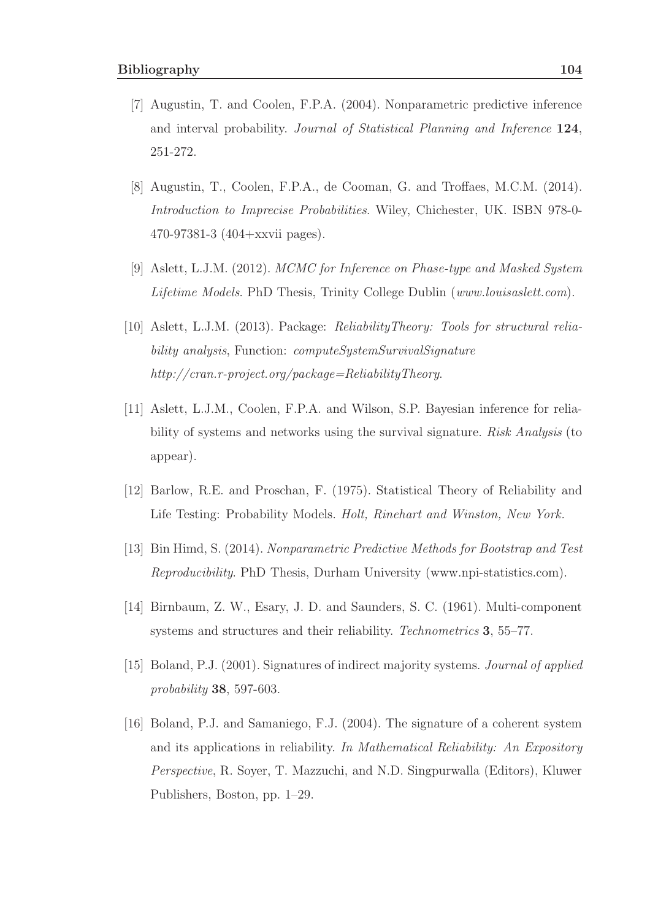[7] Augustin, T. and Coolen, F.P.A. (2004). Nonparametric predictive inference and interval probability. *Journal of Statistical Planning and Inference* **124**, 251-272.

[8] Augustin, T., Coolen, F.P.A., de Cooman, G. and Troffaes, M.C.M. (2014). *Introduction to Imprecise Probabilities*. Wiley, Chichester, UK. ISBN 978-0-470-97381-3 (404+xxvii pages).

[9] Aslett, L.J.M. (2012). *MCMC for Inference on Phase-type and Masked System Lifetime Models*. PhD Thesis, Trinity College Dublin (*www.louisaslett.com*).

[10] Aslett, L.J.M. (2013). Package: *ReliabilityTheory: Tools for structural reliability analysis*, Function: *computeSystemSurvivalSignature* *http://cran.r-project.org/package=ReliabilityTheory*.

[11] Aslett, L.J.M., Coolen, F.P.A. and Wilson, S.P. Bayesian inference for reliability of systems and networks using the survival signature. *Risk Analysis* (to appear).

[12] Barlow, R.E. and Proschan, F. (1975). Statistical Theory of Reliability and Life Testing: Probability Models. *Holt, Rinehart and Winston, New York.*

[13] Bin Himd, S. (2014). *Nonparametric Predictive Methods for Bootstrap and Test Reproducibility*. PhD Thesis, Durham University (www.npi-statistics.com).

[14] Birnbaum, Z. W., Esary, J. D. and Saunders, S. C. (1961). Multi-component systems and structures and their reliability. *Technometrics* **3**, 55–77.

[15] Boland, P.J. (2001). Signatures of indirect majority systems. *Journal of applied probability* **38**, 597-603.

[16] Boland, P.J. and Samaniego, F.J. (2004). The signature of a coherent system and its applications in reliability. *In Mathematical Reliability: An Expository Perspective*, R. Soyer, T. Mazzuchi, and N.D. Singpurwalla (Editors), Kluwer Publishers, Boston, pp. 1–29.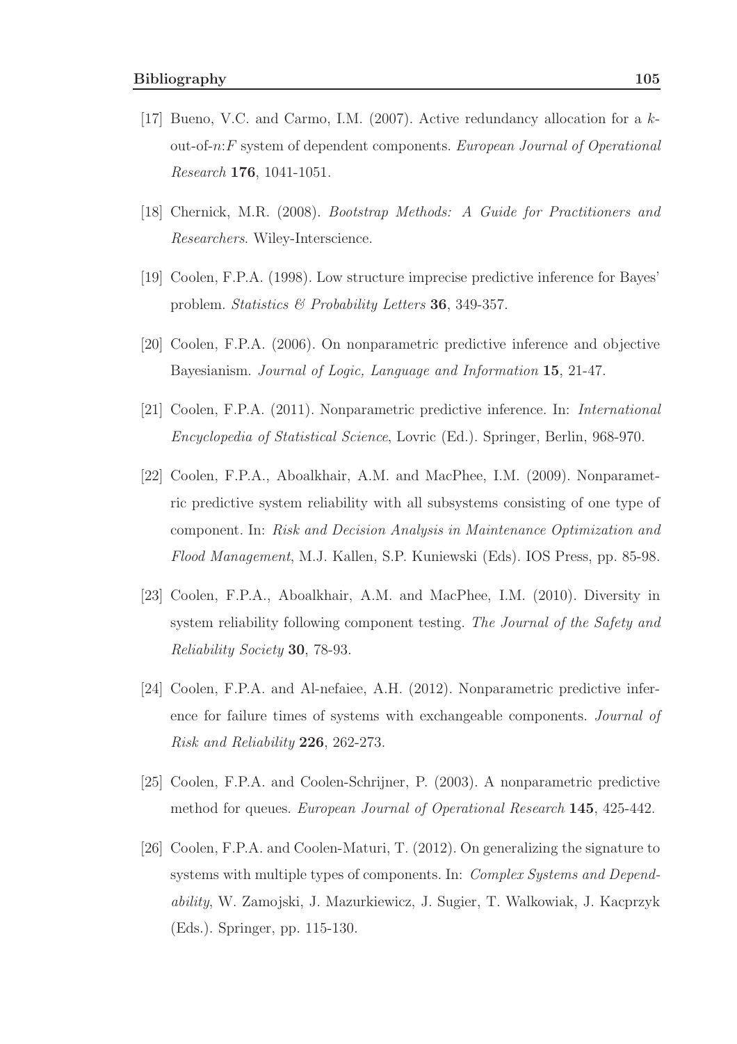[17] Bueno, V.C. and Carmo, I.M. (2007). Active redundancy allocation for a $k$-out-of-$n$:$F$ system of dependent components. *European Journal of Operational Research* **176**, 1041-1051.

[18] Chernick, M.R. (2008). *Bootstrap Methods: A Guide for Practitioners and Researchers*. Wiley-Interscience.

[19] Coolen, F.P.A. (1998). Low structure imprecise predictive inference for Bayes' problem. *Statistics & Probability Letters* **36**, 349-357.

[20] Coolen, F.P.A. (2006). On nonparametric predictive inference and objective Bayesianism. *Journal of Logic, Language and Information* **15**, 21-47.

[21] Coolen, F.P.A. (2011). Nonparametric predictive inference. In: *International Encyclopedia of Statistical Science*, Lovric (Ed.). Springer, Berlin, 968-970.

[22] Coolen, F.P.A., Aboalkhair, A.M. and MacPhee, I.M. (2009). Nonparametric predictive system reliability with all subsystems consisting of one type of component. In: *Risk and Decision Analysis in Maintenance Optimization and Flood Management*, M.J. Kallen, S.P. Kuniewski (Eds). IOS Press, pp. 85-98.

[23] Coolen, F.P.A., Aboalkhair, A.M. and MacPhee, I.M. (2010). Diversity in system reliability following component testing. *The Journal of the Safety and Reliability Society* **30**, 78-93.

[24] Coolen, F.P.A. and Al-nefaiee, A.H. (2012). Nonparametric predictive inference for failure times of systems with exchangeable components. *Journal of Risk and Reliability* **226**, 262-273.

[25] Coolen, F.P.A. and Coolen-Schrijner, P. (2003). A nonparametric predictive method for queues. *European Journal of Operational Research* **145**, 425-442.

[26] Coolen, F.P.A. and Coolen-Maturi, T. (2012). On generalizing the signature to systems with multiple types of components. In: *Complex Systems and Dependability*, W. Zamojski, J. Mazurkiewicz, J. Sugier, T. Walkowiak, J. Kacprzyk (Eds.). Springer, pp. 115-130.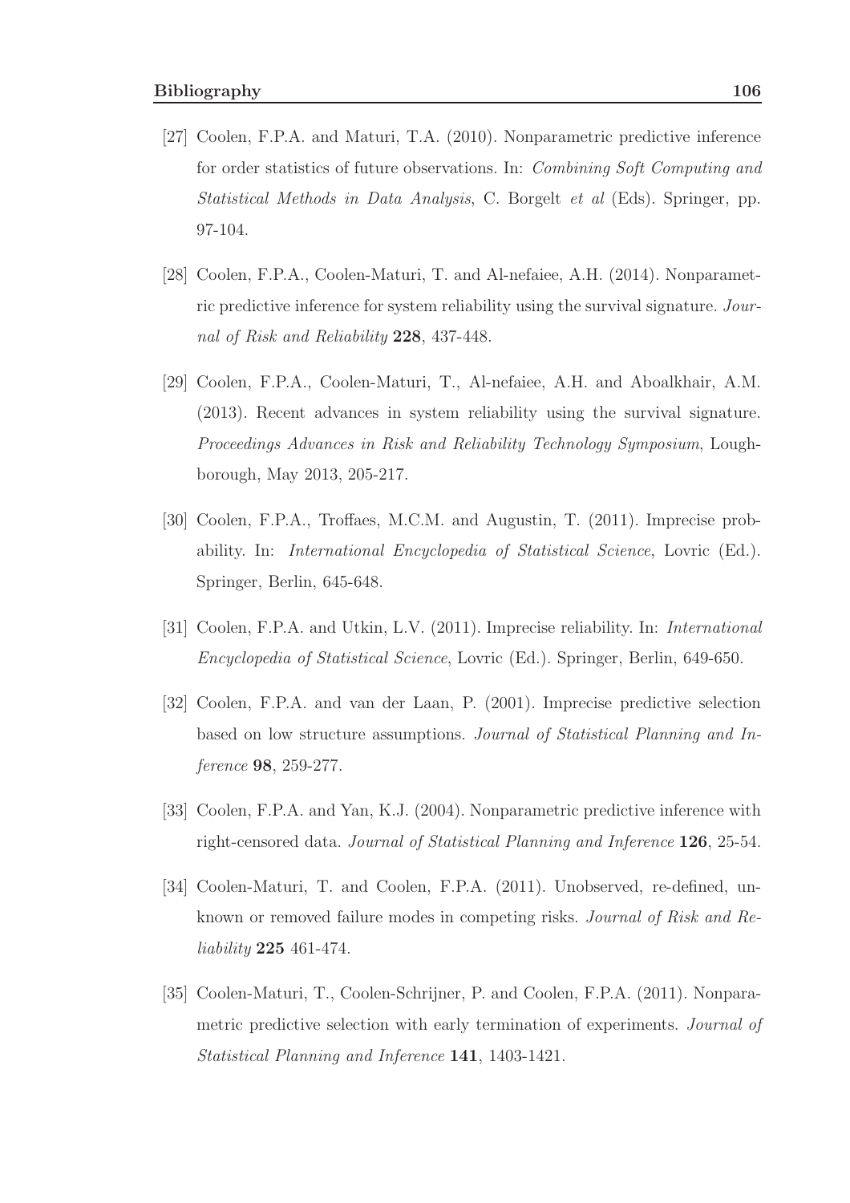[27] Coolen, F.P.A. and Maturi, T.A. (2010). Nonparametric predictive inference for order statistics of future observations. In: *Combining Soft Computing and Statistical Methods in Data Analysis*, C. Borgelt *et al* (Eds). Springer, pp. 97-104.

[28] Coolen, F.P.A., Coolen-Maturi, T. and Al-nefaiee, A.H. (2014). Nonparametric predictive inference for system reliability using the survival signature. *Journal of Risk and Reliability* **228**, 437-448.

[29] Coolen, F.P.A., Coolen-Maturi, T., Al-nefaiee, A.H. and Aboalkhair, A.M. (2013). Recent advances in system reliability using the survival signature. *Proceedings Advances in Risk and Reliability Technology Symposium*, Loughborough, May 2013, 205-217.

[30] Coolen, F.P.A., Troffaes, M.C.M. and Augustin, T. (2011). Imprecise probability. In: *International Encyclopedia of Statistical Science*, Lovric (Ed.). Springer, Berlin, 645-648.

[31] Coolen, F.P.A. and Utkin, L.V. (2011). Imprecise reliability. In: *International Encyclopedia of Statistical Science*, Lovric (Ed.). Springer, Berlin, 649-650.

[32] Coolen, F.P.A. and van der Laan, P. (2001). Imprecise predictive selection based on low structure assumptions. *Journal of Statistical Planning and Inference* **98**, 259-277.

[33] Coolen, F.P.A. and Yan, K.J. (2004). Nonparametric predictive inference with right-censored data. *Journal of Statistical Planning and Inference* **126**, 25-54.

[34] Coolen-Maturi, T. and Coolen, F.P.A. (2011). Unobserved, re-defined, unknown or removed failure modes in competing risks. *Journal of Risk and Reliability* **225** 461-474.

[35] Coolen-Maturi, T., Coolen-Schrijner, P. and Coolen, F.P.A. (2011). Nonparametric predictive selection with early termination of experiments. *Journal of Statistical Planning and Inference* **141**, 1403-1421.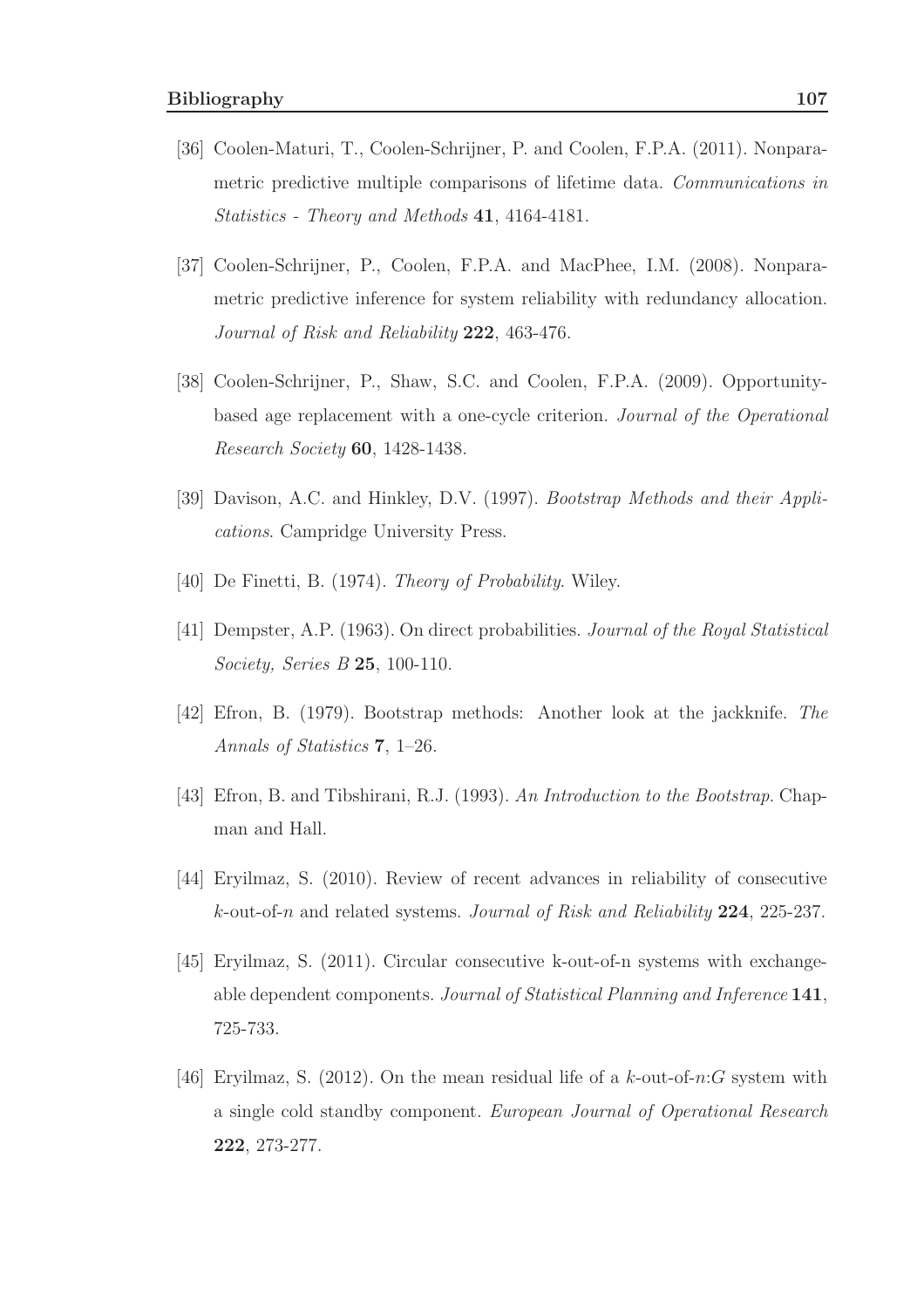[36] Coolen-Maturi, T., Coolen-Schrijner, P. and Coolen, F.P.A. (2011). Nonparametric predictive multiple comparisons of lifetime data. *Communications in Statistics - Theory and Methods* **41**, 4164-4181.

[37] Coolen-Schrijner, P., Coolen, F.P.A. and MacPhee, I.M. (2008). Nonparametric predictive inference for system reliability with redundancy allocation. *Journal of Risk and Reliability* **222**, 463-476.

[38] Coolen-Schrijner, P., Shaw, S.C. and Coolen, F.P.A. (2009). Opportunity-based age replacement with a one-cycle criterion. *Journal of the Operational Research Society* **60**, 1428-1438.

[39] Davison, A.C. and Hinkley, D.V. (1997). *Bootstrap Methods and their Applications*. Campridge University Press.

[40] De Finetti, B. (1974). *Theory of Probability*. Wiley.

[41] Dempster, A.P. (1963). On direct probabilities. *Journal of the Royal Statistical Society, Series B* **25**, 100-110.

[42] Efron, B. (1979). Bootstrap methods: Another look at the jackknife. *The Annals of Statistics* **7**, 1–26.

[43] Efron, B. and Tibshirani, R.J. (1993). *An Introduction to the Bootstrap*. Chapman and Hall.

[44] Eryilmaz, S. (2010). Review of recent advances in reliability of consecutive $k$-out-of-$n$ and related systems. *Journal of Risk and Reliability* **224**, 225-237.

[45] Eryilmaz, S. (2011). Circular consecutive k-out-of-n systems with exchangeable dependent components. *Journal of Statistical Planning and Inference* **141**, 725-733.

[46] Eryilmaz, S. (2012). On the mean residual life of a $k$-out-of-$n$:$G$ system with a single cold standby component. *European Journal of Operational Research* **222**, 273-277.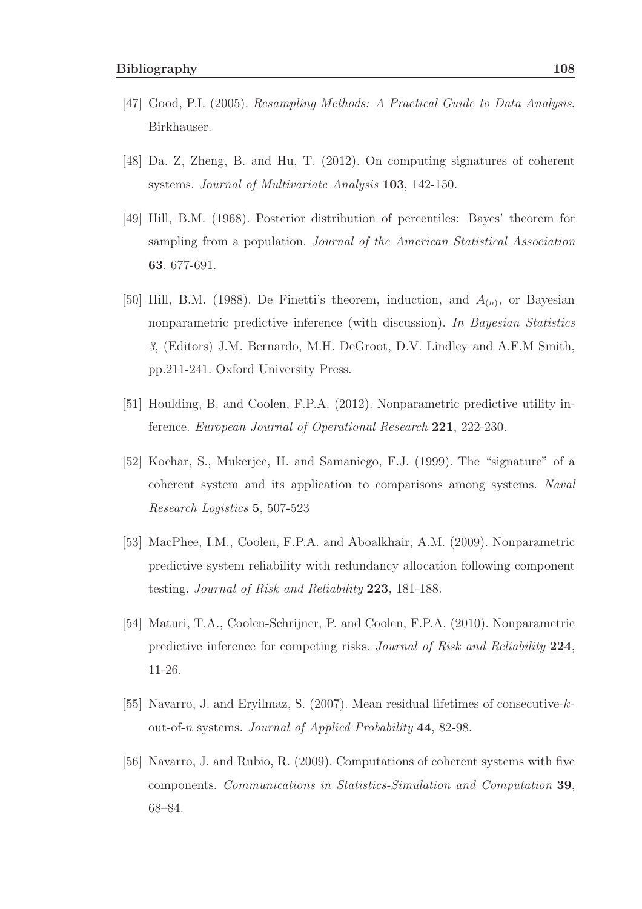[47] Good, P.I. (2005). *Resampling Methods: A Practical Guide to Data Analysis*. Birkhauser.

[48] Da. Z, Zheng, B. and Hu, T. (2012). On computing signatures of coherent systems. *Journal of Multivariate Analysis* **103**, 142-150.

[49] Hill, B.M. (1968). Posterior distribution of percentiles: Bayes' theorem for sampling from a population. *Journal of the American Statistical Association* **63**, 677-691.

[50] Hill, B.M. (1988). De Finetti's theorem, induction, and $A_{(n)}$, or Bayesian nonparametric predictive inference (with discussion). *In Bayesian Statistics 3*, (Editors) J.M. Bernardo, M.H. DeGroot, D.V. Lindley and A.F.M Smith, pp.211-241. Oxford University Press.

[51] Houlding, B. and Coolen, F.P.A. (2012). Nonparametric predictive utility inference. *European Journal of Operational Research* **221**, 222-230.

[52] Kochar, S., Mukerjee, H. and Samaniego, F.J. (1999). The "signature" of a coherent system and its application to comparisons among systems. *Naval Research Logistics* **5**, 507-523

[53] MacPhee, I.M., Coolen, F.P.A. and Aboalkhair, A.M. (2009). Nonparametric predictive system reliability with redundancy allocation following component testing. *Journal of Risk and Reliability* **223**, 181-188.

[54] Maturi, T.A., Coolen-Schrijner, P. and Coolen, F.P.A. (2010). Nonparametric predictive inference for competing risks. *Journal of Risk and Reliability* **224**, 11-26.

[55] Navarro, J. and Eryilmaz, S. (2007). Mean residual lifetimes of consecutive-$k$-out-of-$n$ systems. *Journal of Applied Probability* **44**, 82-98.

[56] Navarro, J. and Rubio, R. (2009). Computations of coherent systems with five components. *Communications in Statistics-Simulation and Computation* **39**, 68–84.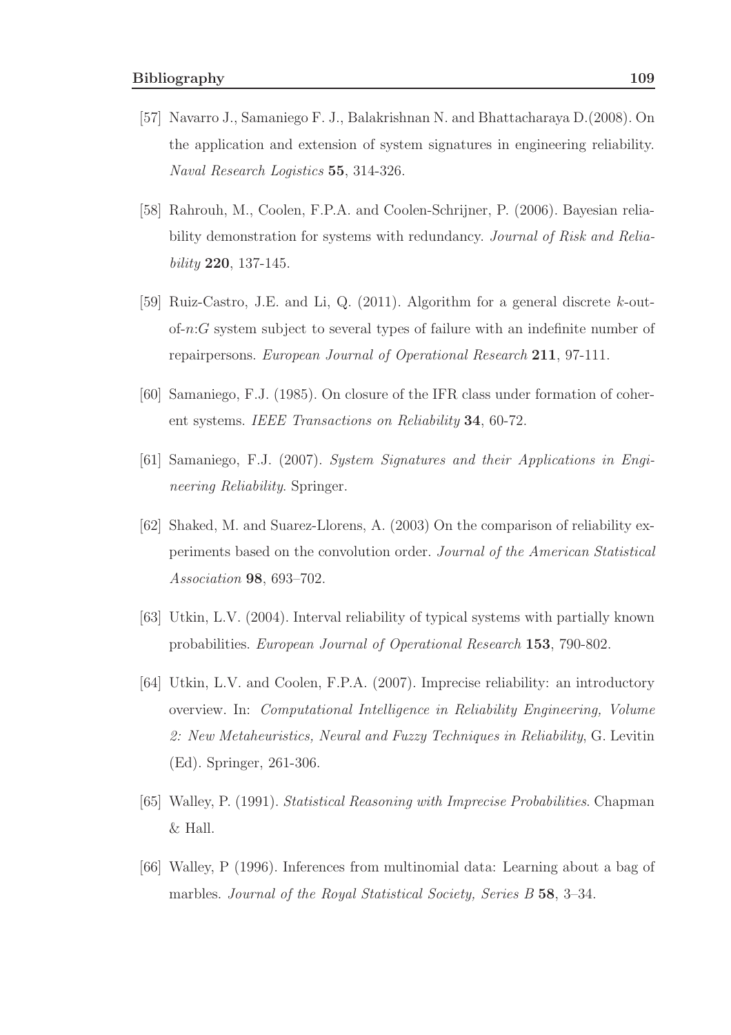[57] Navarro J., Samaniego F. J., Balakrishnan N. and Bhattacharaya D.(2008). On the application and extension of system signatures in engineering reliability. *Naval Research Logistics* **55**, 314-326.

[58] Rahrouh, M., Coolen, F.P.A. and Coolen-Schrijner, P. (2006). Bayesian reliability demonstration for systems with redundancy. *Journal of Risk and Reliability* **220**, 137-145.

[59] Ruiz-Castro, J.E. and Li, Q. (2011). Algorithm for a general discrete $k$-out-of-$n$:$G$ system subject to several types of failure with an indefinite number of repairpersons. *European Journal of Operational Research* **211**, 97-111.

[60] Samaniego, F.J. (1985). On closure of the IFR class under formation of coherent systems. *IEEE Transactions on Reliability* **34**, 60-72.

[61] Samaniego, F.J. (2007). *System Signatures and their Applications in Engineering Reliability*. Springer.

[62] Shaked, M. and Suarez-Llorens, A. (2003) On the comparison of reliability experiments based on the convolution order. *Journal of the American Statistical Association* **98**, 693–702.

[63] Utkin, L.V. (2004). Interval reliability of typical systems with partially known probabilities. *European Journal of Operational Research* **153**, 790-802.

[64] Utkin, L.V. and Coolen, F.P.A. (2007). Imprecise reliability: an introductory overview. In: *Computational Intelligence in Reliability Engineering, Volume 2: New Metaheuristics, Neural and Fuzzy Techniques in Reliability*, G. Levitin (Ed). Springer, 261-306.

[65] Walley, P. (1991). *Statistical Reasoning with Imprecise Probabilities*. Chapman & Hall.

[66] Walley, P (1996). Inferences from multinomial data: Learning about a bag of marbles. *Journal of the Royal Statistical Society, Series B* **58**, 3–34.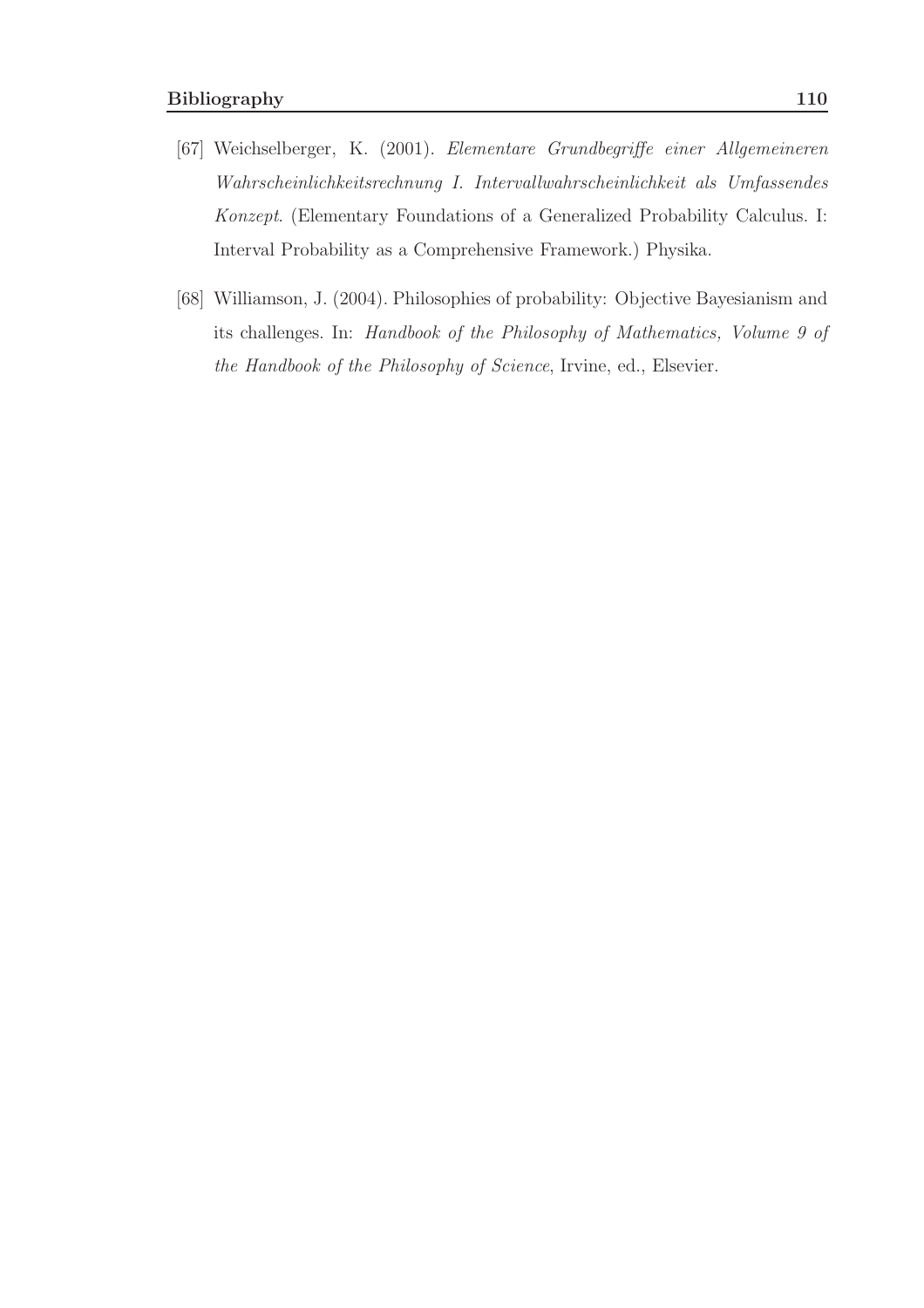[67] Weichselberger, K. (2001). *Elementare Grundbegriffe einer Allgemeineren Wahrscheinlichkeitsrechnung I. Intervallwahrscheinlichkeit als Umfassendes Konzept*. (Elementary Foundations of a Generalized Probability Calculus. I: Interval Probability as a Comprehensive Framework.) Physika.

[68] Williamson, J. (2004). Philosophies of probability: Objective Bayesianism and its challenges. In: *Handbook of the Philosophy of Mathematics, Volume 9 of the Handbook of the Philosophy of Science*, Irvine, ed., Elsevier.